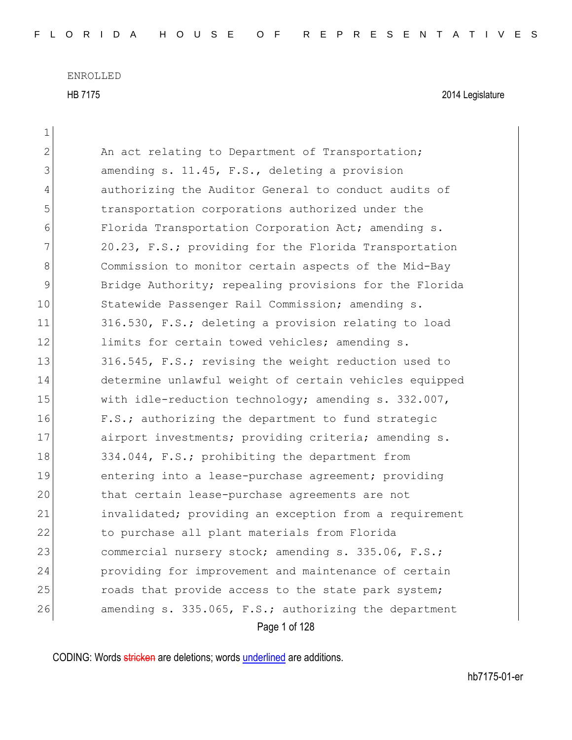ENROLLED

HB 7175 2014 Legislature

1

2 An act relating to Department of Transportation;
3 amending s. 11.45, F.S., deleting a provision
4 authorizing the Auditor General to conduct audits of
5 transportation corporations authorized under the
6 Florida Transportation Corporation Act; amending s.
7 20.23, F.S.; providing for the Florida Transportation
8 Commission to monitor certain aspects of the Mid-Bay
9 Bridge Authority; repealing provisions for the Florida
10 Statewide Passenger Rail Commission; amending s.
11 316.530, F.S.; deleting a provision relating to load
12 limits for certain towed vehicles; amending s.
13 316.545, F.S.; revising the weight reduction used to
14 determine unlawful weight of certain vehicles equipped
15 with idle-reduction technology; amending s. 332.007,
16 F.S.; authorizing the department to fund strategic
17 airport investments; providing criteria; amending s.
18 334.044, F.S.; prohibiting the department from
19 entering into a lease-purchase agreement; providing
20 that certain lease-purchase agreements are not
21 invalidated; providing an exception from a requirement
22 to purchase all plant materials from Florida
23 commercial nursery stock; amending s. 335.06, F.S.;
24 providing for improvement and maintenance of certain
25 roads that provide access to the state park system;
26 amending s. 335.065, F.S.; authorizing the department

CODING: Words stricken are deletions; words underlined are additions.

hb7175-01-er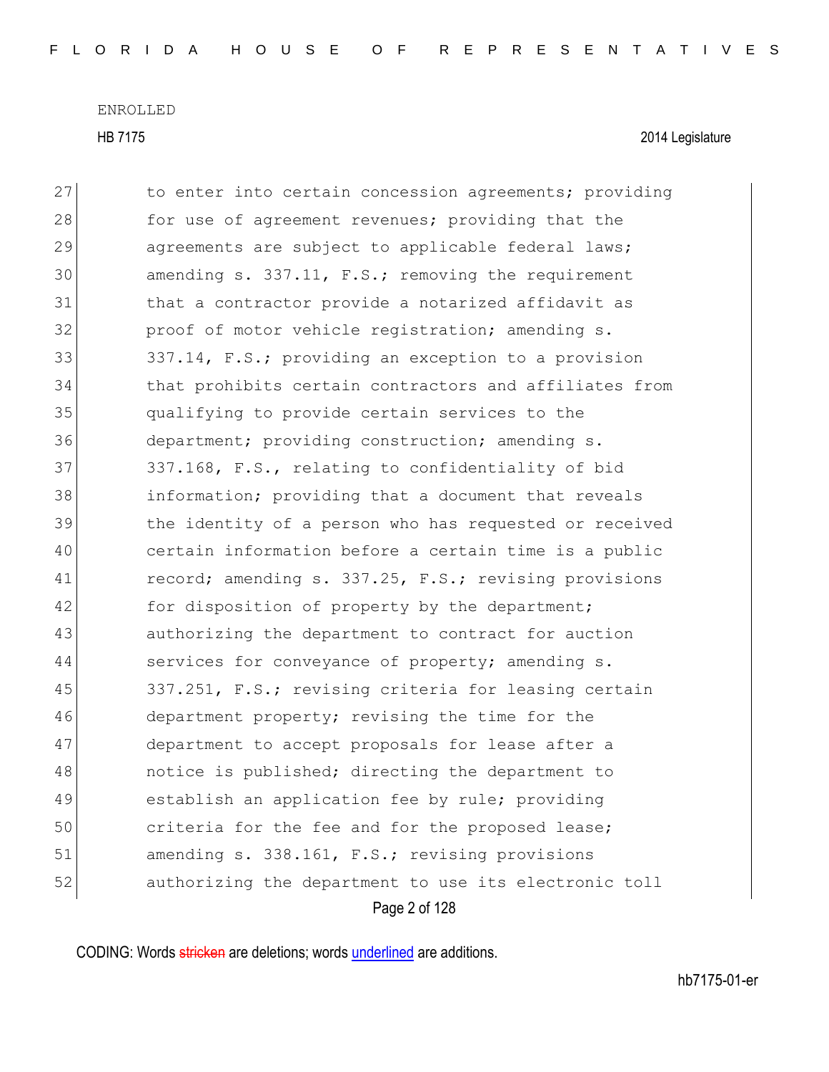27 to enter into certain concession agreements; providing
28 for use of agreement revenues; providing that the
29 agreements are subject to applicable federal laws;
30 amending s. 337.11, F.S.; removing the requirement
31 that a contractor provide a notarized affidavit as
32 proof of motor vehicle registration; amending s.
33 337.14, F.S.; providing an exception to a provision
34 that prohibits certain contractors and affiliates from
35 qualifying to provide certain services to the
36 department; providing construction; amending s.
37 337.168, F.S., relating to confidentiality of bid
38 information; providing that a document that reveals
39 the identity of a person who has requested or received
40 certain information before a certain time is a public
41 record; amending s. 337.25, F.S.; revising provisions
42 for disposition of property by the department;
43 authorizing the department to contract for auction
44 services for conveyance of property; amending s.
45 337.251, F.S.; revising criteria for leasing certain
46 department property; revising the time for the
47 department to accept proposals for lease after a
48 notice is published; directing the department to
49 establish an application fee by rule; providing
50 criteria for the fee and for the proposed lease;
51 amending s. 338.161, F.S.; revising provisions
52 authorizing the department to use its electronic toll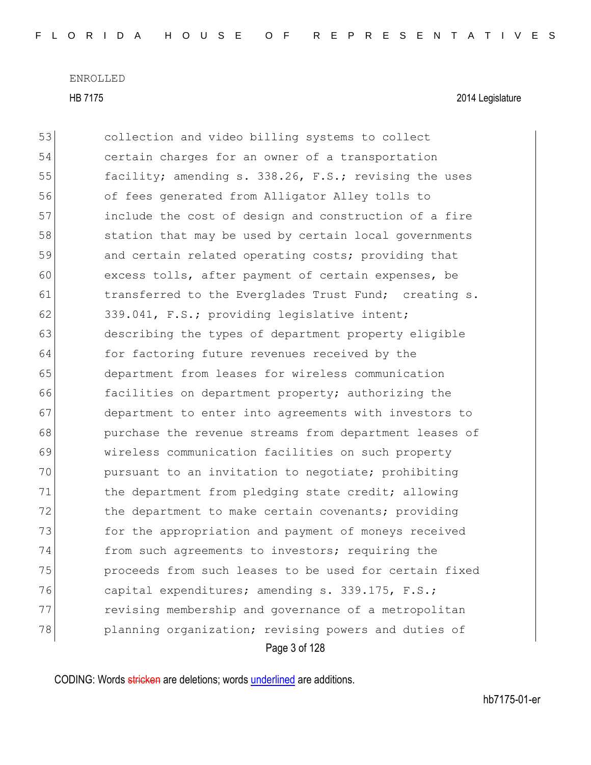53 collection and video billing systems to collect
54 certain charges for an owner of a transportation
55 facility; amending s. 338.26, F.S.; revising the uses
56 of fees generated from Alligator Alley tolls to
57 include the cost of design and construction of a fire
58 station that may be used by certain local governments
59 and certain related operating costs; providing that
60 excess tolls, after payment of certain expenses, be
61 transferred to the Everglades Trust Fund; creating s.
62 339.041, F.S.; providing legislative intent;
63 describing the types of department property eligible
64 for factoring future revenues received by the
65 department from leases for wireless communication
66 facilities on department property; authorizing the
67 department to enter into agreements with investors to
68 purchase the revenue streams from department leases of
69 wireless communication facilities on such property
70 pursuant to an invitation to negotiate; prohibiting
71 the department from pledging state credit; allowing
72 the department to make certain covenants; providing
73 for the appropriation and payment of moneys received
74 from such agreements to investors; requiring the
75 proceeds from such leases to be used for certain fixed
76 capital expenditures; amending s. 339.175, F.S.;
77 revising membership and governance of a metropolitan
78 planning organization; revising powers and duties of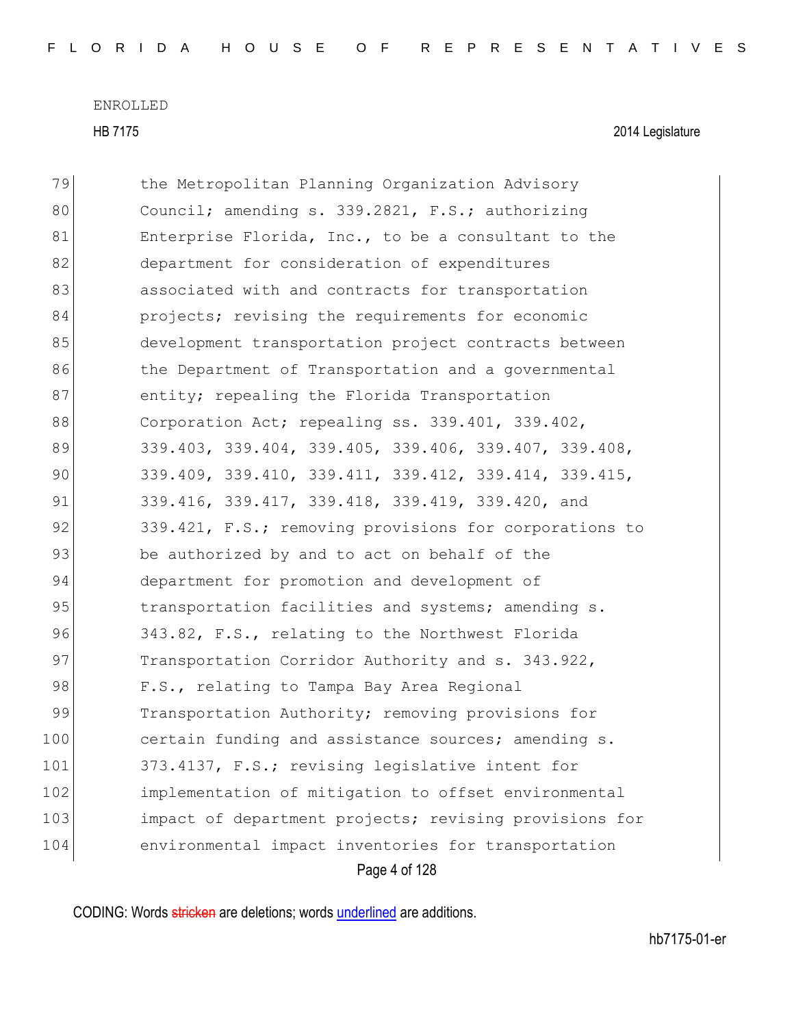ENROLLED

HB 7175 2014 Legislature

79 the Metropolitan Planning Organization Advisory
80 Council; amending s. 339.2821, F.S.; authorizing
81 Enterprise Florida, Inc., to be a consultant to the
82 department for consideration of expenditures
83 associated with and contracts for transportation
84 projects; revising the requirements for economic
85 development transportation project contracts between
86 the Department of Transportation and a governmental
87 entity; repealing the Florida Transportation
88 Corporation Act; repealing ss. 339.401, 339.402,
89 339.403, 339.404, 339.405, 339.406, 339.407, 339.408,
90 339.409, 339.410, 339.411, 339.412, 339.414, 339.415,
91 339.416, 339.417, 339.418, 339.419, 339.420, and
92 339.421, F.S.; removing provisions for corporations to
93 be authorized by and to act on behalf of the
94 department for promotion and development of
95 transportation facilities and systems; amending s.
96 343.82, F.S., relating to the Northwest Florida
97 Transportation Corridor Authority and s. 343.922,
98 F.S., relating to Tampa Bay Area Regional
99 Transportation Authority; removing provisions for
100 certain funding and assistance sources; amending s.
101 373.4137, F.S.; revising legislative intent for
102 implementation of mitigation to offset environmental
103 impact of department projects; revising provisions for
104 environmental impact inventories for transportation

CODING: Words stricken are deletions; words underlined are additions.

hb7175-01-er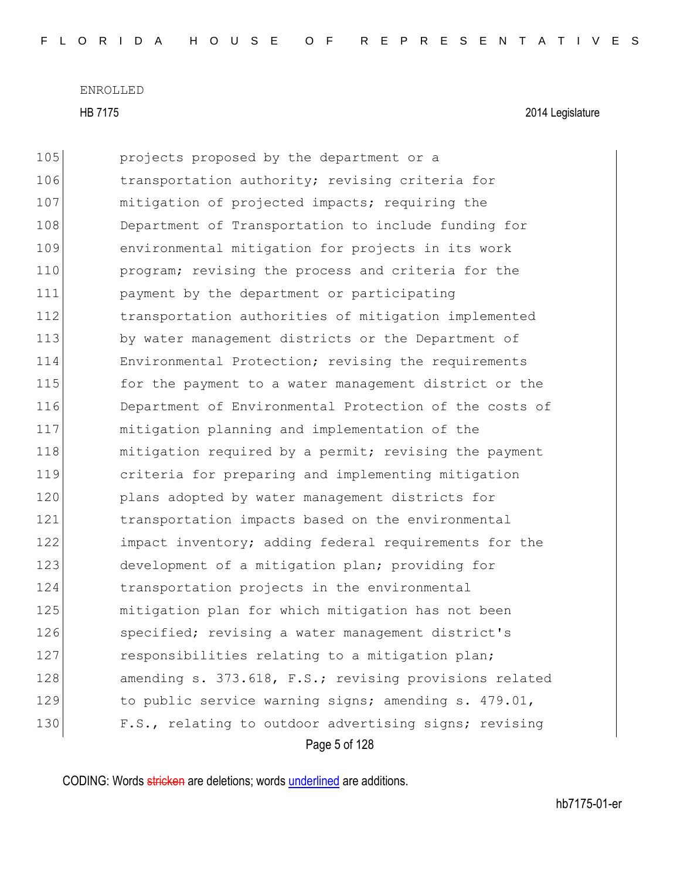projects proposed by the department or a transportation authority; revising criteria for mitigation of projected impacts; requiring the Department of Transportation to include funding for environmental mitigation for projects in its work program; revising the process and criteria for the payment by the department or participating transportation authorities of mitigation implemented by water management districts or the Department of Environmental Protection; revising the requirements for the payment to a water management district or the Department of Environmental Protection of the costs of mitigation planning and implementation of the mitigation required by a permit; revising the payment criteria for preparing and implementing mitigation plans adopted by water management districts for transportation impacts based on the environmental impact inventory; adding federal requirements for the development of a mitigation plan; providing for transportation projects in the environmental mitigation plan for which mitigation has not been specified; revising a water management district's responsibilities relating to a mitigation plan; amending s. 373.618, F.S.; revising provisions related to public service warning signs; amending s. 479.01, F.S., relating to outdoor advertising signs; revising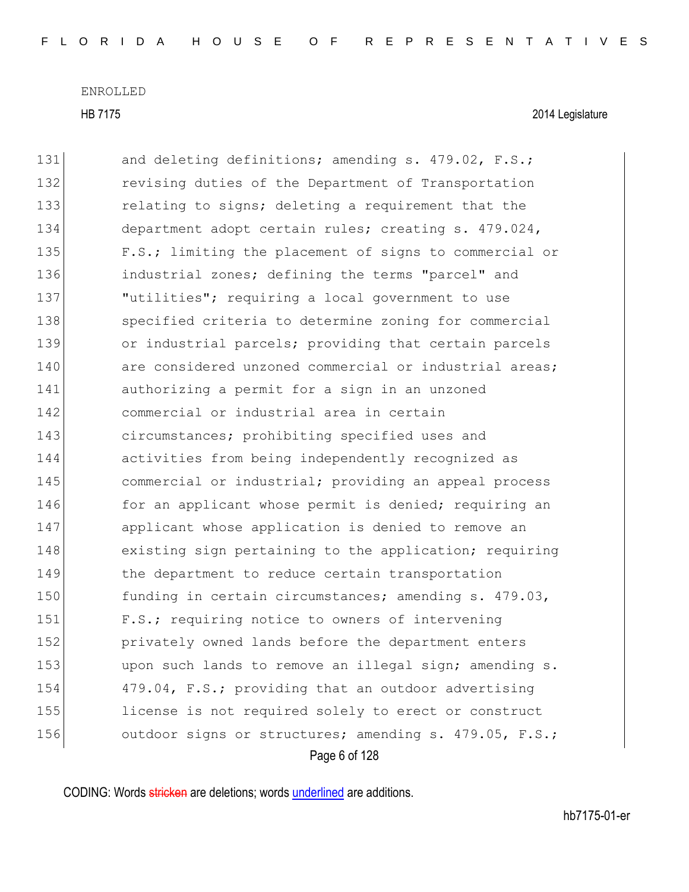131 and deleting definitions; amending s. 479.02, F.S.;
132 revising duties of the Department of Transportation
133 relating to signs; deleting a requirement that the
134 department adopt certain rules; creating s. 479.024,
135 F.S.; limiting the placement of signs to commercial or
136 industrial zones; defining the terms "parcel" and
137 "utilities"; requiring a local government to use
138 specified criteria to determine zoning for commercial
139 or industrial parcels; providing that certain parcels
140 are considered unzoned commercial or industrial areas;
141 authorizing a permit for a sign in an unzoned
142 commercial or industrial area in certain
143 circumstances; prohibiting specified uses and
144 activities from being independently recognized as
145 commercial or industrial; providing an appeal process
146 for an applicant whose permit is denied; requiring an
147 applicant whose application is denied to remove an
148 existing sign pertaining to the application; requiring
149 the department to reduce certain transportation
150 funding in certain circumstances; amending s. 479.03,
151 F.S.; requiring notice to owners of intervening
152 privately owned lands before the department enters
153 upon such lands to remove an illegal sign; amending s.
154 479.04, F.S.; providing that an outdoor advertising
155 license is not required solely to erect or construct
156 outdoor signs or structures; amending s. 479.05, F.S.;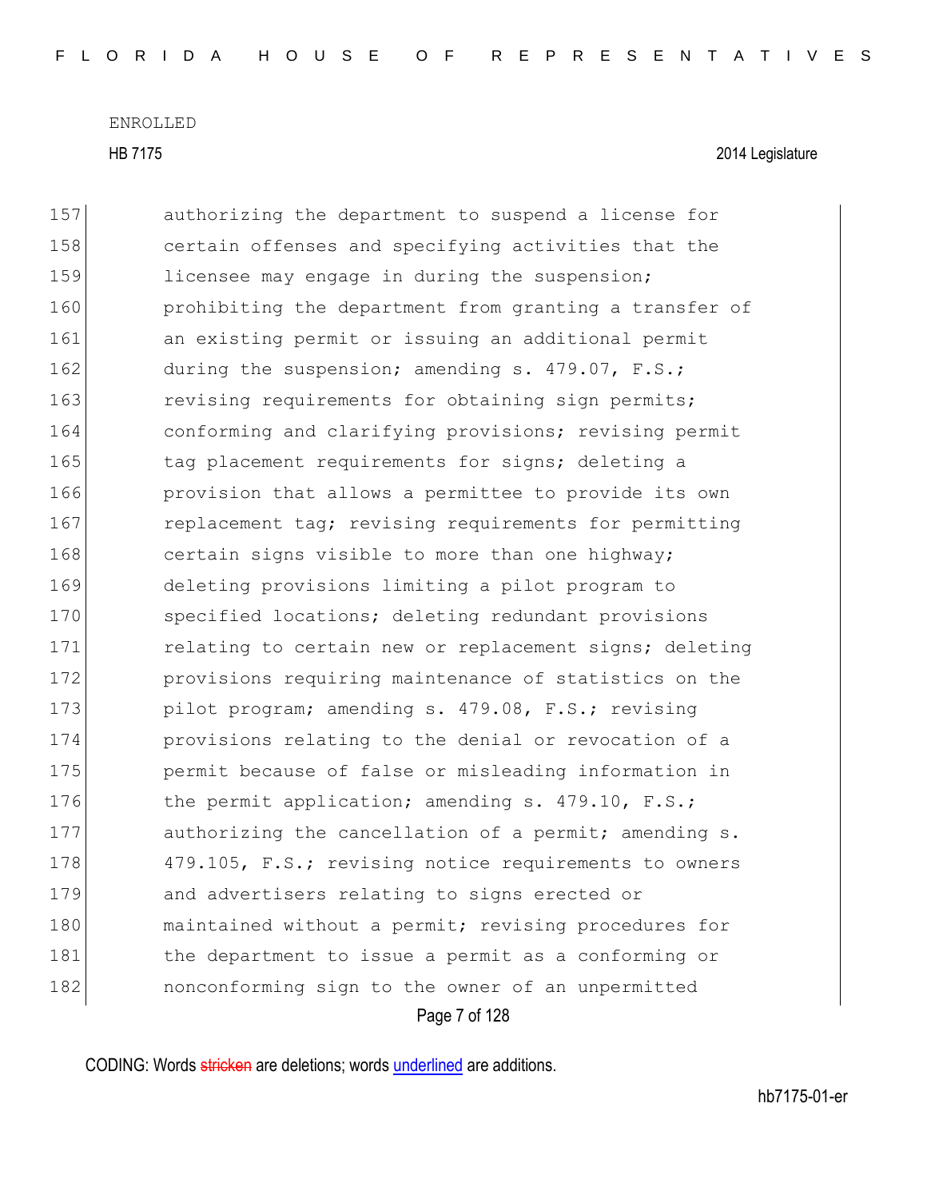157 authorizing the department to suspend a license for
158 certain offenses and specifying activities that the
159 licensee may engage in during the suspension;
160 prohibiting the department from granting a transfer of
161 an existing permit or issuing an additional permit
162 during the suspension; amending s. 479.07, F.S.;
163 revising requirements for obtaining sign permits;
164 conforming and clarifying provisions; revising permit
165 tag placement requirements for signs; deleting a
166 provision that allows a permittee to provide its own
167 replacement tag; revising requirements for permitting
168 certain signs visible to more than one highway;
169 deleting provisions limiting a pilot program to
170 specified locations; deleting redundant provisions
171 relating to certain new or replacement signs; deleting
172 provisions requiring maintenance of statistics on the
173 pilot program; amending s. 479.08, F.S.; revising
174 provisions relating to the denial or revocation of a
175 permit because of false or misleading information in
176 the permit application; amending s. 479.10, F.S.;
177 authorizing the cancellation of a permit; amending s.
178 479.105, F.S.; revising notice requirements to owners
179 and advertisers relating to signs erected or
180 maintained without a permit; revising procedures for
181 the department to issue a permit as a conforming or
182 nonconforming sign to the owner of an unpermitted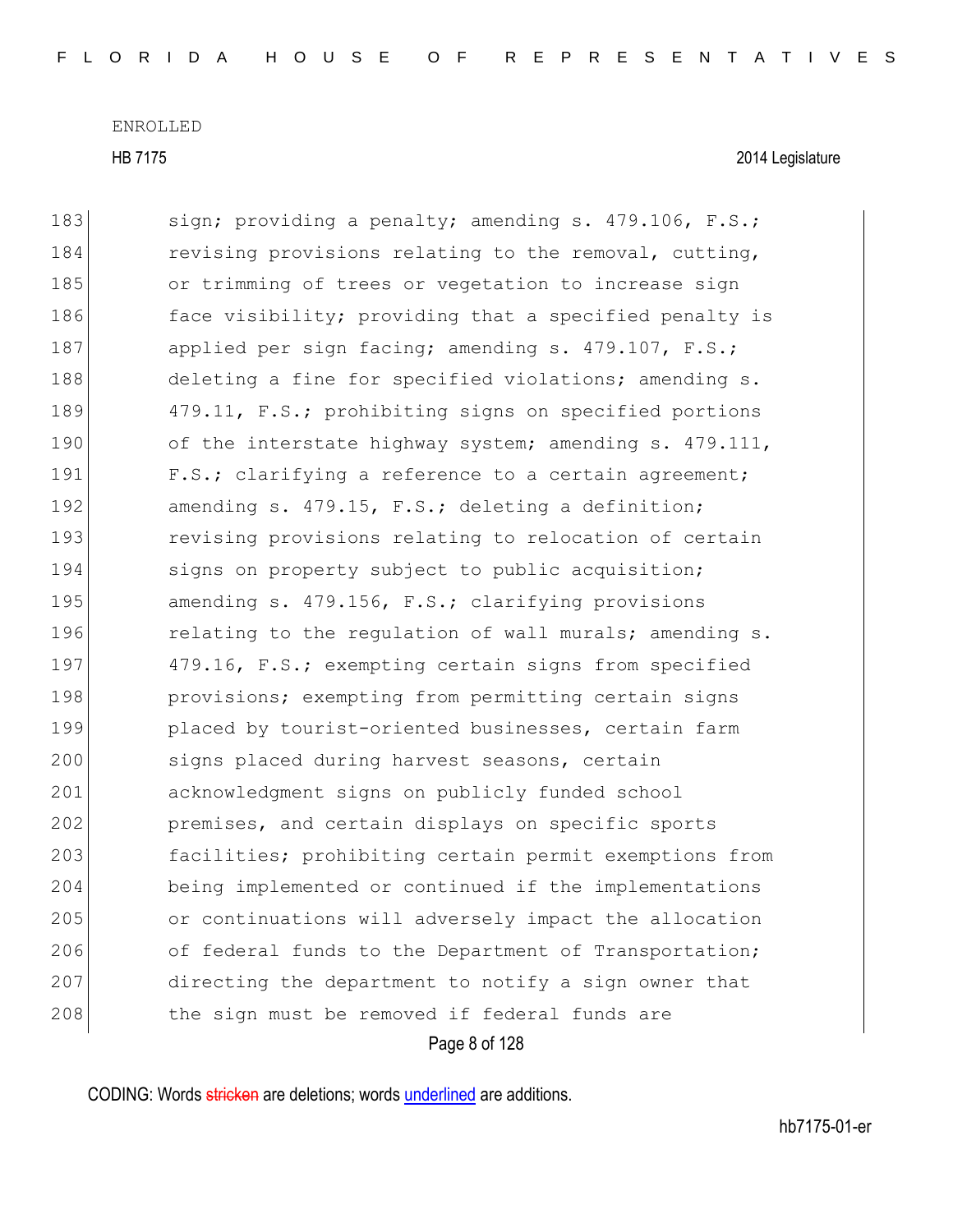ENROLLED

HB 7175 2014 Legislature

183 sign; providing a penalty; amending s. 479.106, F.S.;
184 revising provisions relating to the removal, cutting,
185 or trimming of trees or vegetation to increase sign
186 face visibility; providing that a specified penalty is
187 applied per sign facing; amending s. 479.107, F.S.;
188 deleting a fine for specified violations; amending s.
189 479.11, F.S.; prohibiting signs on specified portions
190 of the interstate highway system; amending s. 479.111,
191 F.S.; clarifying a reference to a certain agreement;
192 amending s. 479.15, F.S.; deleting a definition;
193 revising provisions relating to relocation of certain
194 signs on property subject to public acquisition;
195 amending s. 479.156, F.S.; clarifying provisions
196 relating to the regulation of wall murals; amending s.
197 479.16, F.S.; exempting certain signs from specified
198 provisions; exempting from permitting certain signs
199 placed by tourist-oriented businesses, certain farm
200 signs placed during harvest seasons, certain
201 acknowledgment signs on publicly funded school
202 premises, and certain displays on specific sports
203 facilities; prohibiting certain permit exemptions from
204 being implemented or continued if the implementations
205 or continuations will adversely impact the allocation
206 of federal funds to the Department of Transportation;
207 directing the department to notify a sign owner that
208 the sign must be removed if federal funds are

CODING: Words stricken are deletions; words underlined are additions.

hb7175-01-er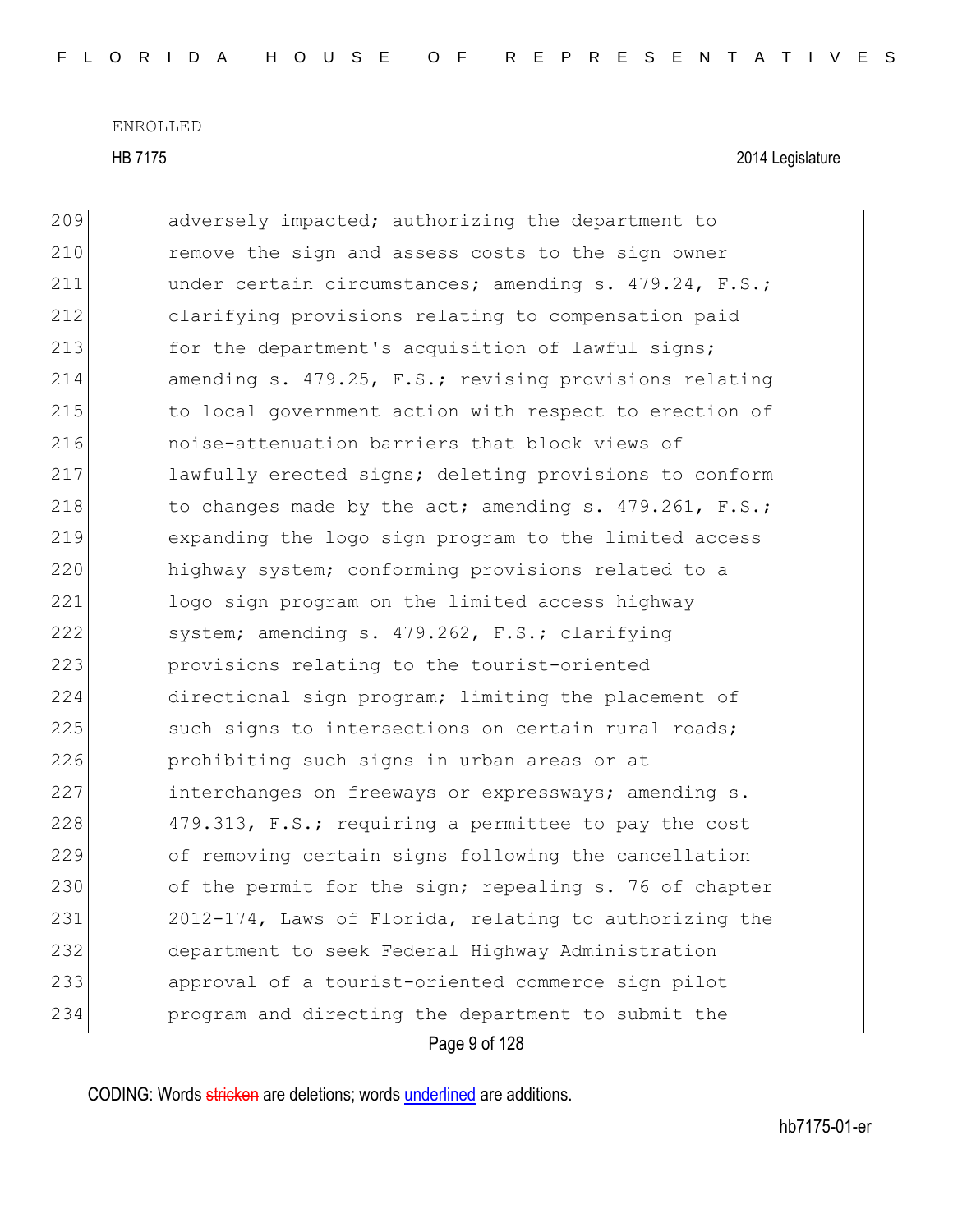adversely impacted; authorizing the department to remove the sign and assess costs to the sign owner under certain circumstances; amending s. 479.24, F.S.; clarifying provisions relating to compensation paid for the department's acquisition of lawful signs; amending s. 479.25, F.S.; revising provisions relating to local government action with respect to erection of noise-attenuation barriers that block views of lawfully erected signs; deleting provisions to conform to changes made by the act; amending s. 479.261, F.S.; expanding the logo sign program to the limited access highway system; conforming provisions related to a logo sign program on the limited access highway system; amending s. 479.262, F.S.; clarifying provisions relating to the tourist-oriented directional sign program; limiting the placement of such signs to intersections on certain rural roads; prohibiting such signs in urban areas or at interchanges on freeways or expressways; amending s. 479.313, F.S.; requiring a permittee to pay the cost of removing certain signs following the cancellation of the permit for the sign; repealing s. 76 of chapter 2012-174, Laws of Florida, relating to authorizing the department to seek Federal Highway Administration approval of a tourist-oriented commerce sign pilot program and directing the department to submit the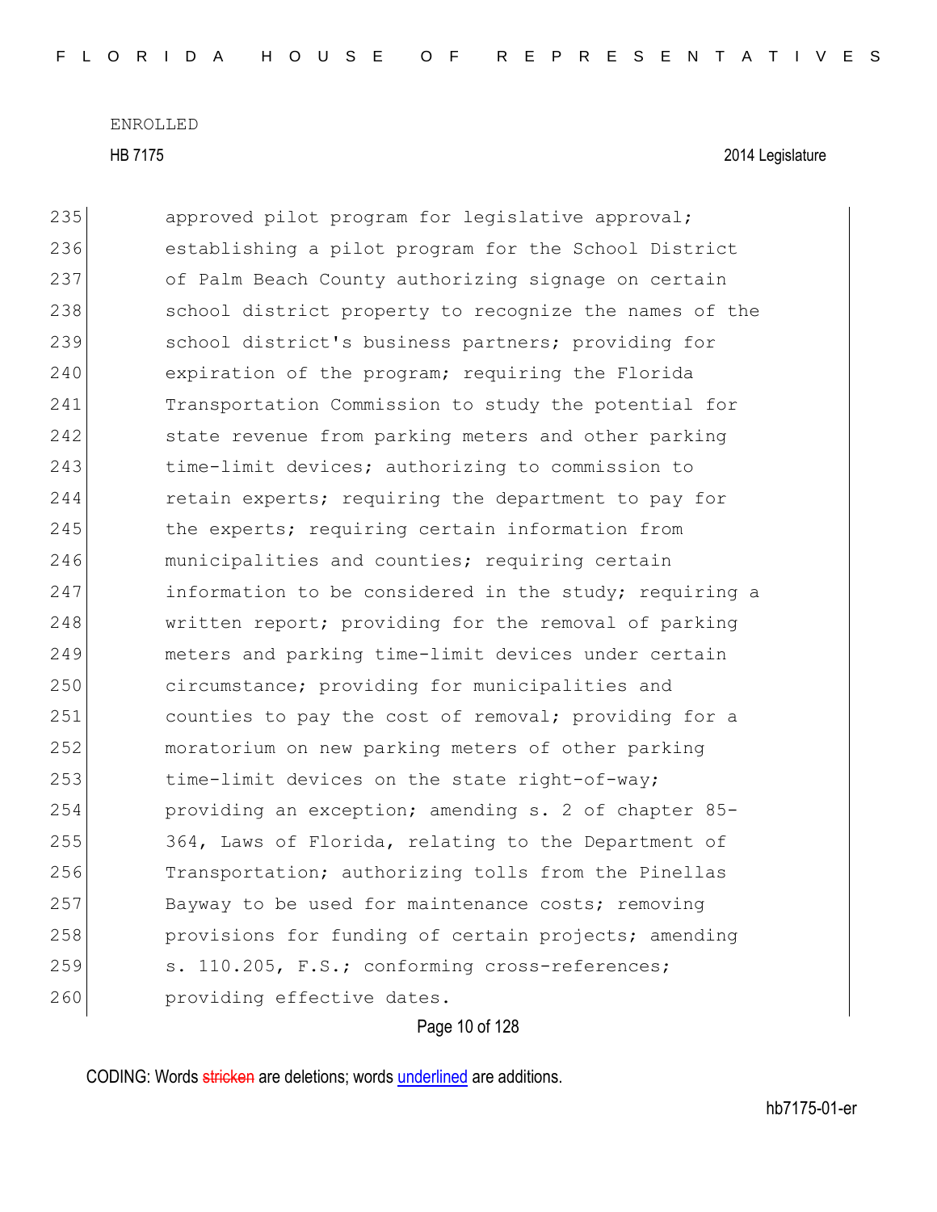ENROLLED

HB 7175 2014 Legislature

235 approved pilot program for legislative approval;
236 establishing a pilot program for the School District
237 of Palm Beach County authorizing signage on certain
238 school district property to recognize the names of the
239 school district's business partners; providing for
240 expiration of the program; requiring the Florida
241 Transportation Commission to study the potential for
242 state revenue from parking meters and other parking
243 time-limit devices; authorizing to commission to
244 retain experts; requiring the department to pay for
245 the experts; requiring certain information from
246 municipalities and counties; requiring certain
247 information to be considered in the study; requiring a
248 written report; providing for the removal of parking
249 meters and parking time-limit devices under certain
250 circumstance; providing for municipalities and
251 counties to pay the cost of removal; providing for a
252 moratorium on new parking meters of other parking
253 time-limit devices on the state right-of-way;
254 providing an exception; amending s. 2 of chapter 85-
255 364, Laws of Florida, relating to the Department of
256 Transportation; authorizing tolls from the Pinellas
257 Bayway to be used for maintenance costs; removing
258 provisions for funding of certain projects; amending
259 s. 110.205, F.S.; conforming cross-references;
260 providing effective dates.

CODING: Words stricken are deletions; words underlined are additions.

hb7175-01-er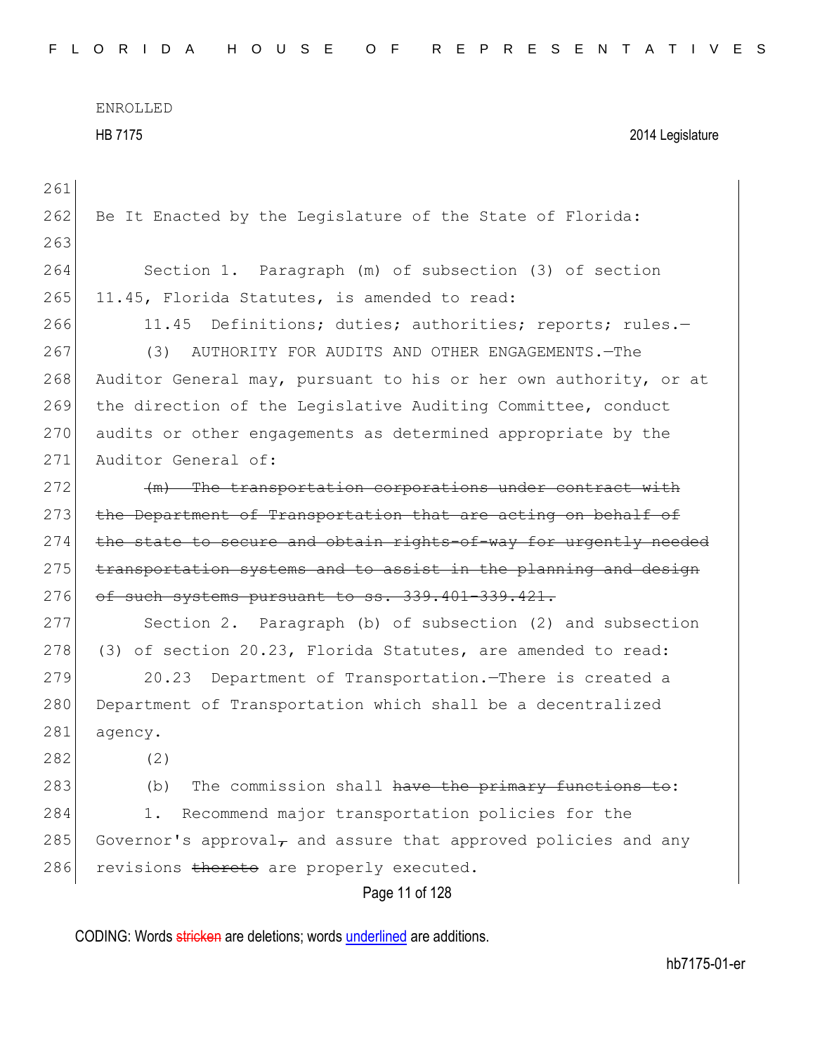Be It Enacted by the Legislature of the State of Florida:

Section 1. Paragraph (m) of subsection (3) of section 11.45, Florida Statutes, is amended to read:

11.45 Definitions; duties; authorities; reports; rules.—

(3) AUTHORITY FOR AUDITS AND OTHER ENGAGEMENTS.—The Auditor General may, pursuant to his or her own authority, or at the direction of the Legislative Auditing Committee, conduct audits or other engagements as determined appropriate by the Auditor General of:

~~(m) The transportation corporations under contract with the Department of Transportation that are acting on behalf of the state to secure and obtain rights-of-way for urgently needed transportation systems and to assist in the planning and design of such systems pursuant to ss. 339.401-339.421.~~

Section 2. Paragraph (b) of subsection (2) and subsection (3) of section 20.23, Florida Statutes, are amended to read:

20.23 Department of Transportation.—There is created a Department of Transportation which shall be a decentralized agency.

(2)

(b) The commission shall ~~have the primary functions to~~:

1. Recommend major transportation policies for the Governor's approval~~,~~ and assure that approved policies and any revisions ~~thereto~~ are properly executed.

CODING: Words ~~stricken~~ are deletions; words underlined are additions.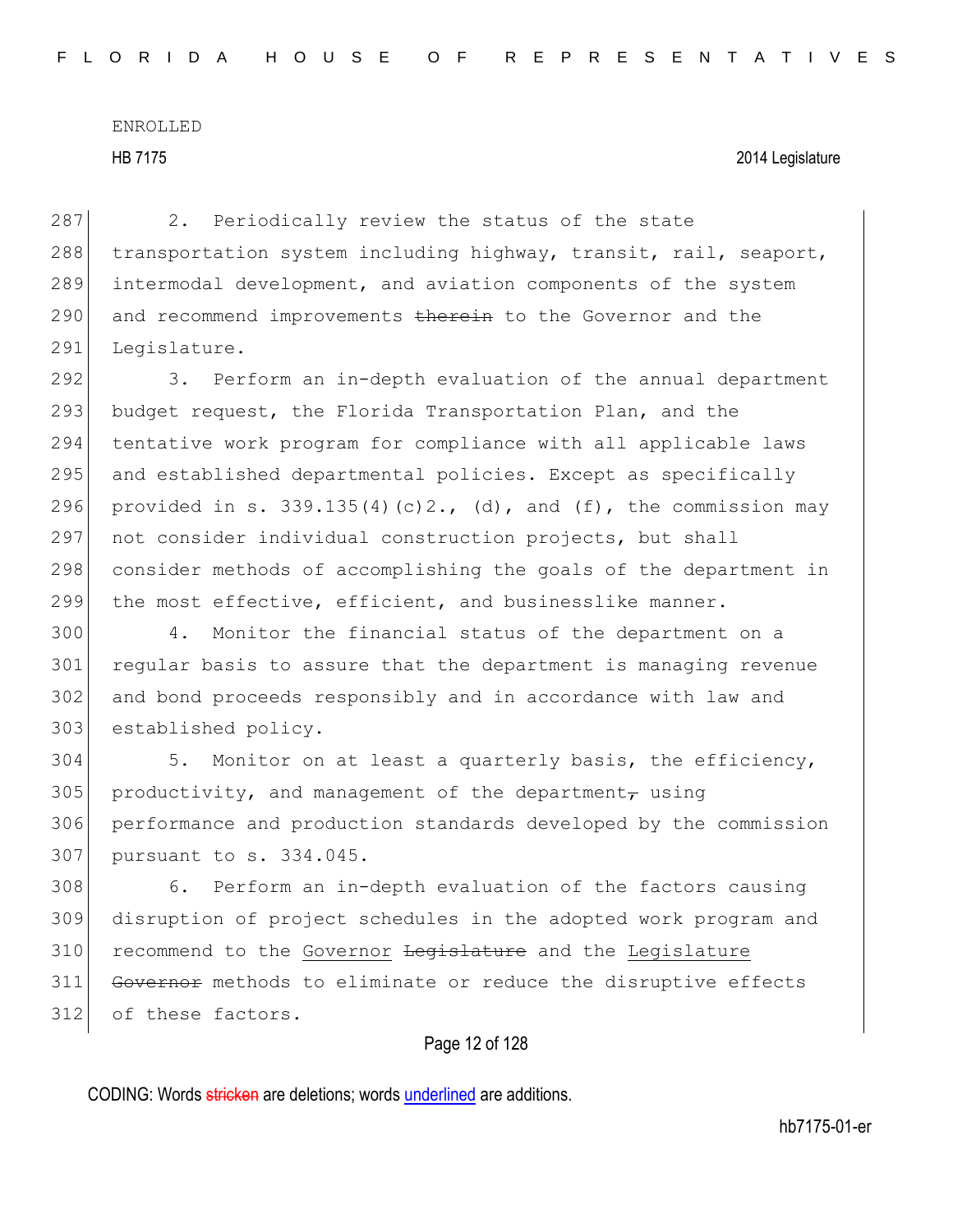2. Periodically review the status of the state transportation system including highway, transit, rail, seaport, intermodal development, and aviation components of the system and recommend improvements ~~therein~~ to the Governor and the Legislature.

3. Perform an in-depth evaluation of the annual department budget request, the Florida Transportation Plan, and the tentative work program for compliance with all applicable laws and established departmental policies. Except as specifically provided in s. 339.135(4)(c)2., (d), and (f), the commission may not consider individual construction projects, but shall consider methods of accomplishing the goals of the department in the most effective, efficient, and businesslike manner.

4. Monitor the financial status of the department on a regular basis to assure that the department is managing revenue and bond proceeds responsibly and in accordance with law and established policy.

5. Monitor on at least a quarterly basis, the efficiency, productivity, and management of the department~~,~~ using performance and production standards developed by the commission pursuant to s. 334.045.

6. Perform an in-depth evaluation of the factors causing disruption of project schedules in the adopted work program and recommend to the <u>Governor</u> ~~Legislature~~ and the <u>Legislature</u> ~~Governor~~ methods to eliminate or reduce the disruptive effects of these factors.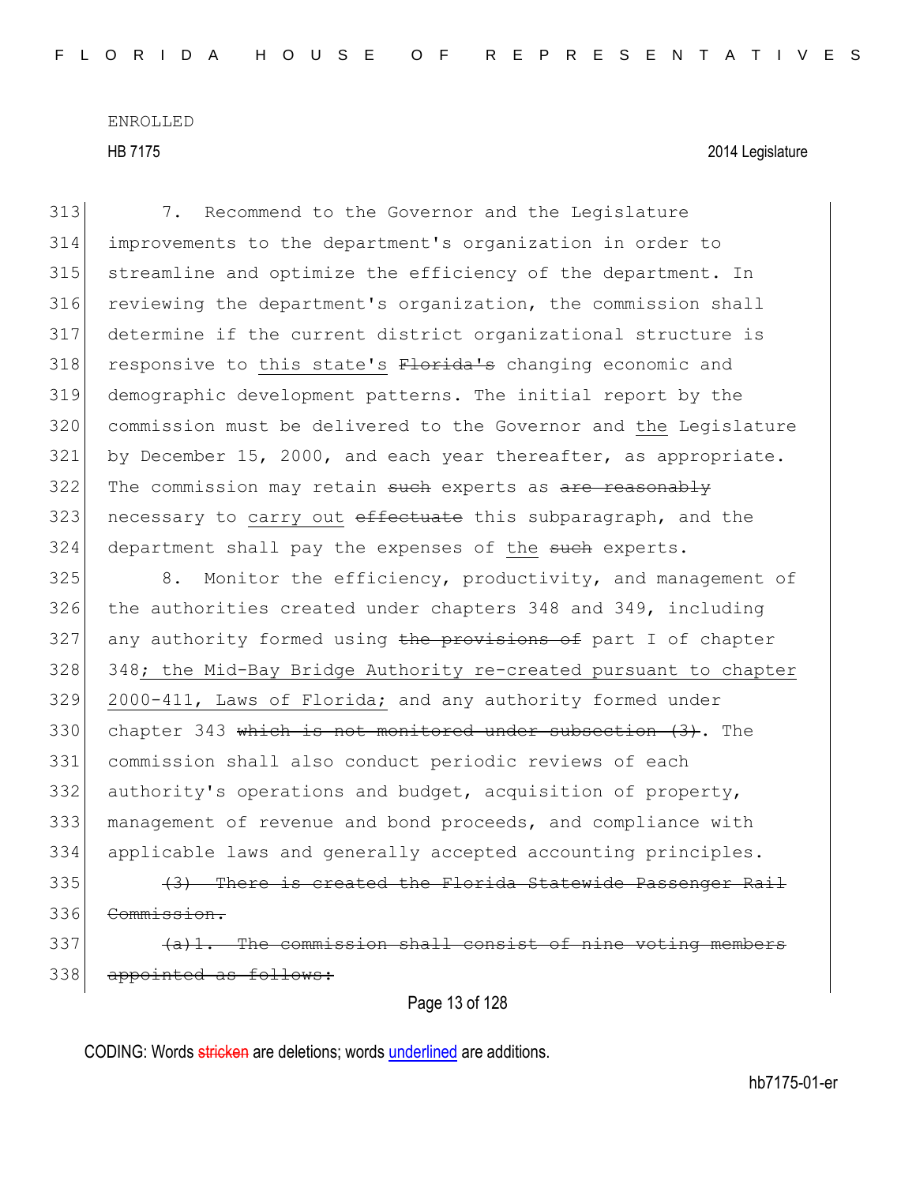ENROLLED

HB 7175 2014 Legislature

313 7. Recommend to the Governor and the Legislature
314 improvements to the department's organization in order to
315 streamline and optimize the efficiency of the department. In
316 reviewing the department's organization, the commission shall
317 determine if the current district organizational structure is
318 responsive to <u>this state's</u> ~~Florida's~~ changing economic and
319 demographic development patterns. The initial report by the
320 commission must be delivered to the Governor and <u>the</u> Legislature
321 by December 15, 2000, and each year thereafter, as appropriate.
322 The commission may retain ~~such~~ experts as ~~are reasonably~~
323 necessary to <u>carry out</u> ~~effectuate~~ this subparagraph, and the
324 department shall pay the expenses of <u>the</u> ~~such~~ experts.

325 8. Monitor the efficiency, productivity, and management of
326 the authorities created under chapters 348 and 349, including
327 any authority formed using ~~the provisions of~~ part I of chapter
328 348<u>; the Mid-Bay Bridge Authority re-created pursuant to chapter</u>
329 <u>2000-411, Laws of Florida;</u> and any authority formed under
330 chapter 343 ~~which is not monitored under subsection (3)~~. The
331 commission shall also conduct periodic reviews of each
332 authority's operations and budget, acquisition of property,
333 management of revenue and bond proceeds, and compliance with
334 applicable laws and generally accepted accounting principles.

335 ~~(3) There is created the Florida Statewide Passenger Rail~~
336 ~~Commission.~~

337 ~~(a)1. The commission shall consist of nine voting members~~
338 ~~appointed as follows:~~

CODING: Words ~~stricken~~ are deletions; words <u>underlined</u> are additions.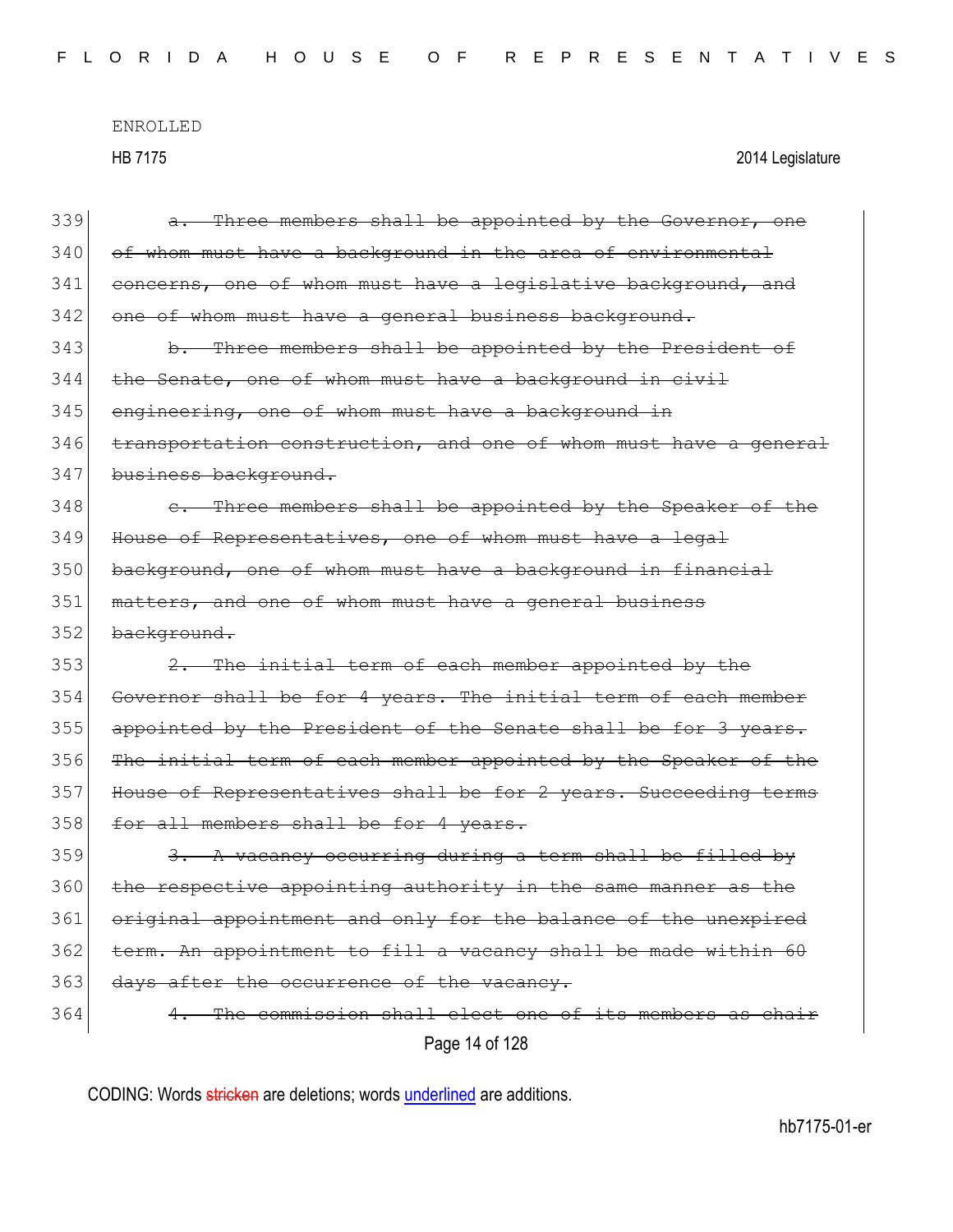ENROLLED

HB 7175 2014 Legislature

339 ~~a. Three members shall be appointed by the Governor, one~~
340 ~~of whom must have a background in the area of environmental~~
341 ~~concerns, one of whom must have a legislative background, and~~
342 ~~one of whom must have a general business background.~~
343 ~~b. Three members shall be appointed by the President of~~
344 ~~the Senate, one of whom must have a background in civil~~
345 ~~engineering, one of whom must have a background in~~
346 ~~transportation construction, and one of whom must have a general~~
347 ~~business background.~~
348 ~~c. Three members shall be appointed by the Speaker of the~~
349 ~~House of Representatives, one of whom must have a legal~~
350 ~~background, one of whom must have a background in financial~~
351 ~~matters, and one of whom must have a general business~~
352 ~~background.~~
353 ~~2. The initial term of each member appointed by the~~
354 ~~Governor shall be for 4 years. The initial term of each member~~
355 ~~appointed by the President of the Senate shall be for 3 years.~~
356 ~~The initial term of each member appointed by the Speaker of the~~
357 ~~House of Representatives shall be for 2 years. Succeeding terms~~
358 ~~for all members shall be for 4 years.~~
359 ~~3. A vacancy occurring during a term shall be filled by~~
360 ~~the respective appointing authority in the same manner as the~~
361 ~~original appointment and only for the balance of the unexpired~~
362 ~~term. An appointment to fill a vacancy shall be made within 60~~
363 ~~days after the occurrence of the vacancy.~~
364 ~~4. The commission shall elect one of its members as chair~~

CODING: Words ~~stricken~~ are deletions; words underlined are additions.

hb7175-01-er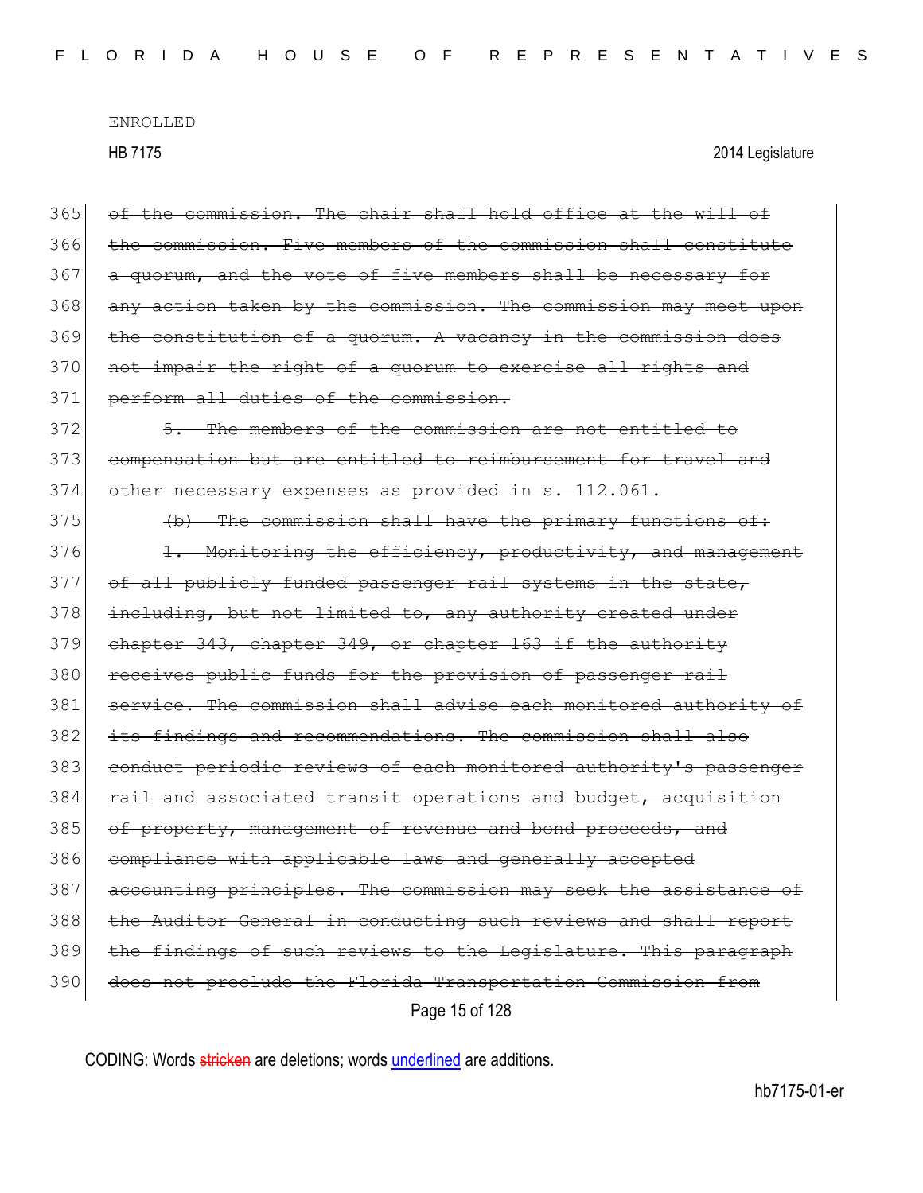365 ~~of the commission. The chair shall hold office at the will of~~
366 ~~the commission. Five members of the commission shall constitute~~
367 ~~a quorum, and the vote of five members shall be necessary for~~
368 ~~any action taken by the commission. The commission may meet upon~~
369 ~~the constitution of a quorum. A vacancy in the commission does~~
370 ~~not impair the right of a quorum to exercise all rights and~~
371 ~~perform all duties of the commission.~~

372 ~~5. The members of the commission are not entitled to~~
373 ~~compensation but are entitled to reimbursement for travel and~~
374 ~~other necessary expenses as provided in s. 112.061.~~

375 ~~(b) The commission shall have the primary functions of:~~

376 ~~1. Monitoring the efficiency, productivity, and management~~
377 ~~of all publicly funded passenger rail systems in the state,~~
378 ~~including, but not limited to, any authority created under~~
379 ~~chapter 343, chapter 349, or chapter 163 if the authority~~
380 ~~receives public funds for the provision of passenger rail~~
381 ~~service. The commission shall advise each monitored authority of~~
382 ~~its findings and recommendations. The commission shall also~~
383 ~~conduct periodic reviews of each monitored authority's passenger~~
384 ~~rail and associated transit operations and budget, acquisition~~
385 ~~of property, management of revenue and bond proceeds, and~~
386 ~~compliance with applicable laws and generally accepted~~
387 ~~accounting principles. The commission may seek the assistance of~~
388 ~~the Auditor General in conducting such reviews and shall report~~
389 ~~the findings of such reviews to the Legislature. This paragraph~~
390 ~~does not preclude the Florida Transportation Commission from~~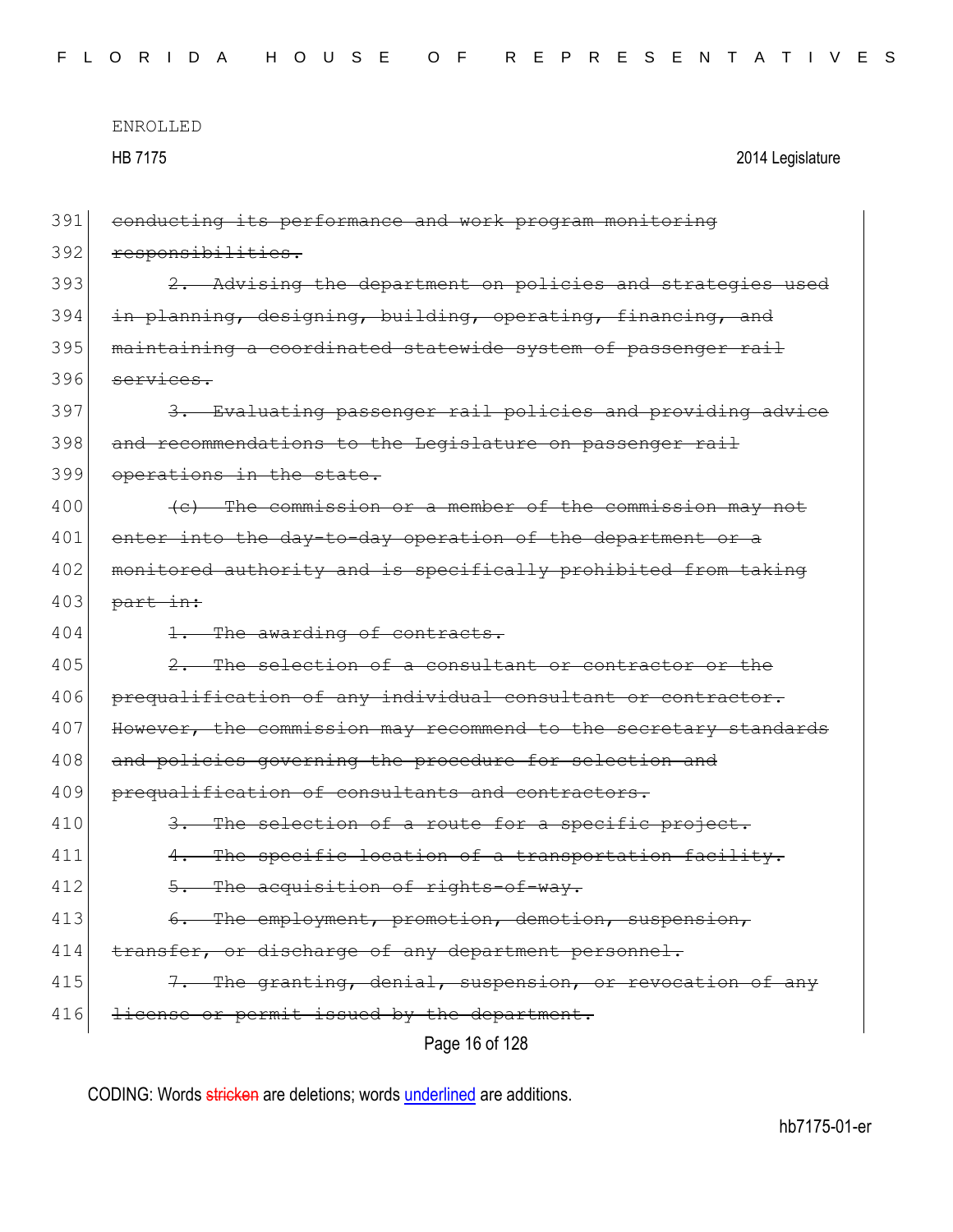~~conducting its performance and work program monitoring responsibilities.~~

~~2. Advising the department on policies and strategies used in planning, designing, building, operating, financing, and maintaining a coordinated statewide system of passenger rail services.~~

~~3. Evaluating passenger rail policies and providing advice and recommendations to the Legislature on passenger rail operations in the state.~~

~~(c) The commission or a member of the commission may not enter into the day-to-day operation of the department or a monitored authority and is specifically prohibited from taking part in:~~

~~1. The awarding of contracts.~~

~~2. The selection of a consultant or contractor or the prequalification of any individual consultant or contractor. However, the commission may recommend to the secretary standards and policies governing the procedure for selection and prequalification of consultants and contractors.~~

~~3. The selection of a route for a specific project.~~

~~4. The specific location of a transportation facility.~~

~~5. The acquisition of rights-of-way.~~

~~6. The employment, promotion, demotion, suspension, transfer, or discharge of any department personnel.~~

~~7. The granting, denial, suspension, or revocation of any license or permit issued by the department.~~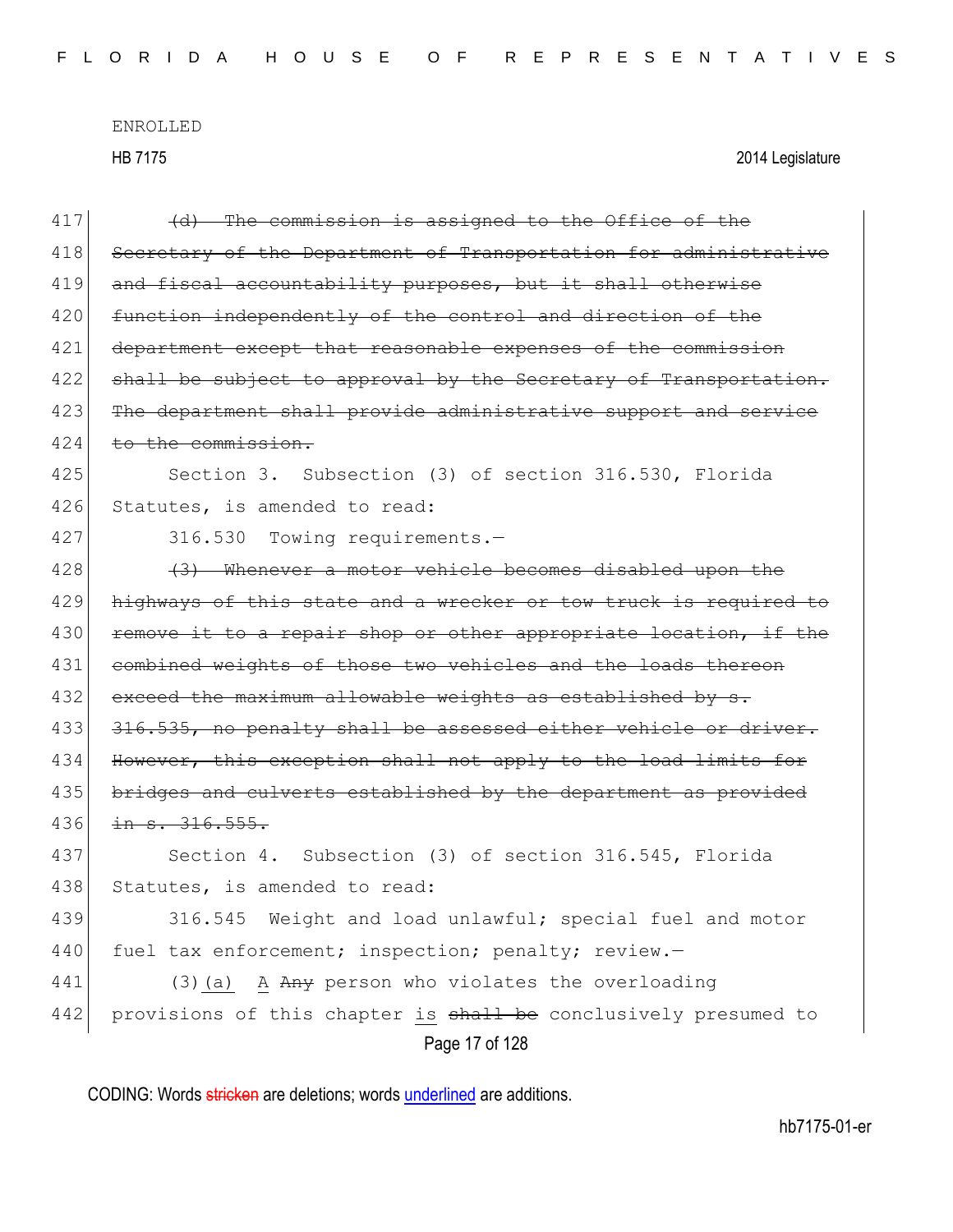417 ~~(d) The commission is assigned to the Office of the~~
418 ~~Secretary of the Department of Transportation for administrative~~
419 ~~and fiscal accountability purposes, but it shall otherwise~~
420 ~~function independently of the control and direction of the~~
421 ~~department except that reasonable expenses of the commission~~
422 ~~shall be subject to approval by the Secretary of Transportation.~~
423 ~~The department shall provide administrative support and service~~
424 ~~to the commission.~~

425 Section 3. Subsection (3) of section 316.530, Florida
426 Statutes, is amended to read:

427 316.530 Towing requirements.—

428 ~~(3) Whenever a motor vehicle becomes disabled upon the~~
429 ~~highways of this state and a wrecker or tow truck is required to~~
430 ~~remove it to a repair shop or other appropriate location, if the~~
431 ~~combined weights of those two vehicles and the loads thereon~~
432 ~~exceed the maximum allowable weights as established by s.~~
433 ~~316.535, no penalty shall be assessed either vehicle or driver.~~
434 ~~However, this exception shall not apply to the load limits for~~
435 ~~bridges and culverts established by the department as provided~~
436 ~~in s. 316.555.~~

437 Section 4. Subsection (3) of section 316.545, Florida
438 Statutes, is amended to read:

439 316.545 Weight and load unlawful; special fuel and motor
440 fuel tax enforcement; inspection; penalty; review.—

441 (3)<u>(a)</u> <u>A</u> ~~Any~~ person who violates the overloading
442 provisions of this chapter <u>is</u> ~~shall be~~ conclusively presumed to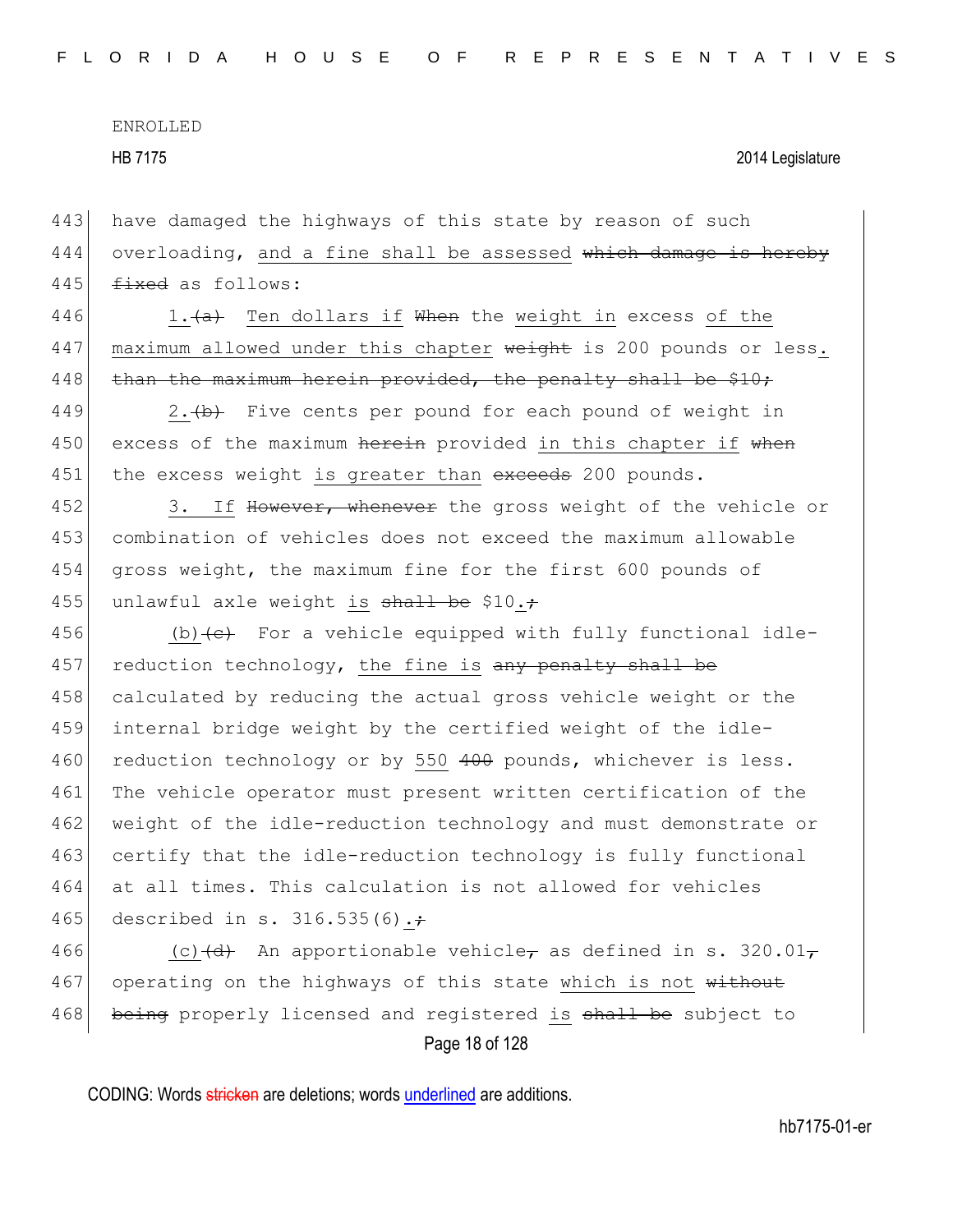have damaged the highways of this state by reason of such overloading, and a fine shall be assessed ~~which damage is hereby fixed~~ as follows:

1.~~(a)~~ Ten dollars if ~~When~~ the weight in excess of the maximum allowed under this chapter ~~weight~~ is 200 pounds or less. ~~than the maximum herein provided, the penalty shall be $10;~~

2.~~(b)~~ Five cents per pound for each pound of weight in excess of the maximum ~~herein~~ provided in this chapter if ~~when~~ the excess weight is greater than ~~exceeds~~ 200 pounds.

3. If ~~However, whenever~~ the gross weight of the vehicle or combination of vehicles does not exceed the maximum allowable gross weight, the maximum fine for the first 600 pounds of unlawful axle weight is ~~shall be~~ $10.~~;~~

(b)~~(c)~~ For a vehicle equipped with fully functional idle-reduction technology, the fine is ~~any penalty shall be~~ calculated by reducing the actual gross vehicle weight or the internal bridge weight by the certified weight of the idle-reduction technology or by 550 ~~400~~ pounds, whichever is less. The vehicle operator must present written certification of the weight of the idle-reduction technology and must demonstrate or certify that the idle-reduction technology is fully functional at all times. This calculation is not allowed for vehicles described in s. 316.535(6).~~;~~

(c)~~(d)~~ An apportionable vehicle~~,~~ as defined in s. 320.01~~,~~ operating on the highways of this state which is not ~~without being~~ properly licensed and registered is ~~shall be~~ subject to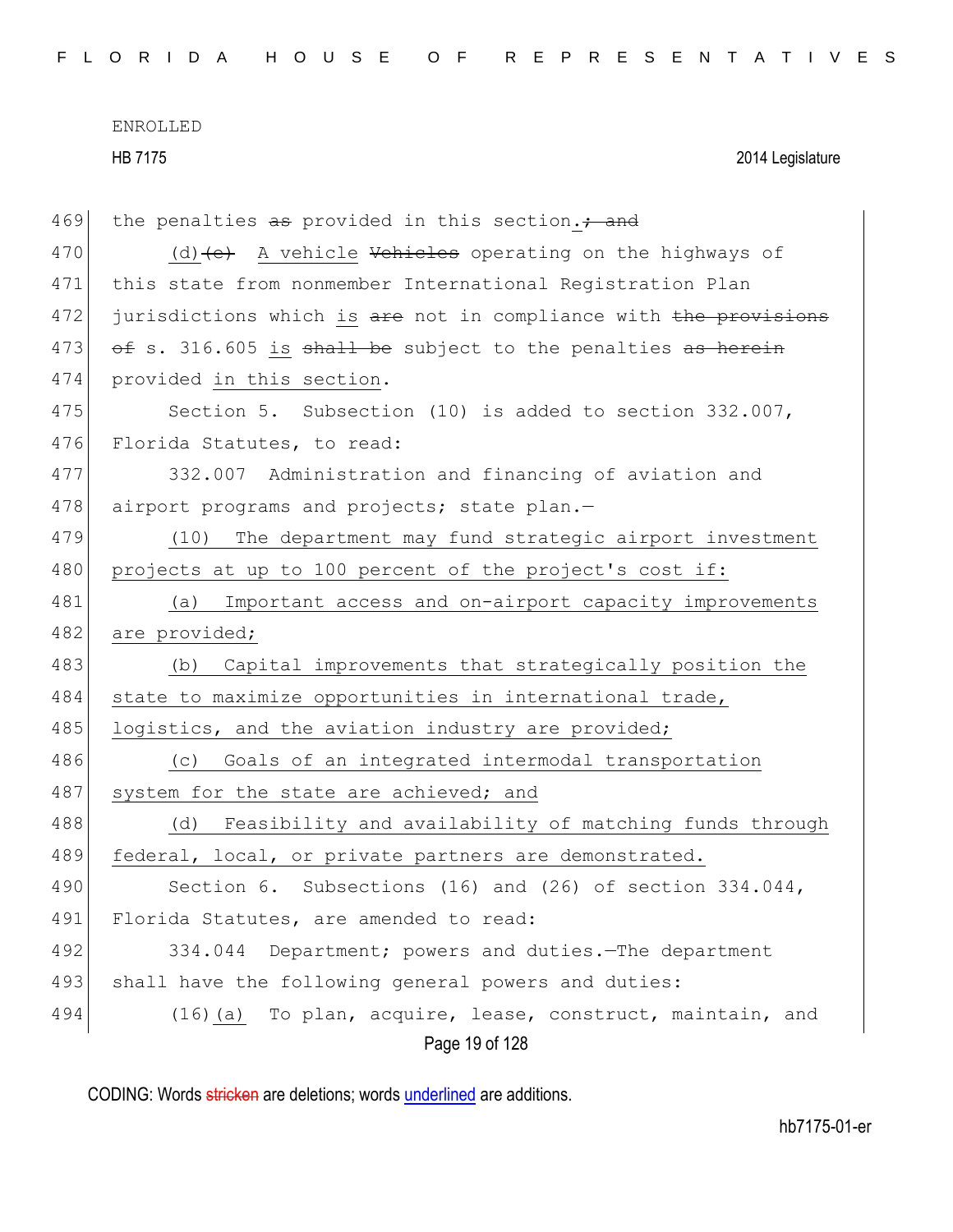469 the penalties ~~as~~ provided in this section.~~; and~~

470 (d)~~(e)~~ A vehicle ~~Vehicles~~ operating on the highways of

471 this state from nonmember International Registration Plan

472 jurisdictions which is ~~are~~ not in compliance with ~~the provisions~~

473 ~~of~~ s. 316.605 is ~~shall be~~ subject to the penalties ~~as herein~~

474 provided in this section.

475 Section 5. Subsection (10) is added to section 332.007,

476 Florida Statutes, to read:

477 332.007 Administration and financing of aviation and

478 airport programs and projects; state plan.—

479 (10) The department may fund strategic airport investment

480 projects at up to 100 percent of the project's cost if:

481 (a) Important access and on-airport capacity improvements

482 are provided;

483 (b) Capital improvements that strategically position the

484 state to maximize opportunities in international trade,

485 logistics, and the aviation industry are provided;

486 (c) Goals of an integrated intermodal transportation

487 system for the state are achieved; and

488 (d) Feasibility and availability of matching funds through

489 federal, local, or private partners are demonstrated.

490 Section 6. Subsections (16) and (26) of section 334.044,

491 Florida Statutes, are amended to read:

492 334.044 Department; powers and duties.—The department

493 shall have the following general powers and duties:

494 (16)(a) To plan, acquire, lease, construct, maintain, and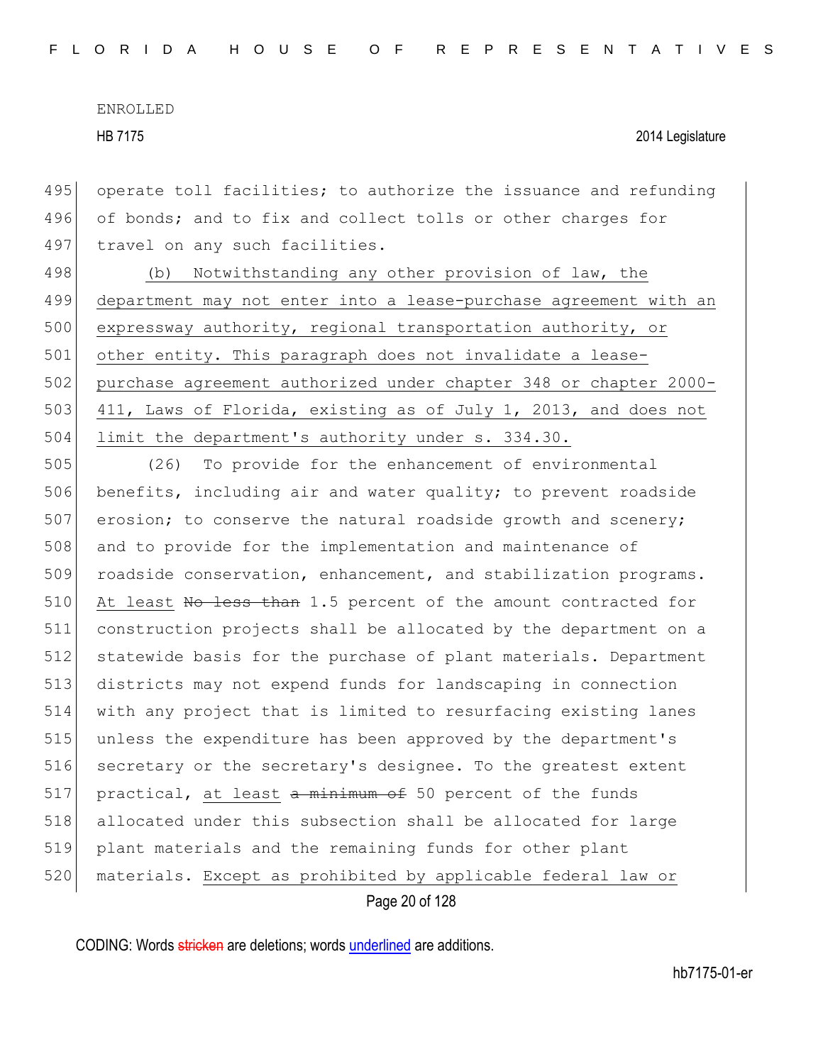operate toll facilities; to authorize the issuance and refunding of bonds; and to fix and collect tolls or other charges for travel on any such facilities.

(b) Notwithstanding any other provision of law, the department may not enter into a lease-purchase agreement with an expressway authority, regional transportation authority, or other entity. This paragraph does not invalidate a lease-purchase agreement authorized under chapter 348 or chapter 2000-411, Laws of Florida, existing as of July 1, 2013, and does not limit the department's authority under s. 334.30.

(26) To provide for the enhancement of environmental benefits, including air and water quality; to prevent roadside erosion; to conserve the natural roadside growth and scenery; and to provide for the implementation and maintenance of roadside conservation, enhancement, and stabilization programs. At least ~~No less than~~ 1.5 percent of the amount contracted for construction projects shall be allocated by the department on a statewide basis for the purchase of plant materials. Department districts may not expend funds for landscaping in connection with any project that is limited to resurfacing existing lanes unless the expenditure has been approved by the department's secretary or the secretary's designee. To the greatest extent practical, at least ~~a minimum of~~ 50 percent of the funds allocated under this subsection shall be allocated for large plant materials and the remaining funds for other plant materials. Except as prohibited by applicable federal law or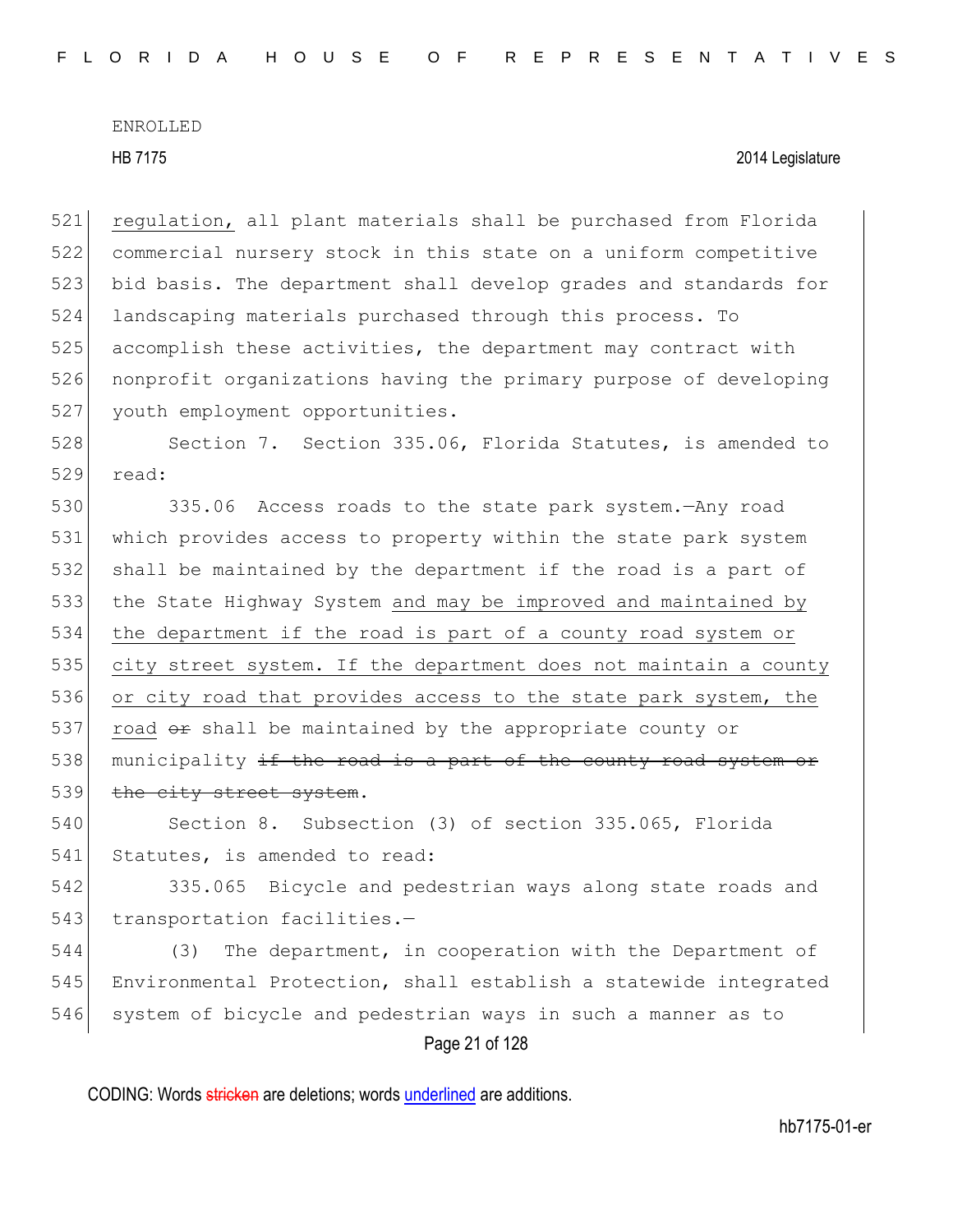ENROLLED

HB 7175 2014 Legislature

521 regulation, all plant materials shall be purchased from Florida
522 commercial nursery stock in this state on a uniform competitive
523 bid basis. The department shall develop grades and standards for
524 landscaping materials purchased through this process. To
525 accomplish these activities, the department may contract with
526 nonprofit organizations having the primary purpose of developing
527 youth employment opportunities.

528 Section 7. Section 335.06, Florida Statutes, is amended to
529 read:

530 335.06 Access roads to the state park system.—Any road
531 which provides access to property within the state park system
532 shall be maintained by the department if the road is a part of
533 the State Highway System and may be improved and maintained by
534 the department if the road is part of a county road system or
535 city street system. If the department does not maintain a county
536 or city road that provides access to the state park system, the
537 road ~~or~~ shall be maintained by the appropriate county or
538 municipality ~~if the road is a part of the county road system or~~
539 ~~the city street system~~.

540 Section 8. Subsection (3) of section 335.065, Florida
541 Statutes, is amended to read:

542 335.065 Bicycle and pedestrian ways along state roads and
543 transportation facilities.—

544 (3) The department, in cooperation with the Department of
545 Environmental Protection, shall establish a statewide integrated
546 system of bicycle and pedestrian ways in such a manner as to

CODING: Words ~~stricken~~ are deletions; words underlined are additions.

hb7175-01-er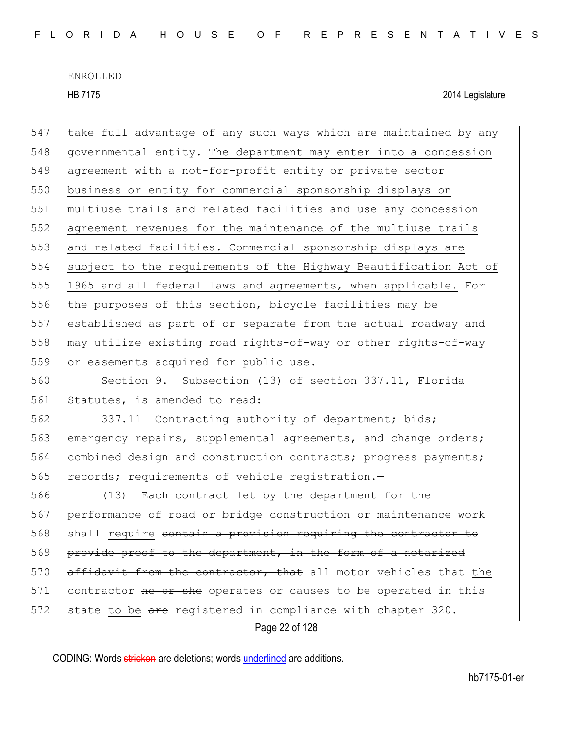take full advantage of any such ways which are maintained by any governmental entity. The department may enter into a concession agreement with a not-for-profit entity or private sector business or entity for commercial sponsorship displays on multiuse trails and related facilities and use any concession agreement revenues for the maintenance of the multiuse trails and related facilities. Commercial sponsorship displays are subject to the requirements of the Highway Beautification Act of 1965 and all federal laws and agreements, when applicable. For the purposes of this section, bicycle facilities may be established as part of or separate from the actual roadway and may utilize existing road rights-of-way or other rights-of-way or easements acquired for public use.

Section 9. Subsection (13) of section 337.11, Florida Statutes, is amended to read:

337.11 Contracting authority of department; bids; emergency repairs, supplemental agreements, and change orders; combined design and construction contracts; progress payments; records; requirements of vehicle registration.—

(13) Each contract let by the department for the performance of road or bridge construction or maintenance work shall require ~~contain a provision requiring the contractor to provide proof to the department, in the form of a notarized affidavit from the contractor, that~~ all motor vehicles that the contractor ~~he or she~~ operates or causes to be operated in this state to be ~~are~~ registered in compliance with chapter 320.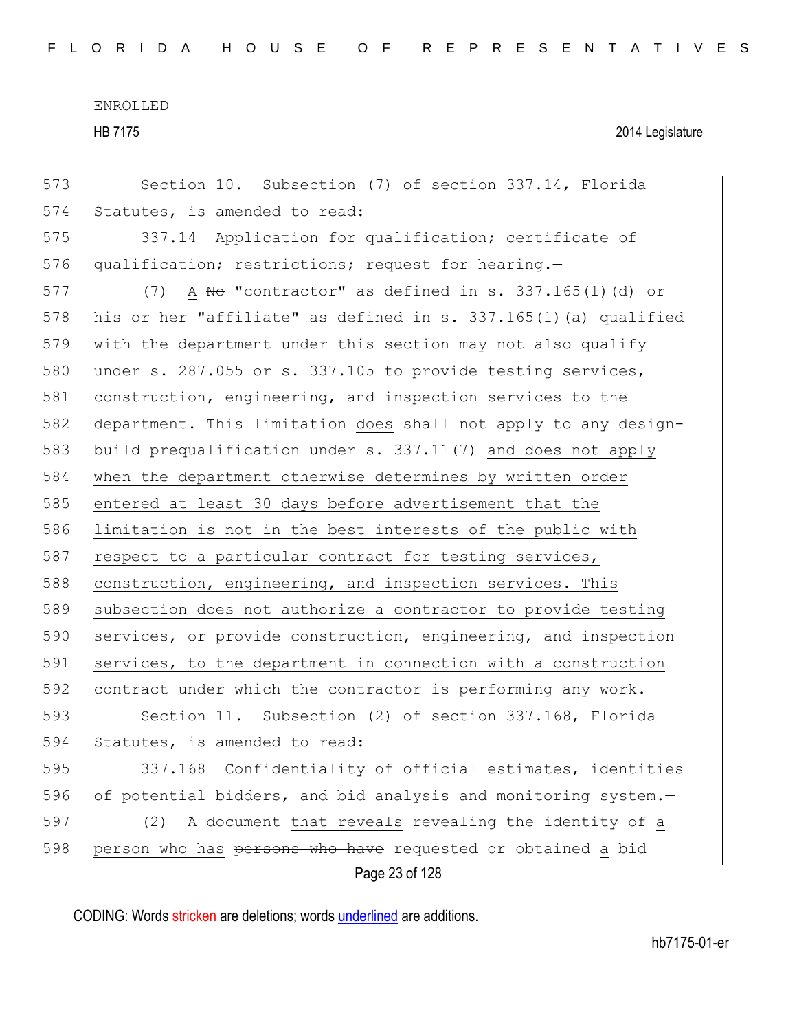Section 10. Subsection (7) of section 337.14, Florida Statutes, is amended to read:

337.14 Application for qualification; certificate of qualification; restrictions; request for hearing.—

(7) A ~~No~~ "contractor" as defined in s. 337.165(1)(d) or his or her "affiliate" as defined in s. 337.165(1)(a) qualified with the department under this section may not also qualify under s. 287.055 or s. 337.105 to provide testing services, construction, engineering, and inspection services to the department. This limitation does ~~shall~~ not apply to any design-build prequalification under s. 337.11(7) and does not apply when the department otherwise determines by written order entered at least 30 days before advertisement that the limitation is not in the best interests of the public with respect to a particular contract for testing services, construction, engineering, and inspection services. This subsection does not authorize a contractor to provide testing services, or provide construction, engineering, and inspection services, to the department in connection with a construction contract under which the contractor is performing any work.

Section 11. Subsection (2) of section 337.168, Florida Statutes, is amended to read:

337.168 Confidentiality of official estimates, identities of potential bidders, and bid analysis and monitoring system.—

(2) A document that reveals ~~revealing~~ the identity of a person who has ~~persons who have~~ requested or obtained a bid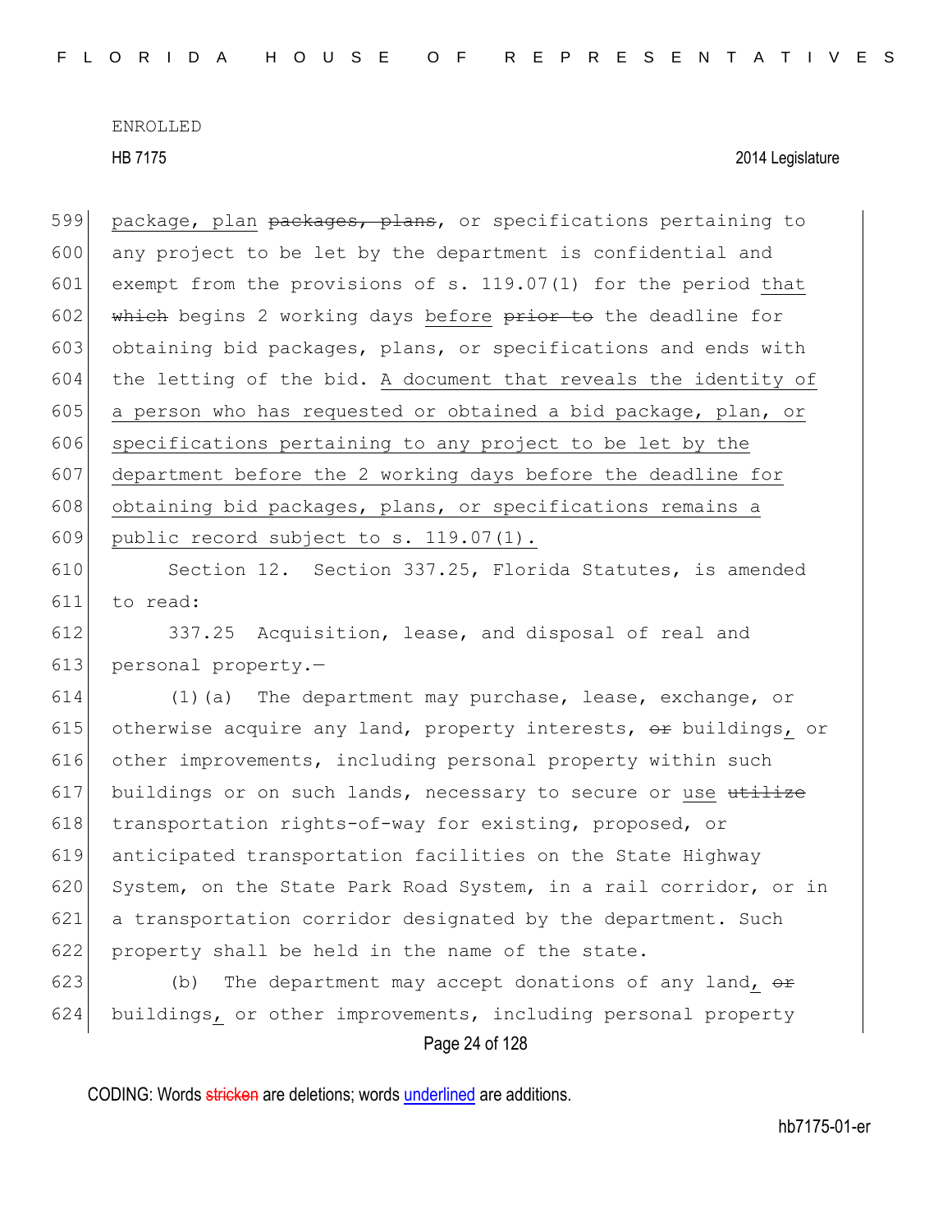599 package, plan ~~packages, plans~~, or specifications pertaining to
600 any project to be let by the department is confidential and
601 exempt from the provisions of s. 119.07(1) for the period <u>that</u>
602 ~~which~~ begins 2 working days <u>before</u> ~~prior to~~ the deadline for
603 obtaining bid packages, plans, or specifications and ends with
604 the letting of the bid. <u>A document that reveals the identity of</u>
605 <u>a person who has requested or obtained a bid package, plan, or</u>
606 <u>specifications pertaining to any project to be let by the</u>
607 <u>department before the 2 working days before the deadline for</u>
608 <u>obtaining bid packages, plans, or specifications remains a</u>
609 <u>public record subject to s. 119.07(1).</u>

610 Section 12. Section 337.25, Florida Statutes, is amended
611 to read:

612 337.25 Acquisition, lease, and disposal of real and
613 personal property.—

614 (1)(a) The department may purchase, lease, exchange, or
615 otherwise acquire any land, property interests, ~~or~~ buildings<u>,</u> or
616 other improvements, including personal property within such
617 buildings or on such lands, necessary to secure or <u>use</u> ~~utilize~~
618 transportation rights-of-way for existing, proposed, or
619 anticipated transportation facilities on the State Highway
620 System, on the State Park Road System, in a rail corridor, or in
621 a transportation corridor designated by the department. Such
622 property shall be held in the name of the state.

623 (b) The department may accept donations of any land<u>,</u> ~~or~~
624 buildings<u>,</u> or other improvements, including personal property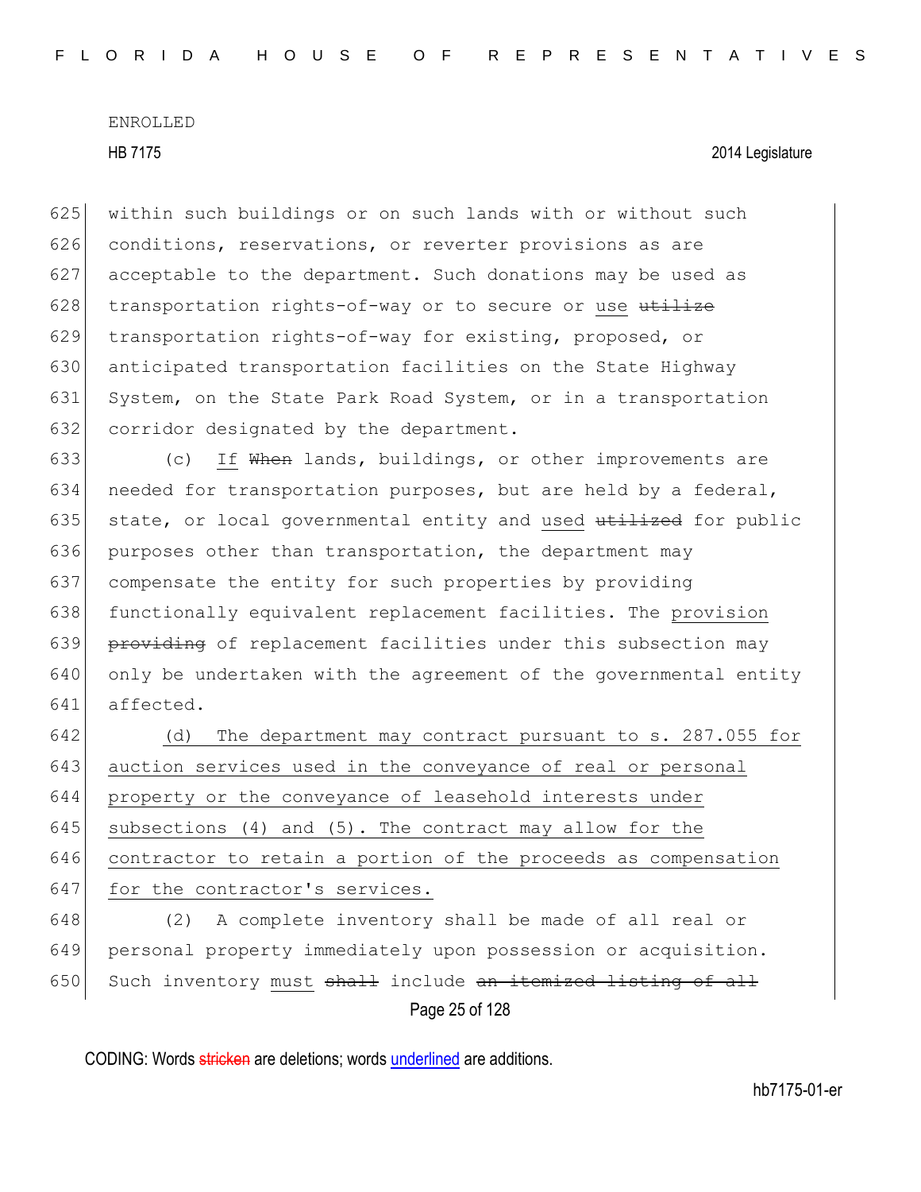within such buildings or on such lands with or without such conditions, reservations, or reverter provisions as are acceptable to the department. Such donations may be used as transportation rights-of-way or to secure or use ~~utilize~~ transportation rights-of-way for existing, proposed, or anticipated transportation facilities on the State Highway System, on the State Park Road System, or in a transportation corridor designated by the department.

(c) If ~~When~~ lands, buildings, or other improvements are needed for transportation purposes, but are held by a federal, state, or local governmental entity and used ~~utilized~~ for public purposes other than transportation, the department may compensate the entity for such properties by providing functionally equivalent replacement facilities. The provision ~~providing~~ of replacement facilities under this subsection may only be undertaken with the agreement of the governmental entity affected.

(d) The department may contract pursuant to s. 287.055 for auction services used in the conveyance of real or personal property or the conveyance of leasehold interests under subsections (4) and (5). The contract may allow for the contractor to retain a portion of the proceeds as compensation for the contractor's services.

(2) A complete inventory shall be made of all real or personal property immediately upon possession or acquisition. Such inventory must ~~shall~~ include ~~an itemized listing of all~~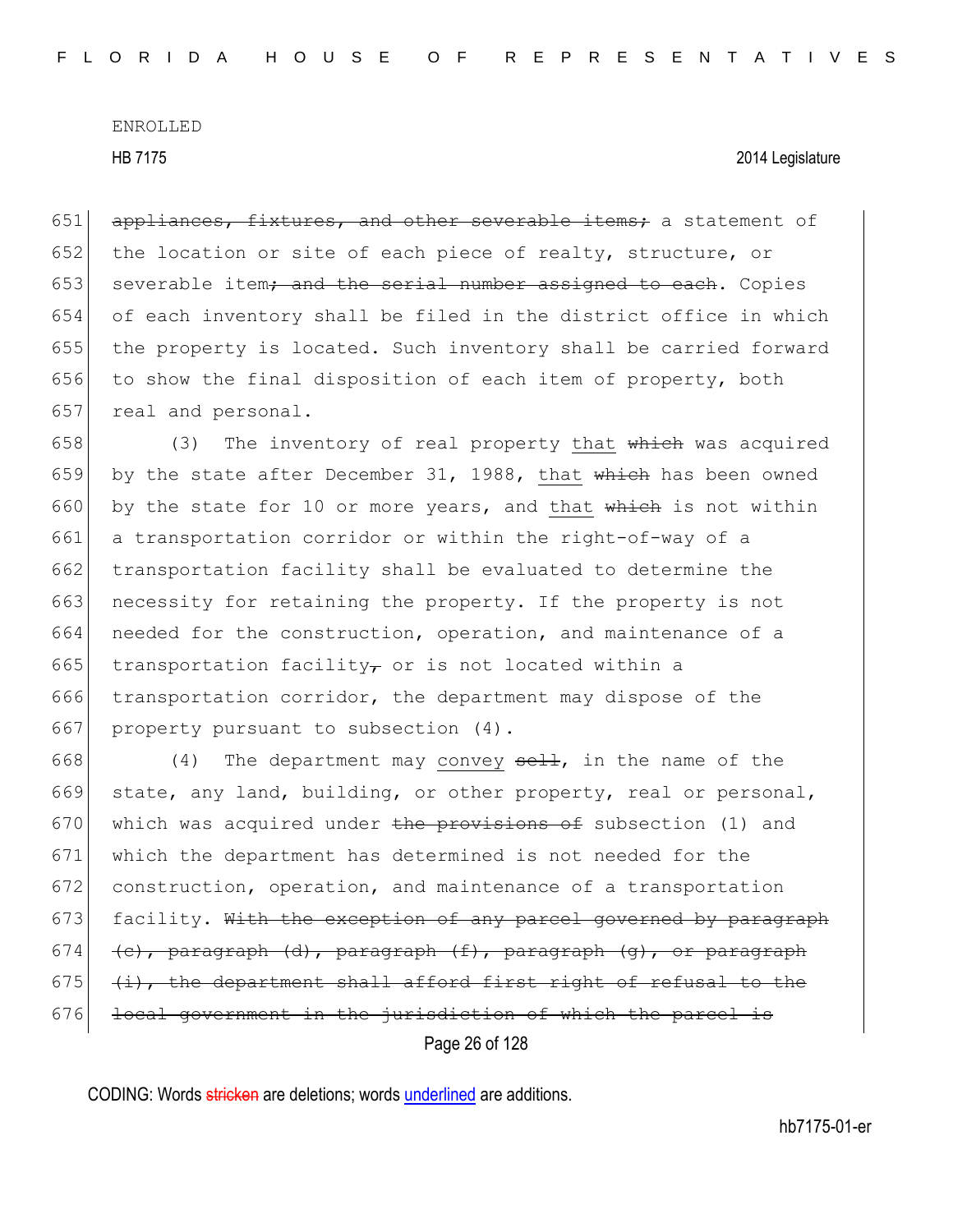ENROLLED

HB 7175 2014 Legislature

651 ~~appliances, fixtures, and other severable items;~~ a statement of
652 the location or site of each piece of realty, structure, or
653 severable item~~; and the serial number assigned to each~~. Copies
654 of each inventory shall be filed in the district office in which
655 the property is located. Such inventory shall be carried forward
656 to show the final disposition of each item of property, both
657 real and personal.

658 (3) The inventory of real property <u>that</u> ~~which~~ was acquired
659 by the state after December 31, 1988, <u>that</u> ~~which~~ has been owned
660 by the state for 10 or more years, and <u>that</u> ~~which~~ is not within
661 a transportation corridor or within the right-of-way of a
662 transportation facility shall be evaluated to determine the
663 necessity for retaining the property. If the property is not
664 needed for the construction, operation, and maintenance of a
665 transportation facility~~,~~ or is not located within a
666 transportation corridor, the department may dispose of the
667 property pursuant to subsection (4).

668 (4) The department may <u>convey</u> ~~sell~~, in the name of the
669 state, any land, building, or other property, real or personal,
670 which was acquired under ~~the provisions of~~ subsection (1) and
671 which the department has determined is not needed for the
672 construction, operation, and maintenance of a transportation
673 facility. ~~With the exception of any parcel governed by paragraph~~
674 ~~(c), paragraph (d), paragraph (f), paragraph (g), or paragraph~~
675 ~~(i), the department shall afford first right of refusal to the~~
676 ~~local government in the jurisdiction of which the parcel is~~

CODING: Words ~~stricken~~ are deletions; words <u>underlined</u> are additions.

hb7175-01-er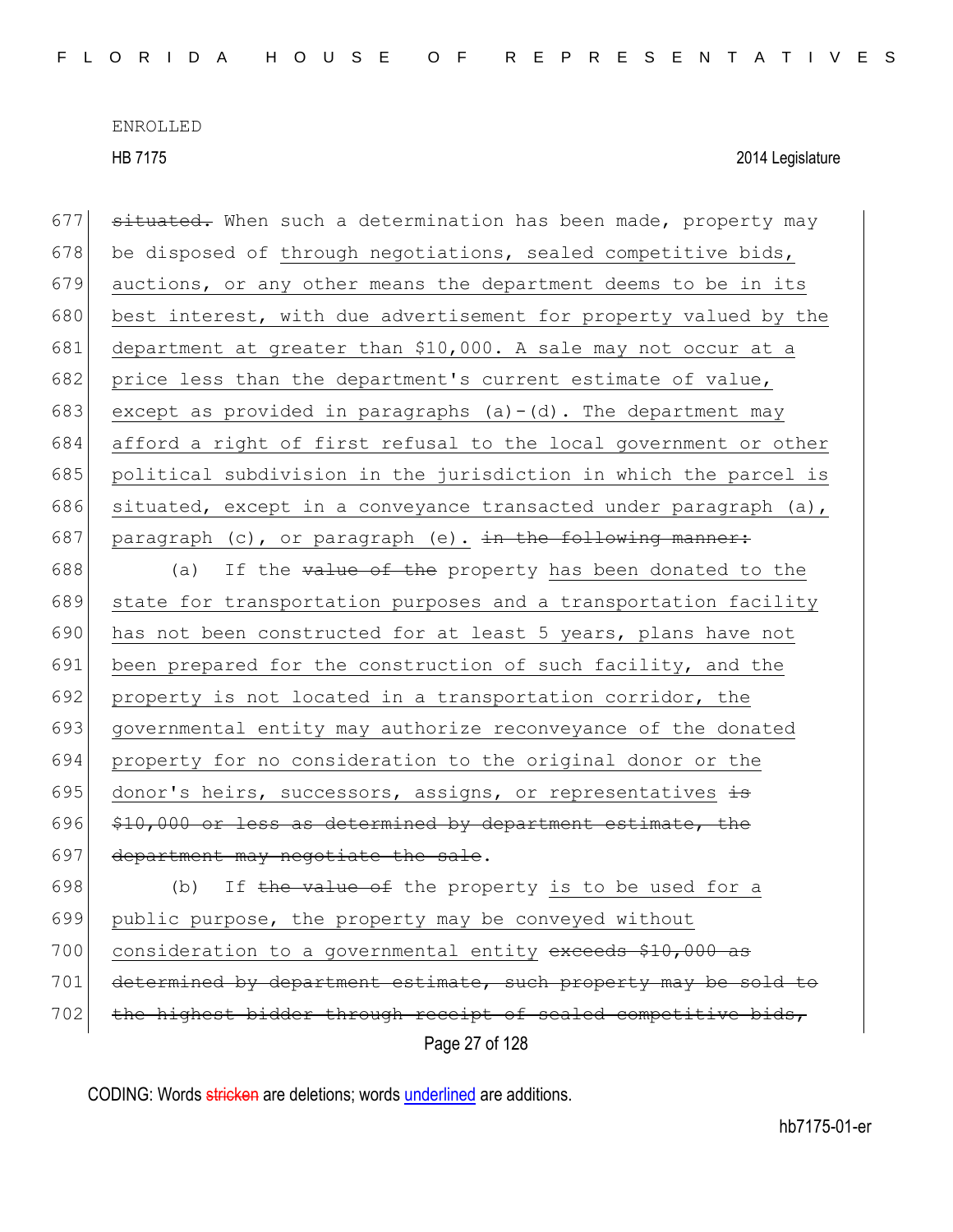situated. When such a determination has been made, property may be disposed of through negotiations, sealed competitive bids, auctions, or any other means the department deems to be in its best interest, with due advertisement for property valued by the department at greater than $10,000. A sale may not occur at a price less than the department's current estimate of value, except as provided in paragraphs (a)-(d). The department may afford a right of first refusal to the local government or other political subdivision in the jurisdiction in which the parcel is situated, except in a conveyance transacted under paragraph (a), paragraph (c), or paragraph (e). in the following manner:

(a) If the value of the property has been donated to the state for transportation purposes and a transportation facility has not been constructed for at least 5 years, plans have not been prepared for the construction of such facility, and the property is not located in a transportation corridor, the governmental entity may authorize reconveyance of the donated property for no consideration to the original donor or the donor's heirs, successors, assigns, or representatives is $10,000 or less as determined by department estimate, the department may negotiate the sale.

(b) If the value of the property is to be used for a public purpose, the property may be conveyed without consideration to a governmental entity exceeds $10,000 as determined by department estimate, such property may be sold to the highest bidder through receipt of sealed competitive bids,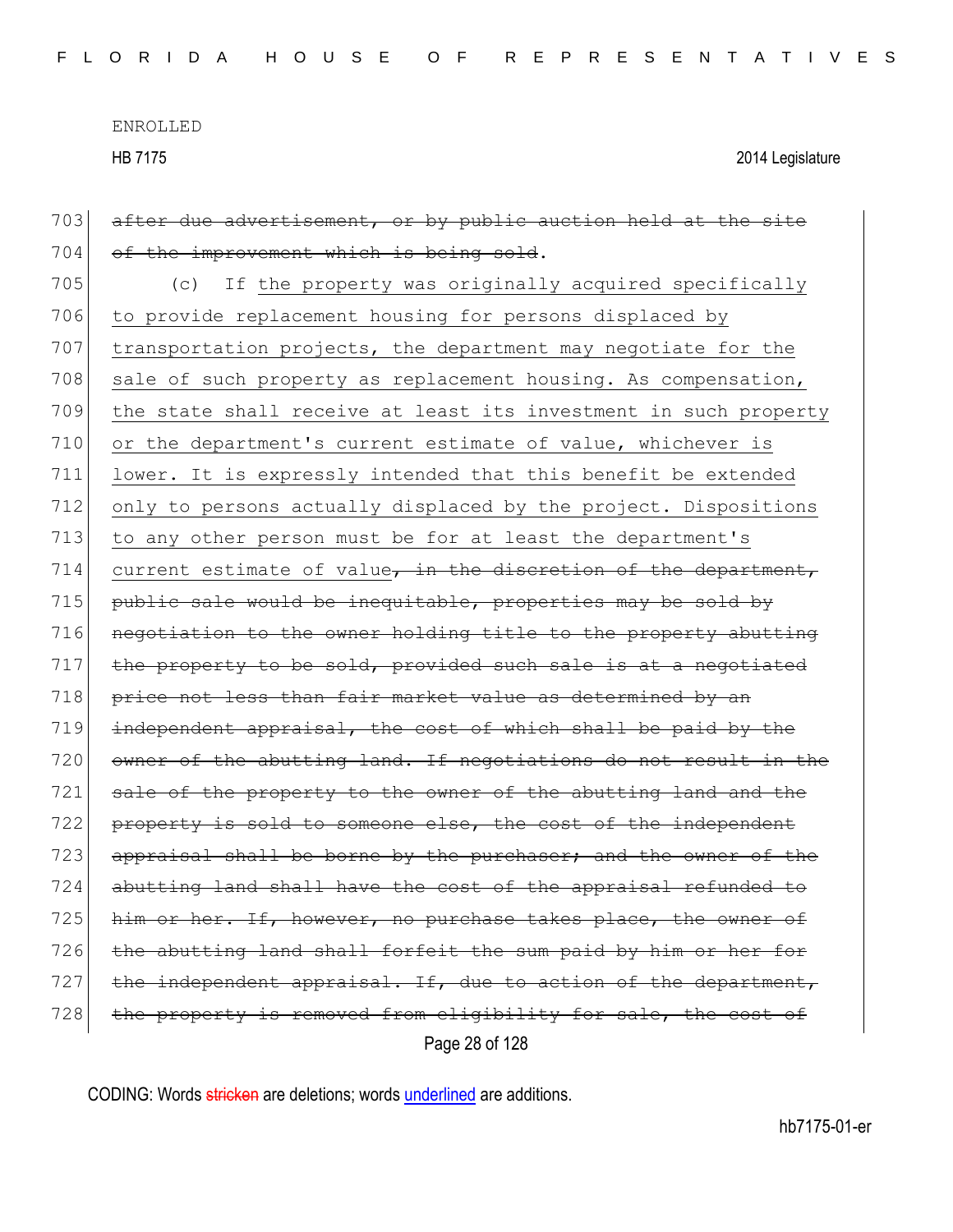ENROLLED

HB 7175 2014 Legislature

703 ~~after due advertisement, or by public auction held at the site~~
704 ~~of the improvement which is being sold~~.

705 (c) If the property was originally acquired specifically
706 to provide replacement housing for persons displaced by
707 transportation projects, the department may negotiate for the
708 sale of such property as replacement housing. As compensation,
709 the state shall receive at least its investment in such property
710 or the department's current estimate of value, whichever is
711 lower. It is expressly intended that this benefit be extended
712 only to persons actually displaced by the project. Dispositions
713 to any other person must be for at least the department's
714 current estimate of value~~, in the discretion of the department,~~
715 ~~public sale would be inequitable, properties may be sold by~~
716 ~~negotiation to the owner holding title to the property abutting~~
717 ~~the property to be sold, provided such sale is at a negotiated~~
718 ~~price not less than fair market value as determined by an~~
719 ~~independent appraisal, the cost of which shall be paid by the~~
720 ~~owner of the abutting land. If negotiations do not result in the~~
721 ~~sale of the property to the owner of the abutting land and the~~
722 ~~property is sold to someone else, the cost of the independent~~
723 ~~appraisal shall be borne by the purchaser; and the owner of the~~
724 ~~abutting land shall have the cost of the appraisal refunded to~~
725 ~~him or her. If, however, no purchase takes place, the owner of~~
726 ~~the abutting land shall forfeit the sum paid by him or her for~~
727 ~~the independent appraisal. If, due to action of the department,~~
728 ~~the property is removed from eligibility for sale, the cost of~~

CODING: Words ~~stricken~~ are deletions; words underlined are additions.

hb7175-01-er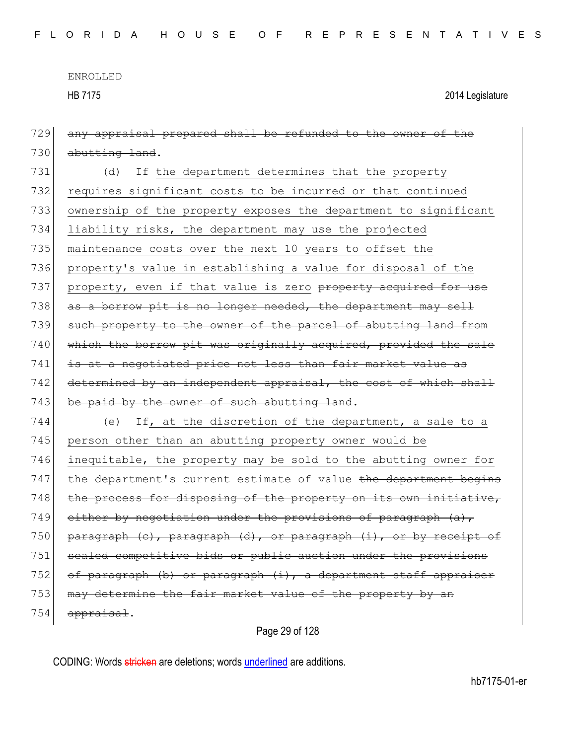729 ~~any appraisal prepared shall be refunded to the owner of the~~
730 ~~abutting land~~.

731 (d) If the department determines that the property
732 requires significant costs to be incurred or that continued
733 ownership of the property exposes the department to significant
734 liability risks, the department may use the projected
735 maintenance costs over the next 10 years to offset the
736 property's value in establishing a value for disposal of the
737 property, even if that value is zero ~~property acquired for use~~
738 ~~as a borrow pit is no longer needed, the department may sell~~
739 ~~such property to the owner of the parcel of abutting land from~~
740 ~~which the borrow pit was originally acquired, provided the sale~~
741 ~~is at a negotiated price not less than fair market value as~~
742 ~~determined by an independent appraisal, the cost of which shall~~
743 ~~be paid by the owner of such abutting land~~.

744 (e) If, at the discretion of the department, a sale to a
745 person other than an abutting property owner would be
746 inequitable, the property may be sold to the abutting owner for
747 the department's current estimate of value ~~the department begins~~
748 ~~the process for disposing of the property on its own initiative,~~
749 ~~either by negotiation under the provisions of paragraph (a),~~
750 ~~paragraph (c), paragraph (d), or paragraph (i), or by receipt of~~
751 ~~sealed competitive bids or public auction under the provisions~~
752 ~~of paragraph (b) or paragraph (i), a department staff appraiser~~
753 ~~may determine the fair market value of the property by an~~
754 ~~appraisal~~.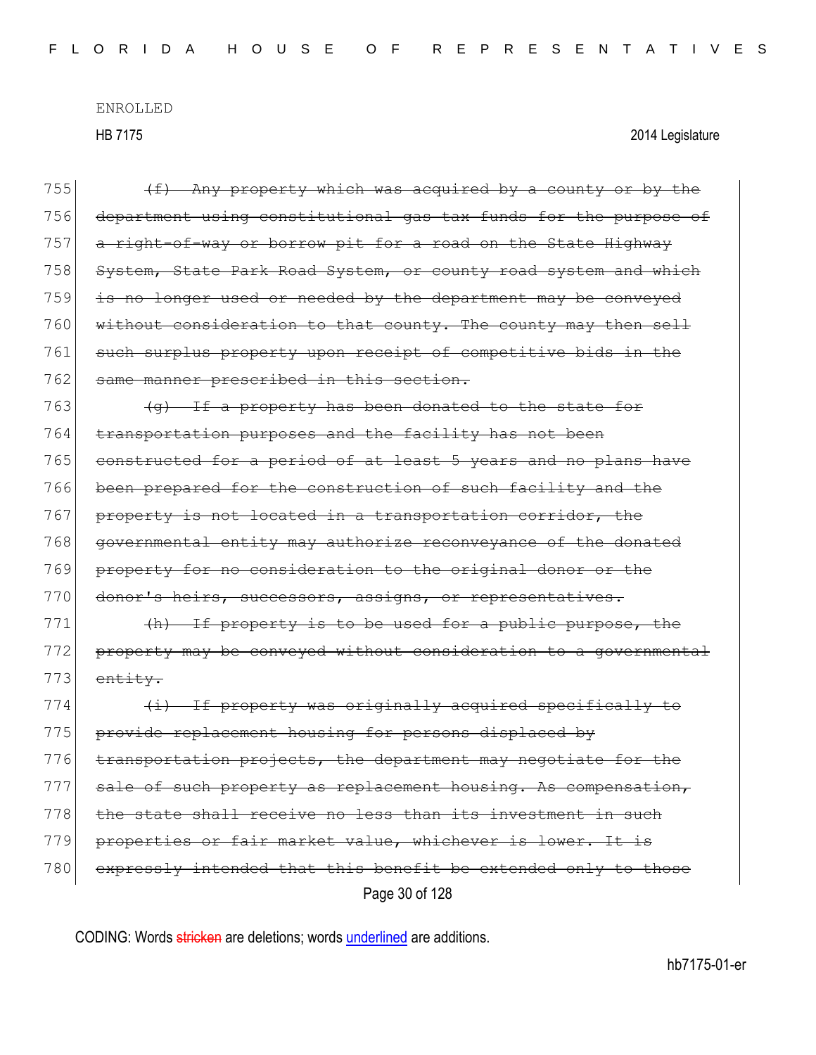~~(f) Any property which was acquired by a county or by the department using constitutional gas tax funds for the purpose of a right-of-way or borrow pit for a road on the State Highway System, State Park Road System, or county road system and which is no longer used or needed by the department may be conveyed without consideration to that county. The county may then sell such surplus property upon receipt of competitive bids in the same manner prescribed in this section.~~

~~(g) If a property has been donated to the state for transportation purposes and the facility has not been constructed for a period of at least 5 years and no plans have been prepared for the construction of such facility and the property is not located in a transportation corridor, the governmental entity may authorize reconveyance of the donated property for no consideration to the original donor or the donor's heirs, successors, assigns, or representatives.~~

~~(h) If property is to be used for a public purpose, the property may be conveyed without consideration to a governmental entity.~~

~~(i) If property was originally acquired specifically to provide replacement housing for persons displaced by transportation projects, the department may negotiate for the sale of such property as replacement housing. As compensation, the state shall receive no less than its investment in such properties or fair market value, whichever is lower. It is expressly intended that this benefit be extended only to those~~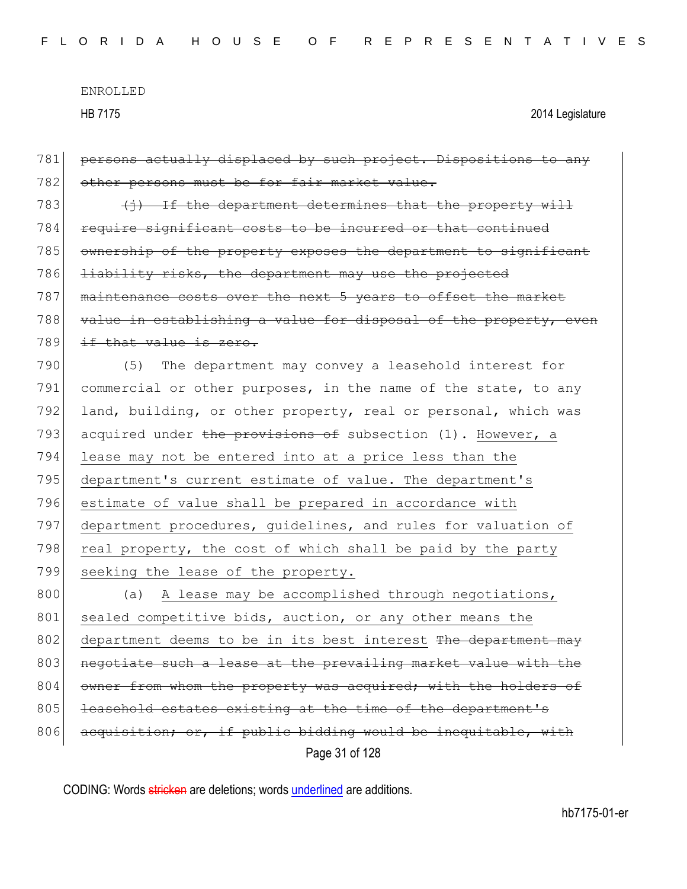ENROLLED

HB 7175 2014 Legislature

781 ~~persons actually displaced by such project. Dispositions to any~~
782 ~~other persons must be for fair market value.~~

783 ~~(j) If the department determines that the property will~~
784 ~~require significant costs to be incurred or that continued~~
785 ~~ownership of the property exposes the department to significant~~
786 ~~liability risks, the department may use the projected~~
787 ~~maintenance costs over the next 5 years to offset the market~~
788 ~~value in establishing a value for disposal of the property, even~~
789 ~~if that value is zero.~~

790 (5) The department may convey a leasehold interest for
791 commercial or other purposes, in the name of the state, to any
792 land, building, or other property, real or personal, which was
793 acquired under ~~the provisions of~~ subsection (1). <u>However, a</u>
794 <u>lease may not be entered into at a price less than the</u>
795 <u>department's current estimate of value. The department's</u>
796 <u>estimate of value shall be prepared in accordance with</u>
797 <u>department procedures, guidelines, and rules for valuation of</u>
798 <u>real property, the cost of which shall be paid by the party</u>
799 <u>seeking the lease of the property.</u>

800 (a) <u>A lease may be accomplished through negotiations,</u>
801 <u>sealed competitive bids, auction, or any other means the</u>
802 <u>department deems to be in its best interest</u> ~~The department may~~
803 ~~negotiate such a lease at the prevailing market value with the~~
804 ~~owner from whom the property was acquired; with the holders of~~
805 ~~leasehold estates existing at the time of the department's~~
806 ~~acquisition; or, if public bidding would be inequitable, with~~

CODING: Words ~~stricken~~ are deletions; words <u>underlined</u> are additions.

hb7175-01-er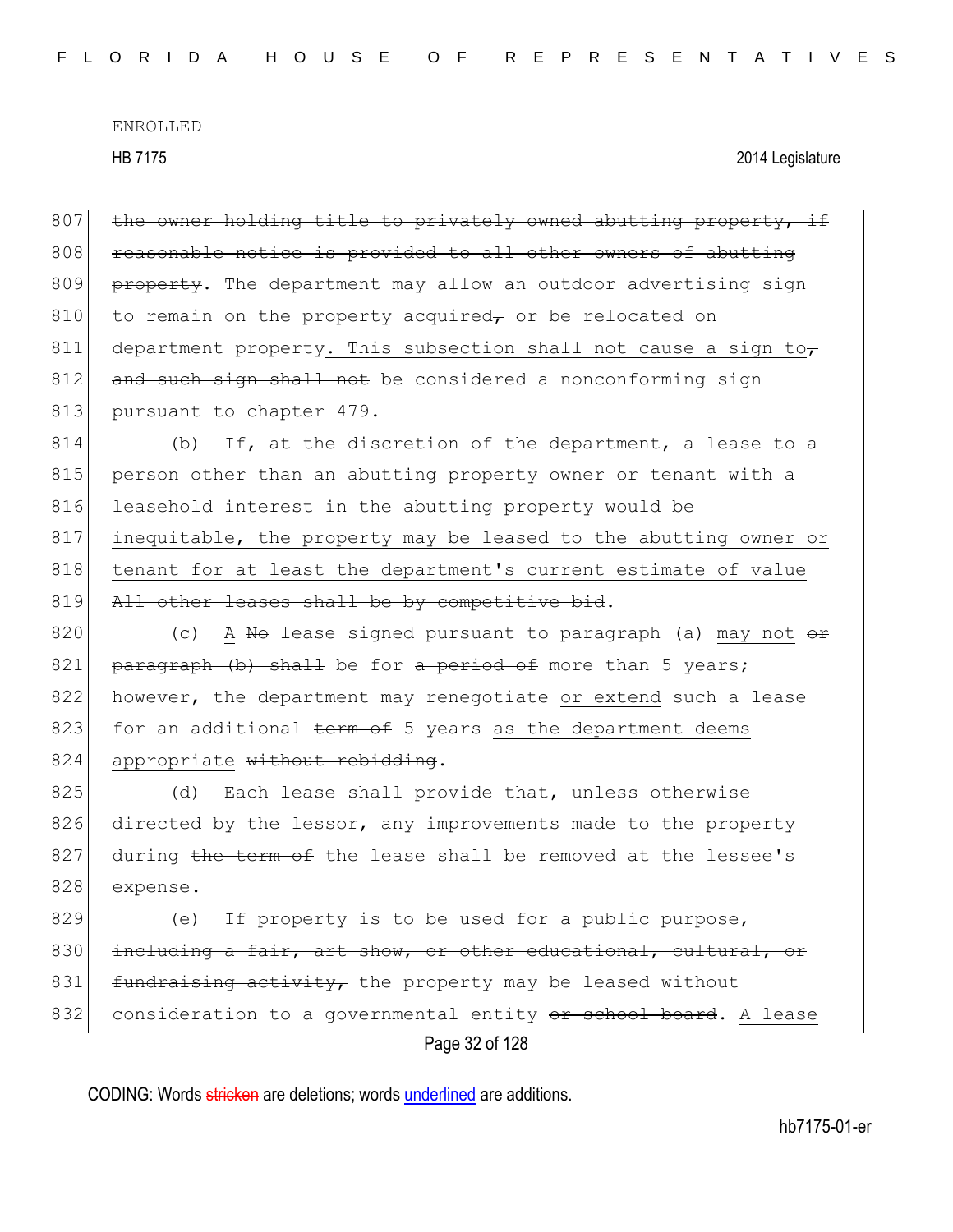807 ~~the owner holding title to privately owned abutting property, if~~
808 ~~reasonable notice is provided to all other owners of abutting~~
809 ~~property~~. The department may allow an outdoor advertising sign
810 to remain on the property acquired~~,~~ or be relocated on
811 department property<u>. This subsection shall not cause a sign to</u>~~,~~
812 ~~and such sign shall not~~ be considered a nonconforming sign
813 pursuant to chapter 479.

814 (b) <u>If, at the discretion of the department, a lease to a</u>
815 <u>person other than an abutting property owner or tenant with a</u>
816 <u>leasehold interest in the abutting property would be</u>
817 <u>inequitable, the property may be leased to the abutting owner or</u>
818 <u>tenant for at least the department's current estimate of value</u>
819 ~~All other leases shall be by competitive bid~~.

820 (c) <u>A</u> ~~No~~ lease signed pursuant to paragraph (a) <u>may not</u> ~~or~~
821 ~~paragraph (b) shall~~ be for ~~a period of~~ more than 5 years;
822 however, the department may renegotiate <u>or extend</u> such a lease
823 for an additional ~~term of~~ 5 years <u>as the department deems</u>
824 <u>appropriate</u> ~~without rebidding~~.

825 (d) Each lease shall provide that<u>, unless otherwise</u>
826 <u>directed by the lessor,</u> any improvements made to the property
827 during ~~the term of~~ the lease shall be removed at the lessee's
828 expense.

829 (e) If property is to be used for a public purpose,
830 ~~including a fair, art show, or other educational, cultural, or~~
831 ~~fundraising activity,~~ the property may be leased without
832 consideration to a governmental entity ~~or school board~~. <u>A lease</u>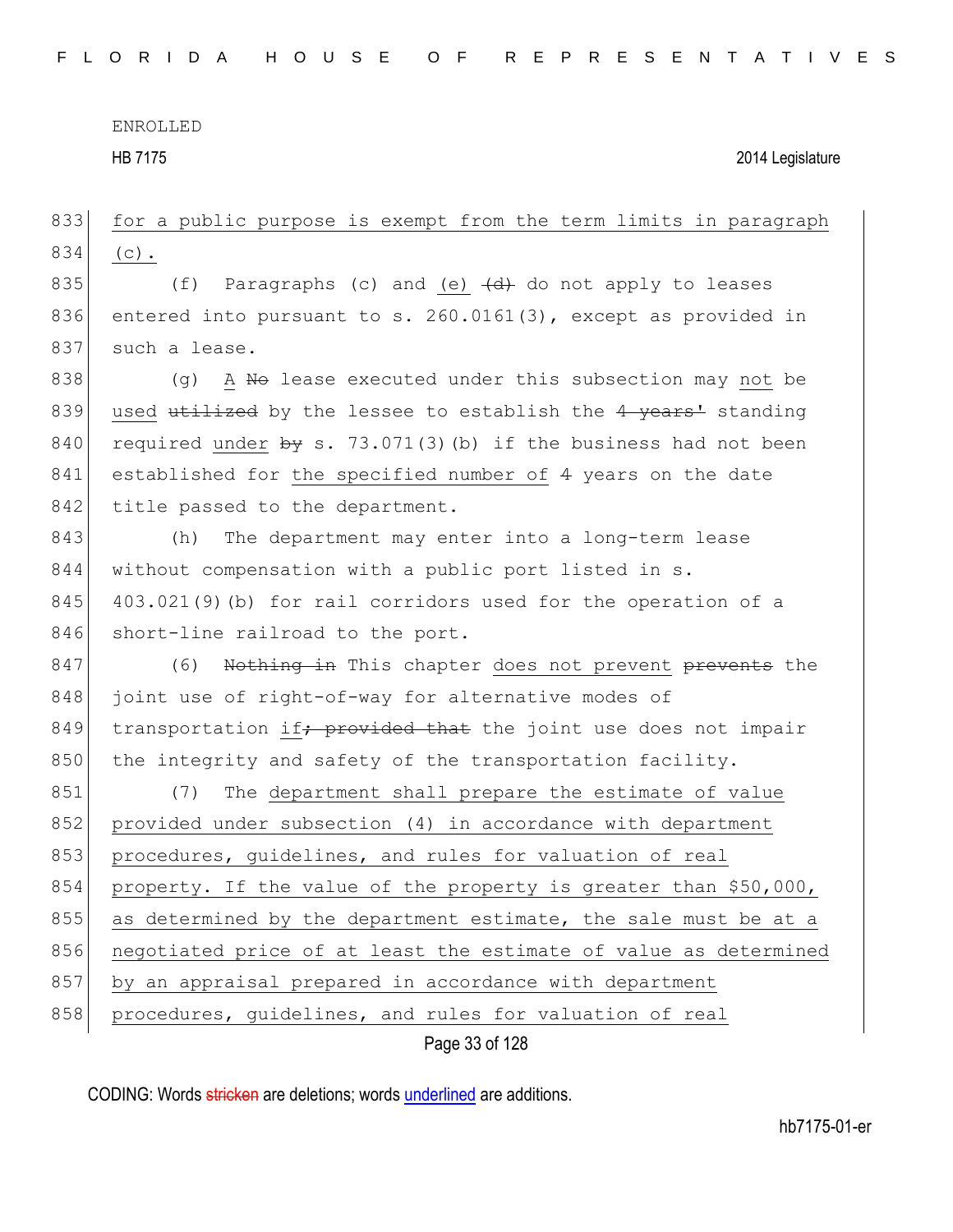for a public purpose is exempt from the term limits in paragraph (c).

(f) Paragraphs (c) and (e) ~~(d)~~ do not apply to leases entered into pursuant to s. 260.0161(3), except as provided in such a lease.

(g) A ~~No~~ lease executed under this subsection may not be used ~~utilized~~ by the lessee to establish the ~~4 years'~~ standing required under ~~by~~ s. 73.071(3)(b) if the business had not been established for the specified number of 4 years on the date title passed to the department.

(h) The department may enter into a long-term lease without compensation with a public port listed in s. 403.021(9)(b) for rail corridors used for the operation of a short-line railroad to the port.

(6) ~~Nothing in~~ This chapter does not prevent ~~prevents~~ the joint use of right-of-way for alternative modes of transportation if~~; provided that~~ the joint use does not impair the integrity and safety of the transportation facility.

(7) The department shall prepare the estimate of value provided under subsection (4) in accordance with department procedures, guidelines, and rules for valuation of real property. If the value of the property is greater than $50,000, as determined by the department estimate, the sale must be at a negotiated price of at least the estimate of value as determined by an appraisal prepared in accordance with department procedures, guidelines, and rules for valuation of real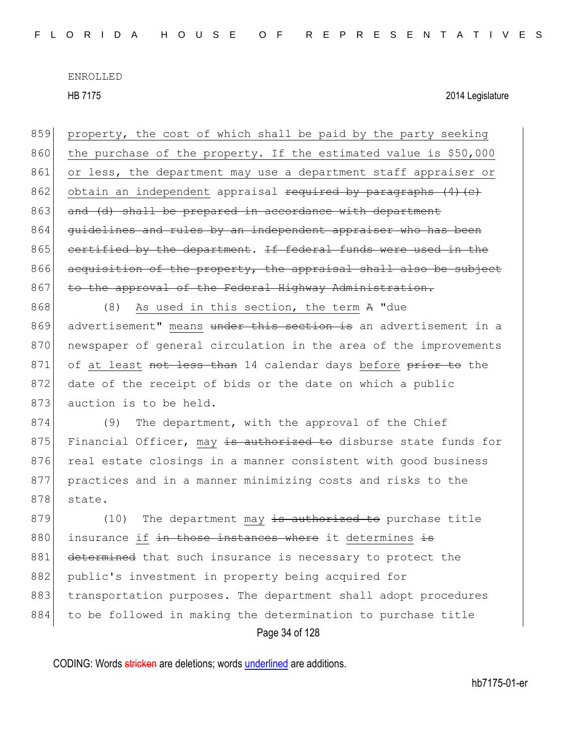property, the cost of which shall be paid by the party seeking the purchase of the property. If the estimated value is $50,000 or less, the department may use a department staff appraiser or obtain an independent appraisal ~~required by paragraphs (4)(c) and (d) shall be prepared in accordance with department guidelines and rules by an independent appraiser who has been certified by the department~~. ~~If federal funds were used in the acquisition of the property, the appraisal shall also be subject to the approval of the Federal Highway Administration.~~

(8) As used in this section, the term ~~A~~ "due advertisement" means ~~under this section is~~ an advertisement in a newspaper of general circulation in the area of the improvements of at least ~~not less than~~ 14 calendar days before ~~prior to~~ the date of the receipt of bids or the date on which a public auction is to be held.

(9) The department, with the approval of the Chief Financial Officer, may ~~is authorized to~~ disburse state funds for real estate closings in a manner consistent with good business practices and in a manner minimizing costs and risks to the state.

(10) The department may ~~is authorized to~~ purchase title insurance if ~~in those instances where~~ it determines ~~is determined~~ that such insurance is necessary to protect the public's investment in property being acquired for transportation purposes. The department shall adopt procedures to be followed in making the determination to purchase title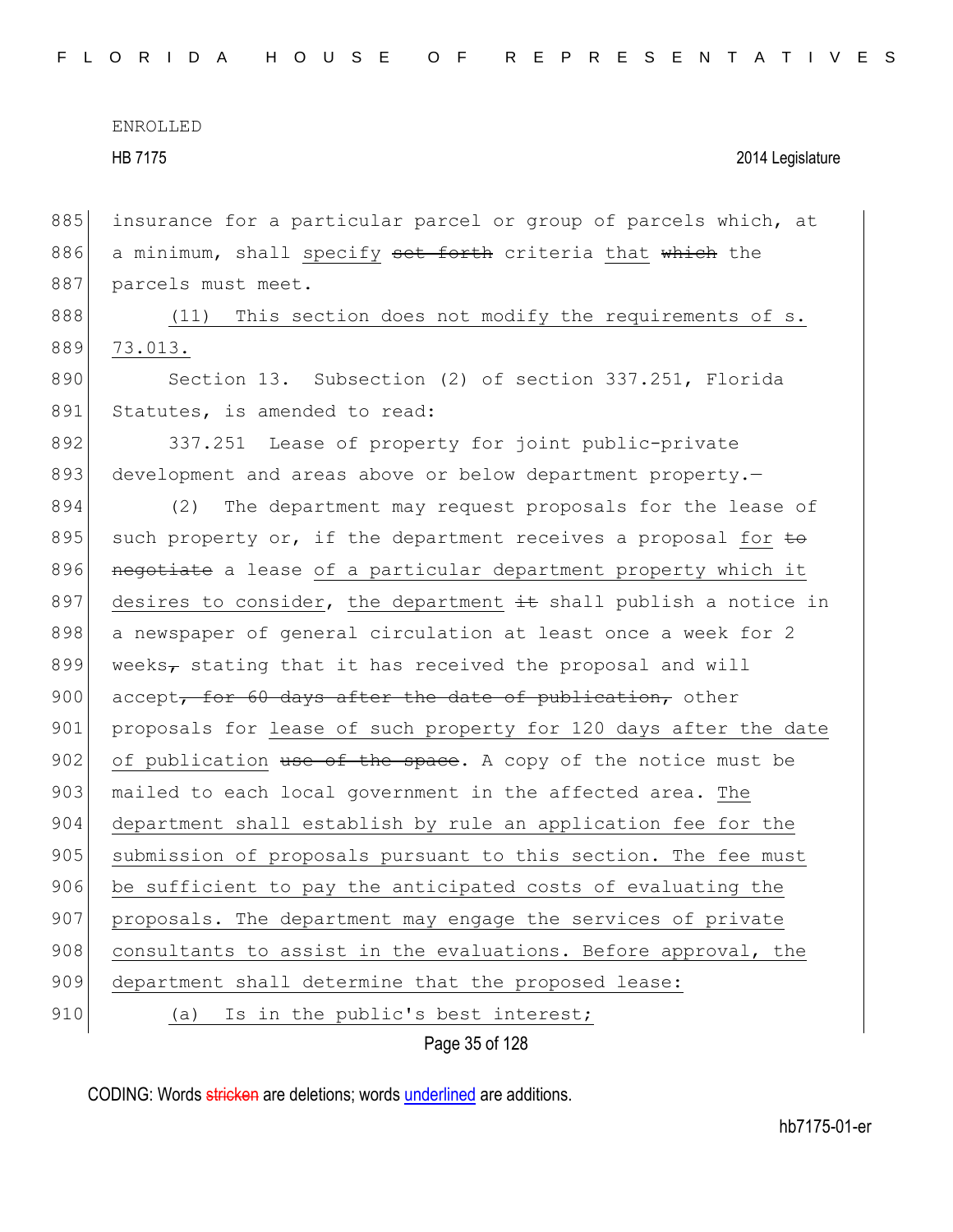insurance for a particular parcel or group of parcels which, at a minimum, shall specify ~~set forth~~ criteria that ~~which~~ the parcels must meet.

(11) This section does not modify the requirements of s. 73.013.

Section 13. Subsection (2) of section 337.251, Florida Statutes, is amended to read:

337.251 Lease of property for joint public-private development and areas above or below department property.—

(2) The department may request proposals for the lease of such property or, if the department receives a proposal for ~~to negotiate~~ a lease of a particular department property which it desires to consider, the department ~~it~~ shall publish a notice in a newspaper of general circulation at least once a week for 2 weeks~~,~~ stating that it has received the proposal and will accept~~, for 60 days after the date of publication,~~ other proposals for lease of such property for 120 days after the date of publication ~~use of the space~~. A copy of the notice must be mailed to each local government in the affected area. The department shall establish by rule an application fee for the submission of proposals pursuant to this section. The fee must be sufficient to pay the anticipated costs of evaluating the proposals. The department may engage the services of private consultants to assist in the evaluations. Before approval, the department shall determine that the proposed lease:

(a) Is in the public's best interest;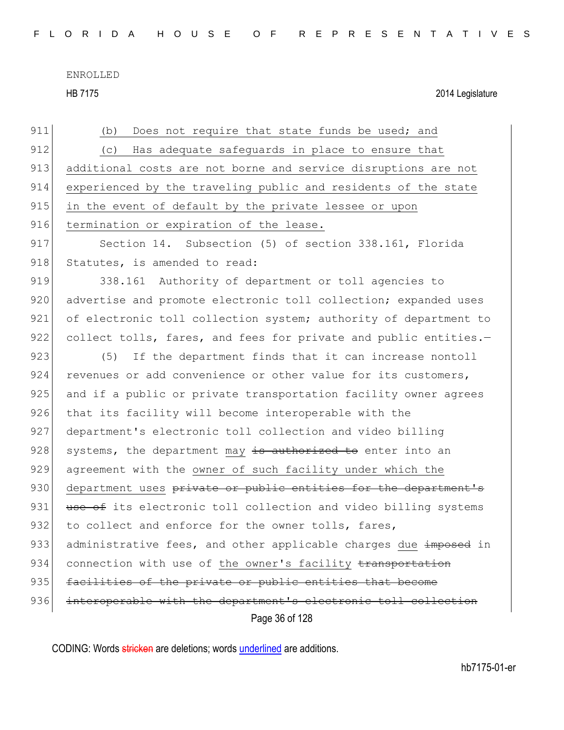(b) Does not require that state funds be used; and

(c) Has adequate safeguards in place to ensure that additional costs are not borne and service disruptions are not experienced by the traveling public and residents of the state in the event of default by the private lessee or upon termination or expiration of the lease.

Section 14. Subsection (5) of section 338.161, Florida Statutes, is amended to read:

338.161 Authority of department or toll agencies to advertise and promote electronic toll collection; expanded uses of electronic toll collection system; authority of department to collect tolls, fares, and fees for private and public entities.—

(5) If the department finds that it can increase nontoll revenues or add convenience or other value for its customers, and if a public or private transportation facility owner agrees that its facility will become interoperable with the department's electronic toll collection and video billing systems, the department may ~~is authorized to~~ enter into an agreement with the owner of such facility under which the department uses ~~private or public entities for the department's use of~~ its electronic toll collection and video billing systems to collect and enforce for the owner tolls, fares, administrative fees, and other applicable charges due ~~imposed~~ in connection with use of the owner's facility ~~transportation facilities of the private or public entities that become interoperable with the department's electronic toll collection~~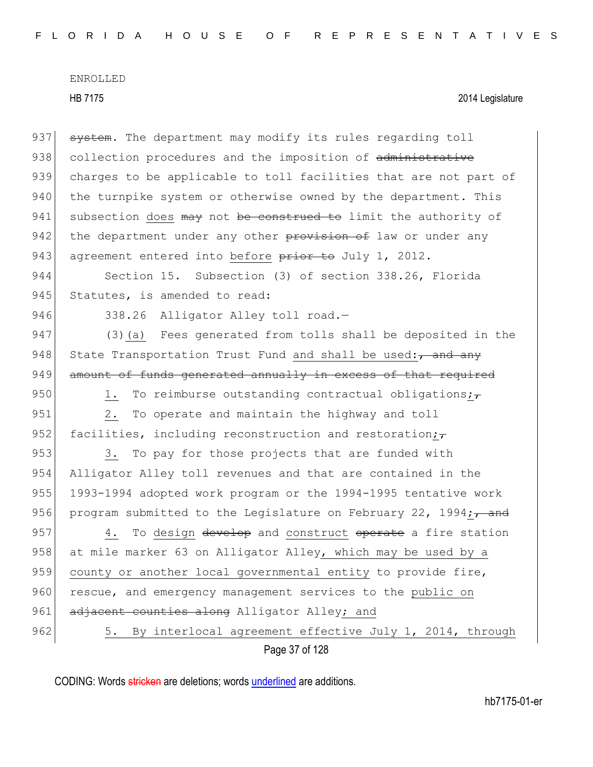ENROLLED

HB 7175 2014 Legislature

937 ~~system~~. The department may modify its rules regarding toll
938 collection procedures and the imposition of ~~administrative~~
939 charges to be applicable to toll facilities that are not part of
940 the turnpike system or otherwise owned by the department. This
941 subsection does ~~may~~ not ~~be construed to~~ limit the authority of
942 the department under any other ~~provision of~~ law or under any
943 agreement entered into before ~~prior to~~ July 1, 2012.

944 Section 15. Subsection (3) of section 338.26, Florida
945 Statutes, is amended to read:

946 338.26 Alligator Alley toll road.—

947 (3)(a) Fees generated from tolls shall be deposited in the
948 State Transportation Trust Fund and shall be used:~~, and any~~
949 ~~amount of funds generated annually in excess of that required~~

950 1. To reimburse outstanding contractual obligations;~~,~~

951 2. To operate and maintain the highway and toll
952 facilities, including reconstruction and restoration;~~,~~

953 3. To pay for those projects that are funded with
954 Alligator Alley toll revenues and that are contained in the
955 1993-1994 adopted work program or the 1994-1995 tentative work
956 program submitted to the Legislature on February 22, 1994;~~, and~~

957 4. To design ~~develop~~ and construct ~~operate~~ a fire station
958 at mile marker 63 on Alligator Alley, which may be used by a
959 county or another local governmental entity to provide fire,
960 rescue, and emergency management services to the public on
961 ~~adjacent counties along~~ Alligator Alley; and

962 5. By interlocal agreement effective July 1, 2014, through

CODING: Words ~~stricken~~ are deletions; words underlined are additions.

hb7175-01-er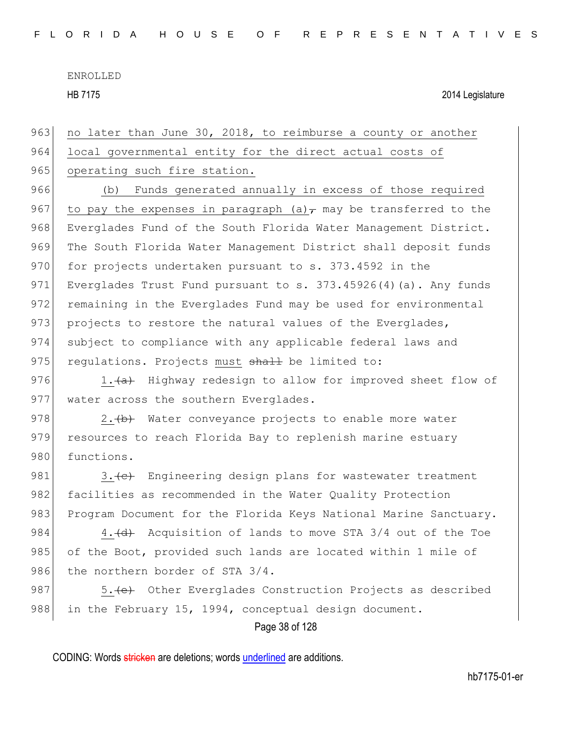no later than June 30, 2018, to reimburse a county or another local governmental entity for the direct actual costs of operating such fire station.

(b) Funds generated annually in excess of those required to pay the expenses in paragraph (a), may be transferred to the Everglades Fund of the South Florida Water Management District. The South Florida Water Management District shall deposit funds for projects undertaken pursuant to s. 373.4592 in the Everglades Trust Fund pursuant to s. 373.45926(4)(a). Any funds remaining in the Everglades Fund may be used for environmental projects to restore the natural values of the Everglades, subject to compliance with any applicable federal laws and regulations. Projects must ~~shall~~ be limited to:

1.~~(a)~~ Highway redesign to allow for improved sheet flow of water across the southern Everglades.

2.~~(b)~~ Water conveyance projects to enable more water resources to reach Florida Bay to replenish marine estuary functions.

3.~~(c)~~ Engineering design plans for wastewater treatment facilities as recommended in the Water Quality Protection Program Document for the Florida Keys National Marine Sanctuary.

4.~~(d)~~ Acquisition of lands to move STA 3/4 out of the Toe of the Boot, provided such lands are located within 1 mile of the northern border of STA 3/4.

5.~~(e)~~ Other Everglades Construction Projects as described in the February 15, 1994, conceptual design document.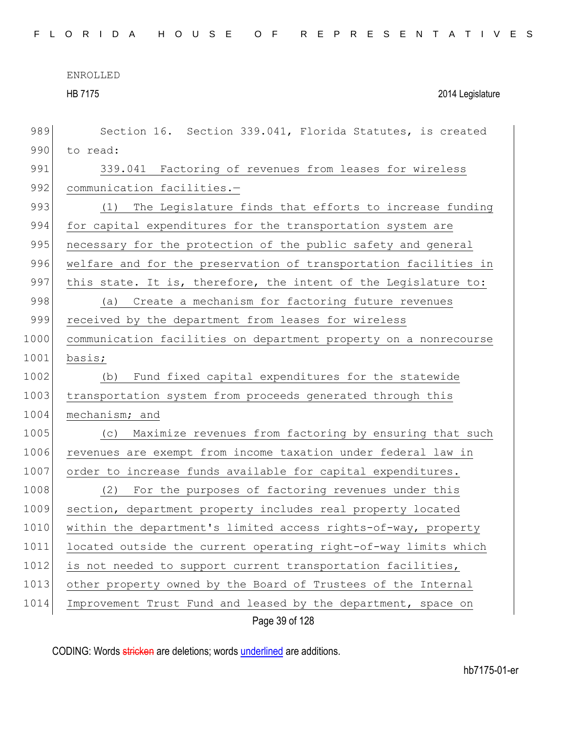Section 16. Section 339.041, Florida Statutes, is created to read:

339.041 Factoring of revenues from leases for wireless communication facilities.—

(1) The Legislature finds that efforts to increase funding for capital expenditures for the transportation system are necessary for the protection of the public safety and general welfare and for the preservation of transportation facilities in this state. It is, therefore, the intent of the Legislature to:

(a) Create a mechanism for factoring future revenues received by the department from leases for wireless communication facilities on department property on a nonrecourse basis;

(b) Fund fixed capital expenditures for the statewide transportation system from proceeds generated through this mechanism; and

(c) Maximize revenues from factoring by ensuring that such revenues are exempt from income taxation under federal law in order to increase funds available for capital expenditures.

(2) For the purposes of factoring revenues under this section, department property includes real property located within the department's limited access rights-of-way, property located outside the current operating right-of-way limits which is not needed to support current transportation facilities, other property owned by the Board of Trustees of the Internal Improvement Trust Fund and leased by the department, space on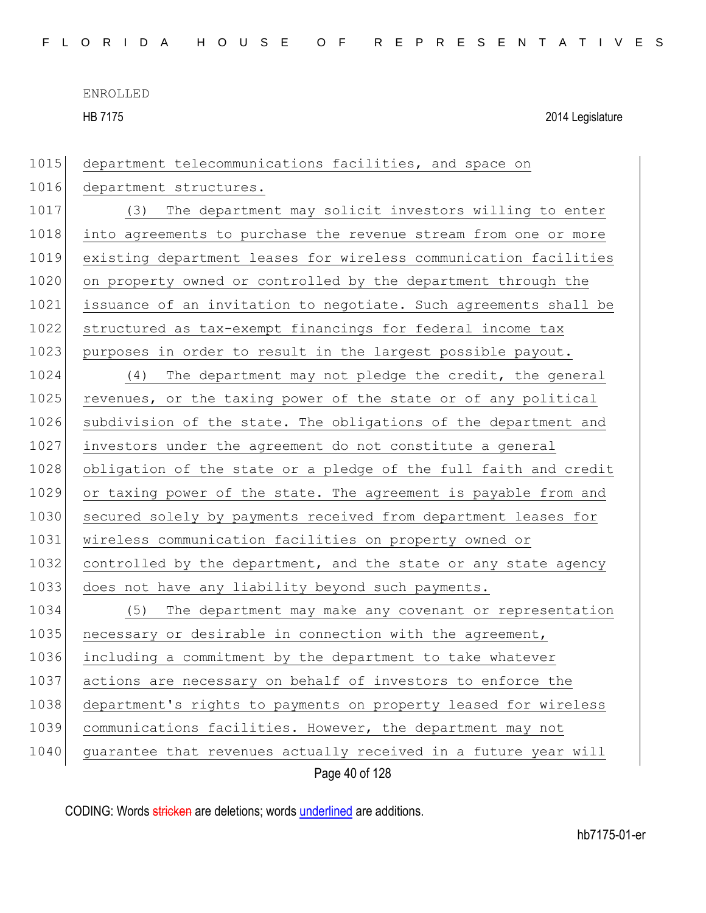department telecommunications facilities, and space on department structures.

(3) The department may solicit investors willing to enter into agreements to purchase the revenue stream from one or more existing department leases for wireless communication facilities on property owned or controlled by the department through the issuance of an invitation to negotiate. Such agreements shall be structured as tax-exempt financings for federal income tax purposes in order to result in the largest possible payout.

(4) The department may not pledge the credit, the general revenues, or the taxing power of the state or of any political subdivision of the state. The obligations of the department and investors under the agreement do not constitute a general obligation of the state or a pledge of the full faith and credit or taxing power of the state. The agreement is payable from and secured solely by payments received from department leases for wireless communication facilities on property owned or controlled by the department, and the state or any state agency does not have any liability beyond such payments.

(5) The department may make any covenant or representation necessary or desirable in connection with the agreement, including a commitment by the department to take whatever actions are necessary on behalf of investors to enforce the department's rights to payments on property leased for wireless communications facilities. However, the department may not guarantee that revenues actually received in a future year will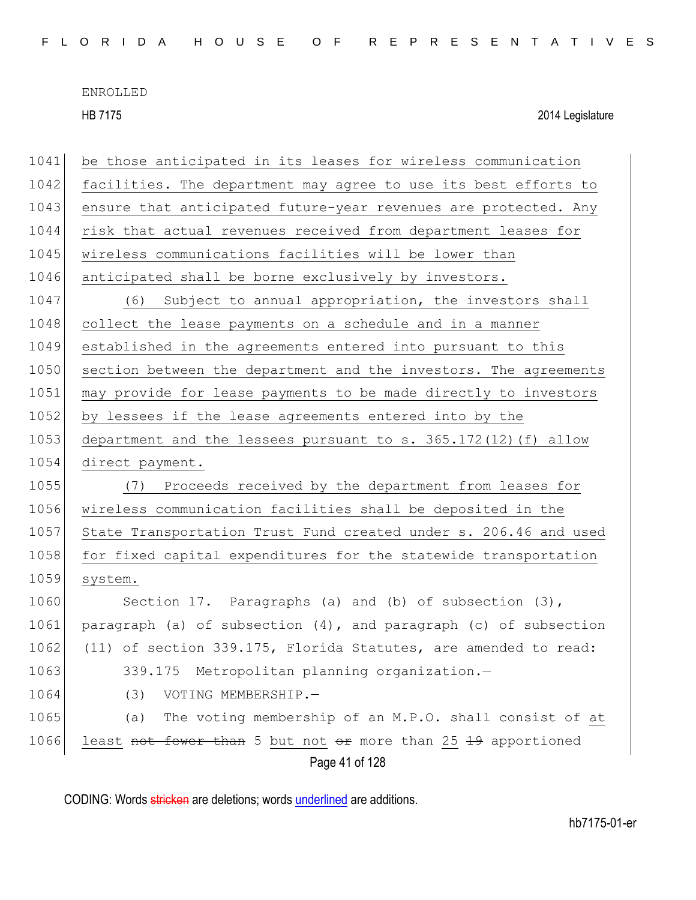be those anticipated in its leases for wireless communication facilities. The department may agree to use its best efforts to ensure that anticipated future-year revenues are protected. Any risk that actual revenues received from department leases for wireless communications facilities will be lower than anticipated shall be borne exclusively by investors.

(6) Subject to annual appropriation, the investors shall collect the lease payments on a schedule and in a manner established in the agreements entered into pursuant to this section between the department and the investors. The agreements may provide for lease payments to be made directly to investors by lessees if the lease agreements entered into by the department and the lessees pursuant to s. 365.172(12)(f) allow direct payment.

(7) Proceeds received by the department from leases for wireless communication facilities shall be deposited in the State Transportation Trust Fund created under s. 206.46 and used for fixed capital expenditures for the statewide transportation system.

Section 17. Paragraphs (a) and (b) of subsection (3), paragraph (a) of subsection (4), and paragraph (c) of subsection (11) of section 339.175, Florida Statutes, are amended to read:

339.175 Metropolitan planning organization.—

(3) VOTING MEMBERSHIP.—

(a) The voting membership of an M.P.O. shall consist of at least ~~not fewer than~~ 5 but not ~~or~~ more than 25 ~~19~~ apportioned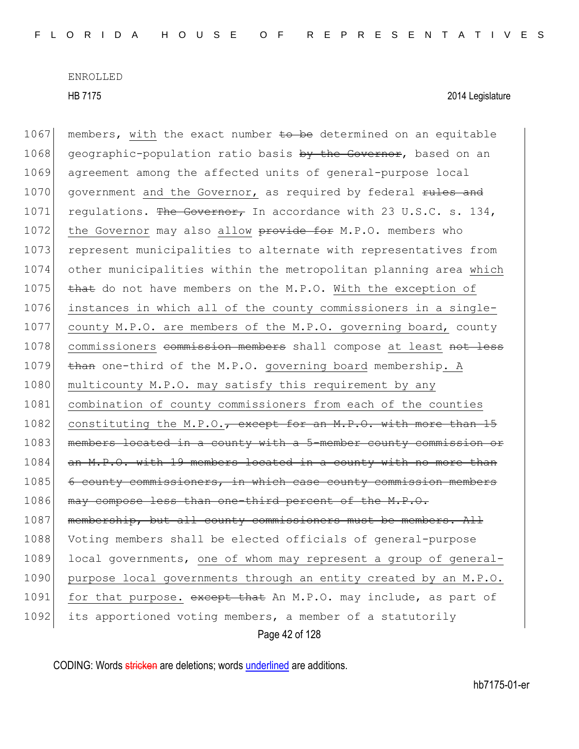ENROLLED

HB 7175 2014 Legislature

1067 members, with the exact number ~~to be~~ determined on an equitable
1068 geographic-population ratio basis ~~by the Governor~~, based on an
1069 agreement among the affected units of general-purpose local
1070 government and the Governor, as required by federal ~~rules and~~
1071 regulations. ~~The Governor,~~ In accordance with 23 U.S.C. s. 134,
1072 the Governor may also allow ~~provide for~~ M.P.O. members who
1073 represent municipalities to alternate with representatives from
1074 other municipalities within the metropolitan planning area which
1075 ~~that~~ do not have members on the M.P.O. With the exception of
1076 instances in which all of the county commissioners in a single-
1077 county M.P.O. are members of the M.P.O. governing board, county
1078 commissioners ~~commission members~~ shall compose at least ~~not less~~
1079 ~~than~~ one-third of the M.P.O. governing board membership. A
1080 multicounty M.P.O. may satisfy this requirement by any
1081 combination of county commissioners from each of the counties
1082 constituting the M.P.O.~~, except for an M.P.O. with more than 15~~
1083 ~~members located in a county with a 5-member county commission or~~
1084 ~~an M.P.O. with 19 members located in a county with no more than~~
1085 ~~6 county commissioners, in which case county commission members~~
1086 ~~may compose less than one-third percent of the M.P.O.~~
1087 ~~membership, but all county commissioners must be members. All~~
1088 Voting members shall be elected officials of general-purpose
1089 local governments, one of whom may represent a group of general-
1090 purpose local governments through an entity created by an M.P.O.
1091 for that purpose. ~~except that~~ An M.P.O. may include, as part of
1092 its apportioned voting members, a member of a statutorily

CODING: Words ~~stricken~~ are deletions; words underlined are additions.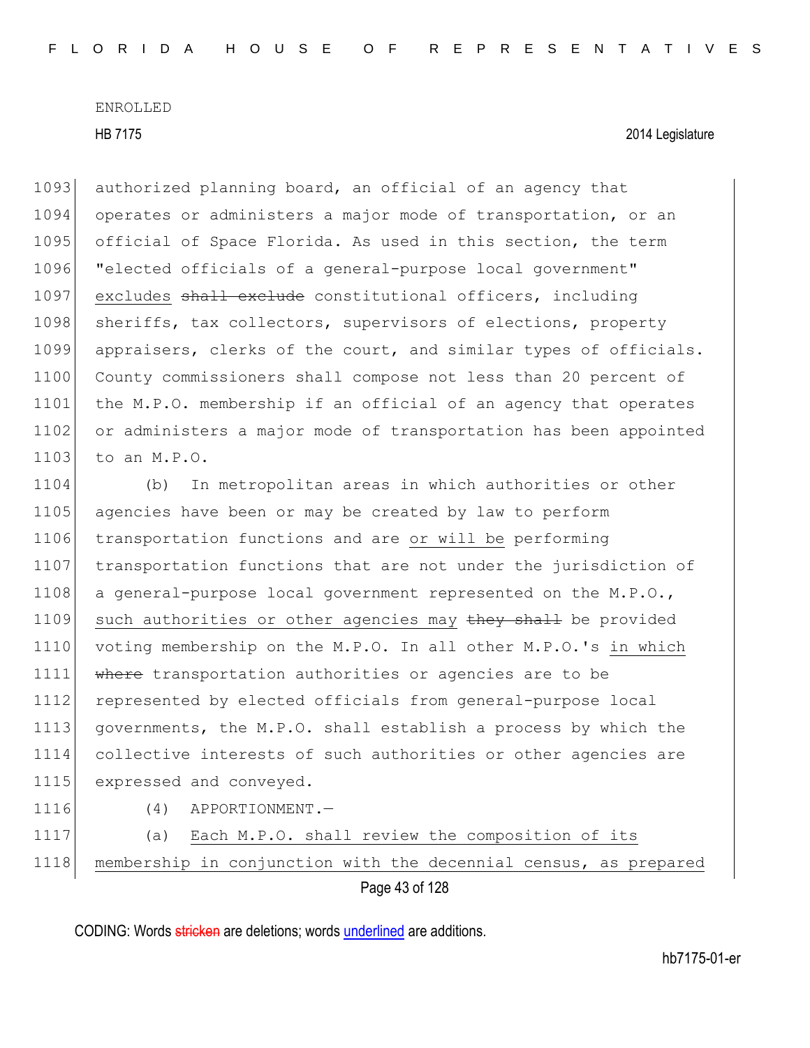authorized planning board, an official of an agency that operates or administers a major mode of transportation, or an official of Space Florida. As used in this section, the term "elected officials of a general-purpose local government" excludes ~~shall exclude~~ constitutional officers, including sheriffs, tax collectors, supervisors of elections, property appraisers, clerks of the court, and similar types of officials. County commissioners shall compose not less than 20 percent of the M.P.O. membership if an official of an agency that operates or administers a major mode of transportation has been appointed to an M.P.O.

(b) In metropolitan areas in which authorities or other agencies have been or may be created by law to perform transportation functions and are or will be performing transportation functions that are not under the jurisdiction of a general-purpose local government represented on the M.P.O., such authorities or other agencies may ~~they shall~~ be provided voting membership on the M.P.O. In all other M.P.O.'s in which ~~where~~ transportation authorities or agencies are to be represented by elected officials from general-purpose local governments, the M.P.O. shall establish a process by which the collective interests of such authorities or other agencies are expressed and conveyed.

(4) APPORTIONMENT.—

(a) Each M.P.O. shall review the composition of its membership in conjunction with the decennial census, as prepared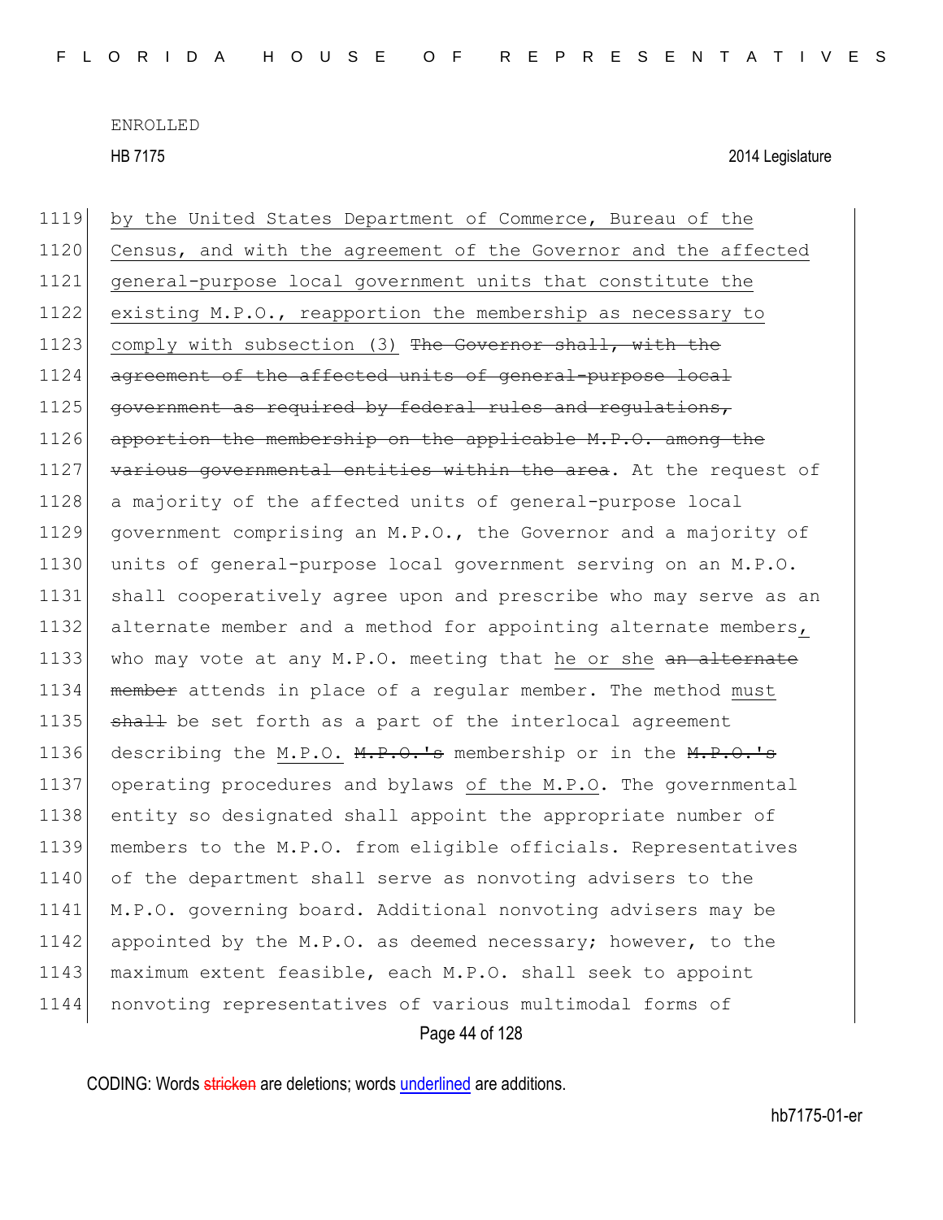by the United States Department of Commerce, Bureau of the Census, and with the agreement of the Governor and the affected general-purpose local government units that constitute the existing M.P.O., reapportion the membership as necessary to comply with subsection (3) ~~The Governor shall, with the agreement of the affected units of general-purpose local government as required by federal rules and regulations, apportion the membership on the applicable M.P.O. among the various governmental entities within the area~~. At the request of a majority of the affected units of general-purpose local government comprising an M.P.O., the Governor and a majority of units of general-purpose local government serving on an M.P.O. shall cooperatively agree upon and prescribe who may serve as an alternate member and a method for appointing alternate members, who may vote at any M.P.O. meeting that he or she ~~an alternate member~~ attends in place of a regular member. The method must ~~shall~~ be set forth as a part of the interlocal agreement describing the M.P.O. ~~M.P.O.'s~~ membership or in the ~~M.P.O.'s~~ operating procedures and bylaws of the M.P.O. The governmental entity so designated shall appoint the appropriate number of members to the M.P.O. from eligible officials. Representatives of the department shall serve as nonvoting advisers to the M.P.O. governing board. Additional nonvoting advisers may be appointed by the M.P.O. as deemed necessary; however, to the maximum extent feasible, each M.P.O. shall seek to appoint nonvoting representatives of various multimodal forms of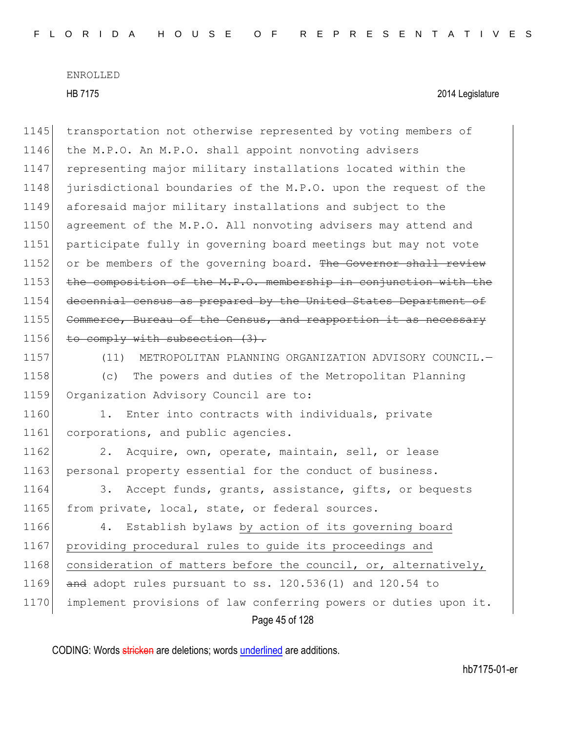transportation not otherwise represented by voting members of the M.P.O. An M.P.O. shall appoint nonvoting advisers representing major military installations located within the jurisdictional boundaries of the M.P.O. upon the request of the aforesaid major military installations and subject to the agreement of the M.P.O. All nonvoting advisers may attend and participate fully in governing board meetings but may not vote or be members of the governing board. ~~The Governor shall review the composition of the M.P.O. membership in conjunction with the decennial census as prepared by the United States Department of Commerce, Bureau of the Census, and reapportion it as necessary to comply with subsection (3).~~

(11) METROPOLITAN PLANNING ORGANIZATION ADVISORY COUNCIL.—

(c) The powers and duties of the Metropolitan Planning Organization Advisory Council are to:

1. Enter into contracts with individuals, private corporations, and public agencies.

2. Acquire, own, operate, maintain, sell, or lease personal property essential for the conduct of business.

3. Accept funds, grants, assistance, gifts, or bequests from private, local, state, or federal sources.

4. Establish bylaws <u>by action of its governing board providing procedural rules to guide its proceedings and consideration of matters before the council, or, alternatively,</u> ~~and~~ adopt rules pursuant to ss. 120.536(1) and 120.54 to implement provisions of law conferring powers or duties upon it.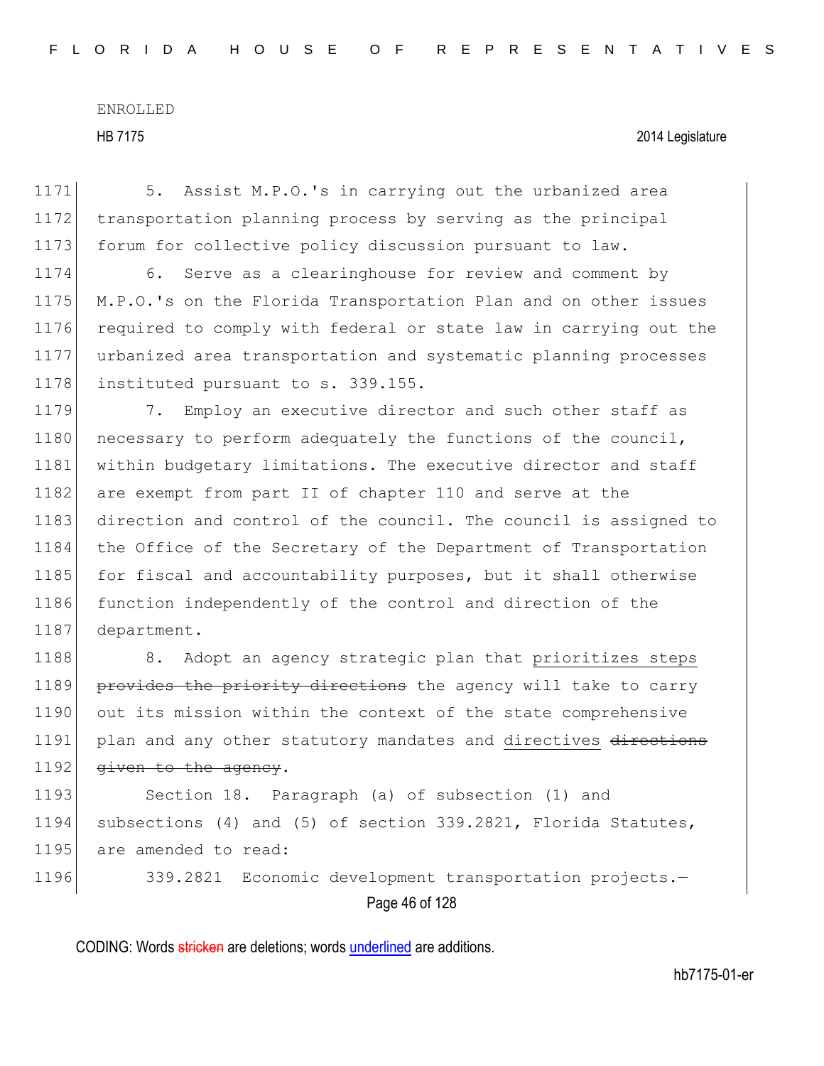5. Assist M.P.O.'s in carrying out the urbanized area transportation planning process by serving as the principal forum for collective policy discussion pursuant to law.

6. Serve as a clearinghouse for review and comment by M.P.O.'s on the Florida Transportation Plan and on other issues required to comply with federal or state law in carrying out the urbanized area transportation and systematic planning processes instituted pursuant to s. 339.155.

7. Employ an executive director and such other staff as necessary to perform adequately the functions of the council, within budgetary limitations. The executive director and staff are exempt from part II of chapter 110 and serve at the direction and control of the council. The council is assigned to the Office of the Secretary of the Department of Transportation for fiscal and accountability purposes, but it shall otherwise function independently of the control and direction of the department.

8. Adopt an agency strategic plan that <u>prioritizes steps</u> ~~provides the priority directions~~ the agency will take to carry out its mission within the context of the state comprehensive plan and any other statutory mandates and <u>directives</u> ~~directions given to the agency~~.

Section 18. Paragraph (a) of subsection (1) and subsections (4) and (5) of section 339.2821, Florida Statutes, are amended to read:

339.2821 Economic development transportation projects.—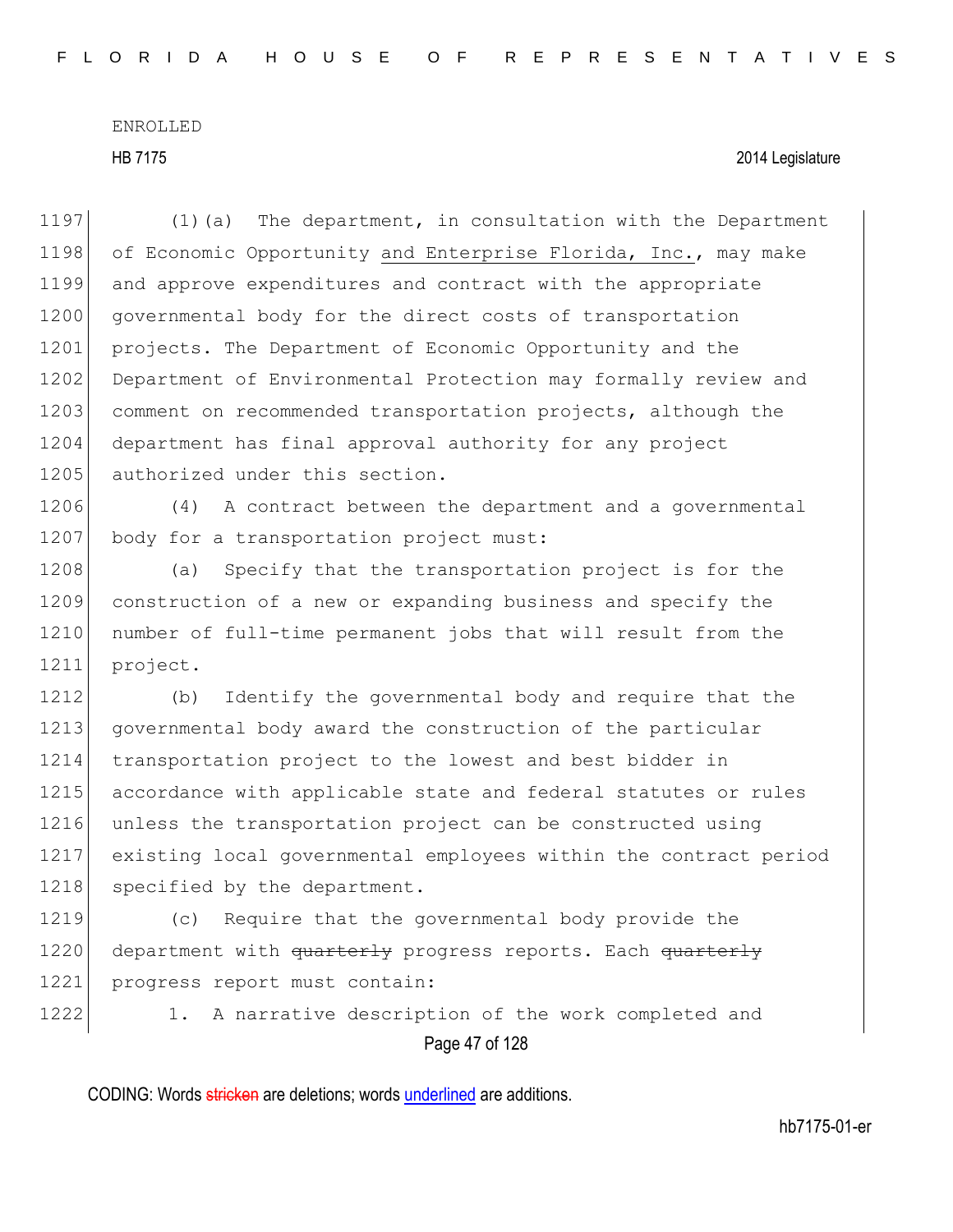(1)(a) The department, in consultation with the Department of Economic Opportunity <u>and Enterprise Florida, Inc.</u>, may make and approve expenditures and contract with the appropriate governmental body for the direct costs of transportation projects. The Department of Economic Opportunity and the Department of Environmental Protection may formally review and comment on recommended transportation projects, although the department has final approval authority for any project authorized under this section.

(4) A contract between the department and a governmental body for a transportation project must:

(a) Specify that the transportation project is for the construction of a new or expanding business and specify the number of full-time permanent jobs that will result from the project.

(b) Identify the governmental body and require that the governmental body award the construction of the particular transportation project to the lowest and best bidder in accordance with applicable state and federal statutes or rules unless the transportation project can be constructed using existing local governmental employees within the contract period specified by the department.

(c) Require that the governmental body provide the department with ~~quarterly~~ progress reports. Each ~~quarterly~~ progress report must contain:

1. A narrative description of the work completed and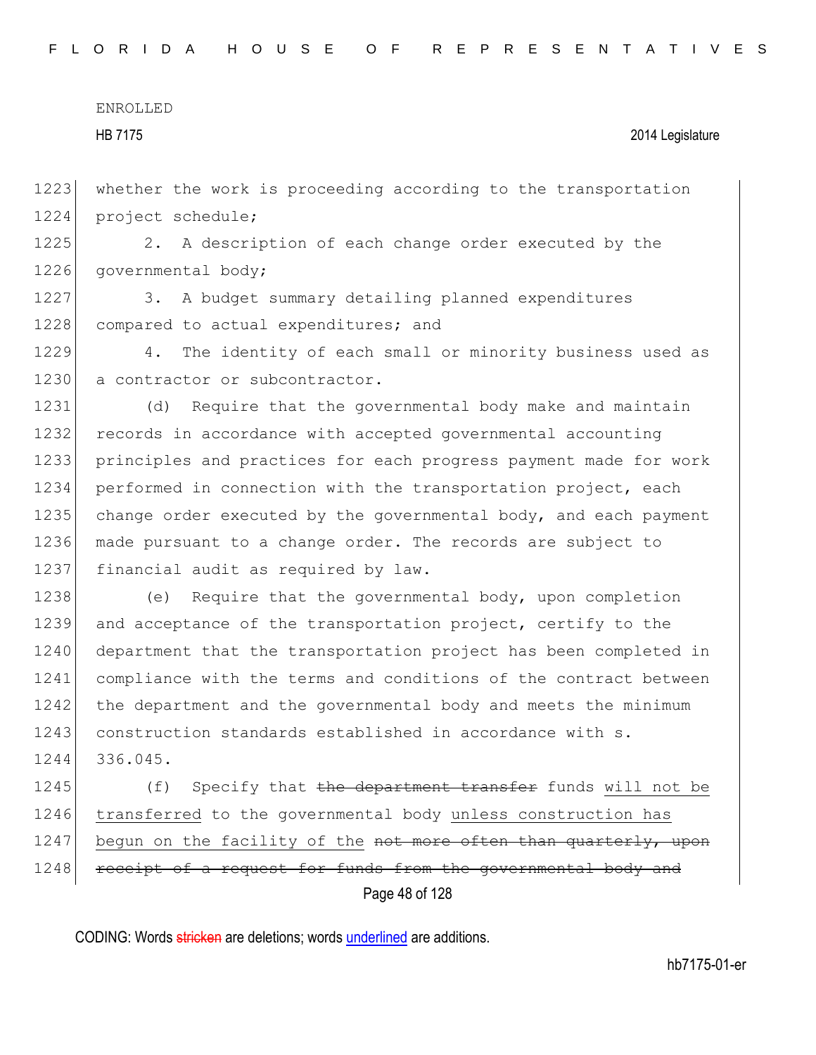ENROLLED

HB 7175 2014 Legislature

whether the work is proceeding according to the transportation project schedule;

2. A description of each change order executed by the governmental body;

3. A budget summary detailing planned expenditures compared to actual expenditures; and

4. The identity of each small or minority business used as a contractor or subcontractor.

(d) Require that the governmental body make and maintain records in accordance with accepted governmental accounting principles and practices for each progress payment made for work performed in connection with the transportation project, each change order executed by the governmental body, and each payment made pursuant to a change order. The records are subject to financial audit as required by law.

(e) Require that the governmental body, upon completion and acceptance of the transportation project, certify to the department that the transportation project has been completed in compliance with the terms and conditions of the contract between the department and the governmental body and meets the minimum construction standards established in accordance with s. 336.045.

(f) Specify that ~~the department transfer~~ funds <u>will not be transferred</u> to the governmental body <u>unless construction has begun on the facility of the</u> ~~not more often than quarterly, upon receipt of a request for funds from the governmental body and~~

CODING: Words ~~stricken~~ are deletions; words <u>underlined</u> are additions.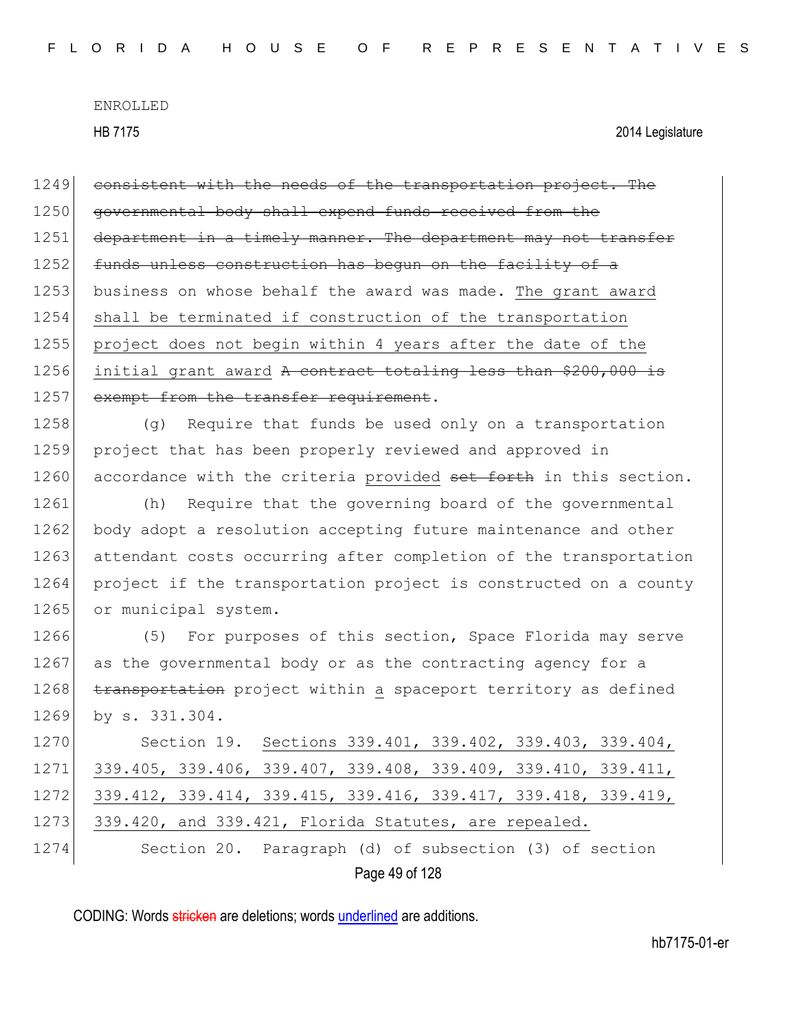~~consistent with the needs of the transportation project. The governmental body shall expend funds received from the department in a timely manner. The department may not transfer funds unless construction has begun on the facility of a~~ business on whose behalf the award was made. <u>The grant award shall be terminated if construction of the transportation project does not begin within 4 years after the date of the initial grant award</u> ~~A contract totaling less than $200,000 is exempt from the transfer requirement~~.

(g) Require that funds be used only on a transportation project that has been properly reviewed and approved in accordance with the criteria <u>provided</u> ~~set forth~~ in this section.

(h) Require that the governing board of the governmental body adopt a resolution accepting future maintenance and other attendant costs occurring after completion of the transportation project if the transportation project is constructed on a county or municipal system.

(5) For purposes of this section, Space Florida may serve as the governmental body or as the contracting agency for a ~~transportation~~ project within <u>a</u> spaceport territory as defined by s. 331.304.

Section 19. <u>Sections 339.401, 339.402, 339.403, 339.404, 339.405, 339.406, 339.407, 339.408, 339.409, 339.410, 339.411, 339.412, 339.414, 339.415, 339.416, 339.417, 339.418, 339.419, 339.420, and 339.421, Florida Statutes, are repealed.</u>

Section 20. Paragraph (d) of subsection (3) of section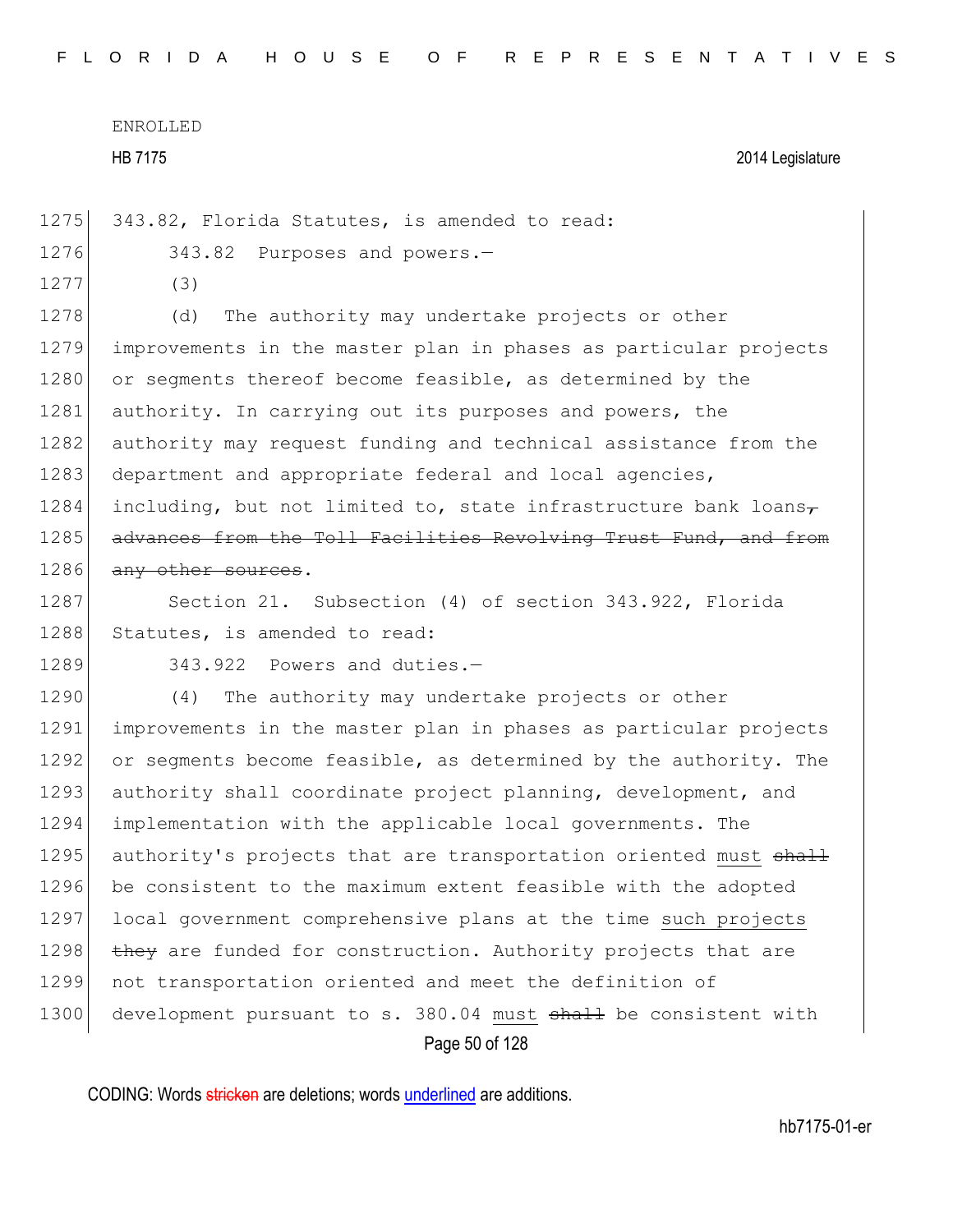343.82, Florida Statutes, is amended to read:

343.82 Purposes and powers.—

(3)

(d) The authority may undertake projects or other improvements in the master plan in phases as particular projects or segments thereof become feasible, as determined by the authority. In carrying out its purposes and powers, the authority may request funding and technical assistance from the department and appropriate federal and local agencies, including, but not limited to, state infrastructure bank loans~~, advances from the Toll Facilities Revolving Trust Fund, and from any other sources~~.

Section 21. Subsection (4) of section 343.922, Florida Statutes, is amended to read:

343.922 Powers and duties.—

(4) The authority may undertake projects or other improvements in the master plan in phases as particular projects or segments become feasible, as determined by the authority. The authority shall coordinate project planning, development, and implementation with the applicable local governments. The authority's projects that are transportation oriented <u>must</u> ~~shall~~ be consistent to the maximum extent feasible with the adopted local government comprehensive plans at the time <u>such projects</u> ~~they~~ are funded for construction. Authority projects that are not transportation oriented and meet the definition of development pursuant to s. 380.04 <u>must</u> ~~shall~~ be consistent with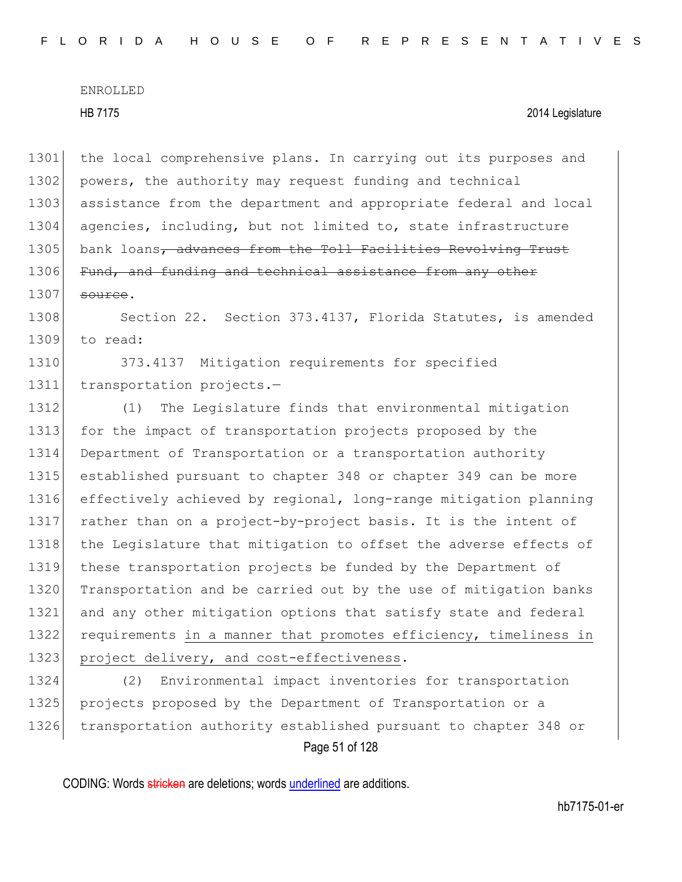the local comprehensive plans. In carrying out its purposes and powers, the authority may request funding and technical assistance from the department and appropriate federal and local agencies, including, but not limited to, state infrastructure bank loans~~, advances from the Toll Facilities Revolving Trust Fund, and funding and technical assistance from any other source~~.

Section 22. Section 373.4137, Florida Statutes, is amended to read:

373.4137 Mitigation requirements for specified transportation projects.—

(1) The Legislature finds that environmental mitigation for the impact of transportation projects proposed by the Department of Transportation or a transportation authority established pursuant to chapter 348 or chapter 349 can be more effectively achieved by regional, long-range mitigation planning rather than on a project-by-project basis. It is the intent of the Legislature that mitigation to offset the adverse effects of these transportation projects be funded by the Department of Transportation and be carried out by the use of mitigation banks and any other mitigation options that satisfy state and federal requirements <u>in a manner that promotes efficiency, timeliness in project delivery, and cost-effectiveness</u>.

(2) Environmental impact inventories for transportation projects proposed by the Department of Transportation or a transportation authority established pursuant to chapter 348 or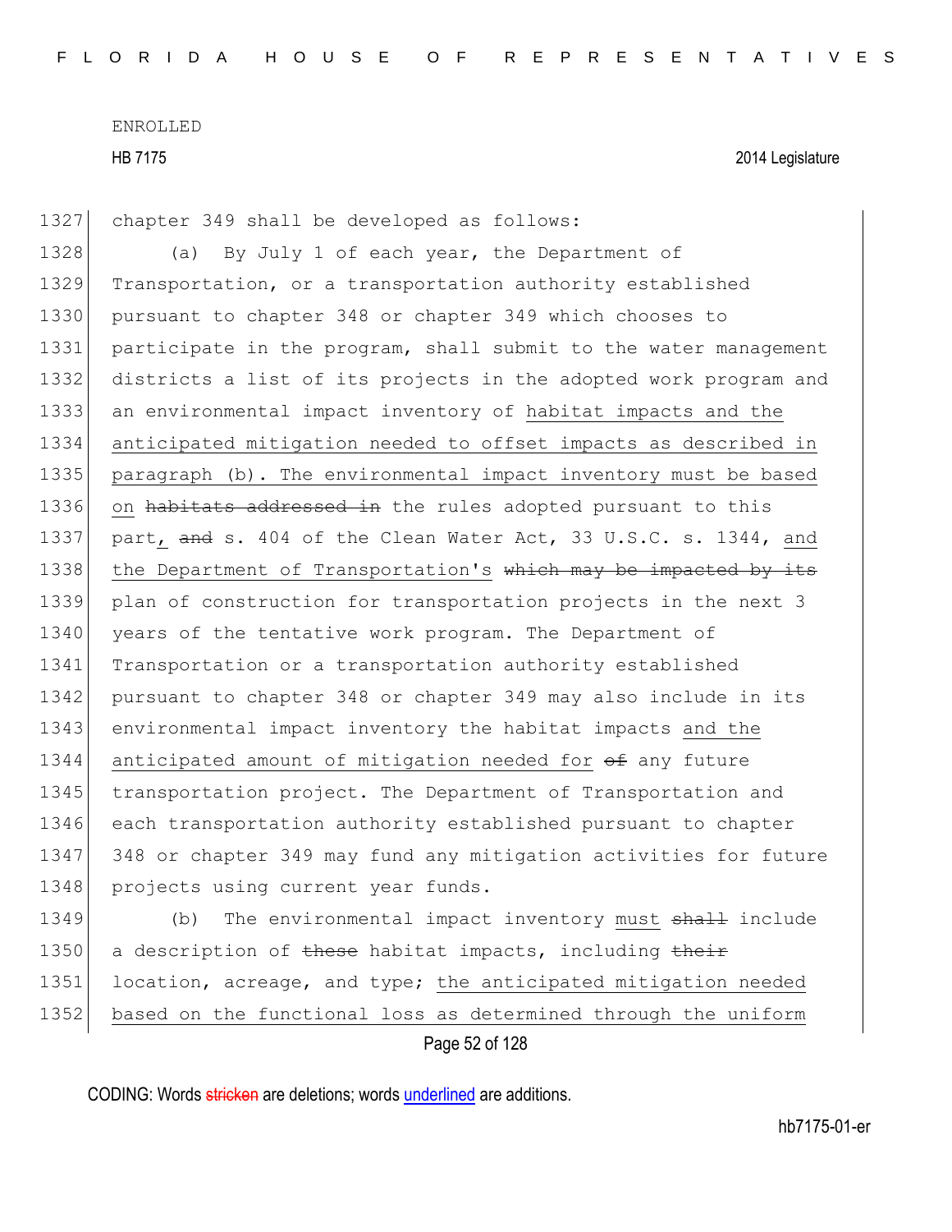ENROLLED

HB 7175 2014 Legislature

1327 chapter 349 shall be developed as follows:

1328 (a) By July 1 of each year, the Department of
1329 Transportation, or a transportation authority established
1330 pursuant to chapter 348 or chapter 349 which chooses to
1331 participate in the program, shall submit to the water management
1332 districts a list of its projects in the adopted work program and
1333 an environmental impact inventory of habitat impacts and the
1334 anticipated mitigation needed to offset impacts as described in
1335 paragraph (b). The environmental impact inventory must be based
1336 on ~~habitats addressed in~~ the rules adopted pursuant to this
1337 part, ~~and~~ s. 404 of the Clean Water Act, 33 U.S.C. s. 1344, and
1338 the Department of Transportation's ~~which may be impacted by its~~
1339 plan of construction for transportation projects in the next 3
1340 years of the tentative work program. The Department of
1341 Transportation or a transportation authority established
1342 pursuant to chapter 348 or chapter 349 may also include in its
1343 environmental impact inventory the habitat impacts and the
1344 anticipated amount of mitigation needed for ~~of~~ any future
1345 transportation project. The Department of Transportation and
1346 each transportation authority established pursuant to chapter
1347 348 or chapter 349 may fund any mitigation activities for future
1348 projects using current year funds.

1349 (b) The environmental impact inventory must ~~shall~~ include
1350 a description of ~~these~~ habitat impacts, including ~~their~~
1351 location, acreage, and type; the anticipated mitigation needed
1352 based on the functional loss as determined through the uniform

CODING: Words ~~stricken~~ are deletions; words underlined are additions.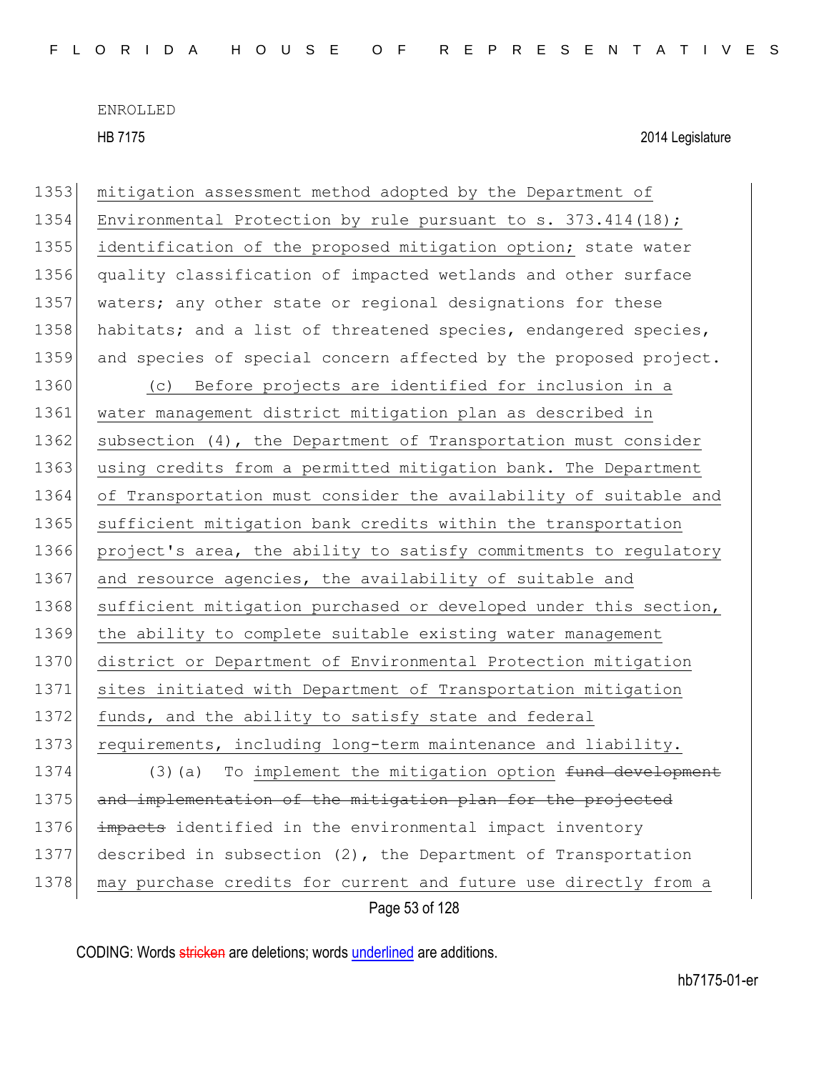ENROLLED

HB 7175 2014 Legislature

mitigation assessment method adopted by the Department of Environmental Protection by rule pursuant to s. 373.414(18); identification of the proposed mitigation option; state water quality classification of impacted wetlands and other surface waters; any other state or regional designations for these habitats; and a list of threatened species, endangered species, and species of special concern affected by the proposed project.

(c) Before projects are identified for inclusion in a water management district mitigation plan as described in subsection (4), the Department of Transportation must consider using credits from a permitted mitigation bank. The Department of Transportation must consider the availability of suitable and sufficient mitigation bank credits within the transportation project's area, the ability to satisfy commitments to regulatory and resource agencies, the availability of suitable and sufficient mitigation purchased or developed under this section, the ability to complete suitable existing water management district or Department of Environmental Protection mitigation sites initiated with Department of Transportation mitigation funds, and the ability to satisfy state and federal requirements, including long-term maintenance and liability.

(3)(a) To implement the mitigation option ~~fund development and implementation of the mitigation plan for the projected impacts~~ identified in the environmental impact inventory described in subsection (2), the Department of Transportation may purchase credits for current and future use directly from a

CODING: Words ~~stricken~~ are deletions; words underlined are additions.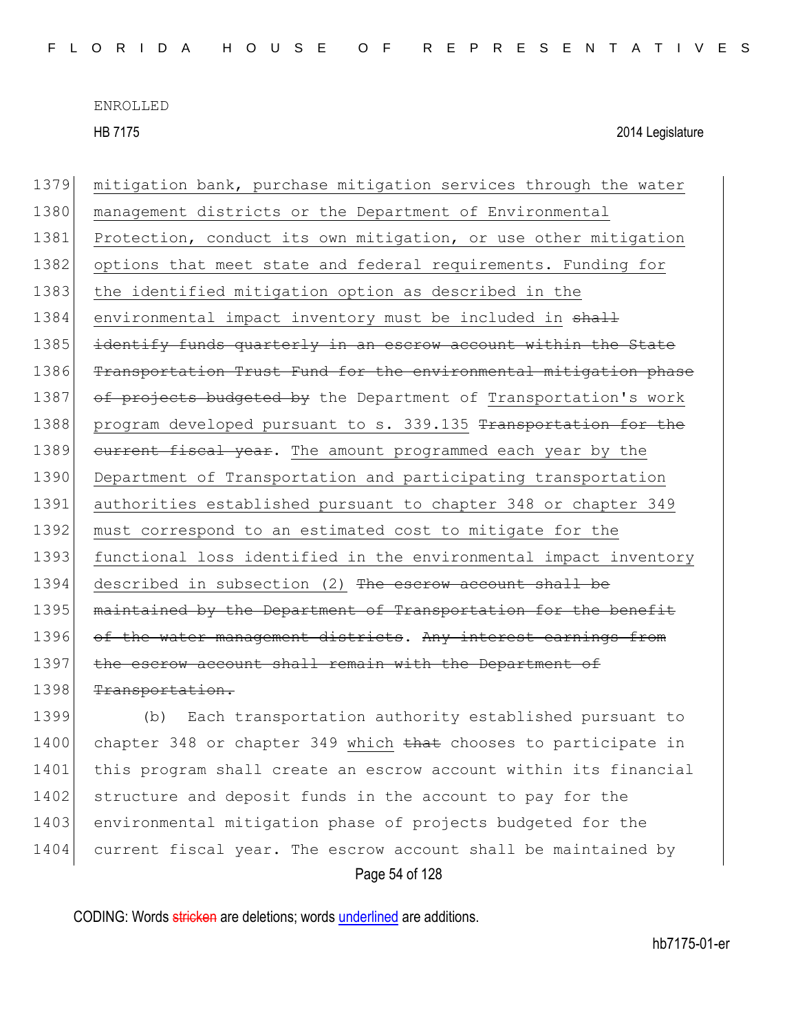ENROLLED

HB 7175 2014 Legislature

1379 mitigation bank, purchase mitigation services through the water
1380 management districts or the Department of Environmental
1381 Protection, conduct its own mitigation, or use other mitigation
1382 options that meet state and federal requirements. Funding for
1383 the identified mitigation option as described in the
1384 environmental impact inventory must be included in ~~shall~~
1385 ~~identify funds quarterly in an escrow account within the State~~
1386 ~~Transportation Trust Fund for the environmental mitigation phase~~
1387 ~~of projects budgeted by~~ the Department of Transportation's work
1388 program developed pursuant to s. 339.135 ~~Transportation for the~~
1389 ~~current fiscal year~~. The amount programmed each year by the
1390 Department of Transportation and participating transportation
1391 authorities established pursuant to chapter 348 or chapter 349
1392 must correspond to an estimated cost to mitigate for the
1393 functional loss identified in the environmental impact inventory
1394 described in subsection (2) ~~The escrow account shall be~~
1395 ~~maintained by the Department of Transportation for the benefit~~
1396 ~~of the water management districts~~. ~~Any interest earnings from~~
1397 ~~the escrow account shall remain with the Department of~~
1398 ~~Transportation.~~

1399 (b) Each transportation authority established pursuant to
1400 chapter 348 or chapter 349 which ~~that~~ chooses to participate in
1401 this program shall create an escrow account within its financial
1402 structure and deposit funds in the account to pay for the
1403 environmental mitigation phase of projects budgeted for the
1404 current fiscal year. The escrow account shall be maintained by

CODING: Words ~~stricken~~ are deletions; words underlined are additions.

hb7175-01-er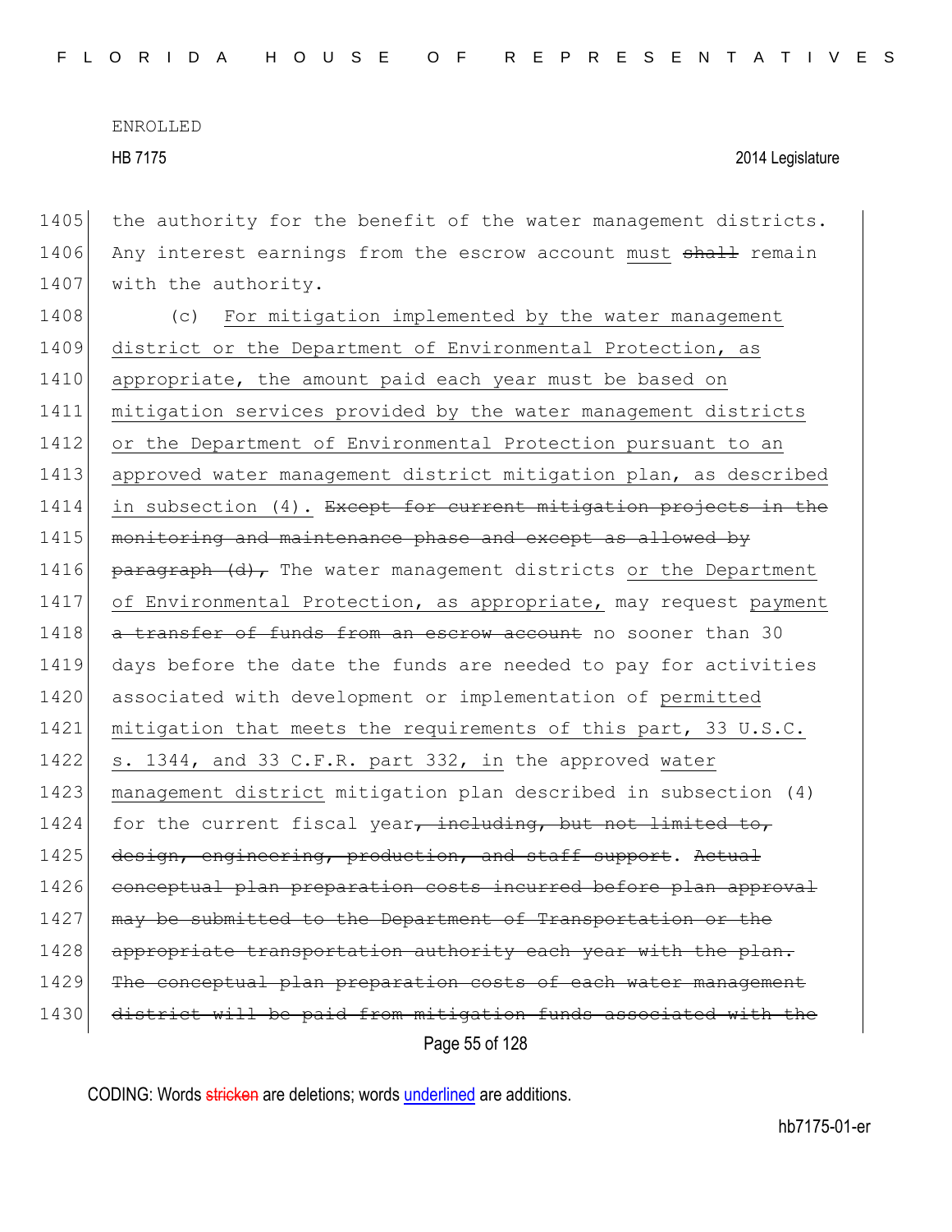ENROLLED

HB 7175 2014 Legislature

1405 the authority for the benefit of the water management districts.
1406 Any interest earnings from the escrow account <u>must</u> ~~shall~~ remain
1407 with the authority.

1408 (c) <u>For mitigation implemented by the water management</u>
1409 <u>district or the Department of Environmental Protection, as</u>
1410 <u>appropriate, the amount paid each year must be based on</u>
1411 <u>mitigation services provided by the water management districts</u>
1412 <u>or the Department of Environmental Protection pursuant to an</u>
1413 <u>approved water management district mitigation plan, as described</u>
1414 <u>in subsection (4).</u> ~~Except for current mitigation projects in the~~
1415 ~~monitoring and maintenance phase and except as allowed by~~
1416 ~~paragraph (d),~~ The water management districts <u>or the Department</u>
1417 <u>of Environmental Protection, as appropriate,</u> may request <u>payment</u>
1418 ~~a transfer of funds from an escrow account~~ no sooner than 30
1419 days before the date the funds are needed to pay for activities
1420 associated with development or implementation of <u>permitted</u>
1421 <u>mitigation that meets the requirements of this part, 33 U.S.C.</u>
1422 <u>s. 1344, and 33 C.F.R. part 332, in</u> the approved <u>water</u>
1423 <u>management district</u> mitigation plan described in subsection (4)
1424 for the current fiscal year~~, including, but not limited to,~~
1425 ~~design, engineering, production, and staff support~~. ~~Actual~~
1426 ~~conceptual plan preparation costs incurred before plan approval~~
1427 ~~may be submitted to the Department of Transportation or the~~
1428 ~~appropriate transportation authority each year with the plan.~~
1429 ~~The conceptual plan preparation costs of each water management~~
1430 ~~district will be paid from mitigation funds associated with the~~

CODING: Words ~~stricken~~ are deletions; words <u>underlined</u> are additions.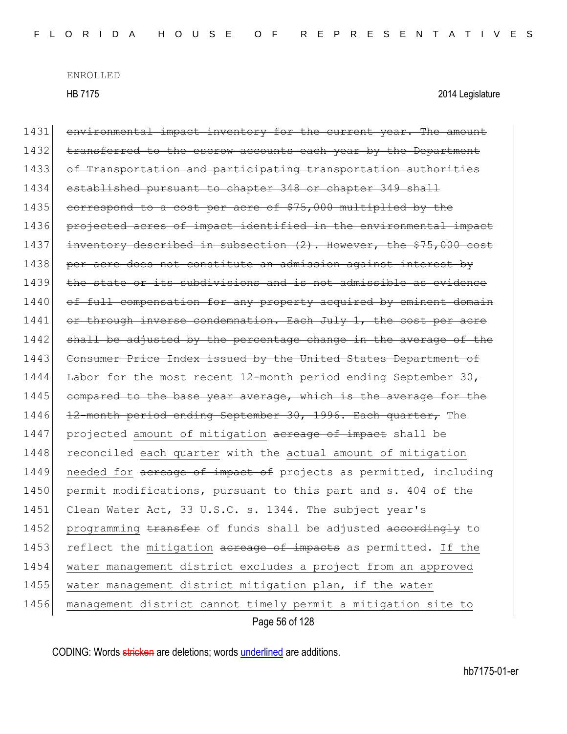1431 ~~environmental impact inventory for the current year. The amount~~
1432 ~~transferred to the escrow accounts each year by the Department~~
1433 ~~of Transportation and participating transportation authorities~~
1434 ~~established pursuant to chapter 348 or chapter 349 shall~~
1435 ~~correspond to a cost per acre of $75,000 multiplied by the~~
1436 ~~projected acres of impact identified in the environmental impact~~
1437 ~~inventory described in subsection (2). However, the $75,000 cost~~
1438 ~~per acre does not constitute an admission against interest by~~
1439 ~~the state or its subdivisions and is not admissible as evidence~~
1440 ~~of full compensation for any property acquired by eminent domain~~
1441 ~~or through inverse condemnation. Each July 1, the cost per acre~~
1442 ~~shall be adjusted by the percentage change in the average of the~~
1443 ~~Consumer Price Index issued by the United States Department of~~
1444 ~~Labor for the most recent 12-month period ending September 30,~~
1445 ~~compared to the base year average, which is the average for the~~
1446 ~~12-month period ending September 30, 1996. Each quarter,~~ The
1447 projected amount of mitigation ~~acreage of impact~~ shall be
1448 reconciled each quarter with the actual amount of mitigation
1449 needed for ~~acreage of impact of~~ projects as permitted, including
1450 permit modifications, pursuant to this part and s. 404 of the
1451 Clean Water Act, 33 U.S.C. s. 1344. The subject year's
1452 programming ~~transfer~~ of funds shall be adjusted ~~accordingly~~ to
1453 reflect the mitigation ~~acreage of impacts~~ as permitted. If the
1454 water management district excludes a project from an approved
1455 water management district mitigation plan, if the water
1456 management district cannot timely permit a mitigation site to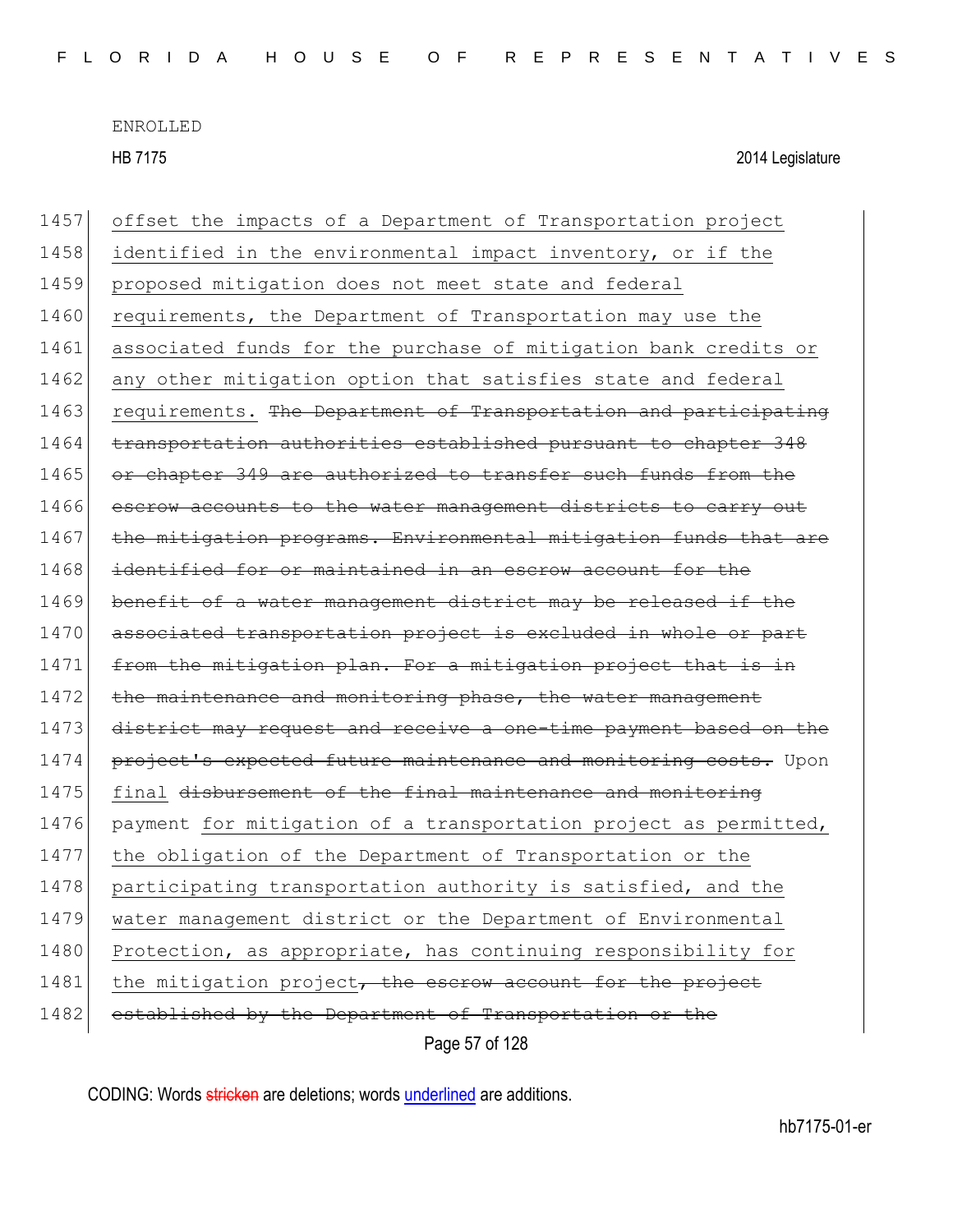offset the impacts of a Department of Transportation project identified in the environmental impact inventory, or if the proposed mitigation does not meet state and federal requirements, the Department of Transportation may use the associated funds for the purchase of mitigation bank credits or any other mitigation option that satisfies state and federal requirements. ~~The Department of Transportation and participating transportation authorities established pursuant to chapter 348 or chapter 349 are authorized to transfer such funds from the escrow accounts to the water management districts to carry out the mitigation programs. Environmental mitigation funds that are identified for or maintained in an escrow account for the benefit of a water management district may be released if the associated transportation project is excluded in whole or part from the mitigation plan. For a mitigation project that is in the maintenance and monitoring phase, the water management district may request and receive a one-time payment based on the project's expected future maintenance and monitoring costs.~~ Upon final ~~disbursement of the final maintenance and monitoring~~ payment for mitigation of a transportation project as permitted, the obligation of the Department of Transportation or the participating transportation authority is satisfied, and the water management district or the Department of Environmental Protection, as appropriate, has continuing responsibility for the mitigation project~~, the escrow account for the project established by the Department of Transportation or the~~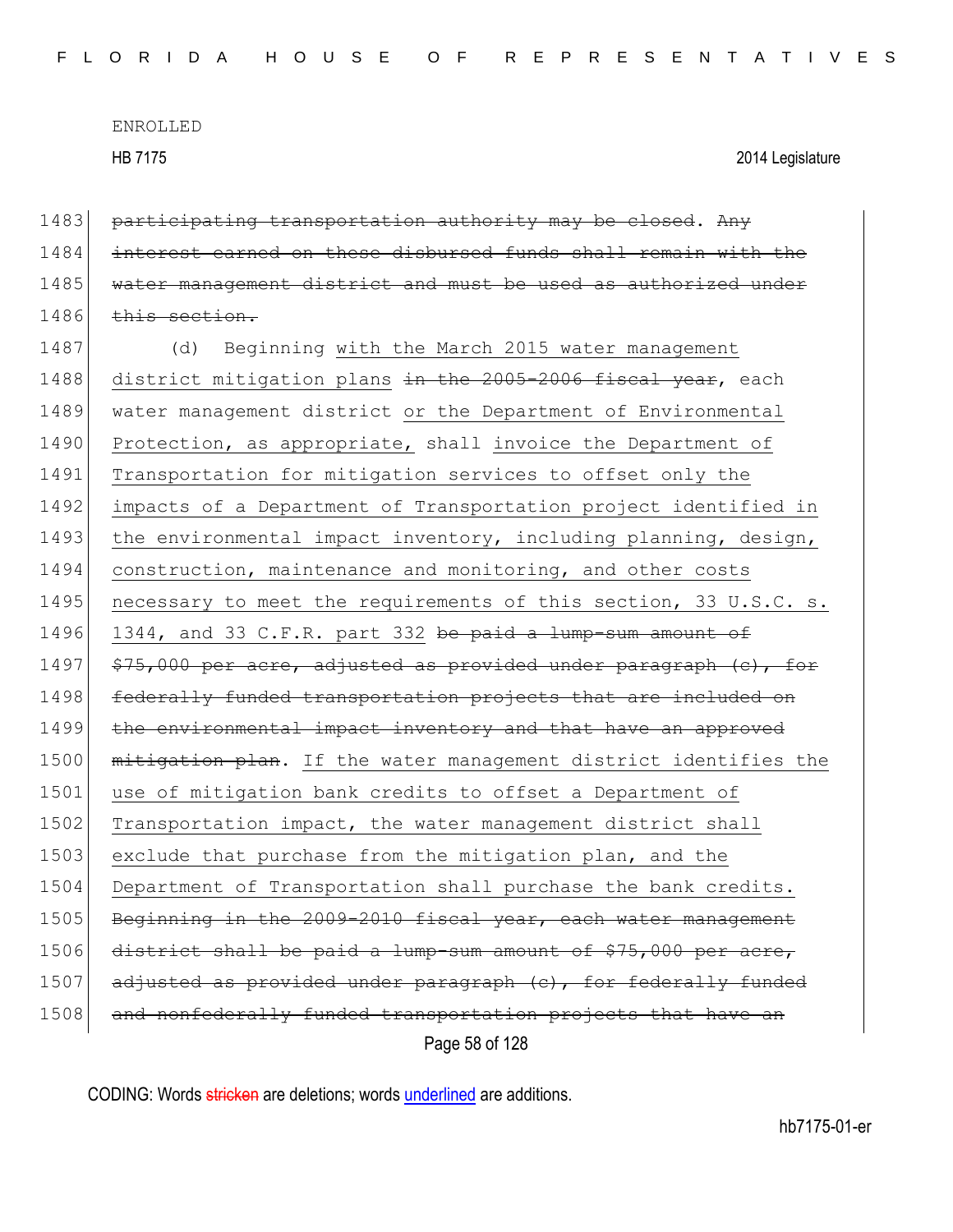ENROLLED

HB 7175 2014 Legislature

1483 ~~participating transportation authority may be closed~~. ~~Any~~
1484 ~~interest earned on these disbursed funds shall remain with the~~
1485 ~~water management district and must be used as authorized under~~
1486 ~~this section.~~

1487 (d) Beginning <u>with the March 2015 water management</u>
1488 <u>district mitigation plans</u> ~~in the 2005-2006 fiscal year~~, each
1489 water management district <u>or the Department of Environmental</u>
1490 <u>Protection, as appropriate,</u> shall <u>invoice the Department of</u>
1491 <u>Transportation for mitigation services to offset only the</u>
1492 <u>impacts of a Department of Transportation project identified in</u>
1493 <u>the environmental impact inventory, including planning, design,</u>
1494 <u>construction, maintenance and monitoring, and other costs</u>
1495 <u>necessary to meet the requirements of this section, 33 U.S.C. s.</u>
1496 <u>1344, and 33 C.F.R. part 332</u> ~~be paid a lump-sum amount of~~
1497 ~~$75,000 per acre, adjusted as provided under paragraph (c), for~~
1498 ~~federally funded transportation projects that are included on~~
1499 ~~the environmental impact inventory and that have an approved~~
1500 ~~mitigation plan~~. <u>If the water management district identifies the</u>
1501 <u>use of mitigation bank credits to offset a Department of</u>
1502 <u>Transportation impact, the water management district shall</u>
1503 <u>exclude that purchase from the mitigation plan, and the</u>
1504 <u>Department of Transportation shall purchase the bank credits.</u>
1505 ~~Beginning in the 2009-2010 fiscal year, each water management~~
1506 ~~district shall be paid a lump-sum amount of $75,000 per acre,~~
1507 ~~adjusted as provided under paragraph (c), for federally funded~~
1508 ~~and nonfederally funded transportation projects that have an~~

CODING: Words ~~stricken~~ are deletions; words <u>underlined</u> are additions.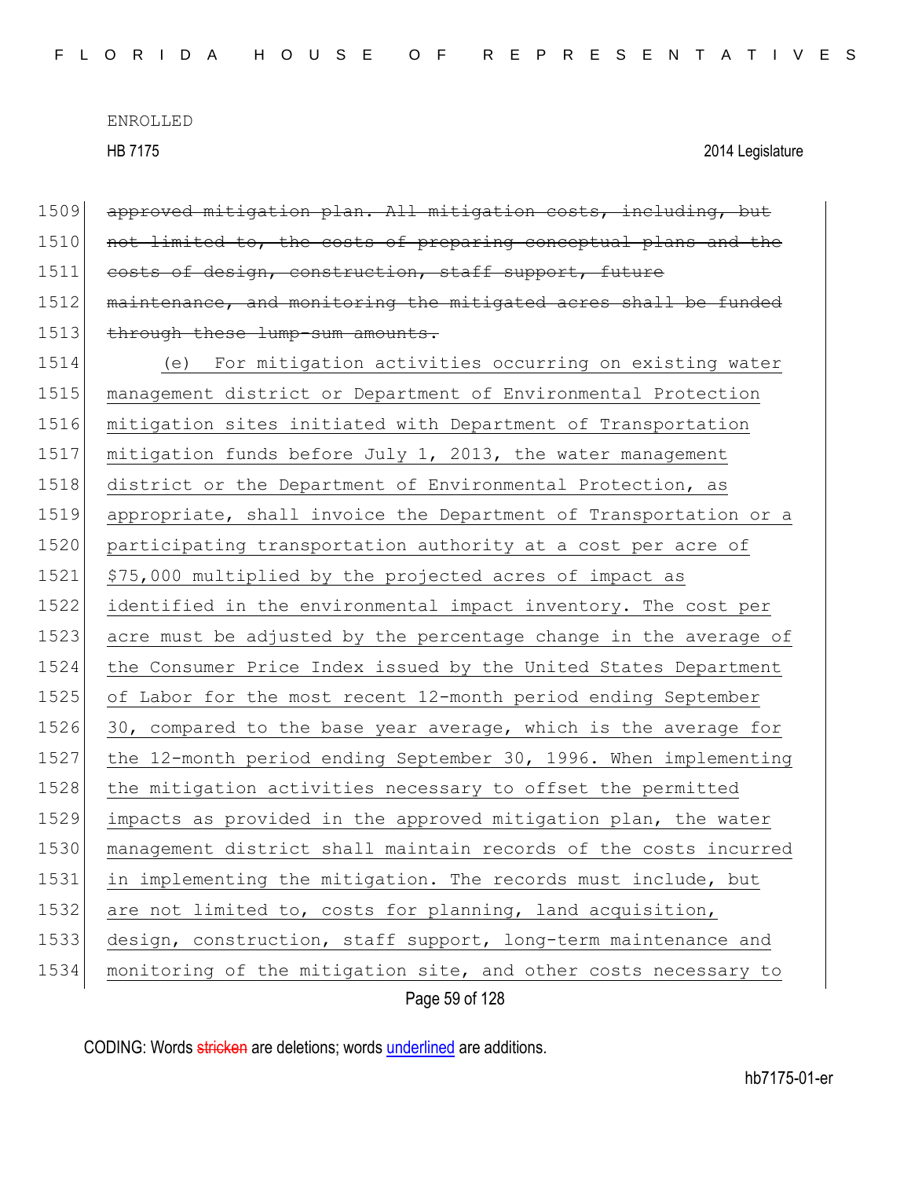~~approved mitigation plan. All mitigation costs, including, but not limited to, the costs of preparing conceptual plans and the costs of design, construction, staff support, future maintenance, and monitoring the mitigated acres shall be funded through these lump-sum amounts.~~

<u>(e) For mitigation activities occurring on existing water management district or Department of Environmental Protection mitigation sites initiated with Department of Transportation mitigation funds before July 1, 2013, the water management district or the Department of Environmental Protection, as appropriate, shall invoice the Department of Transportation or a participating transportation authority at a cost per acre of $75,000 multiplied by the projected acres of impact as identified in the environmental impact inventory. The cost per acre must be adjusted by the percentage change in the average of the Consumer Price Index issued by the United States Department of Labor for the most recent 12-month period ending September 30, compared to the base year average, which is the average for the 12-month period ending September 30, 1996. When implementing the mitigation activities necessary to offset the permitted impacts as provided in the approved mitigation plan, the water management district shall maintain records of the costs incurred in implementing the mitigation. The records must include, but are not limited to, costs for planning, land acquisition, design, construction, staff support, long-term maintenance and monitoring of the mitigation site, and other costs necessary to</u>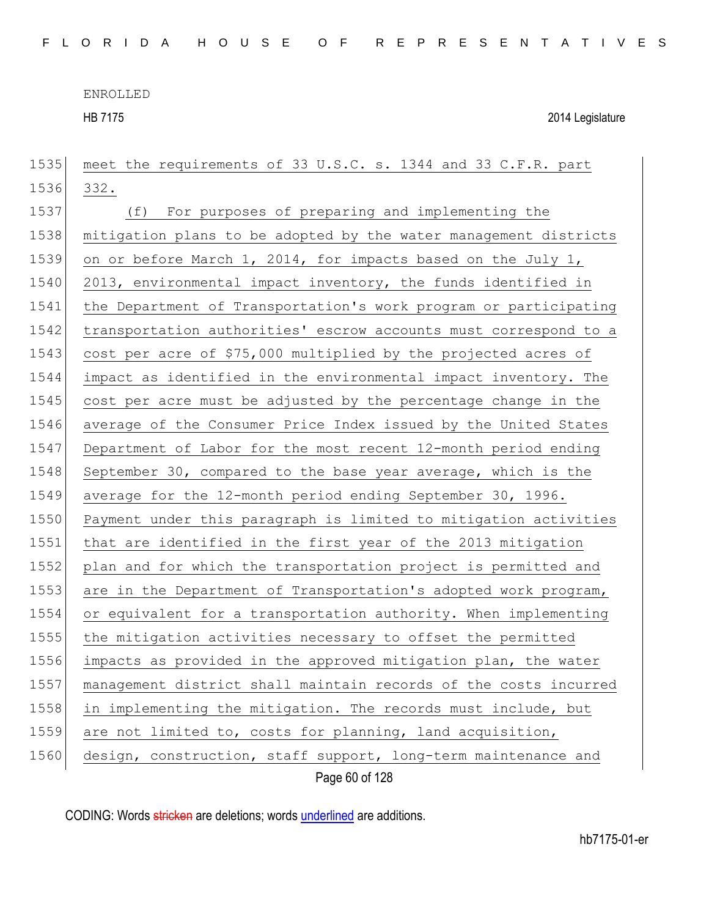meet the requirements of 33 U.S.C. s. 1344 and 33 C.F.R. part 332.

(f) For purposes of preparing and implementing the mitigation plans to be adopted by the water management districts on or before March 1, 2014, for impacts based on the July 1, 2013, environmental impact inventory, the funds identified in the Department of Transportation's work program or participating transportation authorities' escrow accounts must correspond to a cost per acre of $75,000 multiplied by the projected acres of impact as identified in the environmental impact inventory. The cost per acre must be adjusted by the percentage change in the average of the Consumer Price Index issued by the United States Department of Labor for the most recent 12-month period ending September 30, compared to the base year average, which is the average for the 12-month period ending September 30, 1996. Payment under this paragraph is limited to mitigation activities that are identified in the first year of the 2013 mitigation plan and for which the transportation project is permitted and are in the Department of Transportation's adopted work program, or equivalent for a transportation authority. When implementing the mitigation activities necessary to offset the permitted impacts as provided in the approved mitigation plan, the water management district shall maintain records of the costs incurred in implementing the mitigation. The records must include, but are not limited to, costs for planning, land acquisition, design, construction, staff support, long-term maintenance and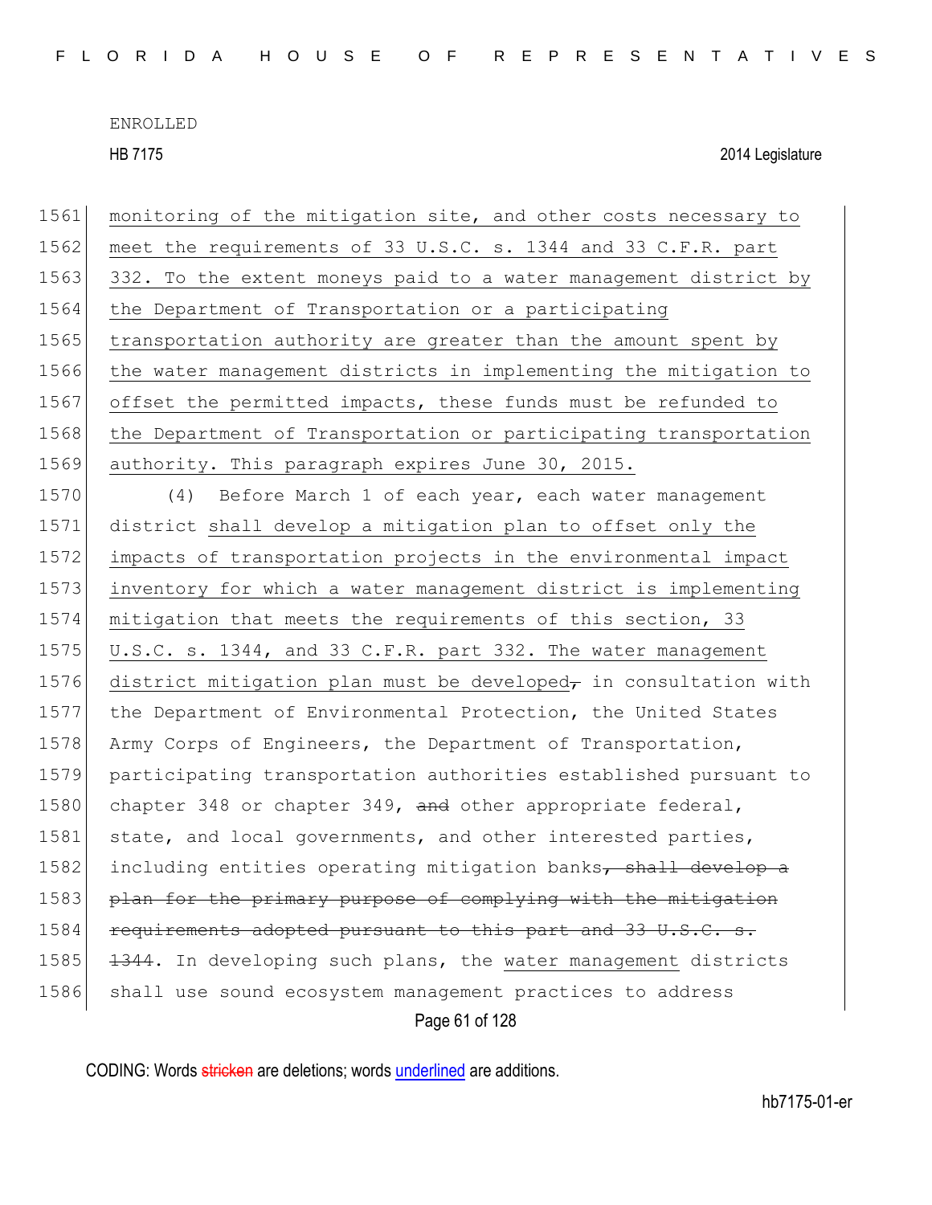ENROLLED

HB 7175 2014 Legislature

1561 monitoring of the mitigation site, and other costs necessary to
1562 meet the requirements of 33 U.S.C. s. 1344 and 33 C.F.R. part
1563 332. To the extent moneys paid to a water management district by
1564 the Department of Transportation or a participating
1565 transportation authority are greater than the amount spent by
1566 the water management districts in implementing the mitigation to
1567 offset the permitted impacts, these funds must be refunded to
1568 the Department of Transportation or participating transportation
1569 authority. This paragraph expires June 30, 2015.

1570 (4) Before March 1 of each year, each water management
1571 district shall develop a mitigation plan to offset only the
1572 impacts of transportation projects in the environmental impact
1573 inventory for which a water management district is implementing
1574 mitigation that meets the requirements of this section, 33
1575 U.S.C. s. 1344, and 33 C.F.R. part 332. The water management
1576 district mitigation plan must be developed, in consultation with
1577 the Department of Environmental Protection, the United States
1578 Army Corps of Engineers, the Department of Transportation,
1579 participating transportation authorities established pursuant to
1580 chapter 348 or chapter 349, and other appropriate federal,
1581 state, and local governments, and other interested parties,
1582 including entities operating mitigation banks, shall develop a
1583 plan for the primary purpose of complying with the mitigation
1584 requirements adopted pursuant to this part and 33 U.S.C. s.
1585 1344. In developing such plans, the water management districts
1586 shall use sound ecosystem management practices to address

CODING: Words stricken are deletions; words underlined are additions.

hb7175-01-er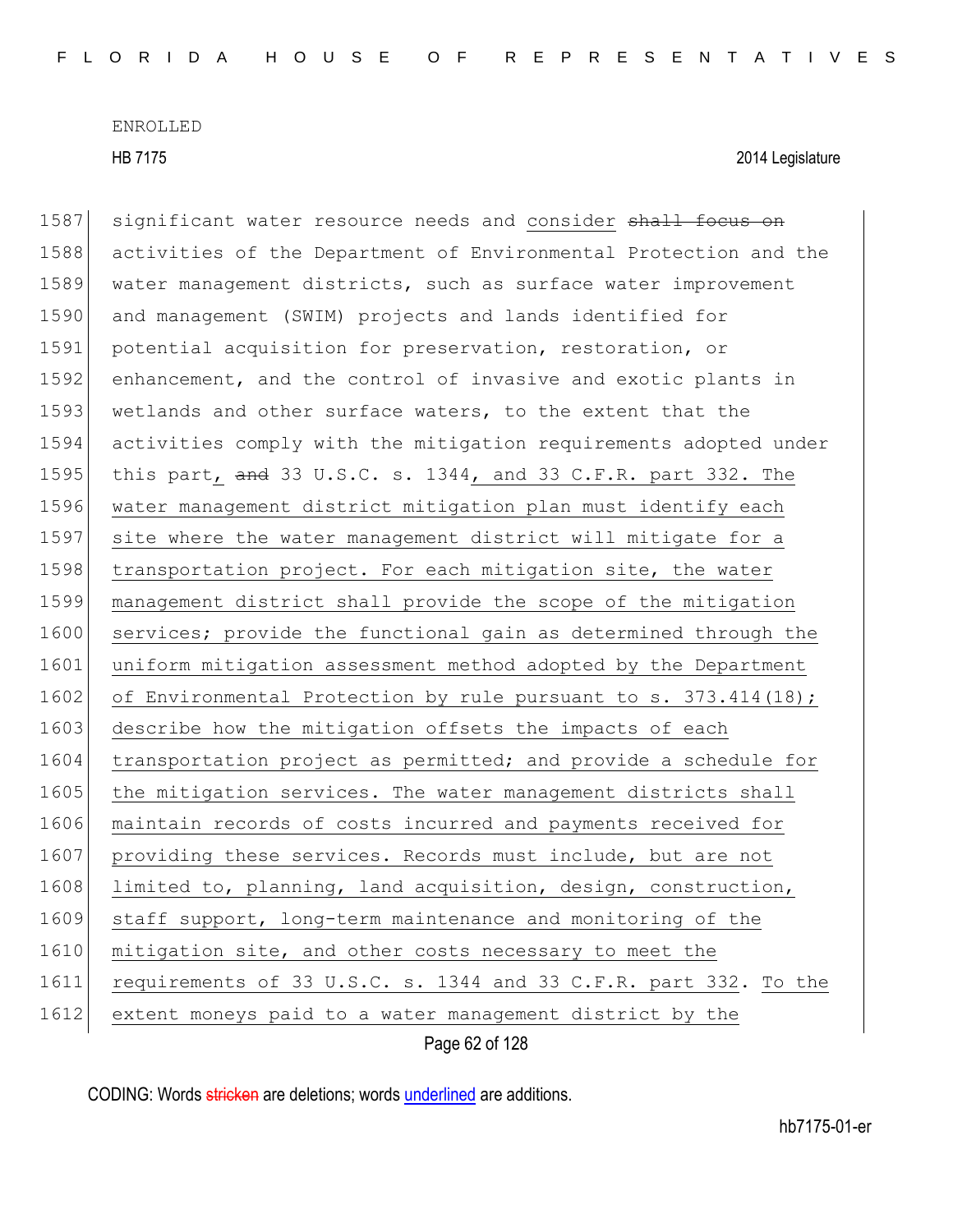significant water resource needs and consider ~~shall focus on~~ activities of the Department of Environmental Protection and the water management districts, such as surface water improvement and management (SWIM) projects and lands identified for potential acquisition for preservation, restoration, or enhancement, and the control of invasive and exotic plants in wetlands and other surface waters, to the extent that the activities comply with the mitigation requirements adopted under this part, ~~and~~ 33 U.S.C. s. 1344, and 33 C.F.R. part 332. The water management district mitigation plan must identify each site where the water management district will mitigate for a transportation project. For each mitigation site, the water management district shall provide the scope of the mitigation services; provide the functional gain as determined through the uniform mitigation assessment method adopted by the Department of Environmental Protection by rule pursuant to s. 373.414(18); describe how the mitigation offsets the impacts of each transportation project as permitted; and provide a schedule for the mitigation services. The water management districts shall maintain records of costs incurred and payments received for providing these services. Records must include, but are not limited to, planning, land acquisition, design, construction, staff support, long-term maintenance and monitoring of the mitigation site, and other costs necessary to meet the requirements of 33 U.S.C. s. 1344 and 33 C.F.R. part 332. To the extent moneys paid to a water management district by the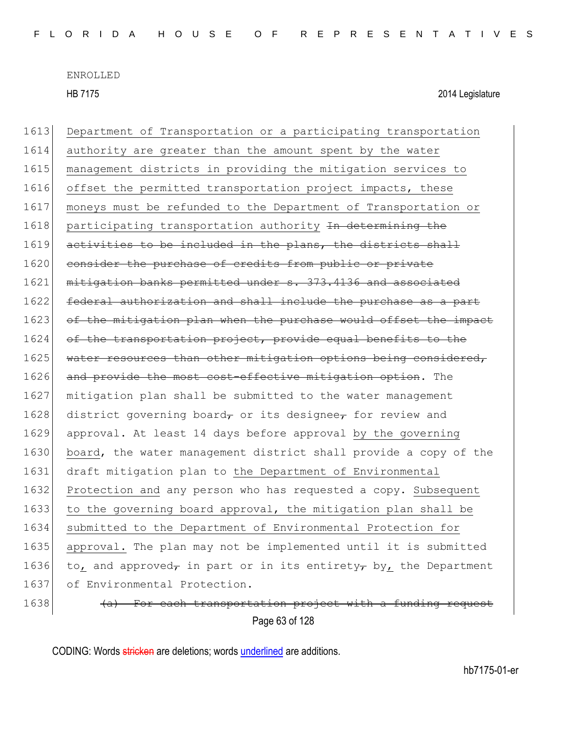Department of Transportation or a participating transportation authority are greater than the amount spent by the water management districts in providing the mitigation services to offset the permitted transportation project impacts, these moneys must be refunded to the Department of Transportation or participating transportation authority ~~In determining the activities to be included in the plans, the districts shall consider the purchase of credits from public or private mitigation banks permitted under s. 373.4136 and associated federal authorization and shall include the purchase as a part of the mitigation plan when the purchase would offset the impact of the transportation project, provide equal benefits to the water resources than other mitigation options being considered, and provide the most cost-effective mitigation option~~. The mitigation plan shall be submitted to the water management district governing board~~,~~ or its designee~~,~~ for review and approval. At least 14 days before approval by the governing board, the water management district shall provide a copy of the draft mitigation plan to the Department of Environmental Protection and any person who has requested a copy. Subsequent to the governing board approval, the mitigation plan shall be submitted to the Department of Environmental Protection for approval. The plan may not be implemented until it is submitted to, and approved~~,~~ in part or in its entirety~~,~~ by, the Department of Environmental Protection.

~~(a) For each transportation project with a funding request~~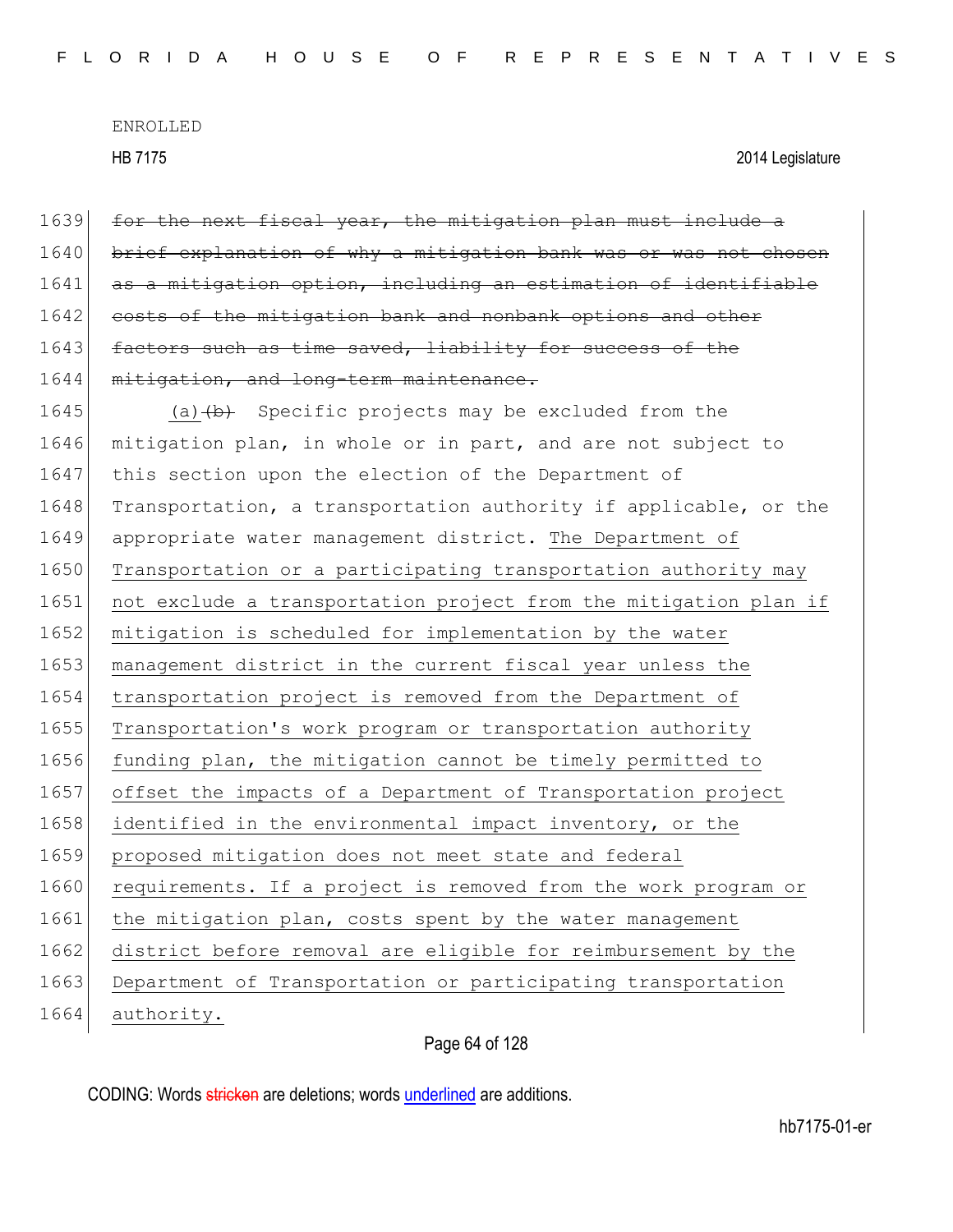~~for the next fiscal year, the mitigation plan must include a brief explanation of why a mitigation bank was or was not chosen as a mitigation option, including an estimation of identifiable costs of the mitigation bank and nonbank options and other factors such as time saved, liability for success of the mitigation, and long-term maintenance.~~

<u>(a)</u>~~(b)~~ Specific projects may be excluded from the mitigation plan, in whole or in part, and are not subject to this section upon the election of the Department of Transportation, a transportation authority if applicable, or the appropriate water management district. <u>The Department of Transportation or a participating transportation authority may not exclude a transportation project from the mitigation plan if mitigation is scheduled for implementation by the water management district in the current fiscal year unless the transportation project is removed from the Department of Transportation's work program or transportation authority funding plan, the mitigation cannot be timely permitted to offset the impacts of a Department of Transportation project identified in the environmental impact inventory, or the proposed mitigation does not meet state and federal requirements. If a project is removed from the work program or the mitigation plan, costs spent by the water management district before removal are eligible for reimbursement by the Department of Transportation or participating transportation authority.</u>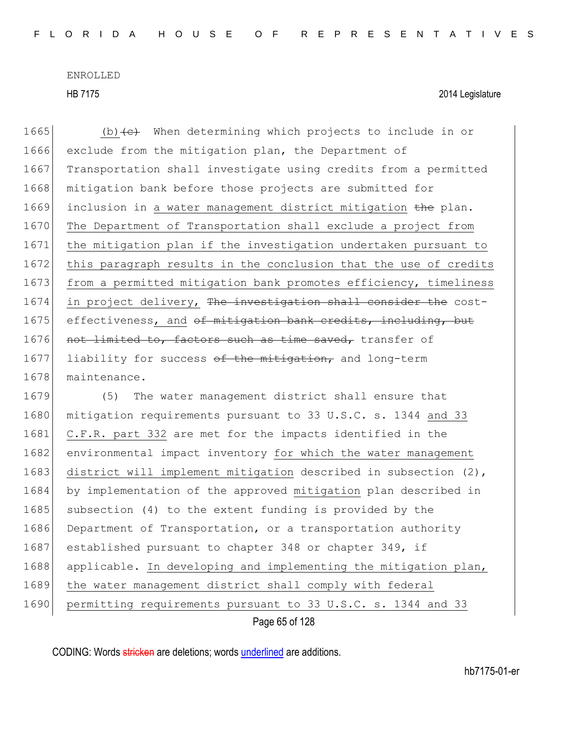(b)~~(c)~~ When determining which projects to include in or exclude from the mitigation plan, the Department of Transportation shall investigate using credits from a permitted mitigation bank before those projects are submitted for inclusion in <u>a water management district mitigation</u> ~~the~~ plan. <u>The Department of Transportation shall exclude a project from the mitigation plan if the investigation undertaken pursuant to this paragraph results in the conclusion that the use of credits from a permitted mitigation bank promotes efficiency, timeliness in project delivery,</u> ~~The investigation shall consider the~~ cost-effectiveness<u>, and</u> ~~of mitigation bank credits, including, but not limited to, factors such as time saved,~~ transfer of liability for success ~~of the mitigation,~~ and long-term maintenance.

(5) The water management district shall ensure that mitigation requirements pursuant to 33 U.S.C. s. 1344 <u>and 33 C.F.R. part 332</u> are met for the impacts identified in the environmental impact inventory <u>for which the water management district will implement mitigation</u> described in subsection (2), by implementation of the approved <u>mitigation</u> plan described in subsection (4) to the extent funding is provided by the Department of Transportation, or a transportation authority established pursuant to chapter 348 or chapter 349, if applicable. <u>In developing and implementing the mitigation plan, the water management district shall comply with federal permitting requirements pursuant to 33 U.S.C. s. 1344 and 33</u>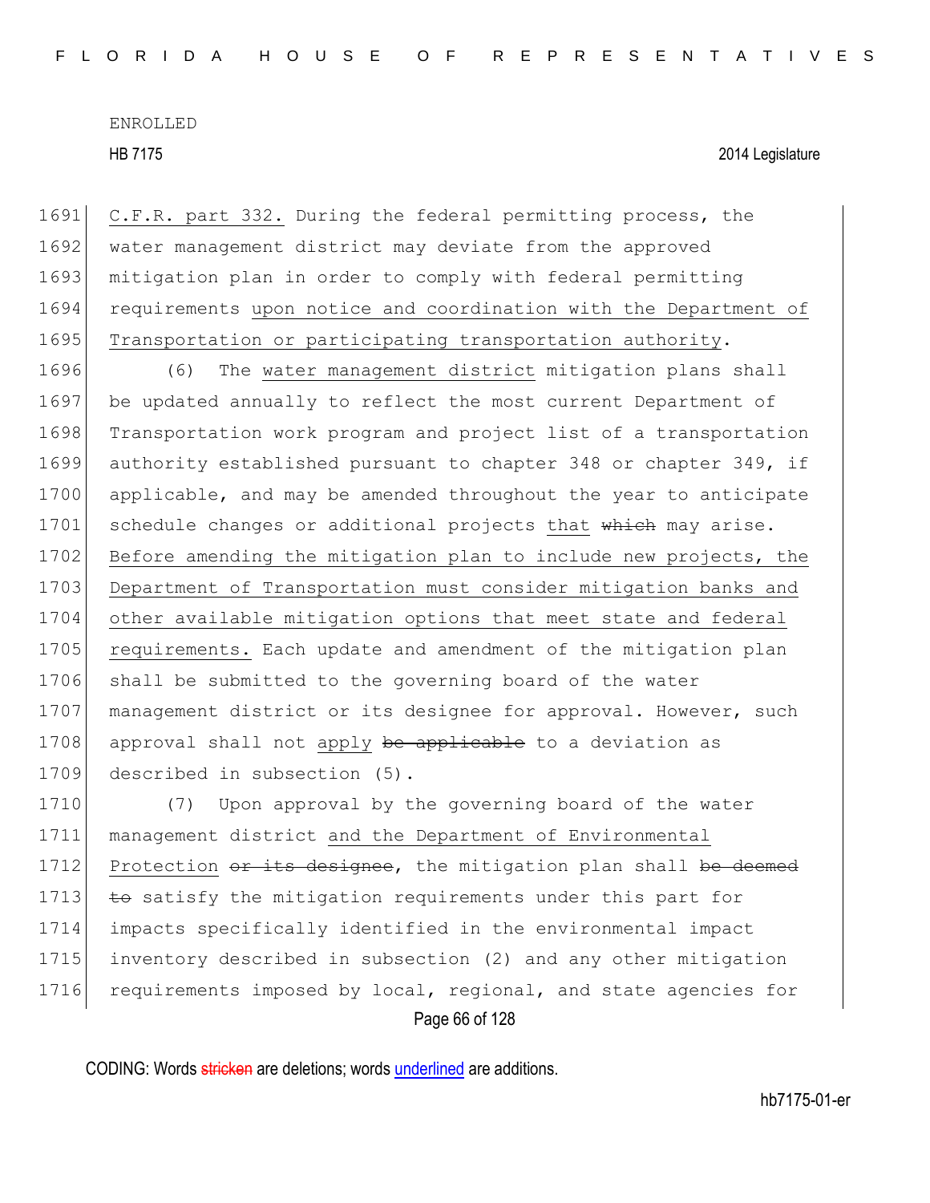C.F.R. part 332. During the federal permitting process, the water management district may deviate from the approved mitigation plan in order to comply with federal permitting requirements upon notice and coordination with the Department of Transportation or participating transportation authority.

(6) The water management district mitigation plans shall be updated annually to reflect the most current Department of Transportation work program and project list of a transportation authority established pursuant to chapter 348 or chapter 349, if applicable, and may be amended throughout the year to anticipate schedule changes or additional projects that ~~which~~ may arise. Before amending the mitigation plan to include new projects, the Department of Transportation must consider mitigation banks and other available mitigation options that meet state and federal requirements. Each update and amendment of the mitigation plan shall be submitted to the governing board of the water management district or its designee for approval. However, such approval shall not apply ~~be applicable~~ to a deviation as described in subsection (5).

(7) Upon approval by the governing board of the water management district and the Department of Environmental Protection ~~or its designee~~, the mitigation plan shall ~~be deemed to~~ satisfy the mitigation requirements under this part for impacts specifically identified in the environmental impact inventory described in subsection (2) and any other mitigation requirements imposed by local, regional, and state agencies for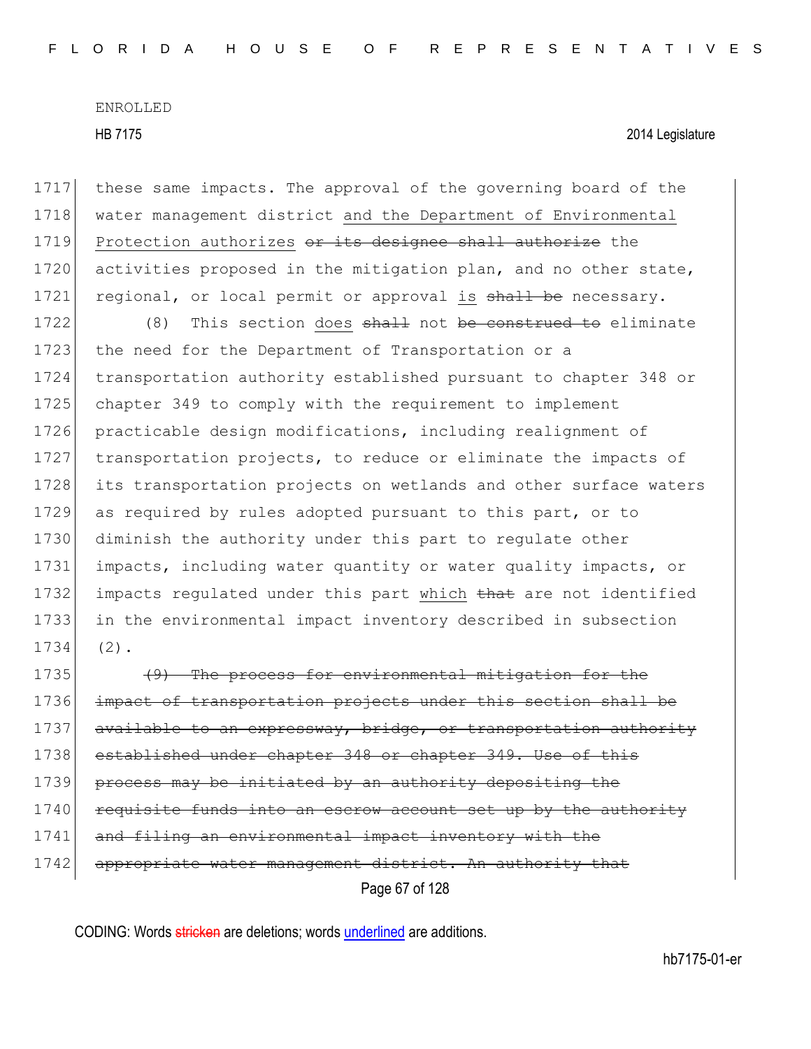these same impacts. The approval of the governing board of the water management district and the Department of Environmental Protection authorizes ~~or its designee shall authorize~~ the activities proposed in the mitigation plan, and no other state, regional, or local permit or approval is ~~shall be~~ necessary.

(8) This section does ~~shall~~ not ~~be construed to~~ eliminate the need for the Department of Transportation or a transportation authority established pursuant to chapter 348 or chapter 349 to comply with the requirement to implement practicable design modifications, including realignment of transportation projects, to reduce or eliminate the impacts of its transportation projects on wetlands and other surface waters as required by rules adopted pursuant to this part, or to diminish the authority under this part to regulate other impacts, including water quantity or water quality impacts, or impacts regulated under this part which ~~that~~ are not identified in the environmental impact inventory described in subsection (2).

~~(9) The process for environmental mitigation for the impact of transportation projects under this section shall be available to an expressway, bridge, or transportation authority established under chapter 348 or chapter 349. Use of this process may be initiated by an authority depositing the requisite funds into an escrow account set up by the authority and filing an environmental impact inventory with the appropriate water management district. An authority that~~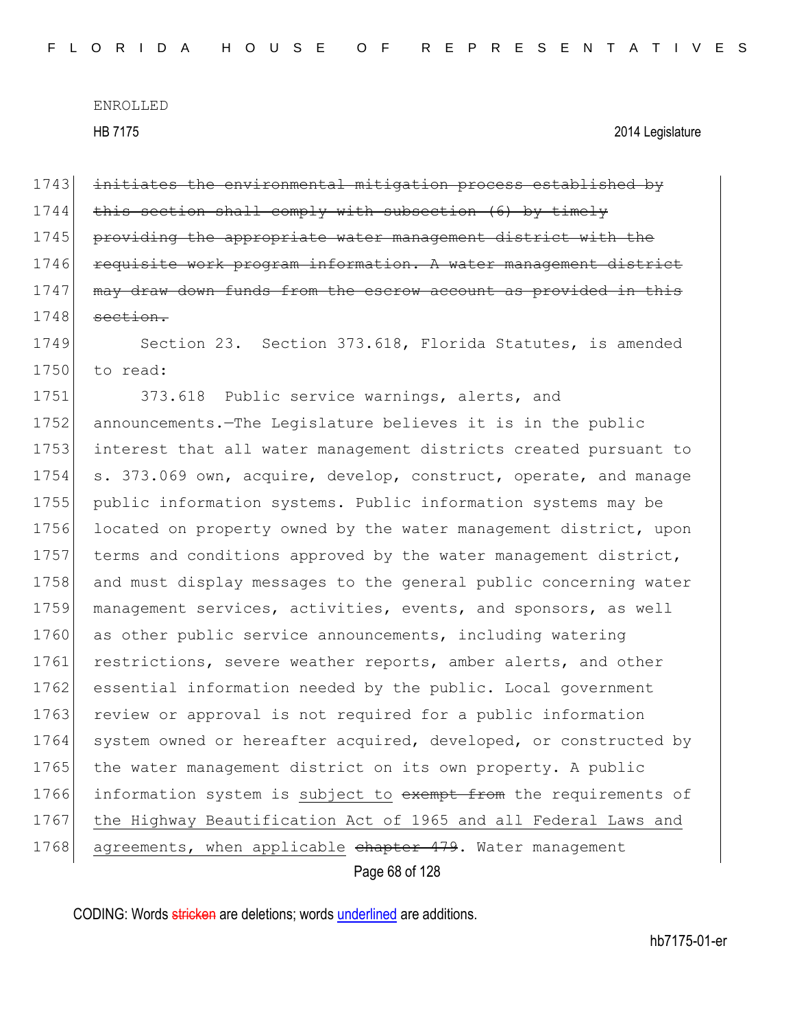~~initiates the environmental mitigation process established by this section shall comply with subsection (6) by timely providing the appropriate water management district with the requisite work program information. A water management district may draw down funds from the escrow account as provided in this section.~~

Section 23. Section 373.618, Florida Statutes, is amended to read:

373.618 Public service warnings, alerts, and announcements.—The Legislature believes it is in the public interest that all water management districts created pursuant to s. 373.069 own, acquire, develop, construct, operate, and manage public information systems. Public information systems may be located on property owned by the water management district, upon terms and conditions approved by the water management district, and must display messages to the general public concerning water management services, activities, events, and sponsors, as well as other public service announcements, including watering restrictions, severe weather reports, amber alerts, and other essential information needed by the public. Local government review or approval is not required for a public information system owned or hereafter acquired, developed, or constructed by the water management district on its own property. A public information system is <u>subject to</u> ~~exempt from~~ the requirements of <u>the Highway Beautification Act of 1965 and all Federal Laws and agreements, when applicable</u> ~~chapter 479~~. Water management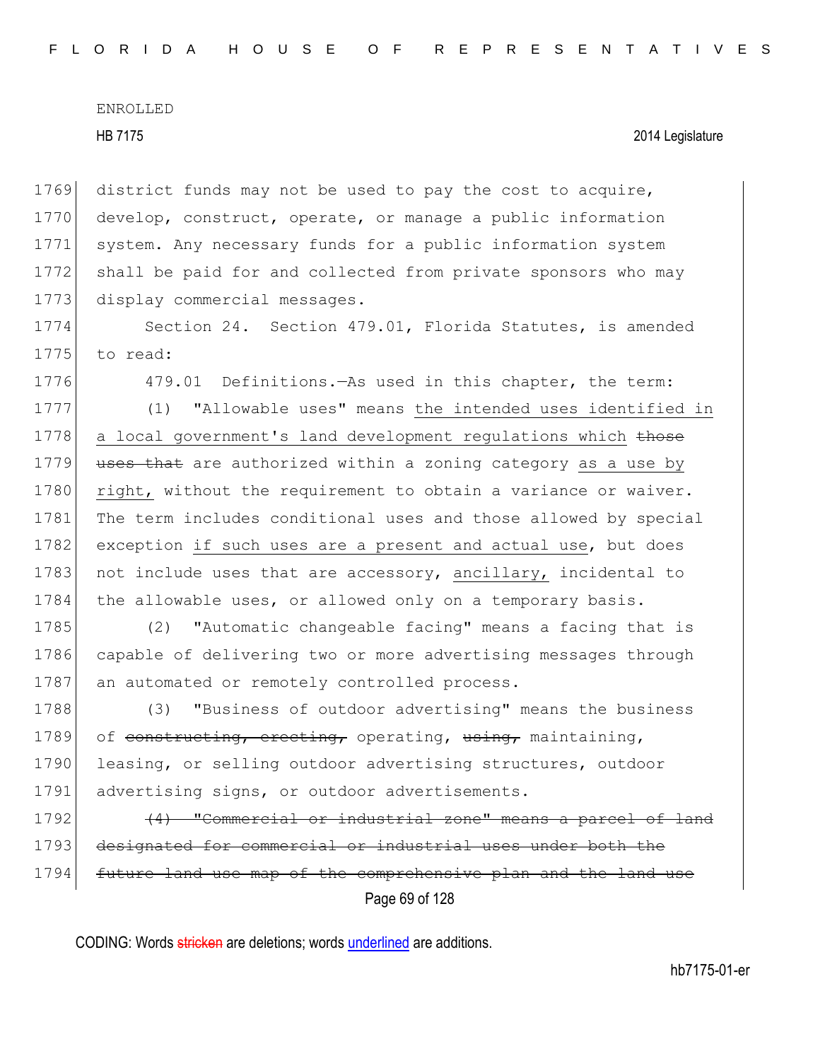district funds may not be used to pay the cost to acquire, develop, construct, operate, or manage a public information system. Any necessary funds for a public information system shall be paid for and collected from private sponsors who may display commercial messages.

Section 24. Section 479.01, Florida Statutes, is amended to read:

479.01 Definitions.—As used in this chapter, the term:

(1) "Allowable uses" means the intended uses identified in a local government's land development regulations which ~~those uses that~~ are authorized within a zoning category as a use by right, without the requirement to obtain a variance or waiver. The term includes conditional uses and those allowed by special exception if such uses are a present and actual use, but does not include uses that are accessory, ancillary, incidental to the allowable uses, or allowed only on a temporary basis.

(2) "Automatic changeable facing" means a facing that is capable of delivering two or more advertising messages through an automated or remotely controlled process.

(3) "Business of outdoor advertising" means the business of ~~constructing, erecting,~~ operating, ~~using,~~ maintaining, leasing, or selling outdoor advertising structures, outdoor advertising signs, or outdoor advertisements.

~~(4) "Commercial or industrial zone" means a parcel of land designated for commercial or industrial uses under both the future land use map of the comprehensive plan and the land use~~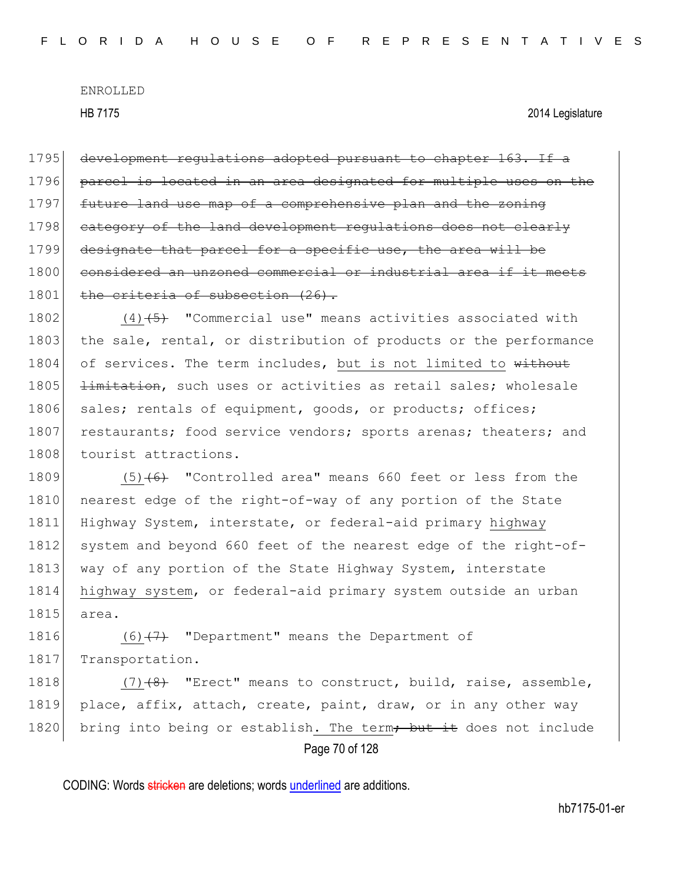1795 ~~development regulations adopted pursuant to chapter 163. If a~~
1796 ~~parcel is located in an area designated for multiple uses on the~~
1797 ~~future land use map of a comprehensive plan and the zoning~~
1798 ~~category of the land development regulations does not clearly~~
1799 ~~designate that parcel for a specific use, the area will be~~
1800 ~~considered an unzoned commercial or industrial area if it meets~~
1801 ~~the criteria of subsection (26).~~

1802 (4) ~~(5)~~ "Commercial use" means activities associated with
1803 the sale, rental, or distribution of products or the performance
1804 of services. The term includes, but is not limited to ~~without~~
1805 ~~limitation~~, such uses or activities as retail sales; wholesale
1806 sales; rentals of equipment, goods, or products; offices;
1807 restaurants; food service vendors; sports arenas; theaters; and
1808 tourist attractions.

1809 (5) ~~(6)~~ "Controlled area" means 660 feet or less from the
1810 nearest edge of the right-of-way of any portion of the State
1811 Highway System, interstate, or federal-aid primary highway
1812 system and beyond 660 feet of the nearest edge of the right-of-
1813 way of any portion of the State Highway System, interstate
1814 highway system, or federal-aid primary system outside an urban
1815 area.

1816 (6) ~~(7)~~ "Department" means the Department of
1817 Transportation.

1818 (7) ~~(8)~~ "Erect" means to construct, build, raise, assemble,
1819 place, affix, attach, create, paint, draw, or in any other way
1820 bring into being or establish. The term ~~; but it~~ does not include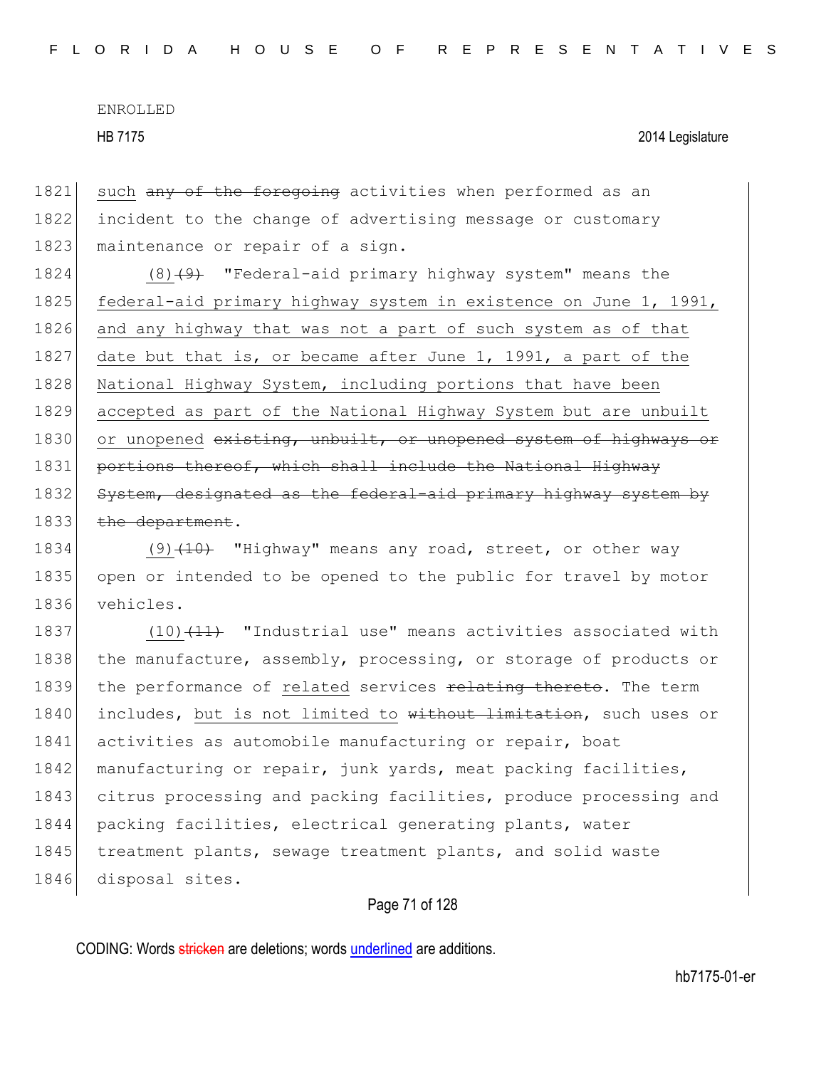such ~~any of the foregoing~~ activities when performed as an incident to the change of advertising message or customary maintenance or repair of a sign.

(8)~~(9)~~ "Federal-aid primary highway system" means the federal-aid primary highway system in existence on June 1, 1991, and any highway that was not a part of such system as of that date but that is, or became after June 1, 1991, a part of the National Highway System, including portions that have been accepted as part of the National Highway System but are unbuilt or unopened ~~existing, unbuilt, or unopened system of highways or portions thereof, which shall include the National Highway System, designated as the federal-aid primary highway system by the department~~.

(9)~~(10)~~ "Highway" means any road, street, or other way open or intended to be opened to the public for travel by motor vehicles.

(10)~~(11)~~ "Industrial use" means activities associated with the manufacture, assembly, processing, or storage of products or the performance of related services ~~relating thereto~~. The term includes, but is not limited to ~~without limitation~~, such uses or activities as automobile manufacturing or repair, boat manufacturing or repair, junk yards, meat packing facilities, citrus processing and packing facilities, produce processing and packing facilities, electrical generating plants, water treatment plants, sewage treatment plants, and solid waste disposal sites.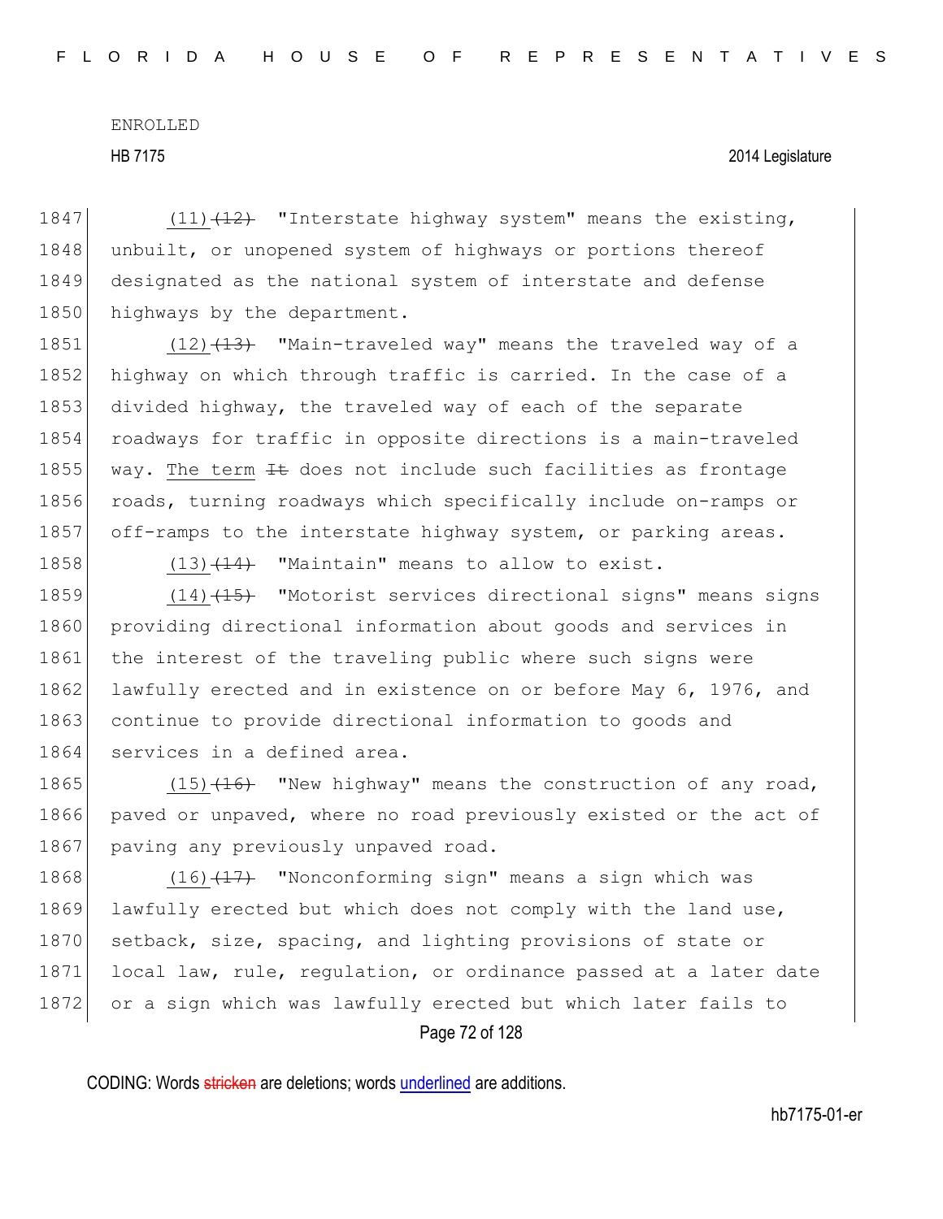(11)(12) "Interstate highway system" means the existing, unbuilt, or unopened system of highways or portions thereof designated as the national system of interstate and defense highways by the department.

(12)(13) "Main-traveled way" means the traveled way of a highway on which through traffic is carried. In the case of a divided highway, the traveled way of each of the separate roadways for traffic in opposite directions is a main-traveled way. The term It does not include such facilities as frontage roads, turning roadways which specifically include on-ramps or off-ramps to the interstate highway system, or parking areas.

(13)(14) "Maintain" means to allow to exist.

(14)(15) "Motorist services directional signs" means signs providing directional information about goods and services in the interest of the traveling public where such signs were lawfully erected and in existence on or before May 6, 1976, and continue to provide directional information to goods and services in a defined area.

(15)(16) "New highway" means the construction of any road, paved or unpaved, where no road previously existed or the act of paving any previously unpaved road.

(16)(17) "Nonconforming sign" means a sign which was lawfully erected but which does not comply with the land use, setback, size, spacing, and lighting provisions of state or local law, rule, regulation, or ordinance passed at a later date or a sign which was lawfully erected but which later fails to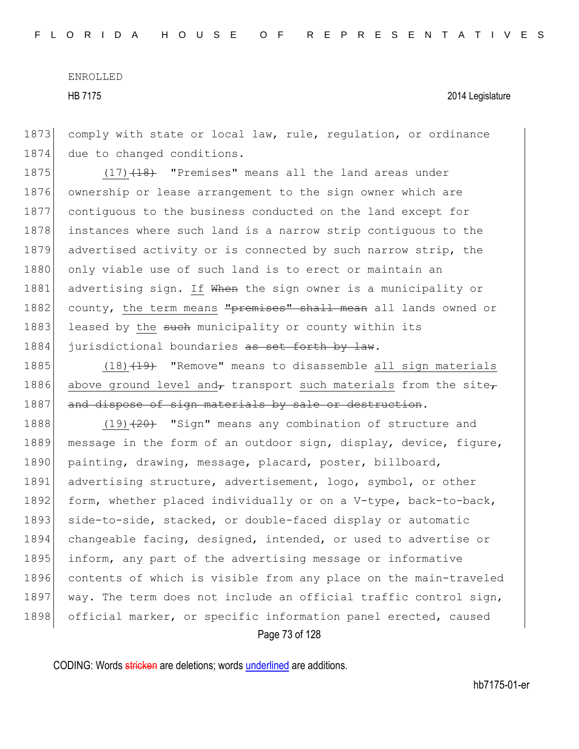comply with state or local law, rule, regulation, or ordinance due to changed conditions.

(17)~~(18)~~ "Premises" means all the land areas under ownership or lease arrangement to the sign owner which are contiguous to the business conducted on the land except for instances where such land is a narrow strip contiguous to the advertised activity or is connected by such narrow strip, the only viable use of such land is to erect or maintain an advertising sign. If ~~When~~ the sign owner is a municipality or county, the term means ~~"premises" shall mean~~ all lands owned or leased by the ~~such~~ municipality or county within its jurisdictional boundaries ~~as set forth by law~~.

(18)~~(19)~~ "Remove" means to disassemble all sign materials above ground level and~~,~~ transport such materials from the site~~, and dispose of sign materials by sale or destruction~~.

(19)~~(20)~~ "Sign" means any combination of structure and message in the form of an outdoor sign, display, device, figure, painting, drawing, message, placard, poster, billboard, advertising structure, advertisement, logo, symbol, or other form, whether placed individually or on a V-type, back-to-back, side-to-side, stacked, or double-faced display or automatic changeable facing, designed, intended, or used to advertise or inform, any part of the advertising message or informative contents of which is visible from any place on the main-traveled way. The term does not include an official traffic control sign, official marker, or specific information panel erected, caused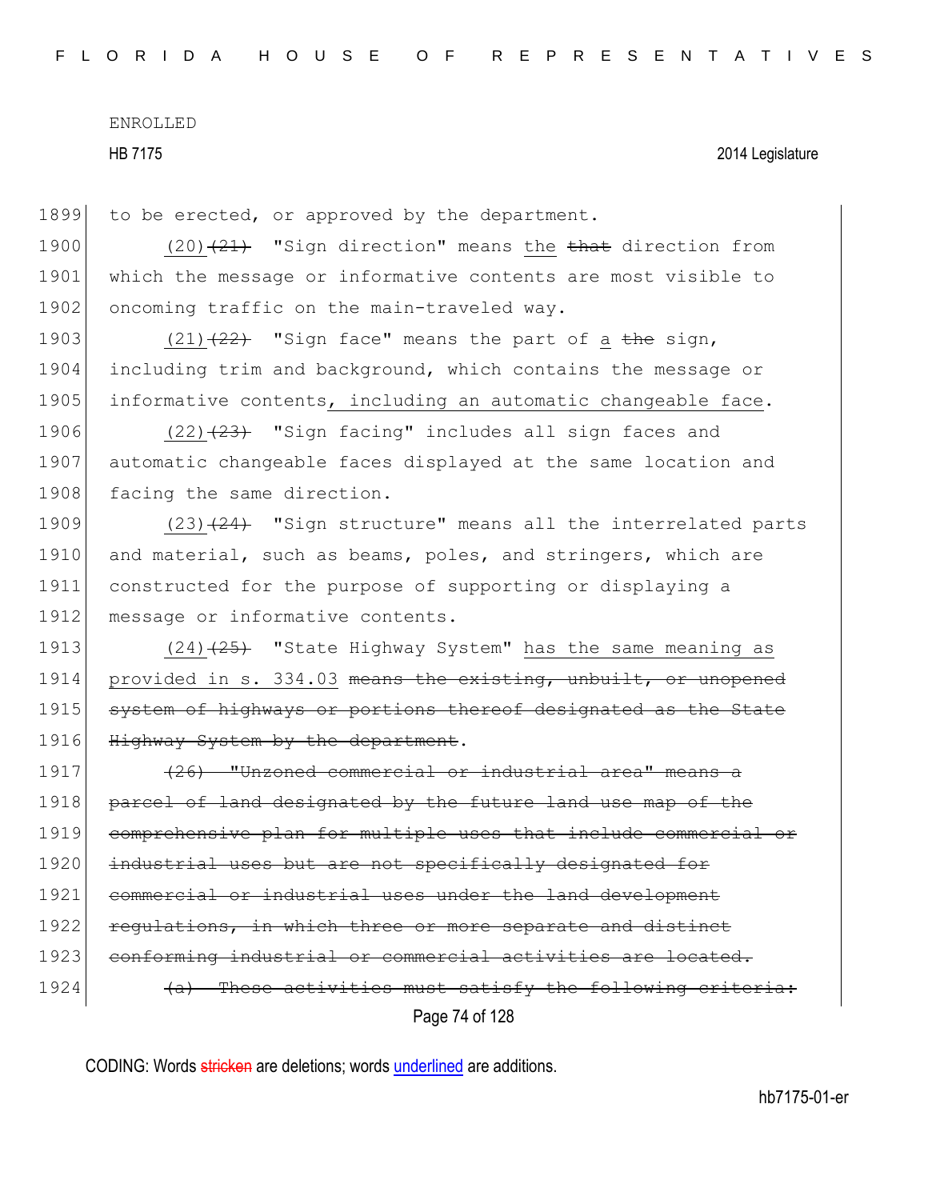to be erected, or approved by the department.

(20) ~~(21)~~ "Sign direction" means <u>the</u> ~~that~~ direction from which the message or informative contents are most visible to oncoming traffic on the main-traveled way.

(21) ~~(22)~~ "Sign face" means the part of <u>a</u> ~~the~~ sign, including trim and background, which contains the message or informative contents<u>, including an automatic changeable face</u>.

(22) ~~(23)~~ "Sign facing" includes all sign faces and automatic changeable faces displayed at the same location and facing the same direction.

(23) ~~(24)~~ "Sign structure" means all the interrelated parts and material, such as beams, poles, and stringers, which are constructed for the purpose of supporting or displaying a message or informative contents.

(24) ~~(25)~~ "State Highway System" <u>has the same meaning as provided in s. 334.03</u> ~~means the existing, unbuilt, or unopened system of highways or portions thereof designated as the State Highway System by the department~~.

~~(26) "Unzoned commercial or industrial area" means a parcel of land designated by the future land use map of the comprehensive plan for multiple uses that include commercial or industrial uses but are not specifically designated for commercial or industrial uses under the land development regulations, in which three or more separate and distinct conforming industrial or commercial activities are located.~~

~~(a) These activities must satisfy the following criteria:~~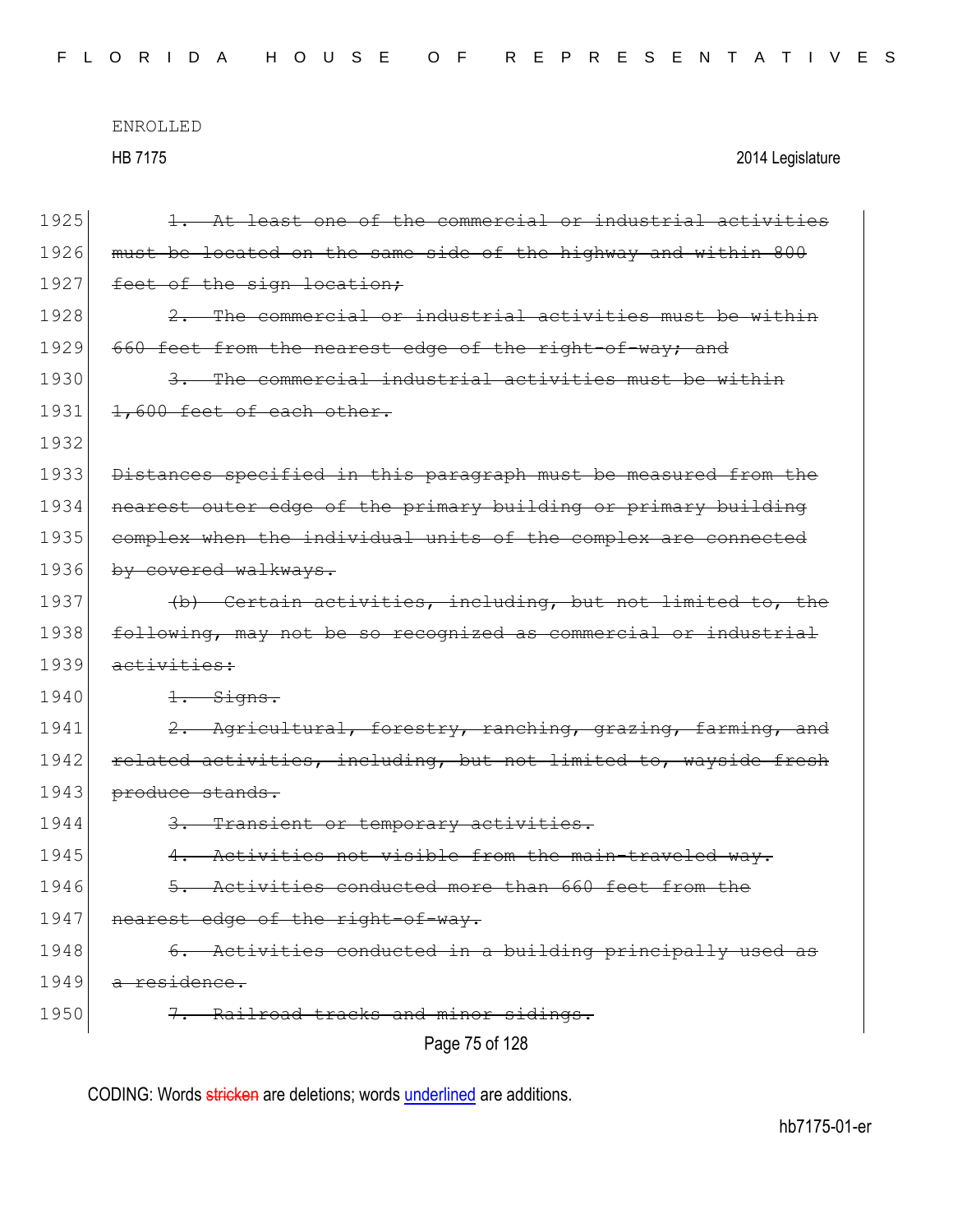ENROLLED

HB 7175 2014 Legislature

1925 ~~1. At least one of the commercial or industrial activities~~
1926 ~~must be located on the same side of the highway and within 800~~
1927 ~~feet of the sign location;~~
1928 ~~2. The commercial or industrial activities must be within~~
1929 ~~660 feet from the nearest edge of the right-of-way; and~~
1930 ~~3. The commercial industrial activities must be within~~
1931 ~~1,600 feet of each other.~~
1932
1933 ~~Distances specified in this paragraph must be measured from the~~
1934 ~~nearest outer edge of the primary building or primary building~~
1935 ~~complex when the individual units of the complex are connected~~
1936 ~~by covered walkways.~~
1937 ~~(b) Certain activities, including, but not limited to, the~~
1938 ~~following, may not be so recognized as commercial or industrial~~
1939 ~~activities:~~
1940 ~~1. Signs.~~
1941 ~~2. Agricultural, forestry, ranching, grazing, farming, and~~
1942 ~~related activities, including, but not limited to, wayside fresh~~
1943 ~~produce stands.~~
1944 ~~3. Transient or temporary activities.~~
1945 ~~4. Activities not visible from the main-traveled way.~~
1946 ~~5. Activities conducted more than 660 feet from the~~
1947 ~~nearest edge of the right-of-way.~~
1948 ~~6. Activities conducted in a building principally used as~~
1949 ~~a residence.~~
1950 ~~7. Railroad tracks and minor sidings.~~

CODING: Words ~~stricken~~ are deletions; words underlined are additions.

hb7175-01-er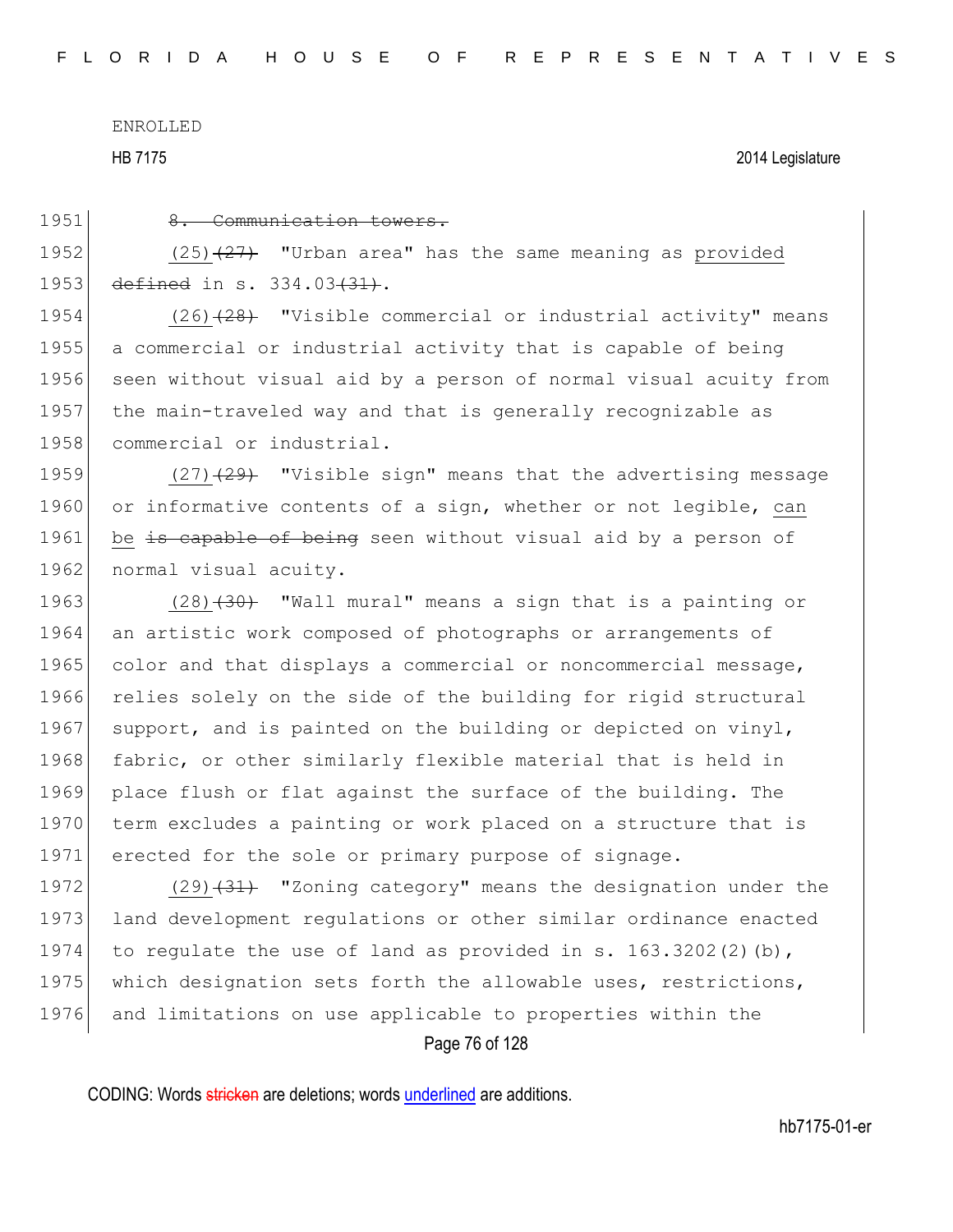ENROLLED

HB 7175 2014 Legislature

1951 ~~8. Communication towers.~~

1952 <u>(25)</u>~~(27)~~ "Urban area" has the same meaning as <u>provided</u>

1953 ~~defined~~ in s. 334.03~~(31)~~.

1954 <u>(26)</u>~~(28)~~ "Visible commercial or industrial activity" means

1955 a commercial or industrial activity that is capable of being

1956 seen without visual aid by a person of normal visual acuity from

1957 the main-traveled way and that is generally recognizable as

1958 commercial or industrial.

1959 <u>(27)</u>~~(29)~~ "Visible sign" means that the advertising message

1960 or informative contents of a sign, whether or not legible, <u>can</u>

1961 <u>be</u> ~~is capable of being~~ seen without visual aid by a person of

1962 normal visual acuity.

1963 <u>(28)</u>~~(30)~~ "Wall mural" means a sign that is a painting or

1964 an artistic work composed of photographs or arrangements of

1965 color and that displays a commercial or noncommercial message,

1966 relies solely on the side of the building for rigid structural

1967 support, and is painted on the building or depicted on vinyl,

1968 fabric, or other similarly flexible material that is held in

1969 place flush or flat against the surface of the building. The

1970 term excludes a painting or work placed on a structure that is

1971 erected for the sole or primary purpose of signage.

1972 <u>(29)</u>~~(31)~~ "Zoning category" means the designation under the

1973 land development regulations or other similar ordinance enacted

1974 to regulate the use of land as provided in s. 163.3202(2)(b),

1975 which designation sets forth the allowable uses, restrictions,

1976 and limitations on use applicable to properties within the

CODING: Words ~~stricken~~ are deletions; words <u>underlined</u> are additions.

hb7175-01-er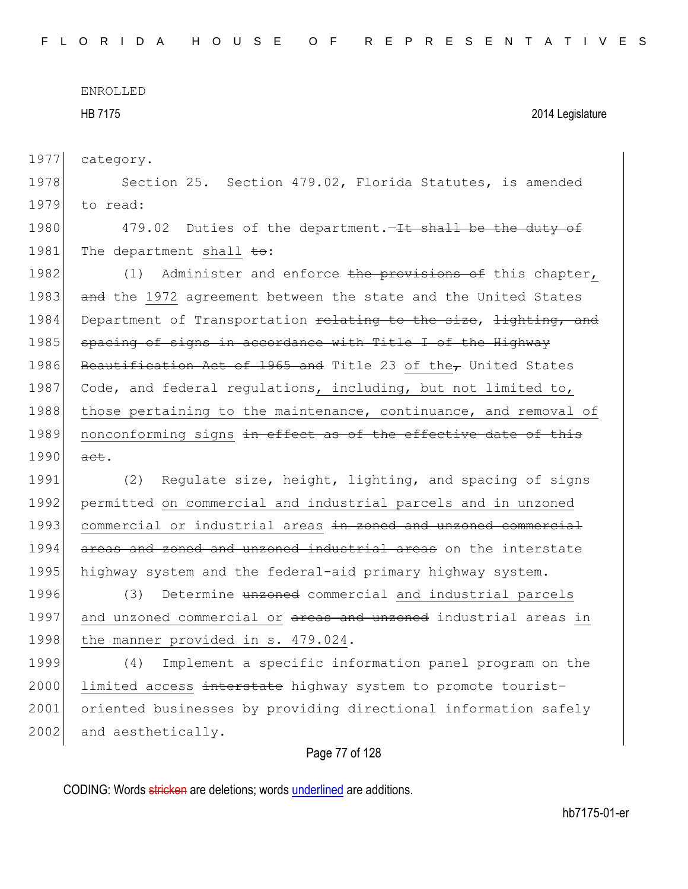category.

Section 25. Section 479.02, Florida Statutes, is amended to read:

479.02 Duties of the department.—~~It shall be the duty of~~ The department <u>shall</u> ~~to~~:

(1) Administer and enforce ~~the provisions of~~ this chapter<u>,</u> ~~and~~ the <u>1972</u> agreement between the state and the United States Department of Transportation ~~relating to the size~~, ~~lighting, and spacing of signs in accordance with Title I of the Highway Beautification Act of 1965 and~~ Title 23 <u>of the</u>~~,~~ United States Code, and federal regulations<u>, including, but not limited to, those pertaining to the maintenance, continuance, and removal of nonconforming signs</u> ~~in effect as of the effective date of this act~~.

(2) Regulate size, height, lighting, and spacing of signs permitted <u>on commercial and industrial parcels and in unzoned commercial or industrial areas</u> ~~in zoned and unzoned commercial areas and zoned and unzoned industrial areas~~ on the interstate highway system and the federal-aid primary highway system.

(3) Determine ~~unzoned~~ commercial <u>and industrial parcels and unzoned commercial or</u> ~~areas and unzoned~~ industrial areas <u>in the manner provided in s. 479.024</u>.

(4) Implement a specific information panel program on the <u>limited access</u> ~~interstate~~ highway system to promote tourist-oriented businesses by providing directional information safely and aesthetically.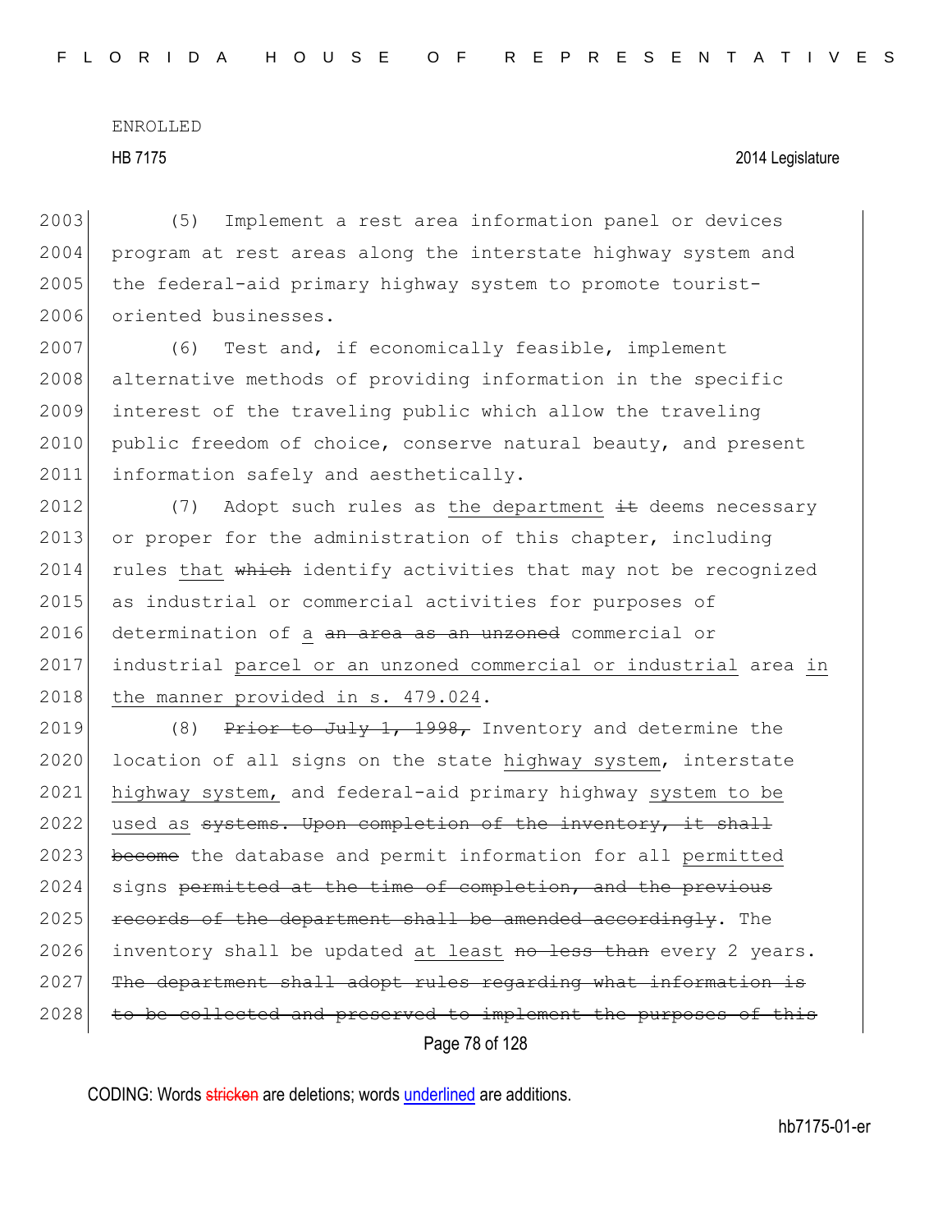(5) Implement a rest area information panel or devices program at rest areas along the interstate highway system and the federal-aid primary highway system to promote tourist-oriented businesses.

(6) Test and, if economically feasible, implement alternative methods of providing information in the specific interest of the traveling public which allow the traveling public freedom of choice, conserve natural beauty, and present information safely and aesthetically.

(7) Adopt such rules as the department ~~it~~ deems necessary or proper for the administration of this chapter, including rules that ~~which~~ identify activities that may not be recognized as industrial or commercial activities for purposes of determination of a ~~an area as an unzoned~~ commercial or industrial parcel or an unzoned commercial or industrial area in the manner provided in s. 479.024.

(8) ~~Prior to July 1, 1998,~~ Inventory and determine the location of all signs on the state highway system, interstate highway system, and federal-aid primary highway system to be used as ~~systems. Upon completion of the inventory, it shall become~~ the database and permit information for all permitted signs ~~permitted at the time of completion, and the previous records of the department shall be amended accordingly~~. The inventory shall be updated at least ~~no less than~~ every 2 years. ~~The department shall adopt rules regarding what information is to be collected and preserved to implement the purposes of this~~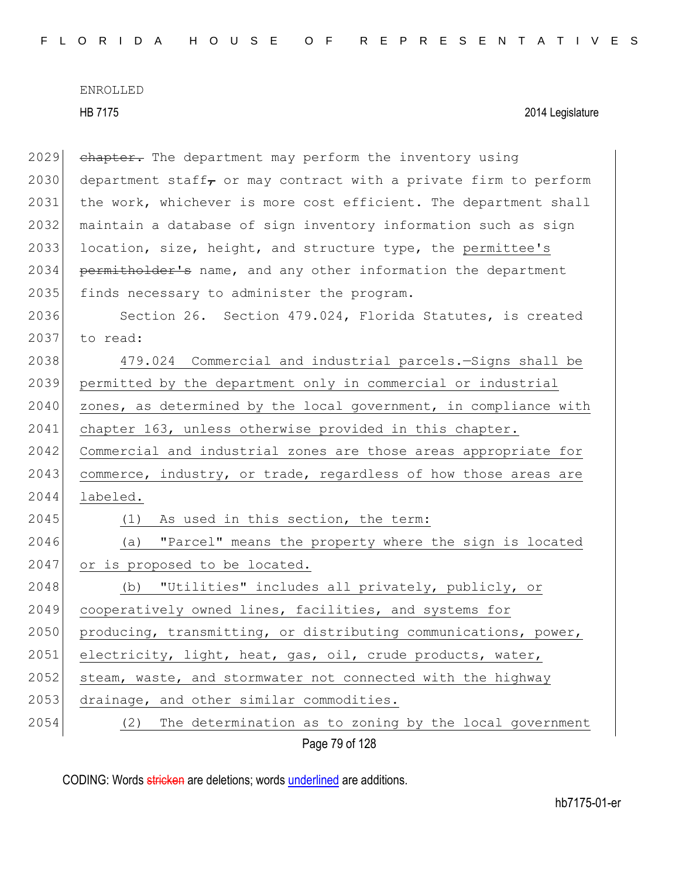~~chapter.~~ The department may perform the inventory using department staff~~,~~ or may contract with a private firm to perform the work, whichever is more cost efficient. The department shall maintain a database of sign inventory information such as sign location, size, height, and structure type, the <u>permittee's</u> ~~permitholder's~~ name, and any other information the department finds necessary to administer the program.

Section 26. Section 479.024, Florida Statutes, is created to read:

<u>479.024 Commercial and industrial parcels.—Signs shall be permitted by the department only in commercial or industrial zones, as determined by the local government, in compliance with chapter 163, unless otherwise provided in this chapter. Commercial and industrial zones are those areas appropriate for commerce, industry, or trade, regardless of how those areas are labeled.</u>

<u>(1) As used in this section, the term:</u>

<u>(a) "Parcel" means the property where the sign is located or is proposed to be located.</u>

<u>(b) "Utilities" includes all privately, publicly, or cooperatively owned lines, facilities, and systems for producing, transmitting, or distributing communications, power, electricity, light, heat, gas, oil, crude products, water, steam, waste, and stormwater not connected with the highway drainage, and other similar commodities.</u>

<u>(2) The determination as to zoning by the local government</u>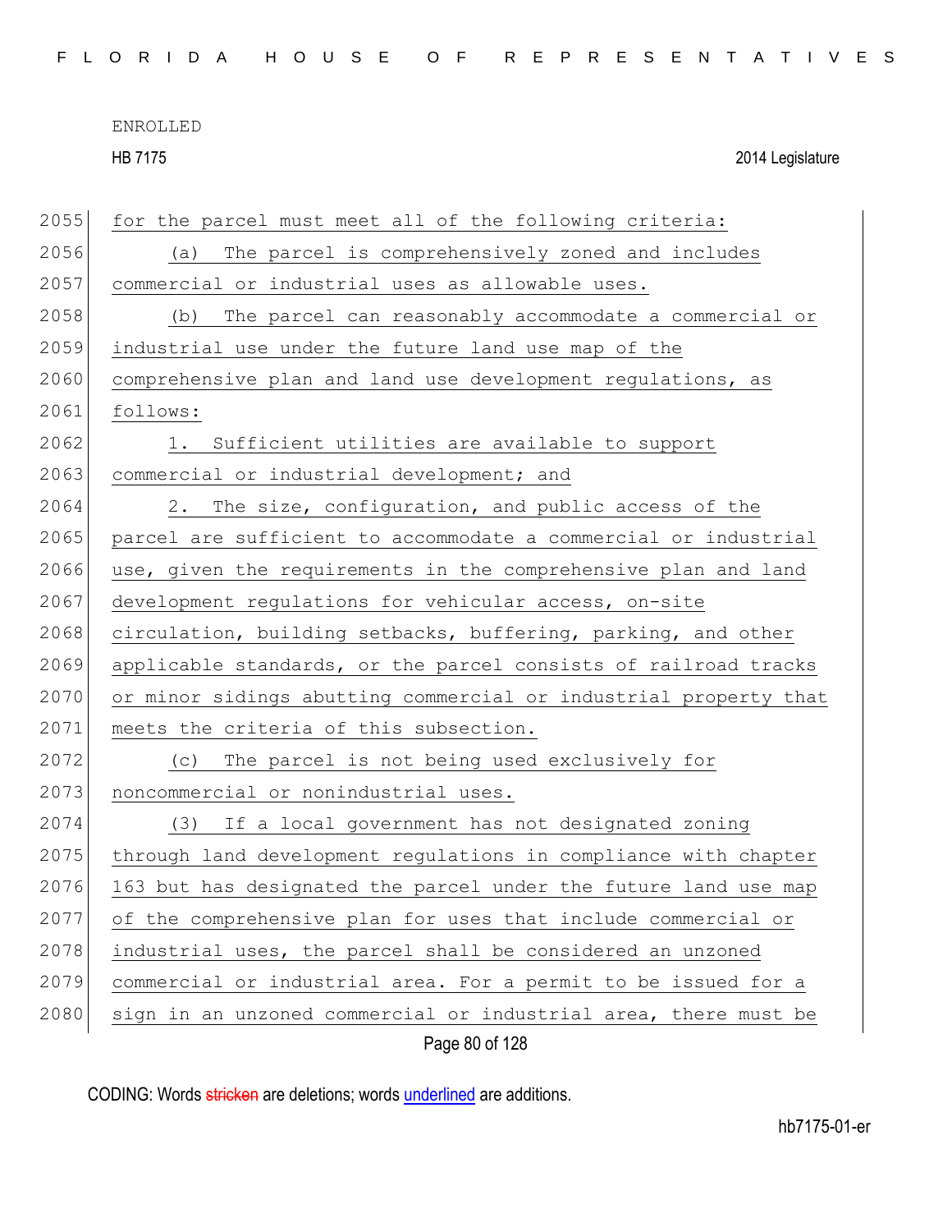for the parcel must meet all of the following criteria:

(a) The parcel is comprehensively zoned and includes commercial or industrial uses as allowable uses.

(b) The parcel can reasonably accommodate a commercial or industrial use under the future land use map of the comprehensive plan and land use development regulations, as follows:

1. Sufficient utilities are available to support commercial or industrial development; and

2. The size, configuration, and public access of the parcel are sufficient to accommodate a commercial or industrial use, given the requirements in the comprehensive plan and land development regulations for vehicular access, on-site circulation, building setbacks, buffering, parking, and other applicable standards, or the parcel consists of railroad tracks or minor sidings abutting commercial or industrial property that meets the criteria of this subsection.

(c) The parcel is not being used exclusively for noncommercial or nonindustrial uses.

(3) If a local government has not designated zoning through land development regulations in compliance with chapter 163 but has designated the parcel under the future land use map of the comprehensive plan for uses that include commercial or industrial uses, the parcel shall be considered an unzoned commercial or industrial area. For a permit to be issued for a sign in an unzoned commercial or industrial area, there must be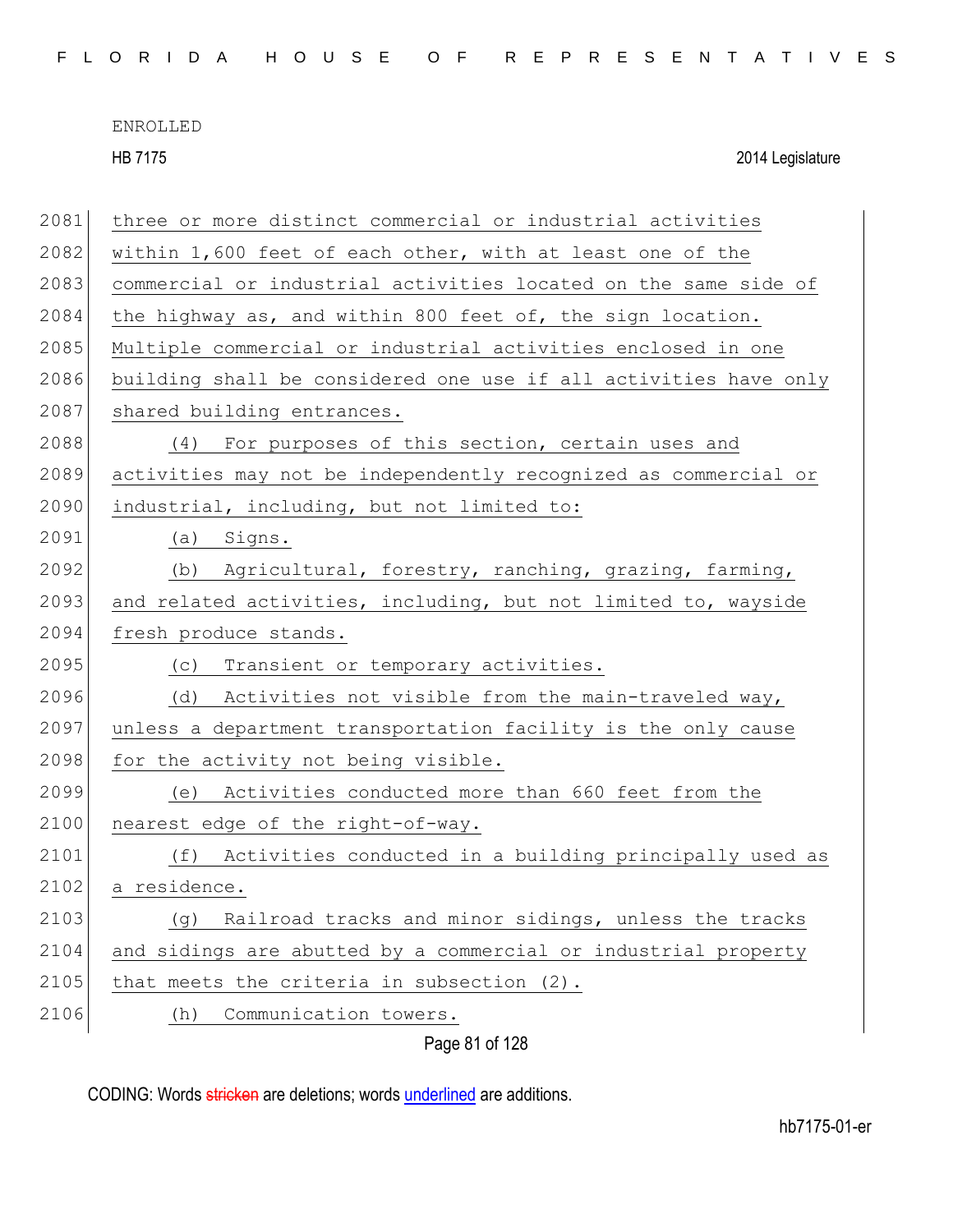three or more distinct commercial or industrial activities within 1,600 feet of each other, with at least one of the commercial or industrial activities located on the same side of the highway as, and within 800 feet of, the sign location. Multiple commercial or industrial activities enclosed in one building shall be considered one use if all activities have only shared building entrances.

(4) For purposes of this section, certain uses and activities may not be independently recognized as commercial or industrial, including, but not limited to:

(a) Signs.

(b) Agricultural, forestry, ranching, grazing, farming, and related activities, including, but not limited to, wayside fresh produce stands.

(c) Transient or temporary activities.

(d) Activities not visible from the main-traveled way, unless a department transportation facility is the only cause for the activity not being visible.

(e) Activities conducted more than 660 feet from the nearest edge of the right-of-way.

(f) Activities conducted in a building principally used as a residence.

(g) Railroad tracks and minor sidings, unless the tracks and sidings are abutted by a commercial or industrial property that meets the criteria in subsection (2).

(h) Communication towers.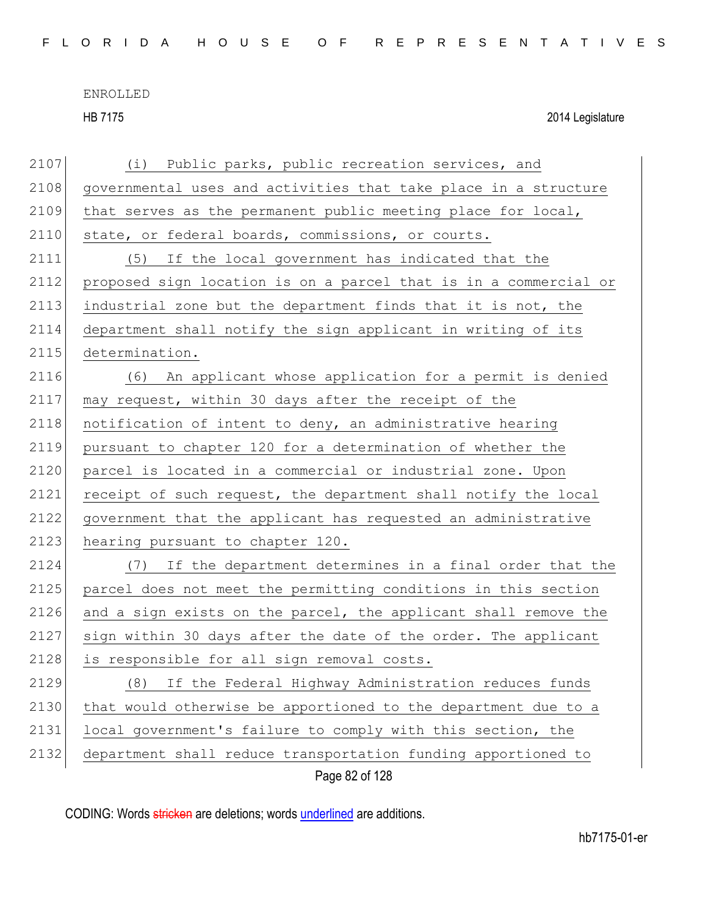(i) Public parks, public recreation services, and governmental uses and activities that take place in a structure that serves as the permanent public meeting place for local, state, or federal boards, commissions, or courts.

(5) If the local government has indicated that the proposed sign location is on a parcel that is in a commercial or industrial zone but the department finds that it is not, the department shall notify the sign applicant in writing of its determination.

(6) An applicant whose application for a permit is denied may request, within 30 days after the receipt of the notification of intent to deny, an administrative hearing pursuant to chapter 120 for a determination of whether the parcel is located in a commercial or industrial zone. Upon receipt of such request, the department shall notify the local government that the applicant has requested an administrative hearing pursuant to chapter 120.

(7) If the department determines in a final order that the parcel does not meet the permitting conditions in this section and a sign exists on the parcel, the applicant shall remove the sign within 30 days after the date of the order. The applicant is responsible for all sign removal costs.

(8) If the Federal Highway Administration reduces funds that would otherwise be apportioned to the department due to a local government's failure to comply with this section, the department shall reduce transportation funding apportioned to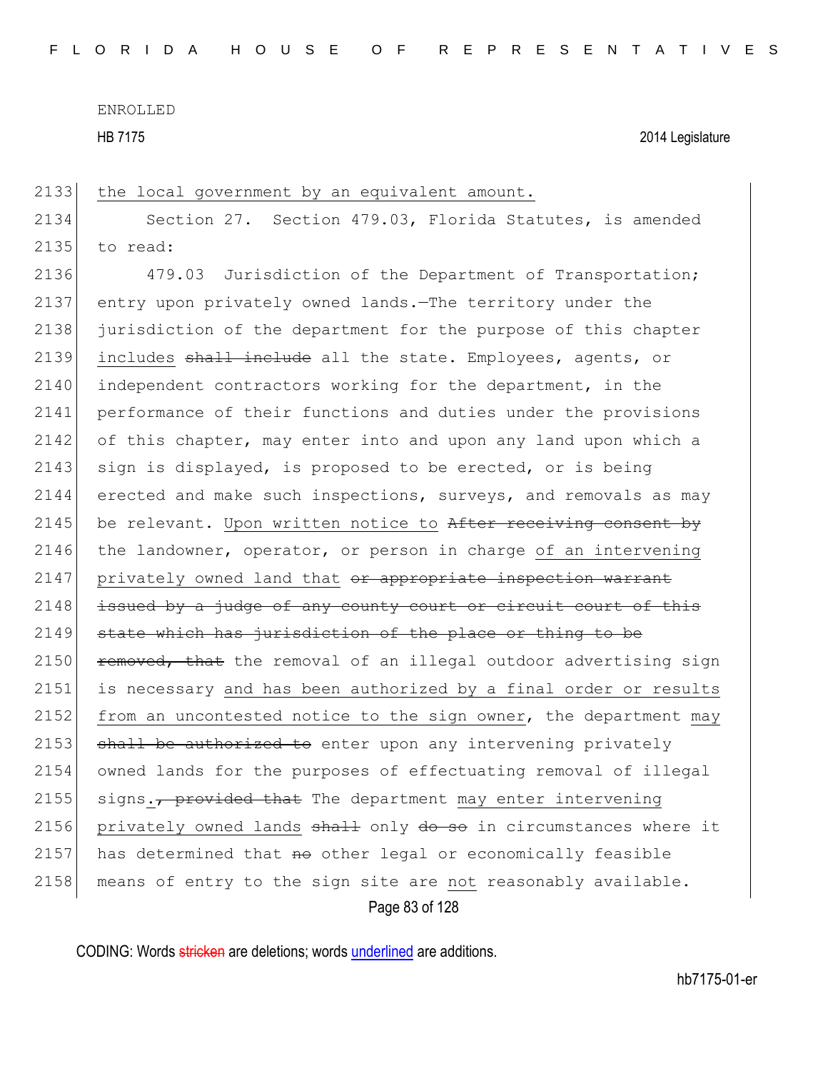the local government by an equivalent amount.

Section 27. Section 479.03, Florida Statutes, is amended to read:

479.03 Jurisdiction of the Department of Transportation; entry upon privately owned lands.—The territory under the jurisdiction of the department for the purpose of this chapter includes ~~shall include~~ all the state. Employees, agents, or independent contractors working for the department, in the performance of their functions and duties under the provisions of this chapter, may enter into and upon any land upon which a sign is displayed, is proposed to be erected, or is being erected and make such inspections, surveys, and removals as may be relevant. Upon written notice to ~~After receiving consent by~~ the landowner, operator, or person in charge of an intervening privately owned land that ~~or appropriate inspection warrant issued by a judge of any county court or circuit court of this state which has jurisdiction of the place or thing to be removed, that~~ the removal of an illegal outdoor advertising sign is necessary and has been authorized by a final order or results from an uncontested notice to the sign owner, the department may ~~shall be authorized to~~ enter upon any intervening privately owned lands for the purposes of effectuating removal of illegal signs. ~~, provided that~~ The department may enter intervening privately owned lands ~~shall~~ only ~~do so~~ in circumstances where it has determined that ~~no~~ other legal or economically feasible means of entry to the sign site are not reasonably available.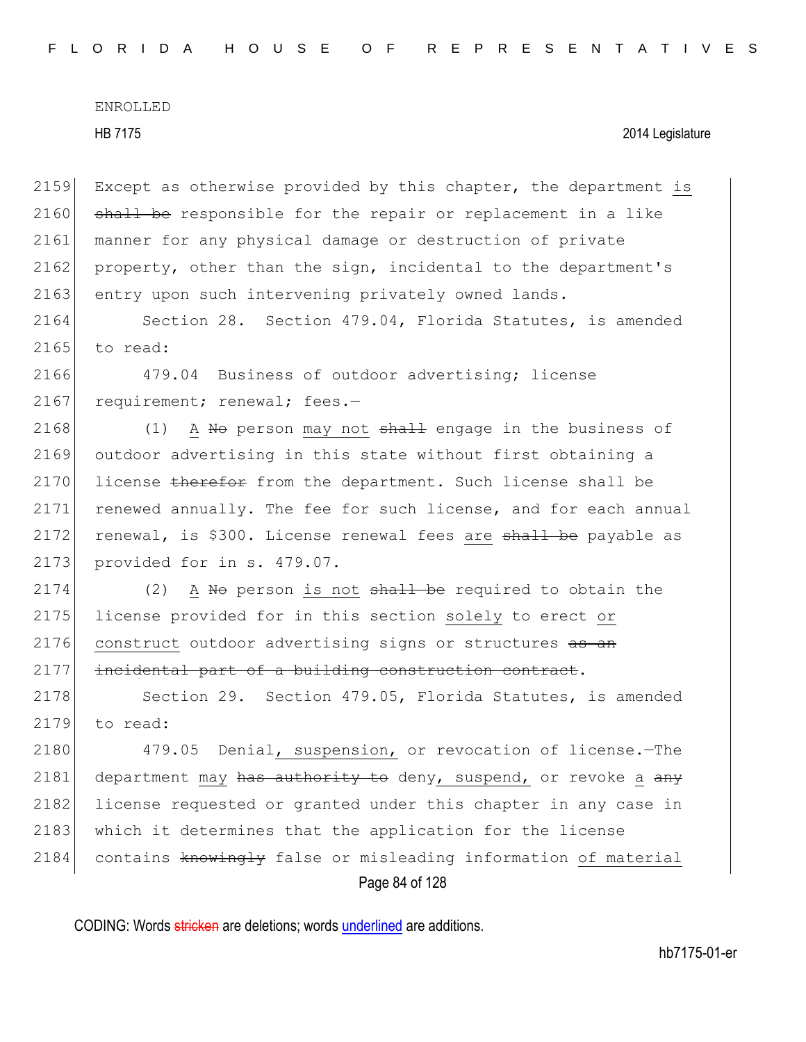ENROLLED

HB 7175 2014 Legislature

2159 Except as otherwise provided by this chapter, the department <u>is</u>
2160 ~~shall be~~ responsible for the repair or replacement in a like
2161 manner for any physical damage or destruction of private
2162 property, other than the sign, incidental to the department's
2163 entry upon such intervening privately owned lands.

2164 Section 28. Section 479.04, Florida Statutes, is amended
2165 to read:

2166 479.04 Business of outdoor advertising; license
2167 requirement; renewal; fees.—

2168 (1) <u>A</u> ~~No~~ person <u>may not</u> ~~shall~~ engage in the business of
2169 outdoor advertising in this state without first obtaining a
2170 license ~~therefor~~ from the department. Such license shall be
2171 renewed annually. The fee for such license, and for each annual
2172 renewal, is $300. License renewal fees <u>are</u> ~~shall be~~ payable as
2173 provided for in s. 479.07.

2174 (2) <u>A</u> ~~No~~ person <u>is not</u> ~~shall be~~ required to obtain the
2175 license provided for in this section <u>solely</u> to erect <u>or</u>
2176 <u>construct</u> outdoor advertising signs or structures ~~as an~~
2177 ~~incidental part of a building construction contract~~.

2178 Section 29. Section 479.05, Florida Statutes, is amended
2179 to read:

2180 479.05 Denial<u>, suspension,</u> or revocation of license.—The
2181 department <u>may</u> ~~has authority to~~ deny<u>, suspend,</u> or revoke <u>a</u> ~~any~~
2182 license requested or granted under this chapter in any case in
2183 which it determines that the application for the license
2184 contains ~~knowingly~~ false or misleading information <u>of material</u>

CODING: Words ~~stricken~~ are deletions; words <u>underlined</u> are additions.

hb7175-01-er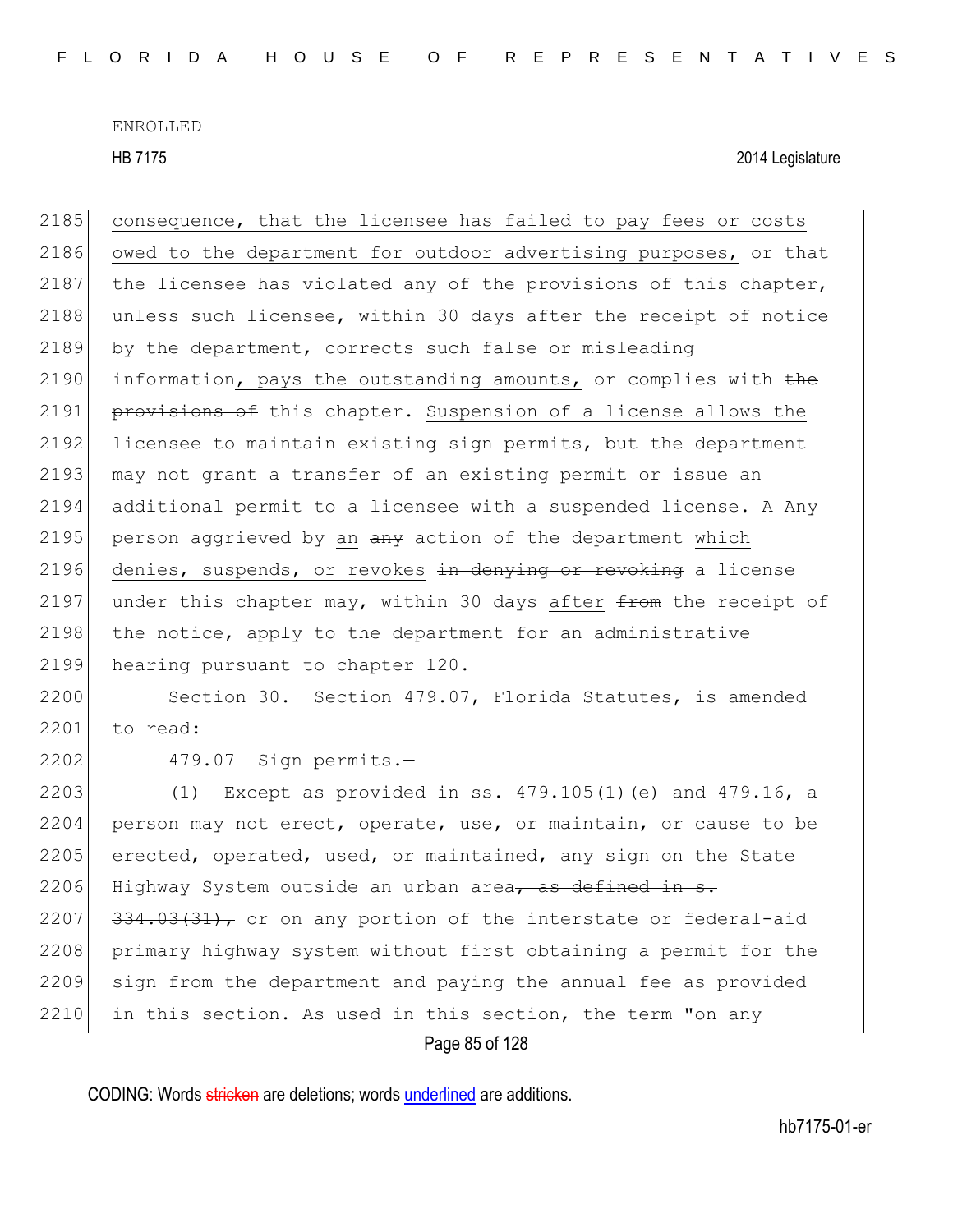consequence, that the licensee has failed to pay fees or costs owed to the department for outdoor advertising purposes, or that the licensee has violated any of the provisions of this chapter, unless such licensee, within 30 days after the receipt of notice by the department, corrects such false or misleading information, pays the outstanding amounts, or complies with ~~the provisions of~~ this chapter. Suspension of a license allows the licensee to maintain existing sign permits, but the department may not grant a transfer of an existing permit or issue an additional permit to a licensee with a suspended license. A ~~Any~~ person aggrieved by an ~~any~~ action of the department which denies, suspends, or revokes ~~in denying or revoking~~ a license under this chapter may, within 30 days after ~~from~~ the receipt of the notice, apply to the department for an administrative hearing pursuant to chapter 120.

Section 30. Section 479.07, Florida Statutes, is amended to read:

479.07 Sign permits.—

(1) Except as provided in ss. 479.105(1)~~(e)~~ and 479.16, a person may not erect, operate, use, or maintain, or cause to be erected, operated, used, or maintained, any sign on the State Highway System outside an urban area~~, as defined in s. 334.03(31),~~ or on any portion of the interstate or federal-aid primary highway system without first obtaining a permit for the sign from the department and paying the annual fee as provided in this section. As used in this section, the term "on any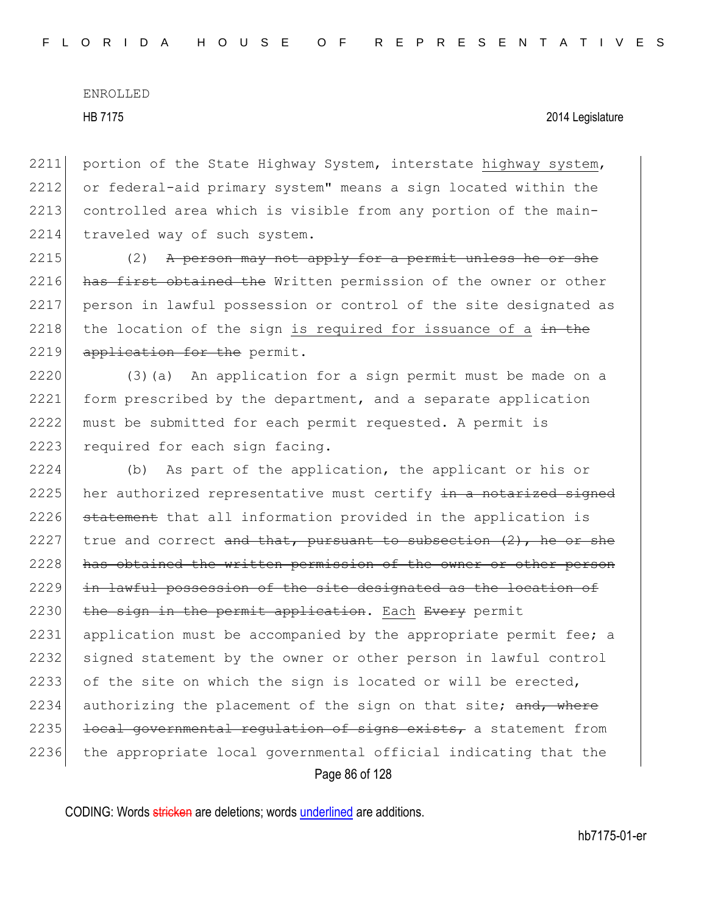portion of the State Highway System, interstate highway system, or federal-aid primary system" means a sign located within the controlled area which is visible from any portion of the main-traveled way of such system.

(2) ~~A person may not apply for a permit unless he or she has first obtained the~~ Written permission of the owner or other person in lawful possession or control of the site designated as the location of the sign is required for issuance of a ~~in the application for the~~ permit.

(3)(a) An application for a sign permit must be made on a form prescribed by the department, and a separate application must be submitted for each permit requested. A permit is required for each sign facing.

(b) As part of the application, the applicant or his or her authorized representative must certify ~~in a notarized signed statement~~ that all information provided in the application is true and correct ~~and that, pursuant to subsection (2), he or she has obtained the written permission of the owner or other person in lawful possession of the site designated as the location of the sign in the permit application~~. Each ~~Every~~ permit application must be accompanied by the appropriate permit fee; a signed statement by the owner or other person in lawful control of the site on which the sign is located or will be erected, authorizing the placement of the sign on that site; ~~and, where local governmental regulation of signs exists,~~ a statement from the appropriate local governmental official indicating that the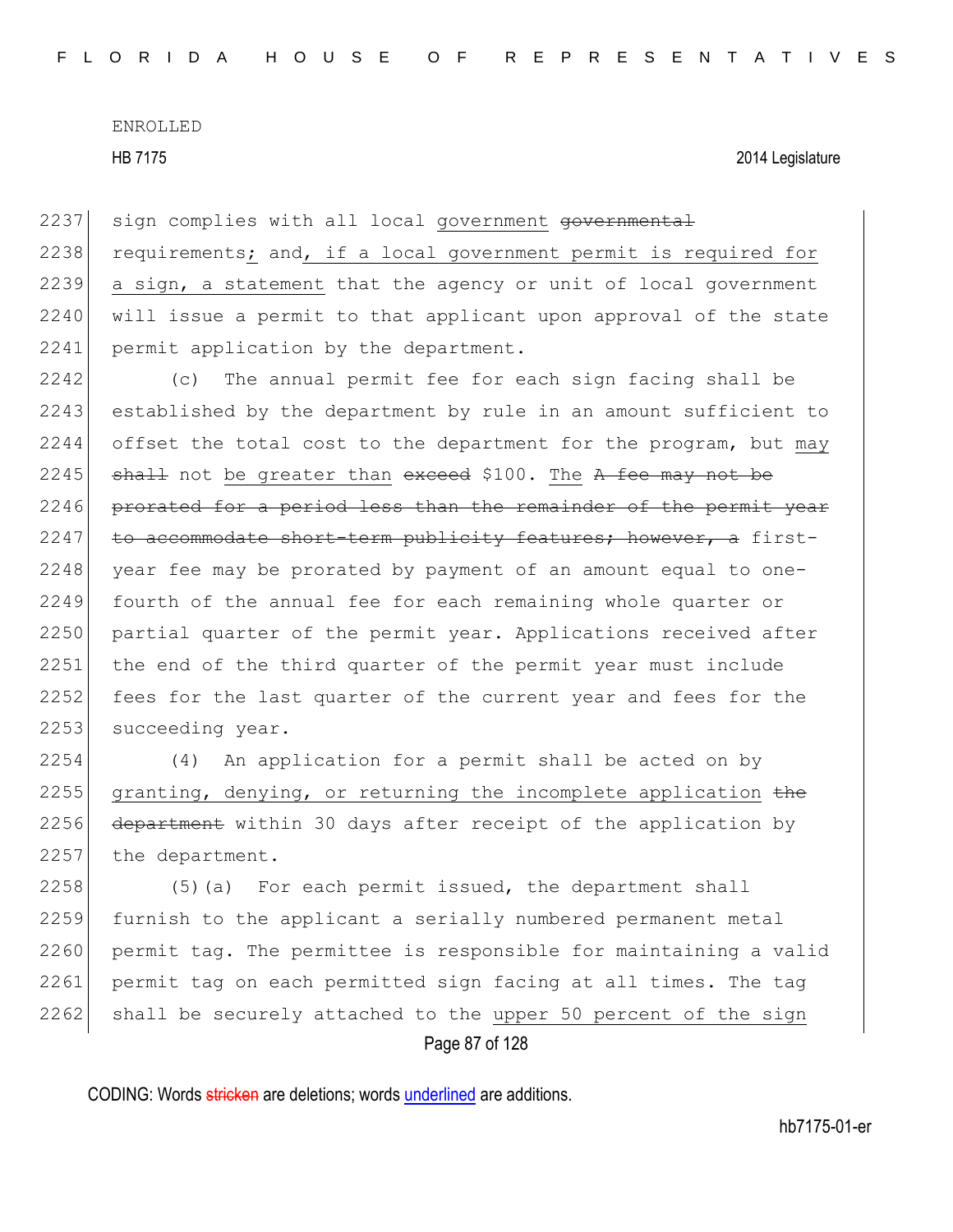sign complies with all local government ~~governmental~~ requirements; and, if a local government permit is required for a sign, a statement that the agency or unit of local government will issue a permit to that applicant upon approval of the state permit application by the department.

(c) The annual permit fee for each sign facing shall be established by the department by rule in an amount sufficient to offset the total cost to the department for the program, but may ~~shall~~ not be greater than ~~exceed~~ $100. The ~~A fee may not be prorated for a period less than the remainder of the permit year to accommodate short-term publicity features; however, a~~ first-year fee may be prorated by payment of an amount equal to one-fourth of the annual fee for each remaining whole quarter or partial quarter of the permit year. Applications received after the end of the third quarter of the permit year must include fees for the last quarter of the current year and fees for the succeeding year.

(4) An application for a permit shall be acted on by granting, denying, or returning the incomplete application ~~the department~~ within 30 days after receipt of the application by the department.

(5)(a) For each permit issued, the department shall furnish to the applicant a serially numbered permanent metal permit tag. The permittee is responsible for maintaining a valid permit tag on each permitted sign facing at all times. The tag shall be securely attached to the upper 50 percent of the sign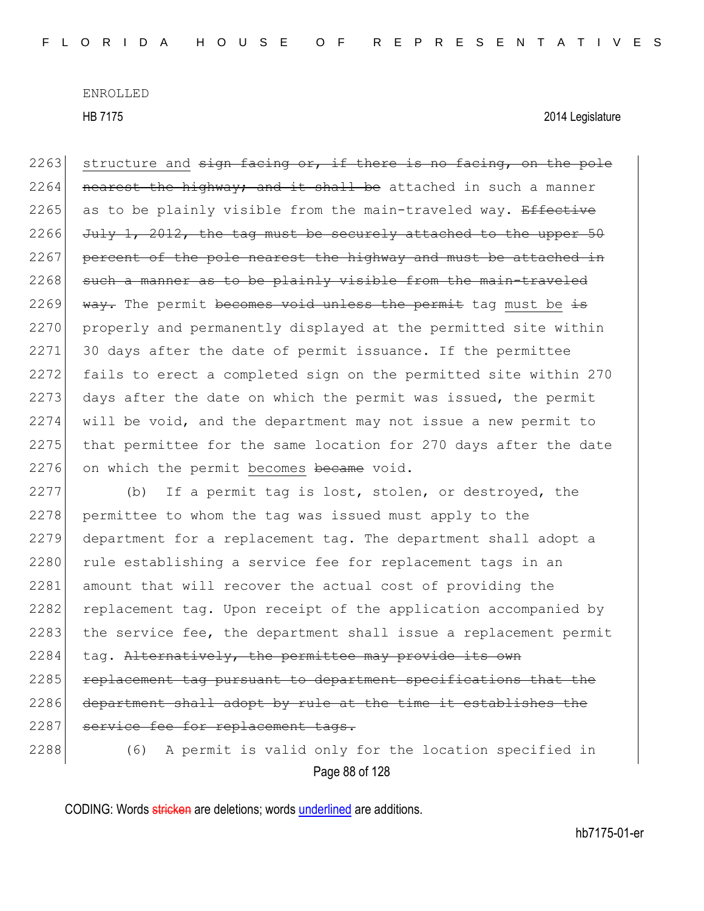structure and ~~sign facing or, if there is no facing, on the pole nearest the highway; and it shall be~~ attached in such a manner as to be plainly visible from the main-traveled way. ~~Effective July 1, 2012, the tag must be securely attached to the upper 50 percent of the pole nearest the highway and must be attached in such a manner as to be plainly visible from the main-traveled way.~~ The permit ~~becomes void unless the permit~~ tag must be ~~is~~ properly and permanently displayed at the permitted site within 30 days after the date of permit issuance. If the permittee fails to erect a completed sign on the permitted site within 270 days after the date on which the permit was issued, the permit will be void, and the department may not issue a new permit to that permittee for the same location for 270 days after the date on which the permit becomes ~~became~~ void.

(b) If a permit tag is lost, stolen, or destroyed, the permittee to whom the tag was issued must apply to the department for a replacement tag. The department shall adopt a rule establishing a service fee for replacement tags in an amount that will recover the actual cost of providing the replacement tag. Upon receipt of the application accompanied by the service fee, the department shall issue a replacement permit tag. ~~Alternatively, the permittee may provide its own replacement tag pursuant to department specifications that the department shall adopt by rule at the time it establishes the service fee for replacement tags.~~

(6) A permit is valid only for the location specified in

CODING: Words ~~stricken~~ are deletions; words underlined are additions.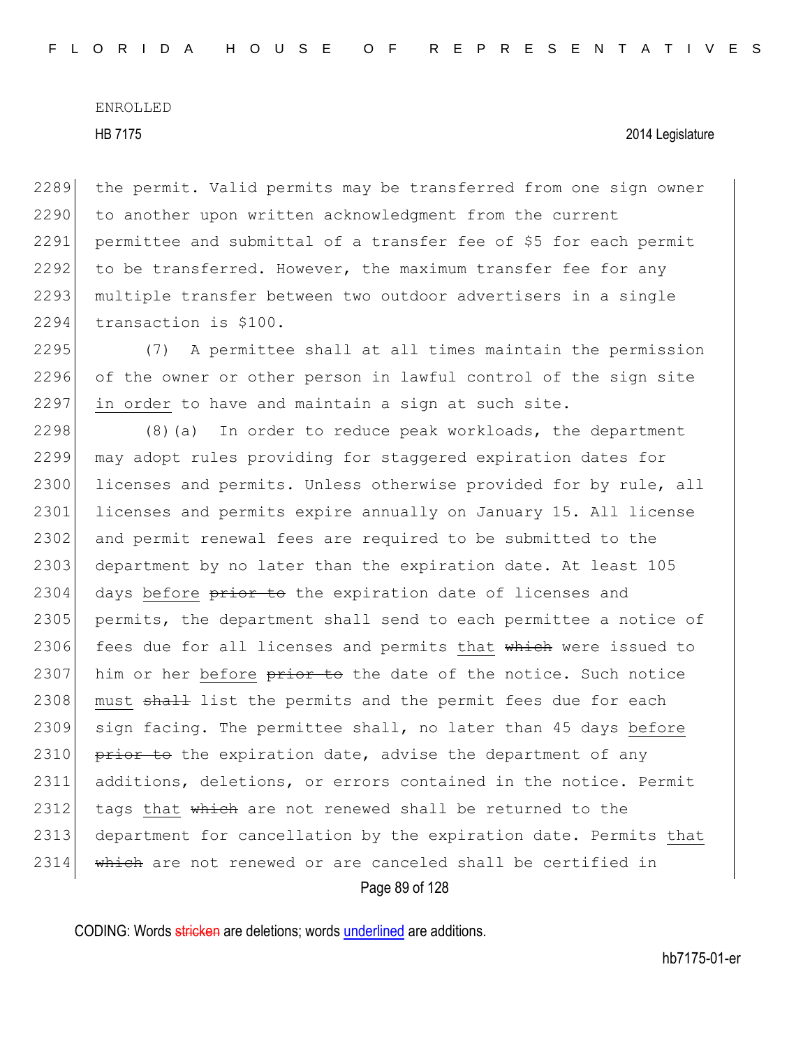the permit. Valid permits may be transferred from one sign owner to another upon written acknowledgment from the current permittee and submittal of a transfer fee of $5 for each permit to be transferred. However, the maximum transfer fee for any multiple transfer between two outdoor advertisers in a single transaction is $100.

(7) A permittee shall at all times maintain the permission of the owner or other person in lawful control of the sign site in order to have and maintain a sign at such site.

(8)(a) In order to reduce peak workloads, the department may adopt rules providing for staggered expiration dates for licenses and permits. Unless otherwise provided for by rule, all licenses and permits expire annually on January 15. All license and permit renewal fees are required to be submitted to the department by no later than the expiration date. At least 105 days before ~~prior to~~ the expiration date of licenses and permits, the department shall send to each permittee a notice of fees due for all licenses and permits that ~~which~~ were issued to him or her before ~~prior to~~ the date of the notice. Such notice must ~~shall~~ list the permits and the permit fees due for each sign facing. The permittee shall, no later than 45 days before ~~prior to~~ the expiration date, advise the department of any additions, deletions, or errors contained in the notice. Permit tags that ~~which~~ are not renewed shall be returned to the department for cancellation by the expiration date. Permits that ~~which~~ are not renewed or are canceled shall be certified in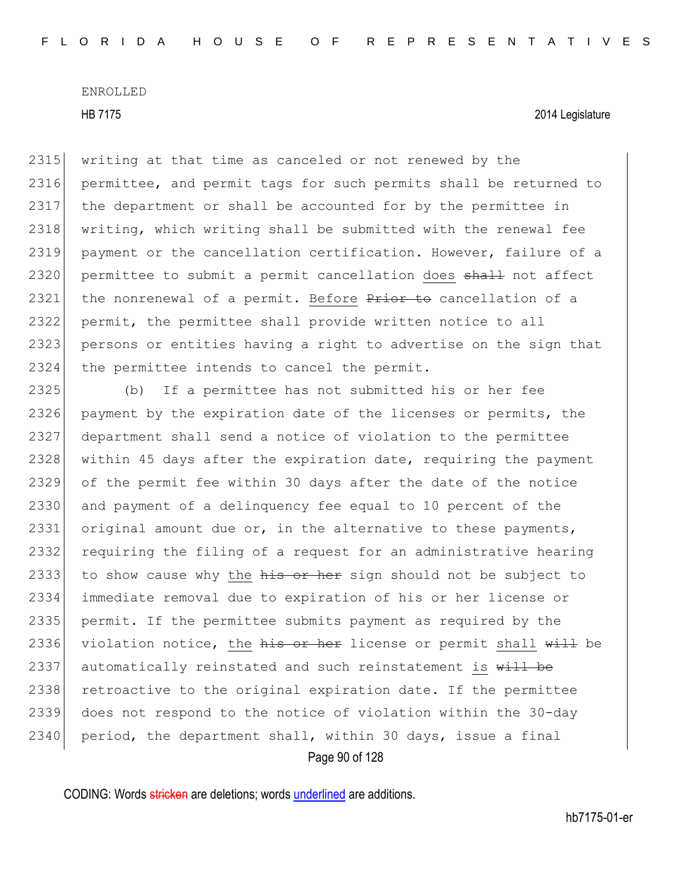writing at that time as canceled or not renewed by the permittee, and permit tags for such permits shall be returned to the department or shall be accounted for by the permittee in writing, which writing shall be submitted with the renewal fee payment or the cancellation certification. However, failure of a permittee to submit a permit cancellation does ~~shall~~ not affect the nonrenewal of a permit. Before ~~Prior to~~ cancellation of a permit, the permittee shall provide written notice to all persons or entities having a right to advertise on the sign that the permittee intends to cancel the permit.

(b) If a permittee has not submitted his or her fee payment by the expiration date of the licenses or permits, the department shall send a notice of violation to the permittee within 45 days after the expiration date, requiring the payment of the permit fee within 30 days after the date of the notice and payment of a delinquency fee equal to 10 percent of the original amount due or, in the alternative to these payments, requiring the filing of a request for an administrative hearing to show cause why the ~~his or her~~ sign should not be subject to immediate removal due to expiration of his or her license or permit. If the permittee submits payment as required by the violation notice, the ~~his or her~~ license or permit shall ~~will~~ be automatically reinstated and such reinstatement is ~~will be~~ retroactive to the original expiration date. If the permittee does not respond to the notice of violation within the 30-day period, the department shall, within 30 days, issue a final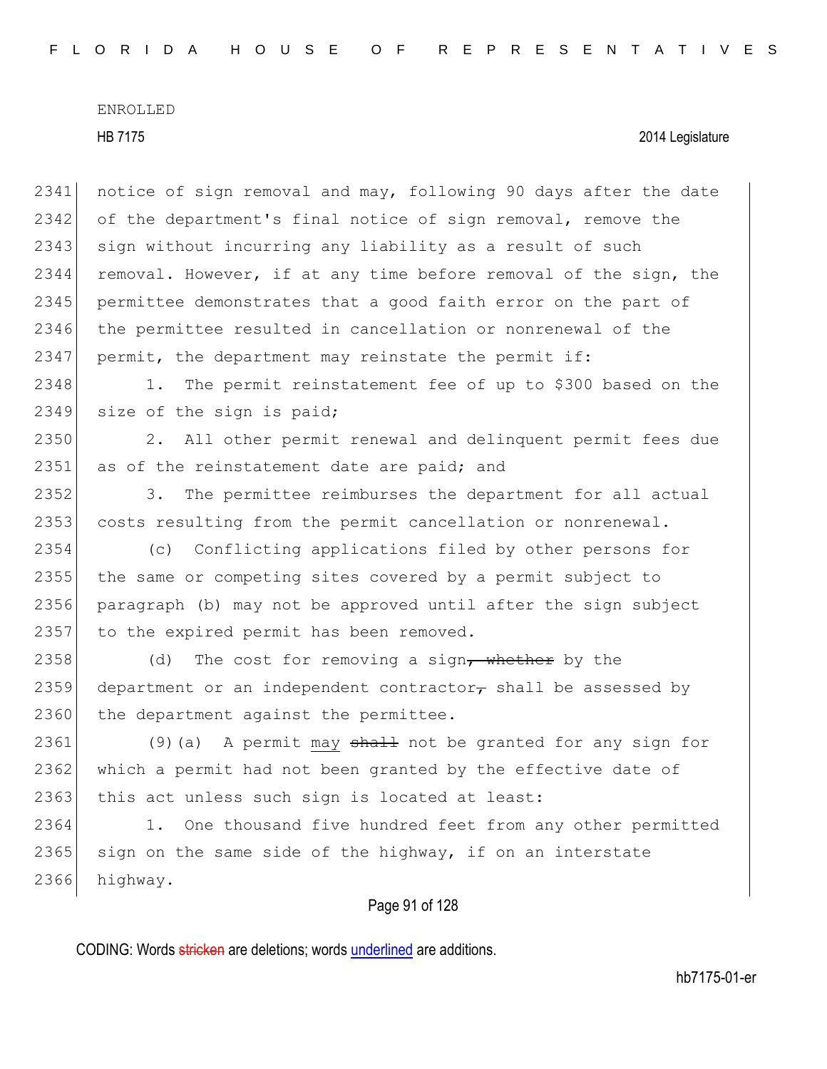ENROLLED

HB 7175 2014 Legislature

notice of sign removal and may, following 90 days after the date of the department's final notice of sign removal, remove the sign without incurring any liability as a result of such removal. However, if at any time before removal of the sign, the permittee demonstrates that a good faith error on the part of the permittee resulted in cancellation or nonrenewal of the permit, the department may reinstate the permit if:

1. The permit reinstatement fee of up to $300 based on the size of the sign is paid;

2. All other permit renewal and delinquent permit fees due as of the reinstatement date are paid; and

3. The permittee reimburses the department for all actual costs resulting from the permit cancellation or nonrenewal.

(c) Conflicting applications filed by other persons for the same or competing sites covered by a permit subject to paragraph (b) may not be approved until after the sign subject to the expired permit has been removed.

(d) The cost for removing a sign~~, whether~~ by the department or an independent contractor~~,~~ shall be assessed by the department against the permittee.

(9)(a) A permit <u>may</u> ~~shall~~ not be granted for any sign for which a permit had not been granted by the effective date of this act unless such sign is located at least:

1. One thousand five hundred feet from any other permitted sign on the same side of the highway, if on an interstate highway.

CODING: Words ~~stricken~~ are deletions; words <u>underlined</u> are additions.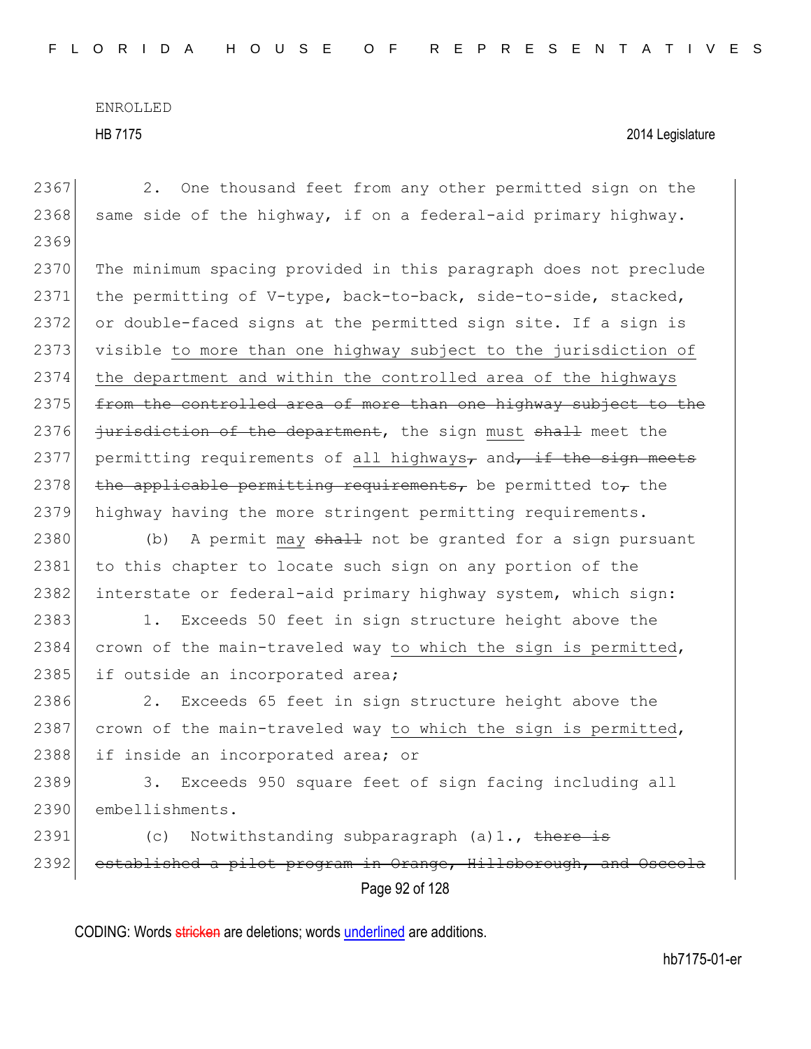2. One thousand feet from any other permitted sign on the same side of the highway, if on a federal-aid primary highway.

The minimum spacing provided in this paragraph does not preclude the permitting of V-type, back-to-back, side-to-side, stacked, or double-faced signs at the permitted sign site. If a sign is visible to more than one highway subject to the jurisdiction of the department and within the controlled area of the highways ~~from the controlled area of more than one highway subject to the jurisdiction of the department~~, the sign must ~~shall~~ meet the permitting requirements of all highways~~,~~ and~~, if the sign meets the applicable permitting requirements,~~ be permitted to~~,~~ the highway having the more stringent permitting requirements.

(b) A permit may ~~shall~~ not be granted for a sign pursuant to this chapter to locate such sign on any portion of the interstate or federal-aid primary highway system, which sign:

1. Exceeds 50 feet in sign structure height above the crown of the main-traveled way to which the sign is permitted, if outside an incorporated area;

2. Exceeds 65 feet in sign structure height above the crown of the main-traveled way to which the sign is permitted, if inside an incorporated area; or

3. Exceeds 950 square feet of sign facing including all embellishments.

(c) Notwithstanding subparagraph (a)1., ~~there is established a pilot program in Orange, Hillsborough, and Osceola~~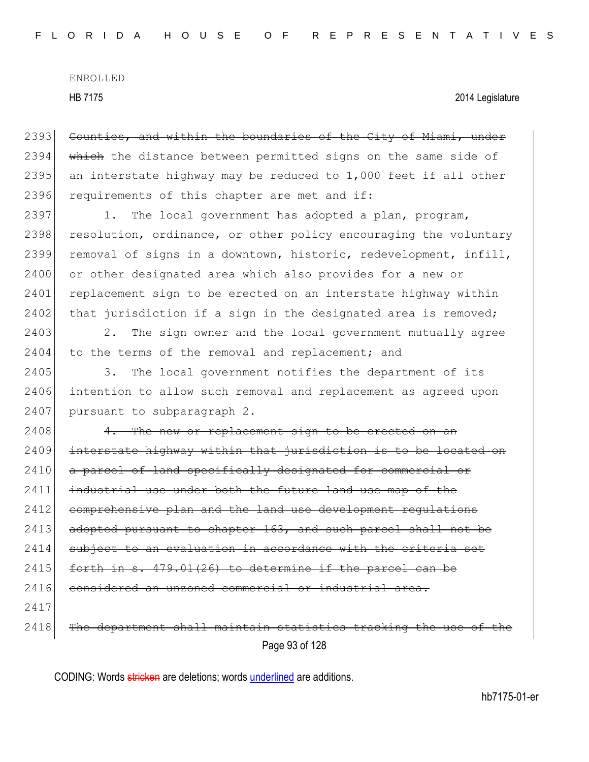2393 ~~Counties, and within the boundaries of the City of Miami, under~~
2394 ~~which~~ the distance between permitted signs on the same side of
2395 an interstate highway may be reduced to 1,000 feet if all other
2396 requirements of this chapter are met and if:

2397 1. The local government has adopted a plan, program,
2398 resolution, ordinance, or other policy encouraging the voluntary
2399 removal of signs in a downtown, historic, redevelopment, infill,
2400 or other designated area which also provides for a new or
2401 replacement sign to be erected on an interstate highway within
2402 that jurisdiction if a sign in the designated area is removed;

2403 2. The sign owner and the local government mutually agree
2404 to the terms of the removal and replacement; and

2405 3. The local government notifies the department of its
2406 intention to allow such removal and replacement as agreed upon
2407 pursuant to subparagraph 2.

2408 ~~4. The new or replacement sign to be erected on an~~
2409 ~~interstate highway within that jurisdiction is to be located on~~
2410 ~~a parcel of land specifically designated for commercial or~~
2411 ~~industrial use under both the future land use map of the~~
2412 ~~comprehensive plan and the land use development regulations~~
2413 ~~adopted pursuant to chapter 163, and such parcel shall not be~~
2414 ~~subject to an evaluation in accordance with the criteria set~~
2415 ~~forth in s. 479.01(26) to determine if the parcel can be~~
2416 ~~considered an unzoned commercial or industrial area.~~

2417

2418 ~~The department shall maintain statistics tracking the use of the~~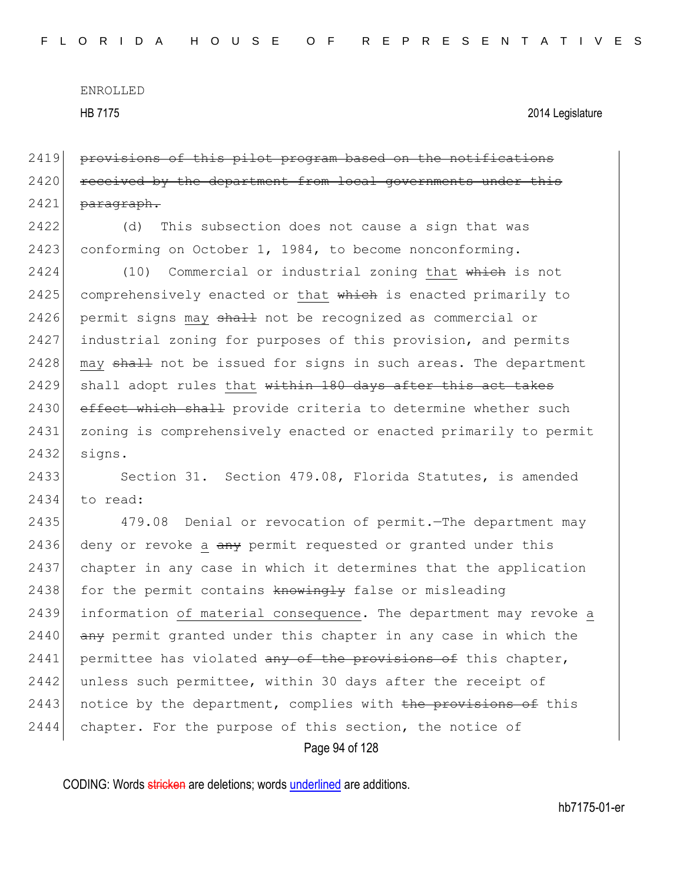~~provisions of this pilot program based on the notifications received by the department from local governments under this paragraph.~~

(d) This subsection does not cause a sign that was conforming on October 1, 1984, to become nonconforming.

(10) Commercial or industrial zoning that ~~which~~ is not comprehensively enacted or that ~~which~~ is enacted primarily to permit signs may ~~shall~~ not be recognized as commercial or industrial zoning for purposes of this provision, and permits may ~~shall~~ not be issued for signs in such areas. The department shall adopt rules that ~~within 180 days after this act takes effect which shall~~ provide criteria to determine whether such zoning is comprehensively enacted or enacted primarily to permit signs.

Section 31. Section 479.08, Florida Statutes, is amended to read:

479.08 Denial or revocation of permit.—The department may deny or revoke a ~~any~~ permit requested or granted under this chapter in any case in which it determines that the application for the permit contains ~~knowingly~~ false or misleading information of material consequence. The department may revoke a ~~any~~ permit granted under this chapter in any case in which the permittee has violated ~~any of the provisions of~~ this chapter, unless such permittee, within 30 days after the receipt of notice by the department, complies with ~~the provisions of~~ this chapter. For the purpose of this section, the notice of

CODING: Words ~~stricken~~ are deletions; words underlined are additions.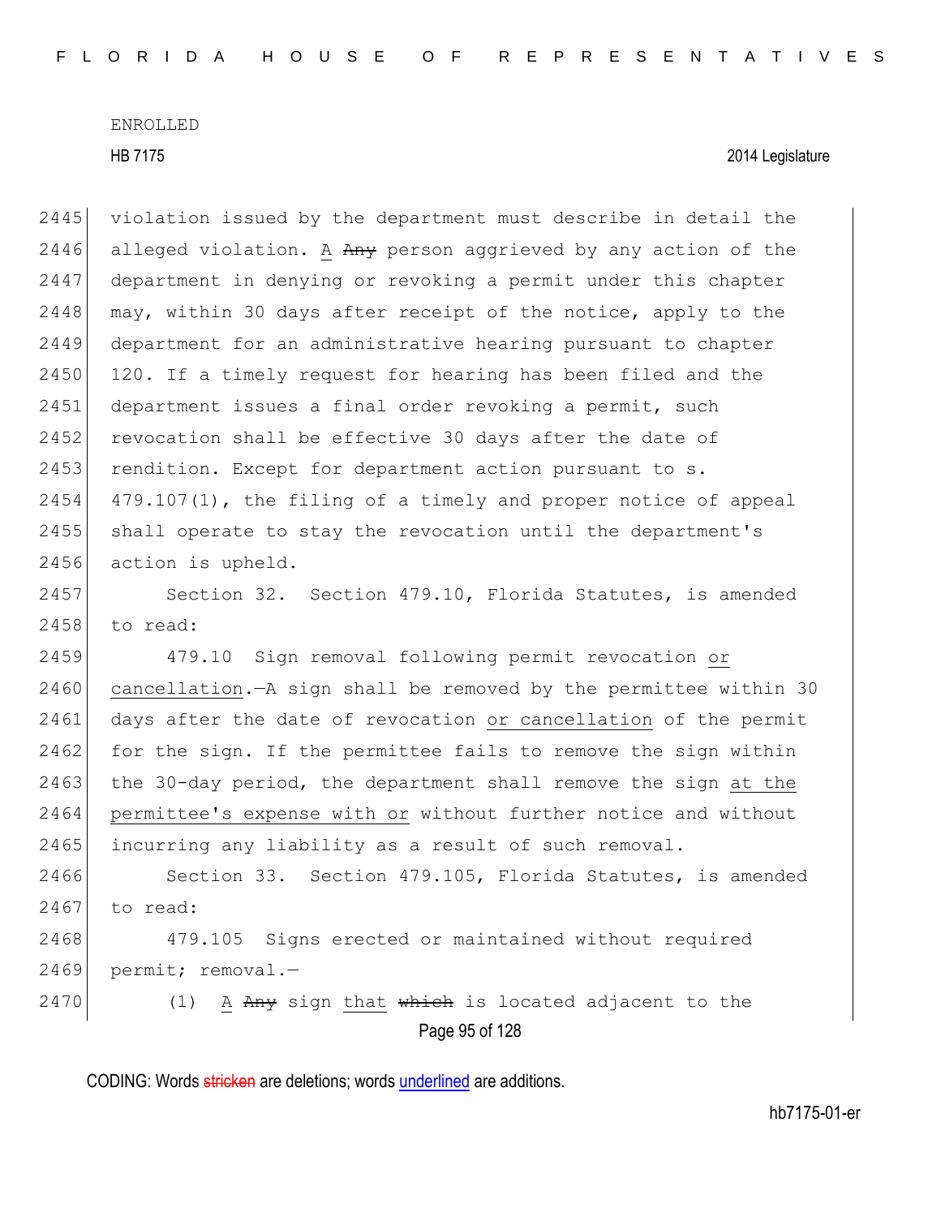violation issued by the department must describe in detail the alleged violation. A ~~Any~~ person aggrieved by any action of the department in denying or revoking a permit under this chapter may, within 30 days after receipt of the notice, apply to the department for an administrative hearing pursuant to chapter 120. If a timely request for hearing has been filed and the department issues a final order revoking a permit, such revocation shall be effective 30 days after the date of rendition. Except for department action pursuant to s. 479.107(1), the filing of a timely and proper notice of appeal shall operate to stay the revocation until the department's action is upheld.

Section 32. Section 479.10, Florida Statutes, is amended to read:

479.10 Sign removal following permit revocation <u>or cancellation</u>.—A sign shall be removed by the permittee within 30 days after the date of revocation <u>or cancellation</u> of the permit for the sign. If the permittee fails to remove the sign within the 30-day period, the department shall remove the sign <u>at the permittee's expense with or</u> without further notice and without incurring any liability as a result of such removal.

Section 33. Section 479.105, Florida Statutes, is amended to read:

479.105 Signs erected or maintained without required permit; removal.—

(1) <u>A</u> ~~Any~~ sign <u>that</u> ~~which~~ is located adjacent to the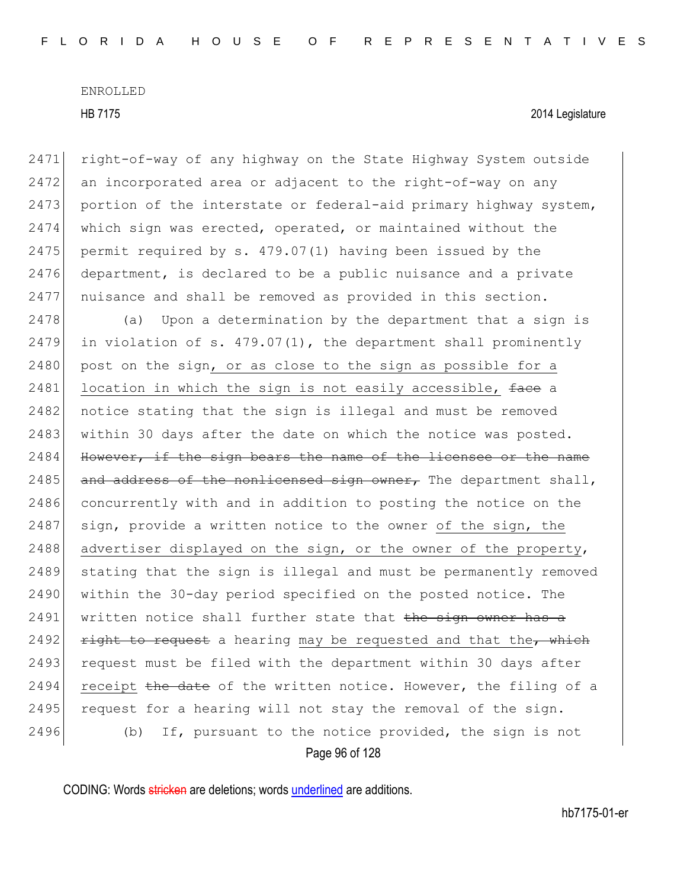right-of-way of any highway on the State Highway System outside an incorporated area or adjacent to the right-of-way on any portion of the interstate or federal-aid primary highway system, which sign was erected, operated, or maintained without the permit required by s. 479.07(1) having been issued by the department, is declared to be a public nuisance and a private nuisance and shall be removed as provided in this section.

(a) Upon a determination by the department that a sign is in violation of s. 479.07(1), the department shall prominently post on the sign, or as close to the sign as possible for a location in which the sign is not easily accessible, ~~face~~ a notice stating that the sign is illegal and must be removed within 30 days after the date on which the notice was posted. ~~However, if the sign bears the name of the licensee or the name and address of the nonlicensed sign owner,~~ The department shall, concurrently with and in addition to posting the notice on the sign, provide a written notice to the owner of the sign, the advertiser displayed on the sign, or the owner of the property, stating that the sign is illegal and must be permanently removed within the 30-day period specified on the posted notice. The written notice shall further state that ~~the sign owner has a right to request~~ a hearing may be requested and that the~~, which~~ request must be filed with the department within 30 days after receipt ~~the date~~ of the written notice. However, the filing of a request for a hearing will not stay the removal of the sign.

(b) If, pursuant to the notice provided, the sign is not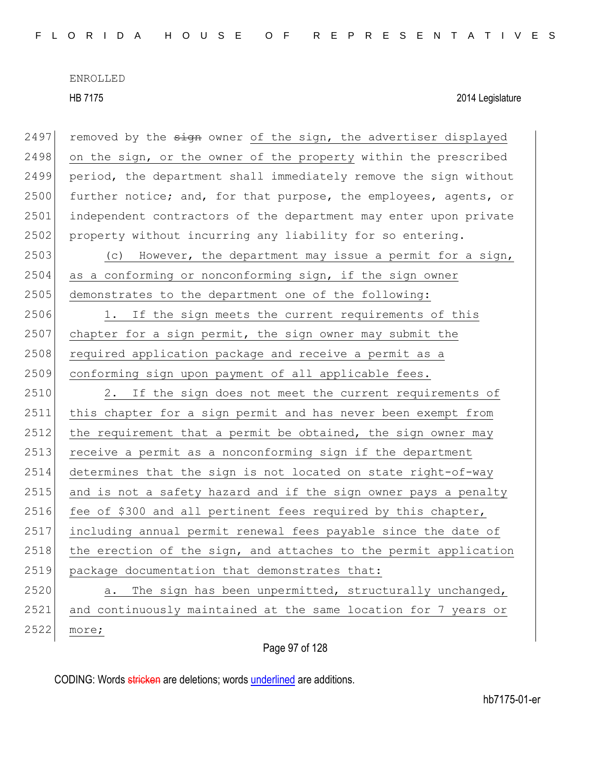removed by the ~~sign~~ owner of the sign, the advertiser displayed on the sign, or the owner of the property within the prescribed period, the department shall immediately remove the sign without further notice; and, for that purpose, the employees, agents, or independent contractors of the department may enter upon private property without incurring any liability for so entering.

(c) However, the department may issue a permit for a sign, as a conforming or nonconforming sign, if the sign owner demonstrates to the department one of the following:

1. If the sign meets the current requirements of this chapter for a sign permit, the sign owner may submit the required application package and receive a permit as a conforming sign upon payment of all applicable fees.

2. If the sign does not meet the current requirements of this chapter for a sign permit and has never been exempt from the requirement that a permit be obtained, the sign owner may receive a permit as a nonconforming sign if the department determines that the sign is not located on state right-of-way and is not a safety hazard and if the sign owner pays a penalty fee of $300 and all pertinent fees required by this chapter, including annual permit renewal fees payable since the date of the erection of the sign, and attaches to the permit application package documentation that demonstrates that:

a. The sign has been unpermitted, structurally unchanged, and continuously maintained at the same location for 7 years or more;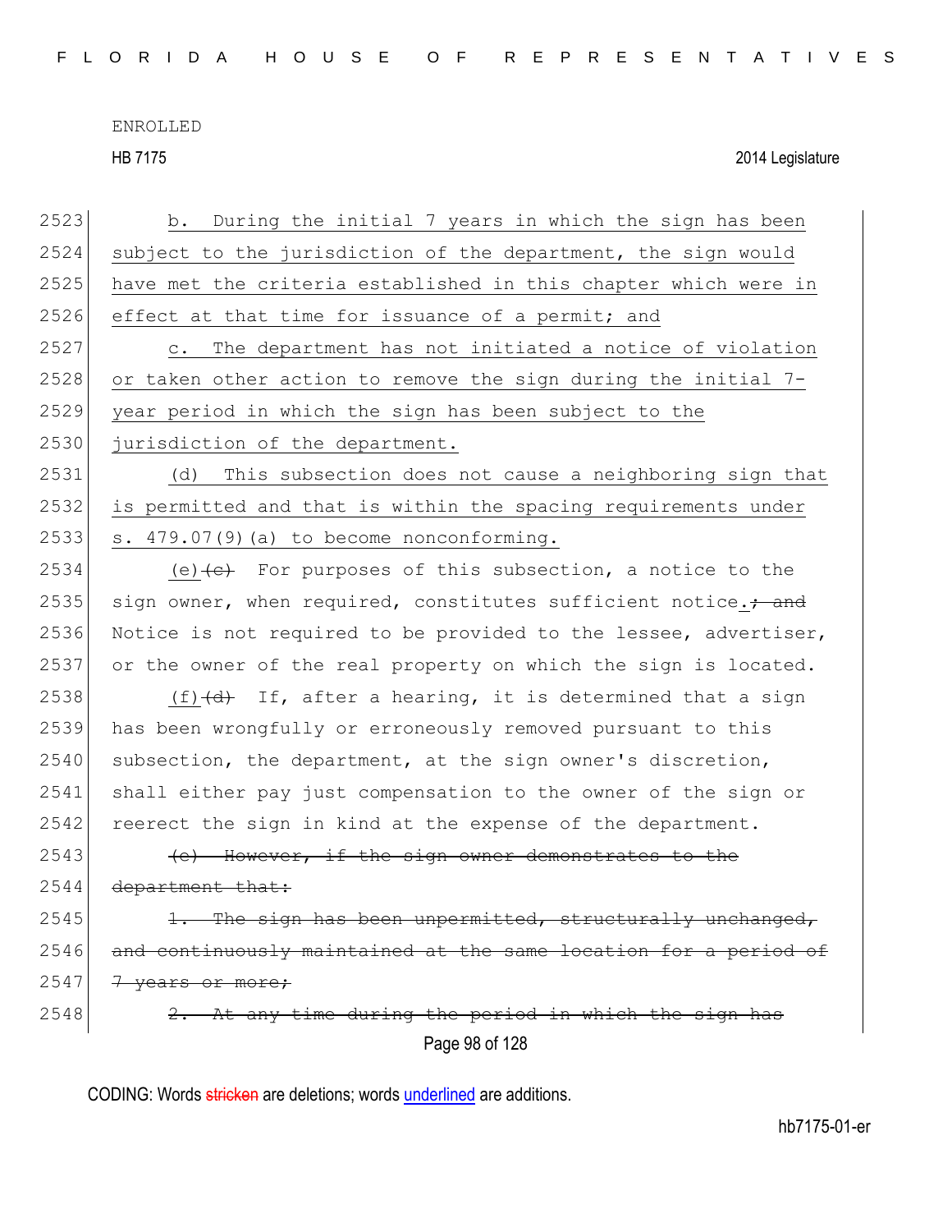b. During the initial 7 years in which the sign has been subject to the jurisdiction of the department, the sign would have met the criteria established in this chapter which were in effect at that time for issuance of a permit; and

c. The department has not initiated a notice of violation or taken other action to remove the sign during the initial 7-year period in which the sign has been subject to the jurisdiction of the department.

(d) This subsection does not cause a neighboring sign that is permitted and that is within the spacing requirements under s. 479.07(9)(a) to become nonconforming.

(e) ~~(c)~~ For purposes of this subsection, a notice to the sign owner, when required, constitutes sufficient notice. ~~; and~~ Notice is not required to be provided to the lessee, advertiser, or the owner of the real property on which the sign is located.

(f) ~~(d)~~ If, after a hearing, it is determined that a sign has been wrongfully or erroneously removed pursuant to this subsection, the department, at the sign owner's discretion, shall either pay just compensation to the owner of the sign or reerect the sign in kind at the expense of the department.

~~(e) However, if the sign owner demonstrates to the department that:~~

~~1. The sign has been unpermitted, structurally unchanged, and continuously maintained at the same location for a period of 7 years or more;~~

~~2. At any time during the period in which the sign has~~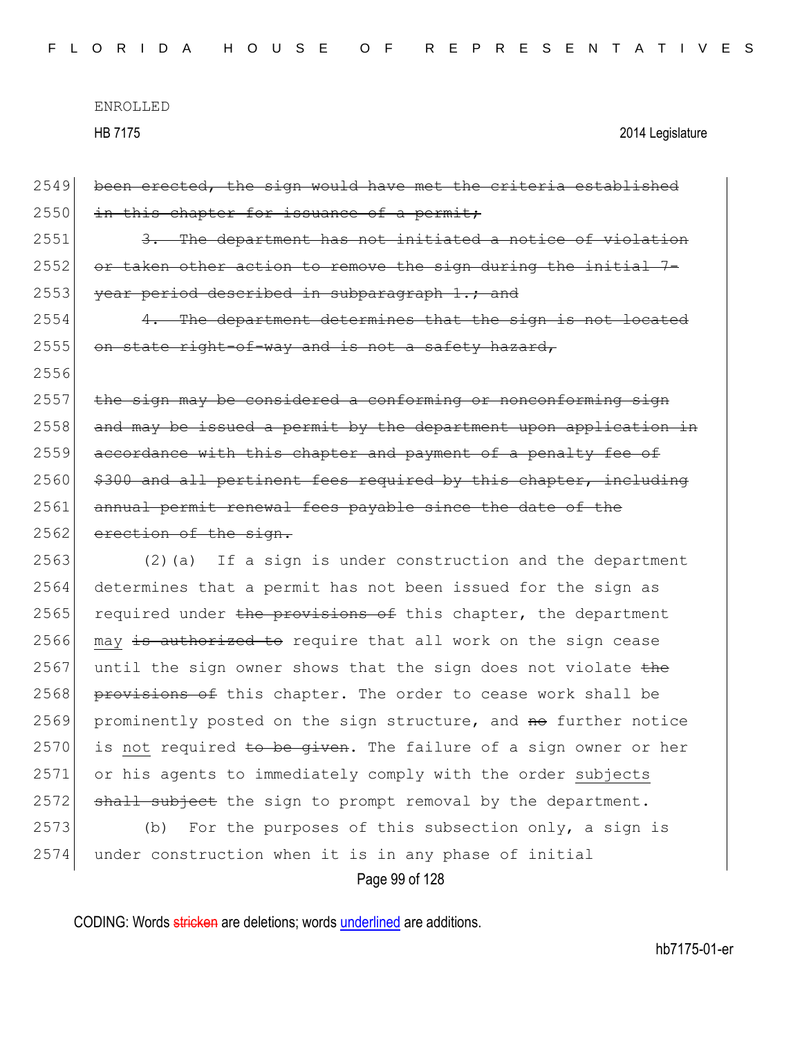ENROLLED

HB 7175 2014 Legislature

2549 ~~been erected, the sign would have met the criteria established~~
2550 ~~in this chapter for issuance of a permit;~~
2551 ~~3. The department has not initiated a notice of violation~~
2552 ~~or taken other action to remove the sign during the initial 7-~~
2553 ~~year period described in subparagraph 1.; and~~
2554 ~~4. The department determines that the sign is not located~~
2555 ~~on state right-of-way and is not a safety hazard,~~
2556
2557 ~~the sign may be considered a conforming or nonconforming sign~~
2558 ~~and may be issued a permit by the department upon application in~~
2559 ~~accordance with this chapter and payment of a penalty fee of~~
2560 ~~$300 and all pertinent fees required by this chapter, including~~
2561 ~~annual permit renewal fees payable since the date of the~~
2562 ~~erection of the sign.~~
2563 (2)(a) If a sign is under construction and the department
2564 determines that a permit has not been issued for the sign as
2565 required under ~~the provisions of~~ this chapter, the department
2566 <u>may</u> ~~is authorized to~~ require that all work on the sign cease
2567 until the sign owner shows that the sign does not violate ~~the~~
2568 ~~provisions of~~ this chapter. The order to cease work shall be
2569 prominently posted on the sign structure, and ~~no~~ further notice
2570 is <u>not</u> required ~~to be given~~. The failure of a sign owner or her
2571 or his agents to immediately comply with the order <u>subjects</u>
2572 ~~shall subject~~ the sign to prompt removal by the department.
2573 (b) For the purposes of this subsection only, a sign is
2574 under construction when it is in any phase of initial

CODING: Words ~~stricken~~ are deletions; words <u>underlined</u> are additions.

hb7175-01-er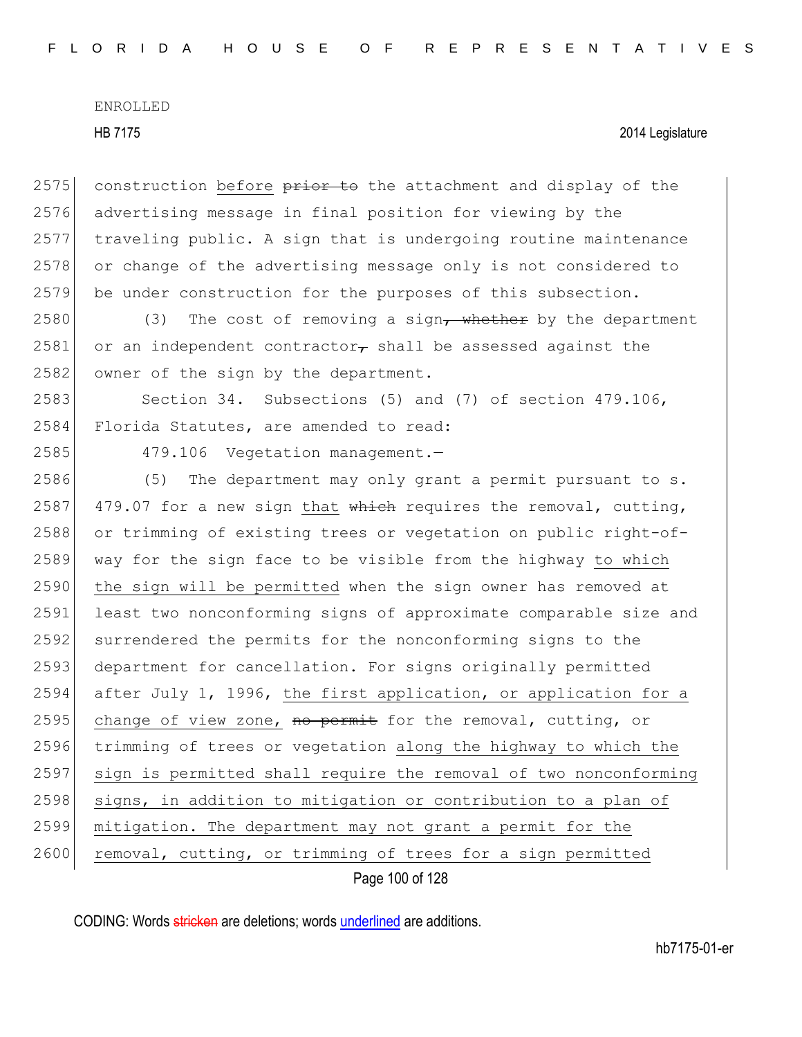construction before ~~prior to~~ the attachment and display of the advertising message in final position for viewing by the traveling public. A sign that is undergoing routine maintenance or change of the advertising message only is not considered to be under construction for the purposes of this subsection.

(3) The cost of removing a sign~~, whether~~ by the department or an independent contractor~~,~~ shall be assessed against the owner of the sign by the department.

Section 34. Subsections (5) and (7) of section 479.106, Florida Statutes, are amended to read:

479.106 Vegetation management.—

(5) The department may only grant a permit pursuant to s. 479.07 for a new sign that ~~which~~ requires the removal, cutting, or trimming of existing trees or vegetation on public right-of-way for the sign face to be visible from the highway to which the sign will be permitted when the sign owner has removed at least two nonconforming signs of approximate comparable size and surrendered the permits for the nonconforming signs to the department for cancellation. For signs originally permitted after July 1, 1996, the first application, or application for a change of view zone, ~~no permit~~ for the removal, cutting, or trimming of trees or vegetation along the highway to which the sign is permitted shall require the removal of two nonconforming signs, in addition to mitigation or contribution to a plan of mitigation. The department may not grant a permit for the removal, cutting, or trimming of trees for a sign permitted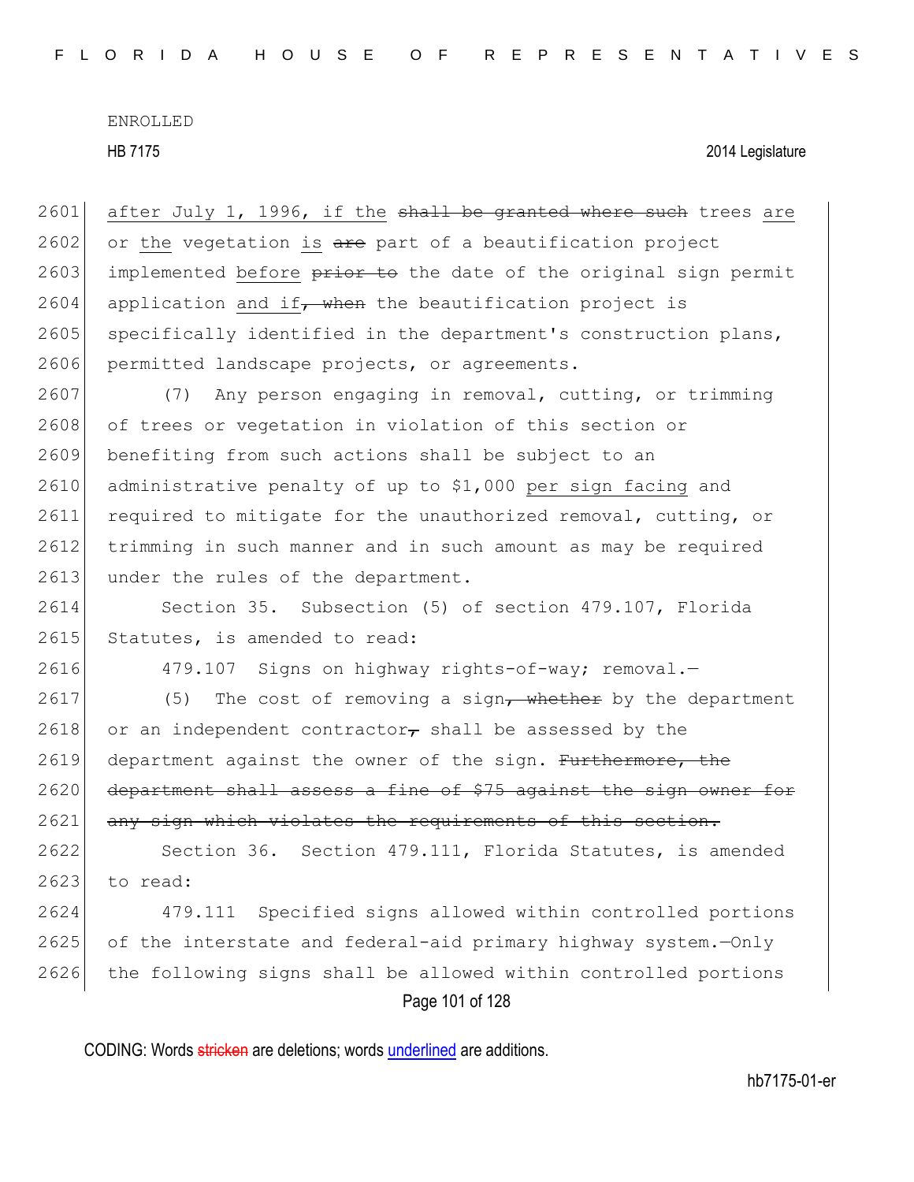after July 1, 1996, if the ~~shall be granted where such~~ trees are or the vegetation is ~~are~~ part of a beautification project implemented before ~~prior to~~ the date of the original sign permit application and if~~, when~~ the beautification project is specifically identified in the department's construction plans, permitted landscape projects, or agreements.

(7) Any person engaging in removal, cutting, or trimming of trees or vegetation in violation of this section or benefiting from such actions shall be subject to an administrative penalty of up to $1,000 per sign facing and required to mitigate for the unauthorized removal, cutting, or trimming in such manner and in such amount as may be required under the rules of the department.

Section 35. Subsection (5) of section 479.107, Florida Statutes, is amended to read:

479.107 Signs on highway rights-of-way; removal.—

(5) The cost of removing a sign~~, whether~~ by the department or an independent contractor~~,~~ shall be assessed by the department against the owner of the sign. ~~Furthermore, the department shall assess a fine of $75 against the sign owner for any sign which violates the requirements of this section.~~

Section 36. Section 479.111, Florida Statutes, is amended to read:

479.111 Specified signs allowed within controlled portions of the interstate and federal-aid primary highway system.—Only the following signs shall be allowed within controlled portions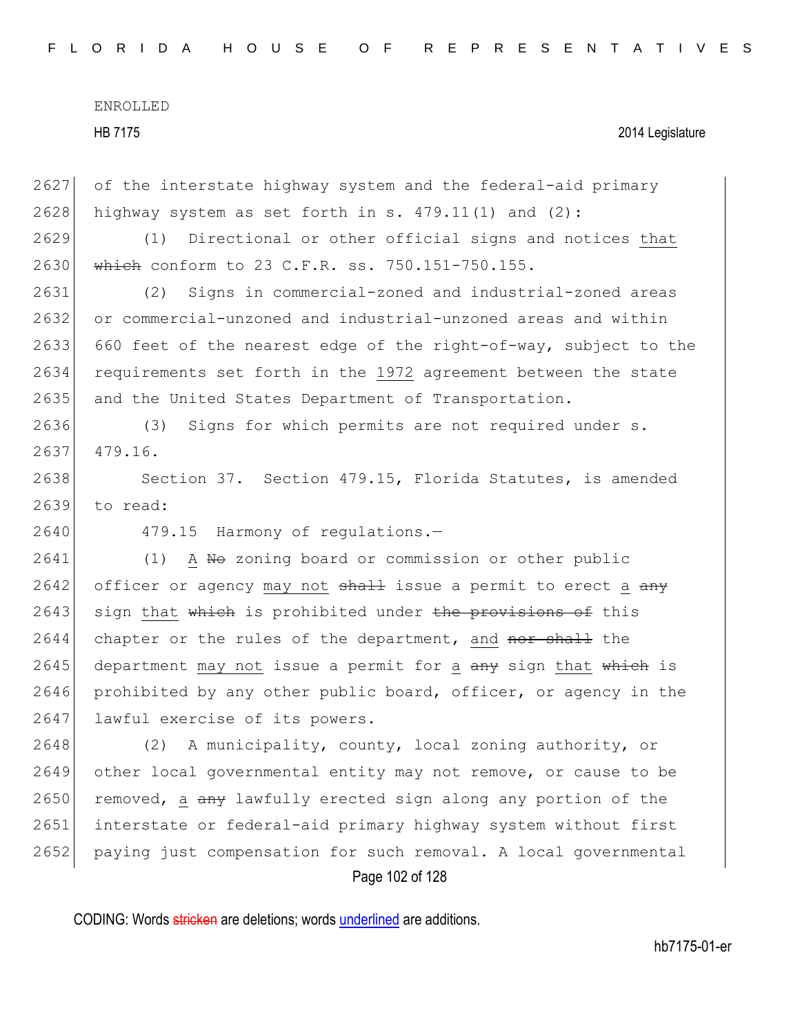of the interstate highway system and the federal-aid primary highway system as set forth in s. 479.11(1) and (2):

(1) Directional or other official signs and notices that ~~which~~ conform to 23 C.F.R. ss. 750.151-750.155.

(2) Signs in commercial-zoned and industrial-zoned areas or commercial-unzoned and industrial-unzoned areas and within 660 feet of the nearest edge of the right-of-way, subject to the requirements set forth in the 1972 agreement between the state and the United States Department of Transportation.

(3) Signs for which permits are not required under s. 479.16.

Section 37. Section 479.15, Florida Statutes, is amended to read:

479.15 Harmony of regulations.—

(1) A ~~No~~ zoning board or commission or other public officer or agency may not ~~shall~~ issue a permit to erect a ~~any~~ sign that ~~which~~ is prohibited under ~~the provisions of~~ this chapter or the rules of the department, and ~~nor shall~~ the department may not issue a permit for a ~~any~~ sign that ~~which~~ is prohibited by any other public board, officer, or agency in the lawful exercise of its powers.

(2) A municipality, county, local zoning authority, or other local governmental entity may not remove, or cause to be removed, a ~~any~~ lawfully erected sign along any portion of the interstate or federal-aid primary highway system without first paying just compensation for such removal. A local governmental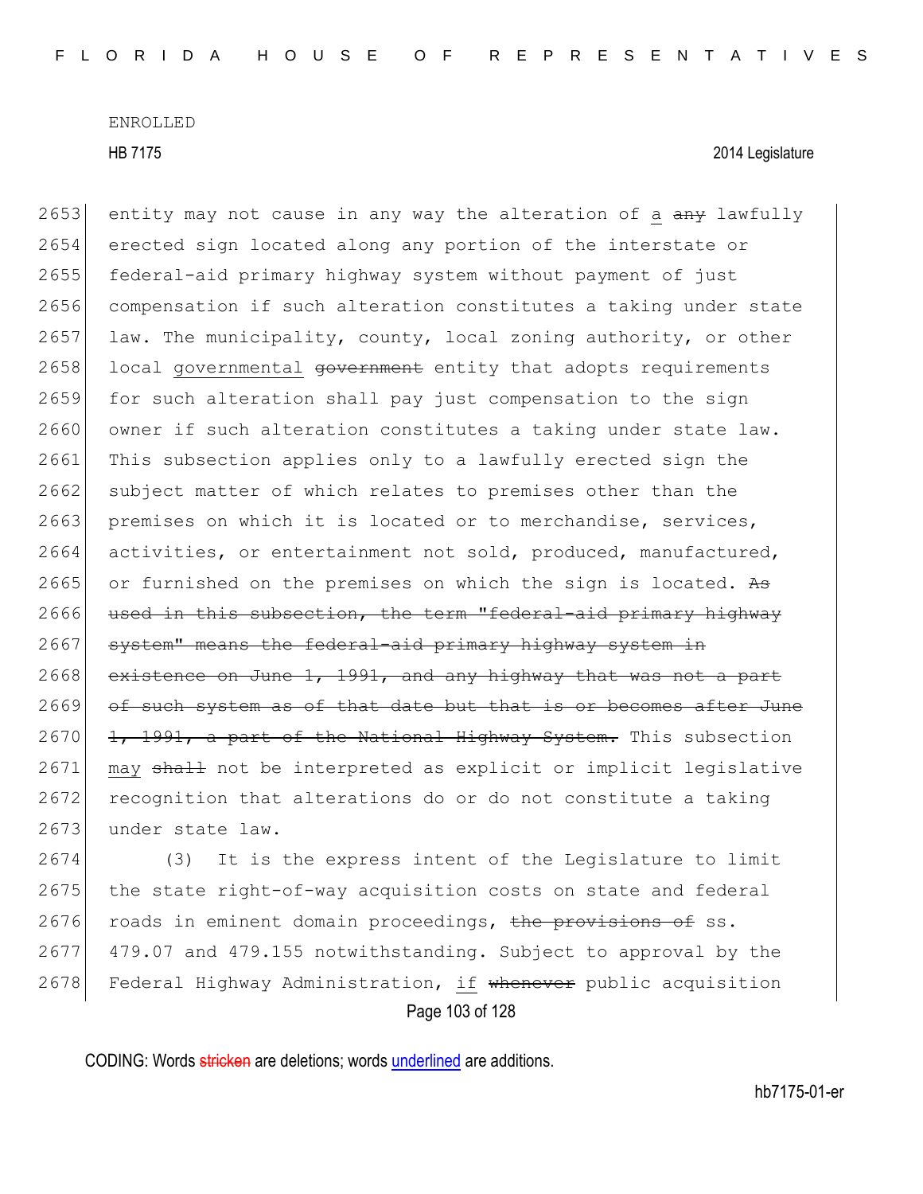entity may not cause in any way the alteration of a ~~any~~ lawfully erected sign located along any portion of the interstate or federal-aid primary highway system without payment of just compensation if such alteration constitutes a taking under state law. The municipality, county, local zoning authority, or other local governmental ~~government~~ entity that adopts requirements for such alteration shall pay just compensation to the sign owner if such alteration constitutes a taking under state law. This subsection applies only to a lawfully erected sign the subject matter of which relates to premises other than the premises on which it is located or to merchandise, services, activities, or entertainment not sold, produced, manufactured, or furnished on the premises on which the sign is located. ~~As used in this subsection, the term "federal-aid primary highway system" means the federal-aid primary highway system in existence on June 1, 1991, and any highway that was not a part of such system as of that date but that is or becomes after June 1, 1991, a part of the National Highway System.~~ This subsection may ~~shall~~ not be interpreted as explicit or implicit legislative recognition that alterations do or do not constitute a taking under state law.

(3) It is the express intent of the Legislature to limit the state right-of-way acquisition costs on state and federal roads in eminent domain proceedings, ~~the provisions of~~ ss. 479.07 and 479.155 notwithstanding. Subject to approval by the Federal Highway Administration, if ~~whenever~~ public acquisition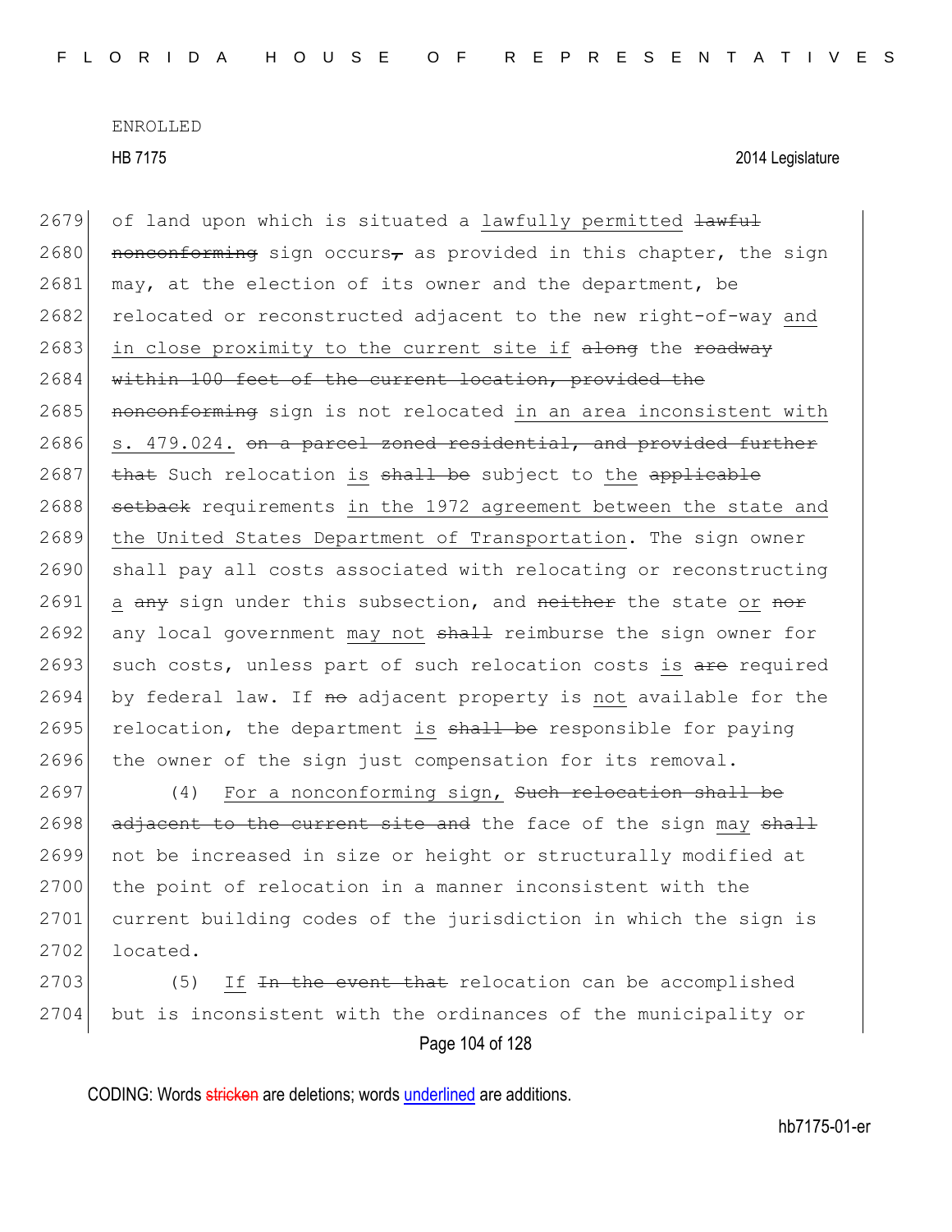ENROLLED

HB 7175 2014 Legislature

2679 of land upon which is situated a lawfully permitted ~~lawful~~
2680 ~~nonconforming~~ sign occurs~~,~~ as provided in this chapter, the sign
2681 may, at the election of its owner and the department, be
2682 relocated or reconstructed adjacent to the new right-of-way and
2683 in close proximity to the current site if ~~along~~ the ~~roadway~~
2684 ~~within 100 feet of the current location, provided the~~
2685 ~~nonconforming~~ sign is not relocated in an area inconsistent with
2686 s. 479.024. ~~on a parcel zoned residential, and provided further~~
2687 ~~that~~ Such relocation is ~~shall be~~ subject to the ~~applicable~~
2688 ~~setback~~ requirements in the 1972 agreement between the state and
2689 the United States Department of Transportation. The sign owner
2690 shall pay all costs associated with relocating or reconstructing
2691 a ~~any~~ sign under this subsection, and ~~neither~~ the state or ~~nor~~
2692 any local government may not ~~shall~~ reimburse the sign owner for
2693 such costs, unless part of such relocation costs is ~~are~~ required
2694 by federal law. If ~~no~~ adjacent property is not available for the
2695 relocation, the department is ~~shall be~~ responsible for paying
2696 the owner of the sign just compensation for its removal.

2697 (4) For a nonconforming sign, ~~Such relocation shall be~~
2698 ~~adjacent to the current site and~~ the face of the sign may ~~shall~~
2699 not be increased in size or height or structurally modified at
2700 the point of relocation in a manner inconsistent with the
2701 current building codes of the jurisdiction in which the sign is
2702 located.

2703 (5) If ~~In the event that~~ relocation can be accomplished
2704 but is inconsistent with the ordinances of the municipality or

CODING: Words ~~stricken~~ are deletions; words underlined are additions.

hb7175-01-er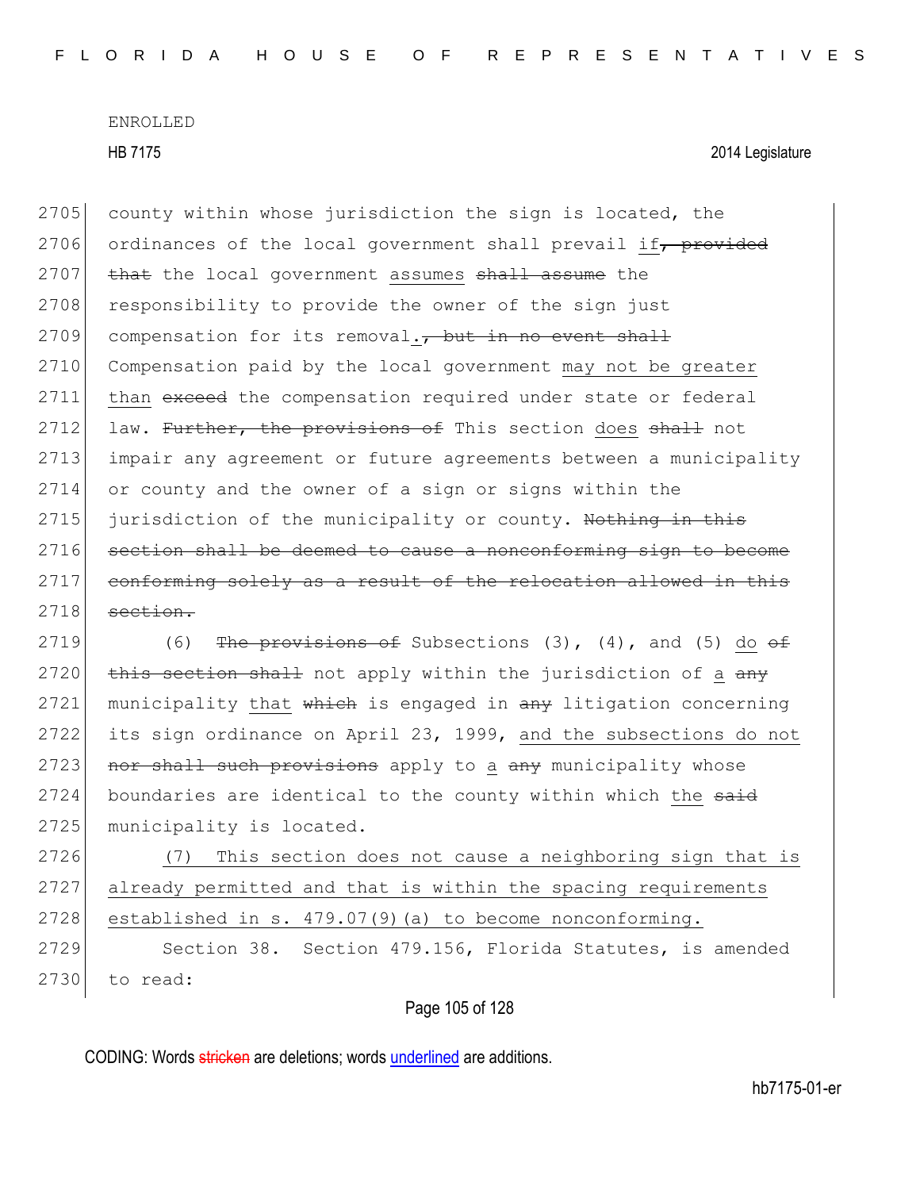2705 county within whose jurisdiction the sign is located, the
2706 ordinances of the local government shall prevail if~~, provided~~
2707 ~~that~~ the local government assumes ~~shall assume~~ the
2708 responsibility to provide the owner of the sign just
2709 compensation for its removal.~~, but in no event shall~~
2710 Compensation paid by the local government may not be greater
2711 than ~~exceed~~ the compensation required under state or federal
2712 law. ~~Further, the provisions of~~ This section does ~~shall~~ not
2713 impair any agreement or future agreements between a municipality
2714 or county and the owner of a sign or signs within the
2715 jurisdiction of the municipality or county. ~~Nothing in this~~
2716 ~~section shall be deemed to cause a nonconforming sign to become~~
2717 ~~conforming solely as a result of the relocation allowed in this~~
2718 ~~section.~~

2719 (6) ~~The provisions of~~ Subsections (3), (4), and (5) do ~~of~~
2720 ~~this section shall~~ not apply within the jurisdiction of a ~~any~~
2721 municipality that ~~which~~ is engaged in ~~any~~ litigation concerning
2722 its sign ordinance on April 23, 1999, and the subsections do not
2723 ~~nor shall such provisions~~ apply to a ~~any~~ municipality whose
2724 boundaries are identical to the county within which the ~~said~~
2725 municipality is located.

2726 (7) This section does not cause a neighboring sign that is
2727 already permitted and that is within the spacing requirements
2728 established in s. 479.07(9)(a) to become nonconforming.

2729 Section 38. Section 479.156, Florida Statutes, is amended
2730 to read: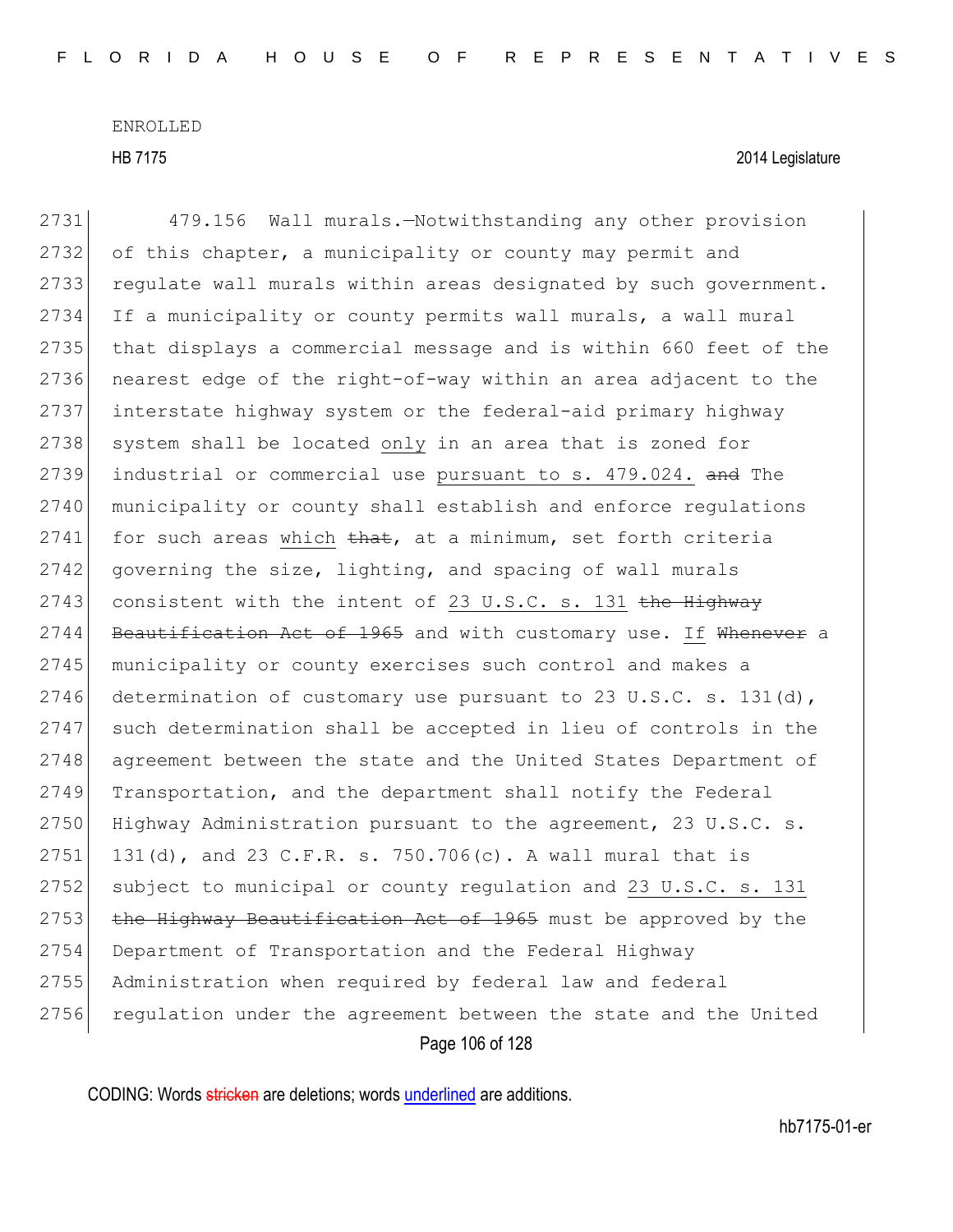479.156 Wall murals.—Notwithstanding any other provision of this chapter, a municipality or county may permit and regulate wall murals within areas designated by such government. If a municipality or county permits wall murals, a wall mural that displays a commercial message and is within 660 feet of the nearest edge of the right-of-way within an area adjacent to the interstate highway system or the federal-aid primary highway system shall be located <u>only</u> in an area that is zoned for industrial or commercial use <u>pursuant to s. 479.024.</u> ~~and~~ The municipality or county shall establish and enforce regulations for such areas <u>which</u> ~~that~~, at a minimum, set forth criteria governing the size, lighting, and spacing of wall murals consistent with the intent of <u>23 U.S.C. s. 131</u> ~~the Highway Beautification Act of 1965~~ and with customary use. <u>If</u> ~~Whenever~~ a municipality or county exercises such control and makes a determination of customary use pursuant to 23 U.S.C. s. 131(d), such determination shall be accepted in lieu of controls in the agreement between the state and the United States Department of Transportation, and the department shall notify the Federal Highway Administration pursuant to the agreement, 23 U.S.C. s. 131(d), and 23 C.F.R. s. 750.706(c). A wall mural that is subject to municipal or county regulation and <u>23 U.S.C. s. 131</u> ~~the Highway Beautification Act of 1965~~ must be approved by the Department of Transportation and the Federal Highway Administration when required by federal law and federal regulation under the agreement between the state and the United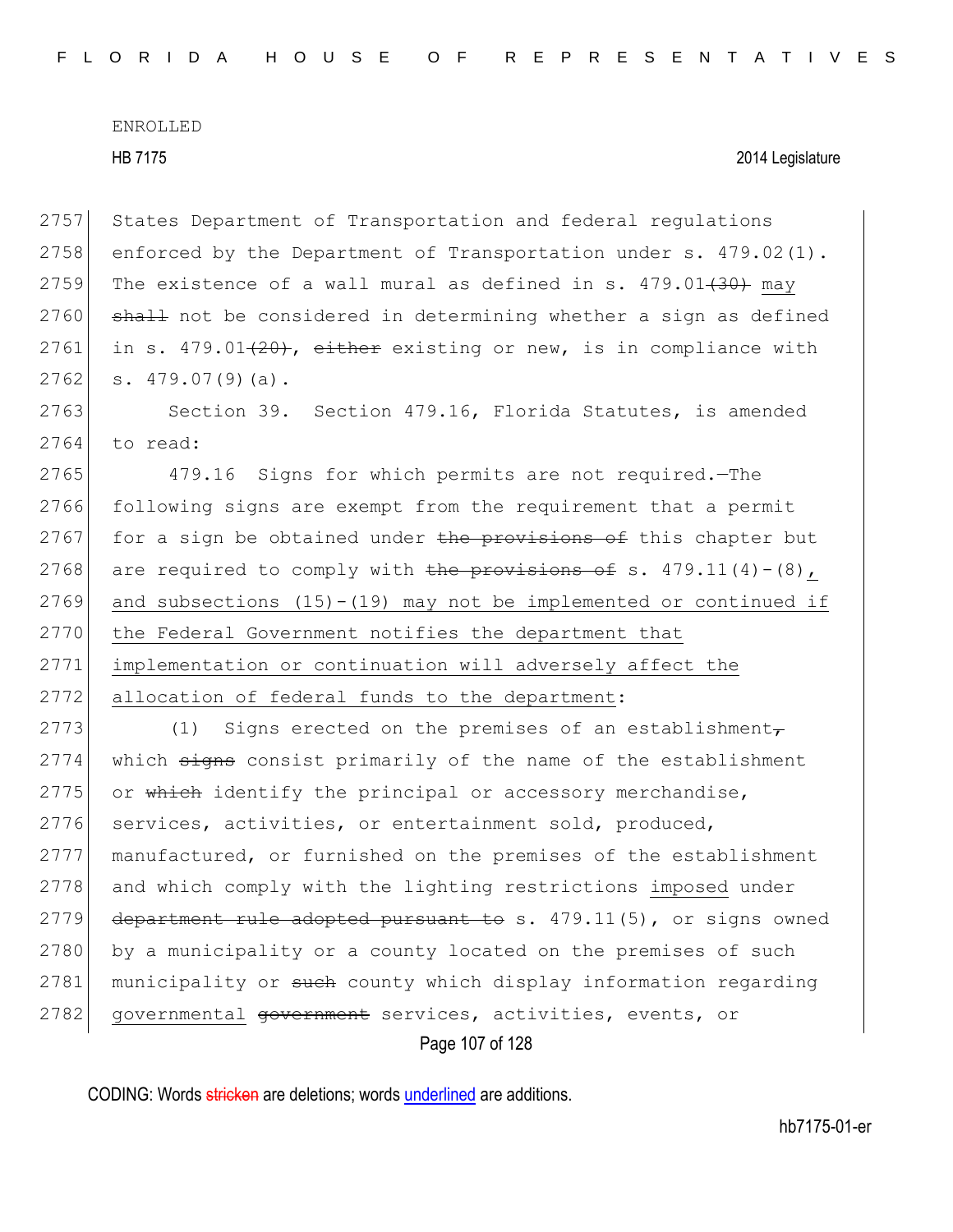States Department of Transportation and federal regulations enforced by the Department of Transportation under s. 479.02(1). The existence of a wall mural as defined in s. 479.01~~(30)~~ may ~~shall~~ not be considered in determining whether a sign as defined in s. 479.01~~(20)~~, ~~either~~ existing or new, is in compliance with s. 479.07(9)(a).

Section 39. Section 479.16, Florida Statutes, is amended to read:

479.16 Signs for which permits are not required.—The following signs are exempt from the requirement that a permit for a sign be obtained under ~~the provisions of~~ this chapter but are required to comply with ~~the provisions of~~ s. 479.11(4)-(8), and subsections (15)-(19) may not be implemented or continued if the Federal Government notifies the department that implementation or continuation will adversely affect the allocation of federal funds to the department:

(1) Signs erected on the premises of an establishment~~,~~ which ~~signs~~ consist primarily of the name of the establishment or ~~which~~ identify the principal or accessory merchandise, services, activities, or entertainment sold, produced, manufactured, or furnished on the premises of the establishment and which comply with the lighting restrictions imposed under ~~department rule adopted pursuant to~~ s. 479.11(5), or signs owned by a municipality or a county located on the premises of such municipality or ~~such~~ county which display information regarding governmental ~~government~~ services, activities, events, or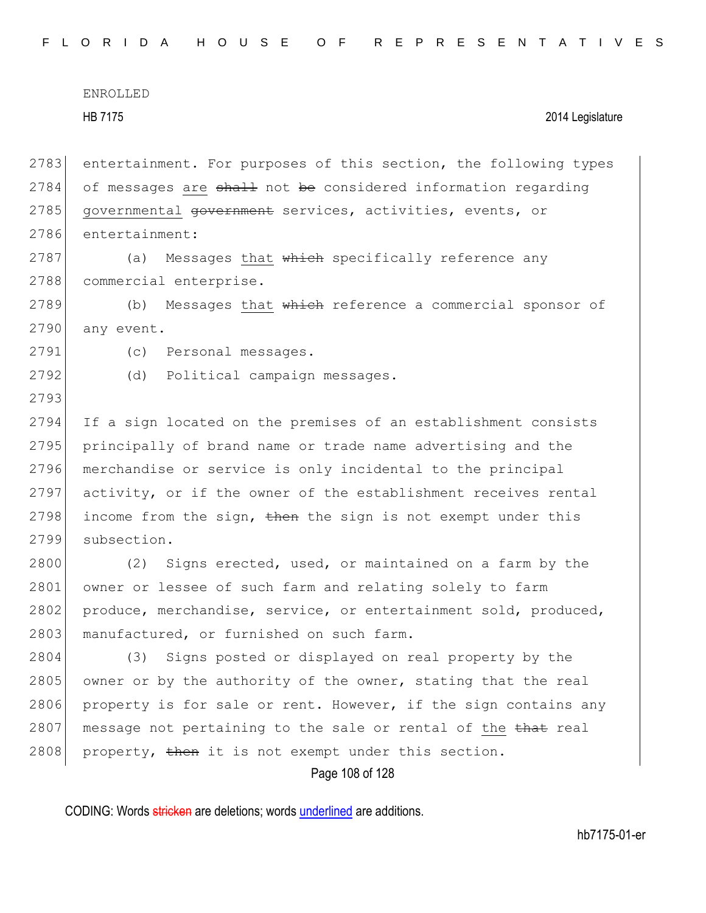entertainment. For purposes of this section, the following types of messages are ~~shall~~ not ~~be~~ considered information regarding governmental ~~government~~ services, activities, events, or entertainment:

(a) Messages that ~~which~~ specifically reference any commercial enterprise.

(b) Messages that ~~which~~ reference a commercial sponsor of any event.

(c) Personal messages.

(d) Political campaign messages.

If a sign located on the premises of an establishment consists principally of brand name or trade name advertising and the merchandise or service is only incidental to the principal activity, or if the owner of the establishment receives rental income from the sign, ~~then~~ the sign is not exempt under this subsection.

(2) Signs erected, used, or maintained on a farm by the owner or lessee of such farm and relating solely to farm produce, merchandise, service, or entertainment sold, produced, manufactured, or furnished on such farm.

(3) Signs posted or displayed on real property by the owner or by the authority of the owner, stating that the real property is for sale or rent. However, if the sign contains any message not pertaining to the sale or rental of the ~~that~~ real property, ~~then~~ it is not exempt under this section.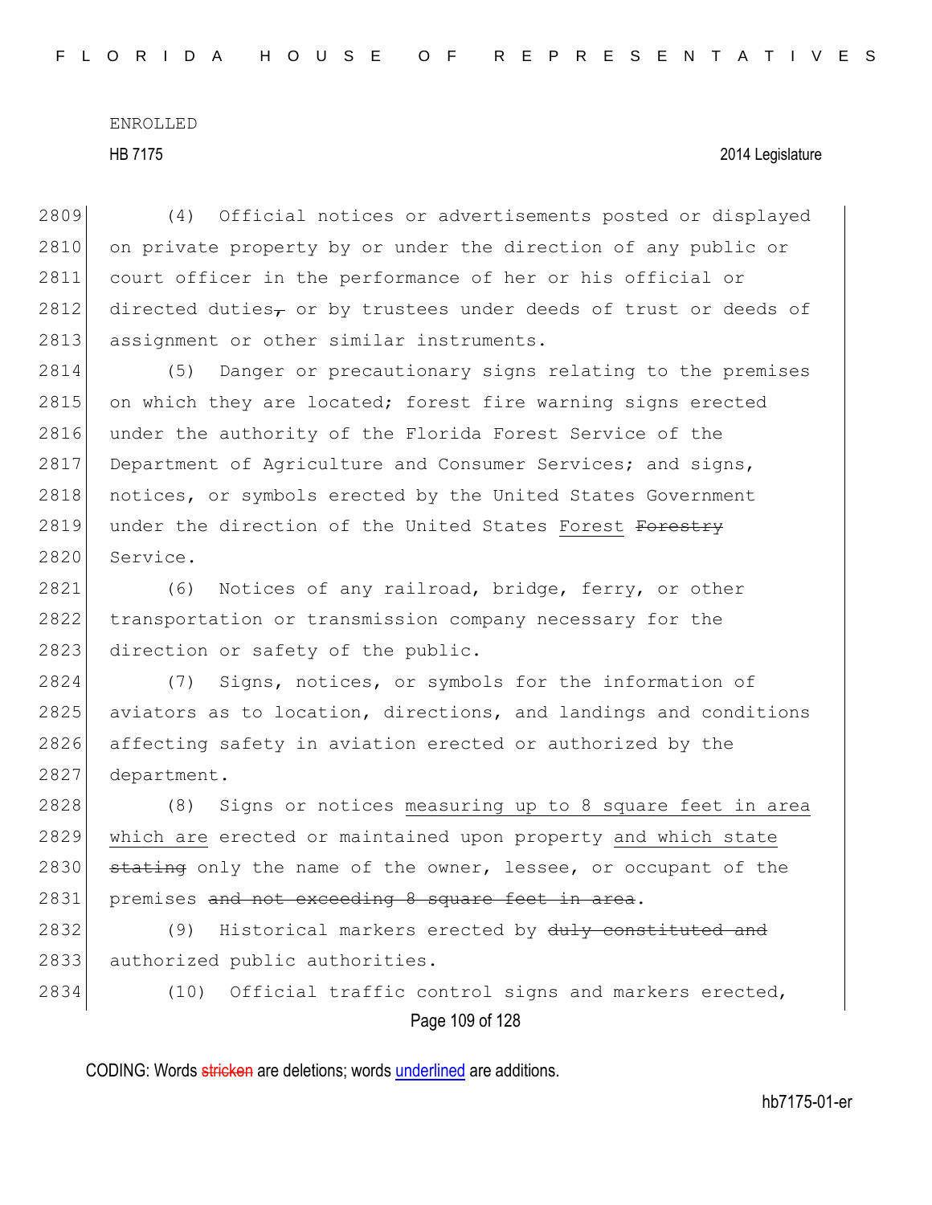ENROLLED

HB 7175 2014 Legislature

2809 (4) Official notices or advertisements posted or displayed
2810 on private property by or under the direction of any public or
2811 court officer in the performance of her or his official or
2812 directed duties~~,~~ or by trustees under deeds of trust or deeds of
2813 assignment or other similar instruments.

2814 (5) Danger or precautionary signs relating to the premises
2815 on which they are located; forest fire warning signs erected
2816 under the authority of the Florida Forest Service of the
2817 Department of Agriculture and Consumer Services; and signs,
2818 notices, or symbols erected by the United States Government
2819 under the direction of the United States Forest ~~Forestry~~
2820 Service.

2821 (6) Notices of any railroad, bridge, ferry, or other
2822 transportation or transmission company necessary for the
2823 direction or safety of the public.

2824 (7) Signs, notices, or symbols for the information of
2825 aviators as to location, directions, and landings and conditions
2826 affecting safety in aviation erected or authorized by the
2827 department.

2828 (8) Signs or notices measuring up to 8 square feet in area
2829 which are erected or maintained upon property and which state
2830 ~~stating~~ only the name of the owner, lessee, or occupant of the
2831 premises ~~and not exceeding 8 square feet in area~~.

2832 (9) Historical markers erected by ~~duly constituted and~~
2833 authorized public authorities.

2834 (10) Official traffic control signs and markers erected,

CODING: Words ~~stricken~~ are deletions; words underlined are additions.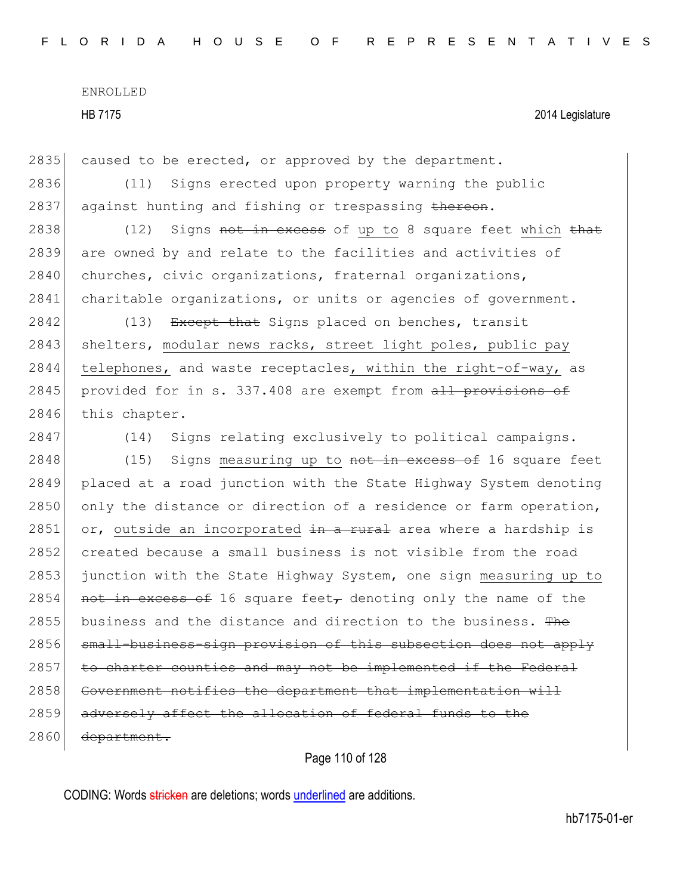2835 caused to be erected, or approved by the department.

2836 (11) Signs erected upon property warning the public
2837 against hunting and fishing or trespassing ~~thereon~~.

2838 (12) Signs ~~not in excess~~ of <u>up to</u> 8 square feet <u>which</u> ~~that~~
2839 are owned by and relate to the facilities and activities of
2840 churches, civic organizations, fraternal organizations,
2841 charitable organizations, or units or agencies of government.

2842 (13) ~~Except that~~ Signs placed on benches, transit
2843 shelters, <u>modular news racks, street light poles, public pay</u>
2844 <u>telephones,</u> and waste receptacles<u>, within the right-of-way,</u> as
2845 provided for in s. 337.408 are exempt from ~~all provisions of~~
2846 this chapter.

2847 (14) Signs relating exclusively to political campaigns.

2848 (15) Signs <u>measuring up to</u> ~~not in excess of~~ 16 square feet
2849 placed at a road junction with the State Highway System denoting
2850 only the distance or direction of a residence or farm operation,
2851 or, <u>outside an incorporated</u> ~~in a rural~~ area where a hardship is
2852 created because a small business is not visible from the road
2853 junction with the State Highway System, one sign <u>measuring up to</u>
2854 ~~not in excess of~~ 16 square feet~~,~~ denoting only the name of the
2855 business and the distance and direction to the business. ~~The~~
2856 ~~small-business-sign provision of this subsection does not apply~~
2857 ~~to charter counties and may not be implemented if the Federal~~
2858 ~~Government notifies the department that implementation will~~
2859 ~~adversely affect the allocation of federal funds to the~~
2860 ~~department.~~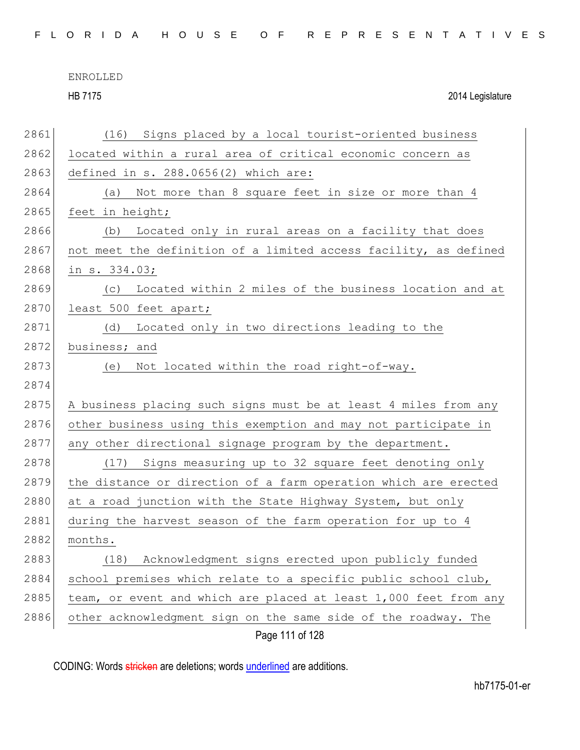(16) Signs placed by a local tourist-oriented business located within a rural area of critical economic concern as defined in s. 288.0656(2) which are:

(a) Not more than 8 square feet in size or more than 4 feet in height;

(b) Located only in rural areas on a facility that does not meet the definition of a limited access facility, as defined in s. 334.03;

(c) Located within 2 miles of the business location and at least 500 feet apart;

(d) Located only in two directions leading to the business; and

(e) Not located within the road right-of-way.

A business placing such signs must be at least 4 miles from any other business using this exemption and may not participate in any other directional signage program by the department.

(17) Signs measuring up to 32 square feet denoting only the distance or direction of a farm operation which are erected at a road junction with the State Highway System, but only during the harvest season of the farm operation for up to 4 months.

(18) Acknowledgment signs erected upon publicly funded school premises which relate to a specific public school club, team, or event and which are placed at least 1,000 feet from any other acknowledgment sign on the same side of the roadway. The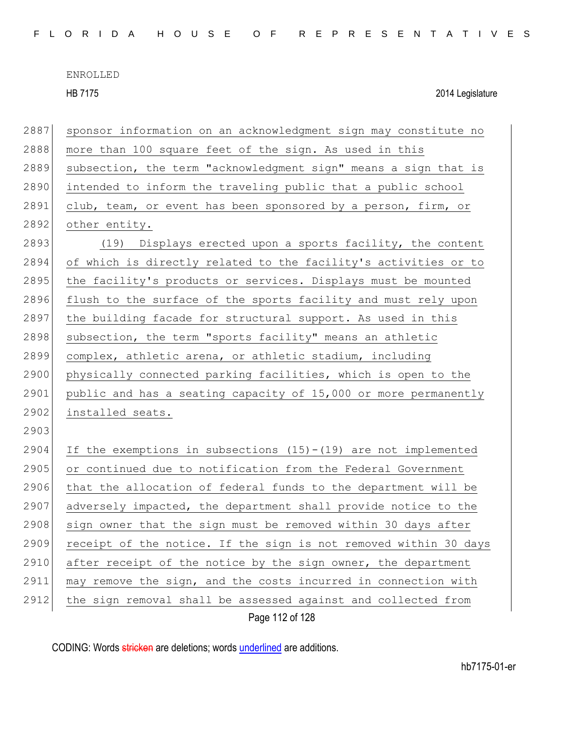sponsor information on an acknowledgment sign may constitute no more than 100 square feet of the sign. As used in this subsection, the term "acknowledgment sign" means a sign that is intended to inform the traveling public that a public school club, team, or event has been sponsored by a person, firm, or other entity.

(19) Displays erected upon a sports facility, the content of which is directly related to the facility's activities or to the facility's products or services. Displays must be mounted flush to the surface of the sports facility and must rely upon the building facade for structural support. As used in this subsection, the term "sports facility" means an athletic complex, athletic arena, or athletic stadium, including physically connected parking facilities, which is open to the public and has a seating capacity of 15,000 or more permanently installed seats.

If the exemptions in subsections (15)-(19) are not implemented or continued due to notification from the Federal Government that the allocation of federal funds to the department will be adversely impacted, the department shall provide notice to the sign owner that the sign must be removed within 30 days after receipt of the notice. If the sign is not removed within 30 days after receipt of the notice by the sign owner, the department may remove the sign, and the costs incurred in connection with the sign removal shall be assessed against and collected from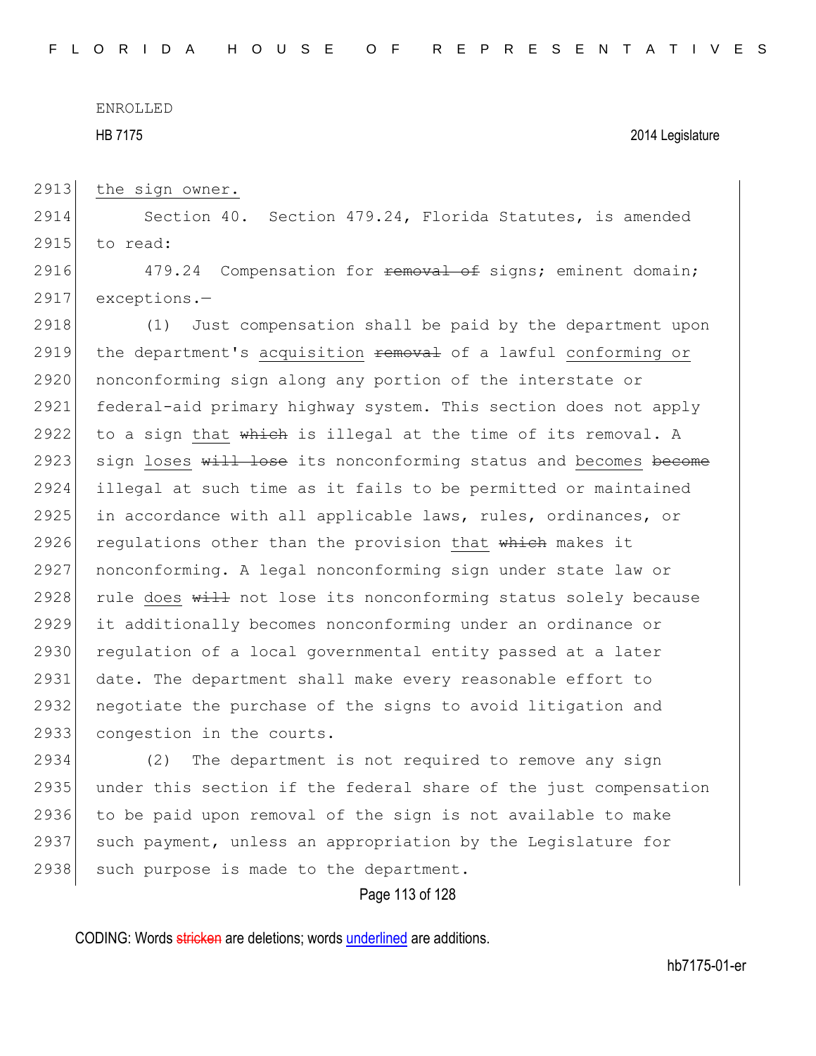the sign owner.

Section 40. Section 479.24, Florida Statutes, is amended to read:

479.24 Compensation for ~~removal of~~ signs; eminent domain; exceptions.—

(1) Just compensation shall be paid by the department upon the department's acquisition ~~removal~~ of a lawful conforming or nonconforming sign along any portion of the interstate or federal-aid primary highway system. This section does not apply to a sign that ~~which~~ is illegal at the time of its removal. A sign loses ~~will lose~~ its nonconforming status and becomes ~~become~~ illegal at such time as it fails to be permitted or maintained in accordance with all applicable laws, rules, ordinances, or regulations other than the provision that ~~which~~ makes it nonconforming. A legal nonconforming sign under state law or rule does ~~will~~ not lose its nonconforming status solely because it additionally becomes nonconforming under an ordinance or regulation of a local governmental entity passed at a later date. The department shall make every reasonable effort to negotiate the purchase of the signs to avoid litigation and congestion in the courts.

(2) The department is not required to remove any sign under this section if the federal share of the just compensation to be paid upon removal of the sign is not available to make such payment, unless an appropriation by the Legislature for such purpose is made to the department.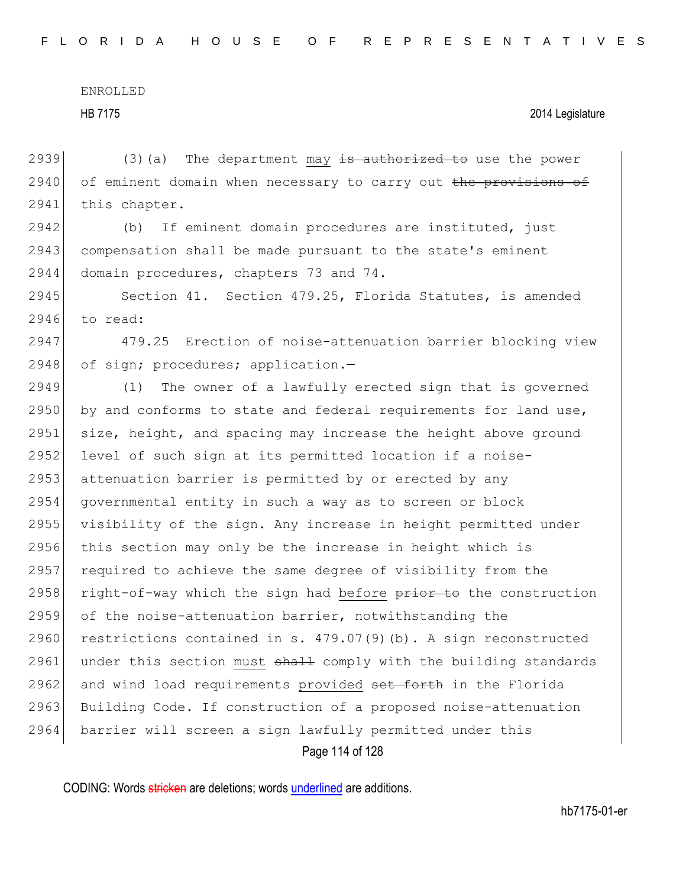(3)(a) The department may ~~is authorized to~~ use the power of eminent domain when necessary to carry out ~~the provisions of~~ this chapter.

(b) If eminent domain procedures are instituted, just compensation shall be made pursuant to the state's eminent domain procedures, chapters 73 and 74.

Section 41. Section 479.25, Florida Statutes, is amended to read:

479.25 Erection of noise-attenuation barrier blocking view of sign; procedures; application.—

(1) The owner of a lawfully erected sign that is governed by and conforms to state and federal requirements for land use, size, height, and spacing may increase the height above ground level of such sign at its permitted location if a noise-attenuation barrier is permitted by or erected by any governmental entity in such a way as to screen or block visibility of the sign. Any increase in height permitted under this section may only be the increase in height which is required to achieve the same degree of visibility from the right-of-way which the sign had before ~~prior to~~ the construction of the noise-attenuation barrier, notwithstanding the restrictions contained in s. 479.07(9)(b). A sign reconstructed under this section must ~~shall~~ comply with the building standards and wind load requirements provided ~~set forth~~ in the Florida Building Code. If construction of a proposed noise-attenuation barrier will screen a sign lawfully permitted under this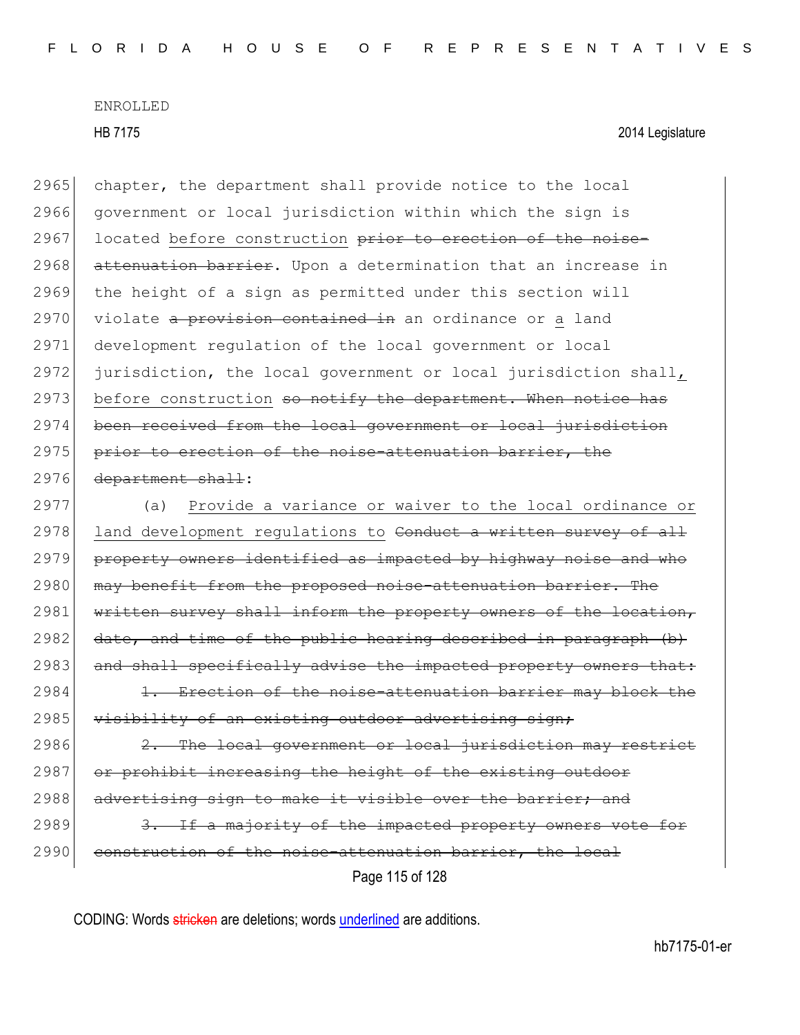ENROLLED

HB 7175 2014 Legislature

2965 chapter, the department shall provide notice to the local
2966 government or local jurisdiction within which the sign is
2967 located before construction ~~prior to erection of the noise-~~
2968 ~~attenuation barrier~~. Upon a determination that an increase in
2969 the height of a sign as permitted under this section will
2970 violate ~~a provision contained in~~ an ordinance or a land
2971 development regulation of the local government or local
2972 jurisdiction, the local government or local jurisdiction shall,
2973 before construction ~~so notify the department. When notice has~~
2974 ~~been received from the local government or local jurisdiction~~
2975 ~~prior to erection of the noise-attenuation barrier, the~~
2976 ~~department shall~~:

2977 (a) Provide a variance or waiver to the local ordinance or
2978 land development regulations to ~~Conduct a written survey of all~~
2979 ~~property owners identified as impacted by highway noise and who~~
2980 ~~may benefit from the proposed noise-attenuation barrier. The~~
2981 ~~written survey shall inform the property owners of the location,~~
2982 ~~date, and time of the public hearing described in paragraph (b)~~
2983 ~~and shall specifically advise the impacted property owners that:~~

2984 ~~1. Erection of the noise-attenuation barrier may block the~~
2985 ~~visibility of an existing outdoor advertising sign;~~

2986 ~~2. The local government or local jurisdiction may restrict~~
2987 ~~or prohibit increasing the height of the existing outdoor~~
2988 ~~advertising sign to make it visible over the barrier; and~~

2989 ~~3. If a majority of the impacted property owners vote for~~
2990 ~~construction of the noise-attenuation barrier, the local~~

CODING: Words stricken are deletions; words underlined are additions.

hb7175-01-er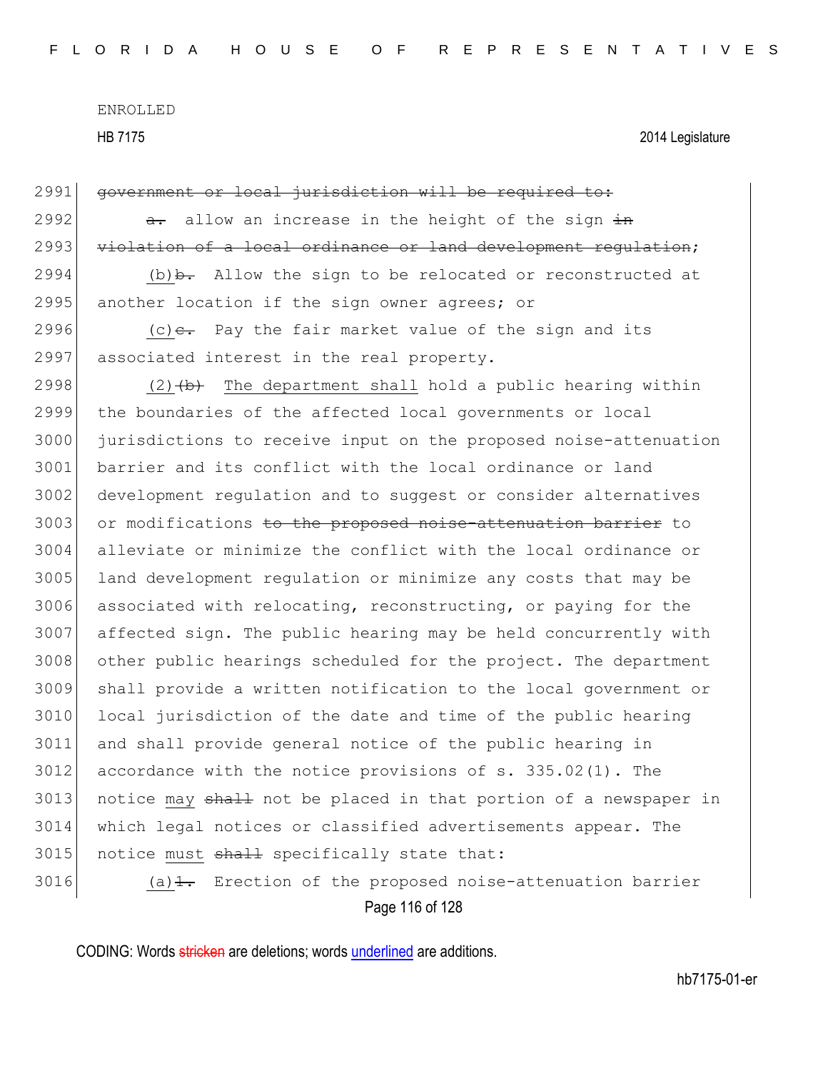ENROLLED

HB 7175 2014 Legislature

2991 ~~government or local jurisdiction will be required to:~~

2992 ~~a.~~ allow an increase in the height of the sign ~~in~~

2993 ~~violation of a local ordinance or land development regulation~~;

2994 (b)~~b.~~ Allow the sign to be relocated or reconstructed at

2995 another location if the sign owner agrees; or

2996 (c)~~c.~~ Pay the fair market value of the sign and its

2997 associated interest in the real property.

2998 (2)~~(b)~~ The department shall hold a public hearing within

2999 the boundaries of the affected local governments or local

3000 jurisdictions to receive input on the proposed noise-attenuation

3001 barrier and its conflict with the local ordinance or land

3002 development regulation and to suggest or consider alternatives

3003 or modifications ~~to the proposed noise-attenuation barrier~~ to

3004 alleviate or minimize the conflict with the local ordinance or

3005 land development regulation or minimize any costs that may be

3006 associated with relocating, reconstructing, or paying for the

3007 affected sign. The public hearing may be held concurrently with

3008 other public hearings scheduled for the project. The department

3009 shall provide a written notification to the local government or

3010 local jurisdiction of the date and time of the public hearing

3011 and shall provide general notice of the public hearing in

3012 accordance with the notice provisions of s. 335.02(1). The

3013 notice may ~~shall~~ not be placed in that portion of a newspaper in

3014 which legal notices or classified advertisements appear. The

3015 notice must ~~shall~~ specifically state that:

3016 (a)~~1.~~ Erection of the proposed noise-attenuation barrier

CODING: Words ~~stricken~~ are deletions; words underlined are additions.

hb7175-01-er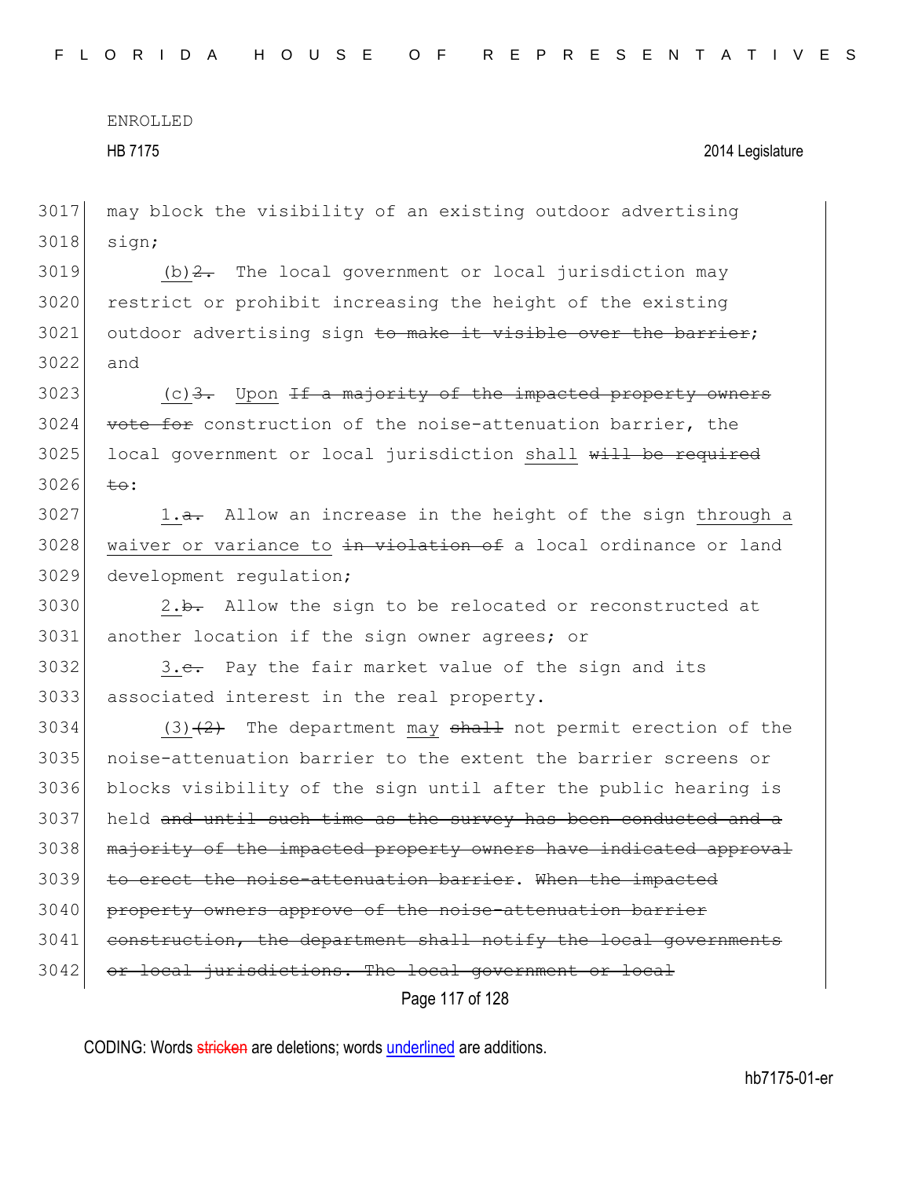may block the visibility of an existing outdoor advertising sign;

(b)~~2.~~ The local government or local jurisdiction may restrict or prohibit increasing the height of the existing outdoor advertising sign ~~to make it visible over the barrier~~; and

(c)~~3.~~ Upon ~~If a majority of the impacted property owners vote for~~ construction of the noise-attenuation barrier, the local government or local jurisdiction shall ~~will be required to~~:

1.~~a.~~ Allow an increase in the height of the sign through a waiver or variance to ~~in violation of~~ a local ordinance or land development regulation;

2.~~b.~~ Allow the sign to be relocated or reconstructed at another location if the sign owner agrees; or

3.~~c.~~ Pay the fair market value of the sign and its associated interest in the real property.

(3)~~(2)~~ The department may ~~shall~~ not permit erection of the noise-attenuation barrier to the extent the barrier screens or blocks visibility of the sign until after the public hearing is held ~~and until such time as the survey has been conducted and a majority of the impacted property owners have indicated approval to erect the noise-attenuation barrier~~. ~~When the impacted property owners approve of the noise-attenuation barrier construction, the department shall notify the local governments or local jurisdictions. The local government or local~~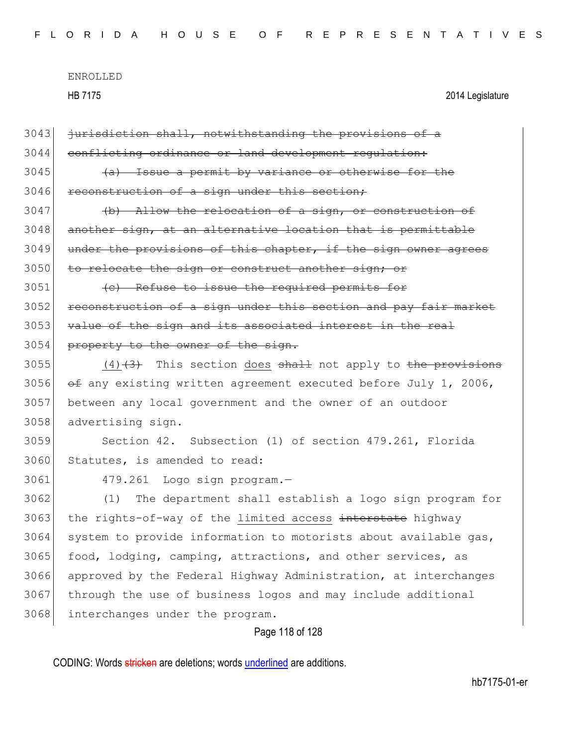3043 ~~jurisdiction shall, notwithstanding the provisions of a~~
3044 ~~conflicting ordinance or land development regulation:~~
3045 ~~(a) Issue a permit by variance or otherwise for the~~
3046 ~~reconstruction of a sign under this section;~~
3047 ~~(b) Allow the relocation of a sign, or construction of~~
3048 ~~another sign, at an alternative location that is permittable~~
3049 ~~under the provisions of this chapter, if the sign owner agrees~~
3050 ~~to relocate the sign or construct another sign; or~~
3051 ~~(c) Refuse to issue the required permits for~~
3052 ~~reconstruction of a sign under this section and pay fair market~~
3053 ~~value of the sign and its associated interest in the real~~
3054 ~~property to the owner of the sign.~~
3055 <u>(4)</u>~~(3)~~ This section <u>does</u> ~~shall~~ not apply to ~~the provisions~~
3056 ~~of~~ any existing written agreement executed before July 1, 2006,
3057 between any local government and the owner of an outdoor
3058 advertising sign.
3059 Section 42. Subsection (1) of section 479.261, Florida
3060 Statutes, is amended to read:
3061 479.261 Logo sign program.—
3062 (1) The department shall establish a logo sign program for
3063 the rights-of-way of the <u>limited access</u> ~~interstate~~ highway
3064 system to provide information to motorists about available gas,
3065 food, lodging, camping, attractions, and other services, as
3066 approved by the Federal Highway Administration, at interchanges
3067 through the use of business logos and may include additional
3068 interchanges under the program.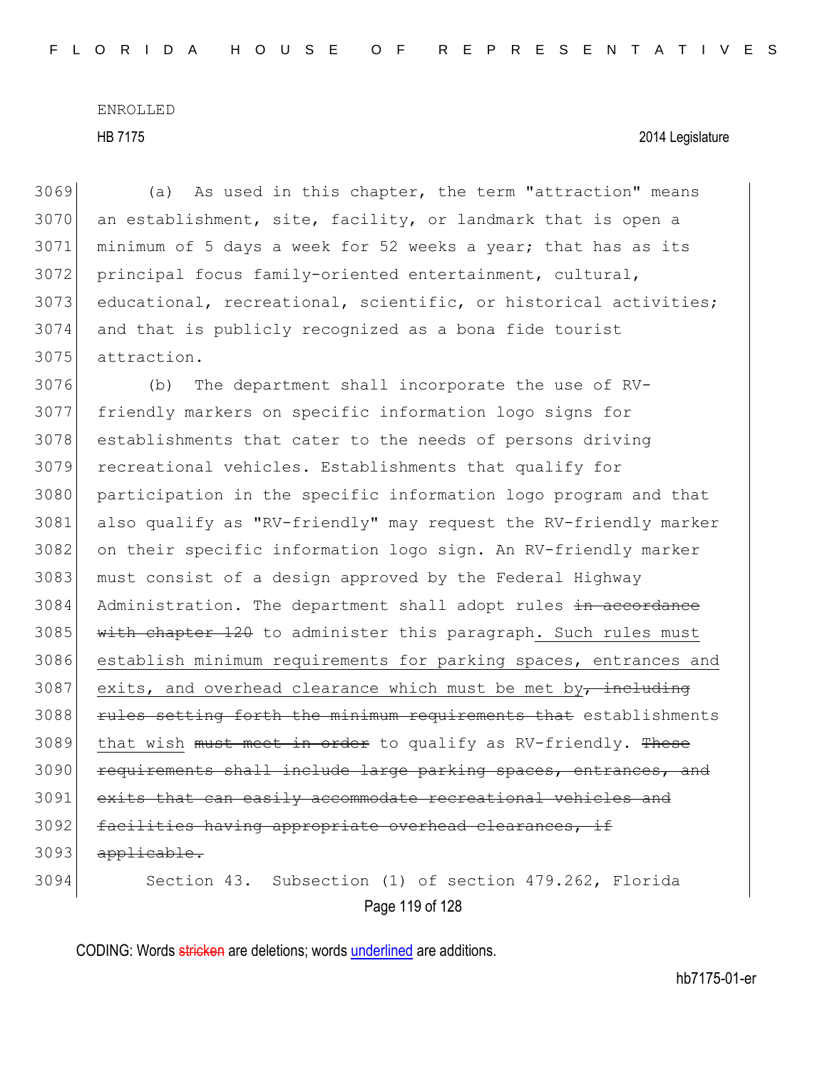(a) As used in this chapter, the term "attraction" means an establishment, site, facility, or landmark that is open a minimum of 5 days a week for 52 weeks a year; that has as its principal focus family-oriented entertainment, cultural, educational, recreational, scientific, or historical activities; and that is publicly recognized as a bona fide tourist attraction.

(b) The department shall incorporate the use of RV-friendly markers on specific information logo signs for establishments that cater to the needs of persons driving recreational vehicles. Establishments that qualify for participation in the specific information logo program and that also qualify as "RV-friendly" may request the RV-friendly marker on their specific information logo sign. An RV-friendly marker must consist of a design approved by the Federal Highway Administration. The department shall adopt rules ~~in accordance with chapter 120~~ to administer this paragraph. Such rules must establish minimum requirements for parking spaces, entrances and exits, and overhead clearance which must be met by~~, including rules setting forth the minimum requirements that~~ establishments that wish ~~must meet in order~~ to qualify as RV-friendly. ~~These requirements shall include large parking spaces, entrances, and exits that can easily accommodate recreational vehicles and facilities having appropriate overhead clearances, if applicable.~~

Section 43. Subsection (1) of section 479.262, Florida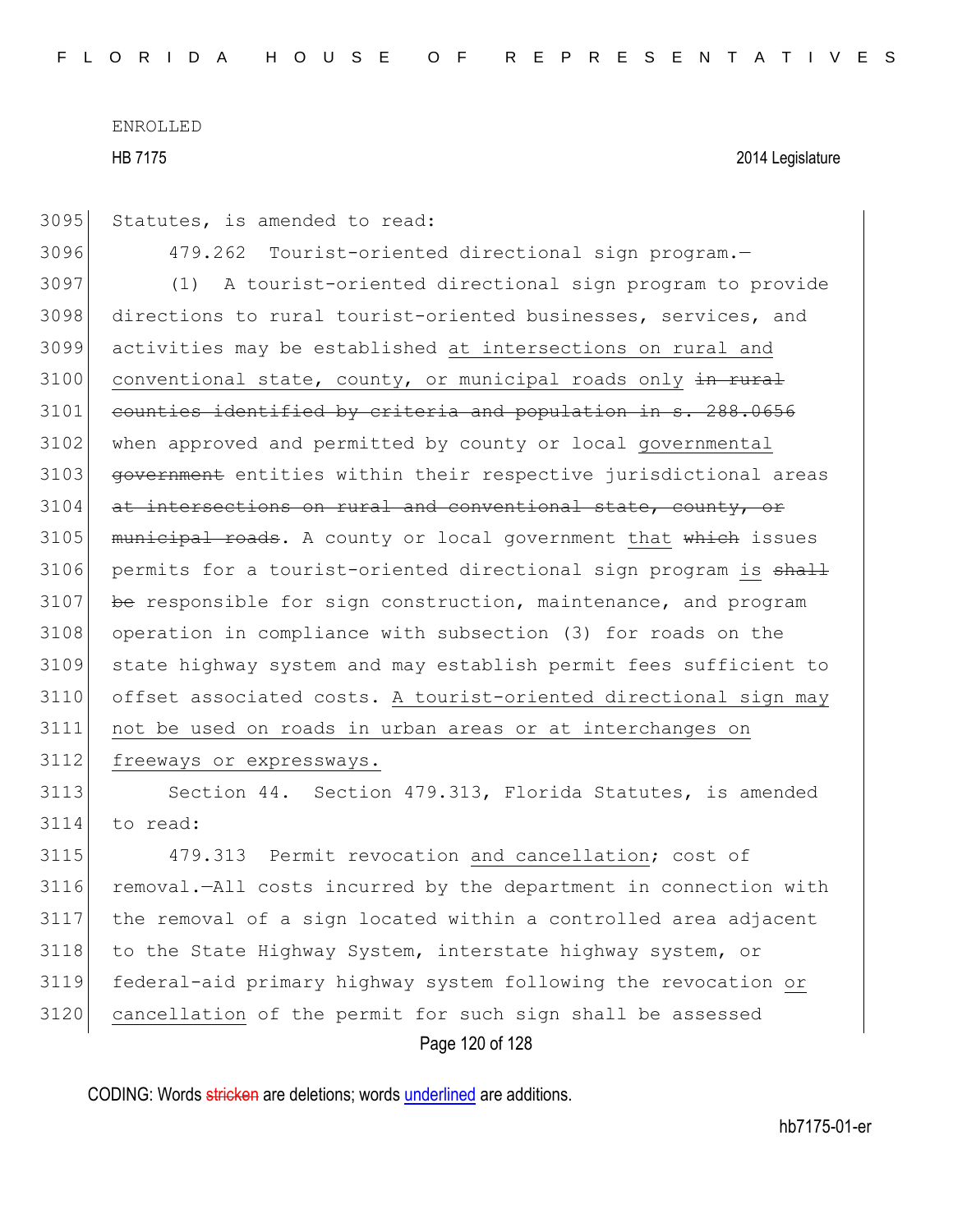Statutes, is amended to read:

479.262 Tourist-oriented directional sign program.—

(1) A tourist-oriented directional sign program to provide directions to rural tourist-oriented businesses, services, and activities may be established at intersections on rural and conventional state, county, or municipal roads only ~~in rural counties identified by criteria and population in s. 288.0656~~ when approved and permitted by county or local governmental ~~government~~ entities within their respective jurisdictional areas ~~at intersections on rural and conventional state, county, or municipal roads~~. A county or local government that ~~which~~ issues permits for a tourist-oriented directional sign program is ~~shall be~~ responsible for sign construction, maintenance, and program operation in compliance with subsection (3) for roads on the state highway system and may establish permit fees sufficient to offset associated costs. A tourist-oriented directional sign may not be used on roads in urban areas or at interchanges on freeways or expressways.

Section 44. Section 479.313, Florida Statutes, is amended to read:

479.313 Permit revocation and cancellation; cost of removal.—All costs incurred by the department in connection with the removal of a sign located within a controlled area adjacent to the State Highway System, interstate highway system, or federal-aid primary highway system following the revocation or cancellation of the permit for such sign shall be assessed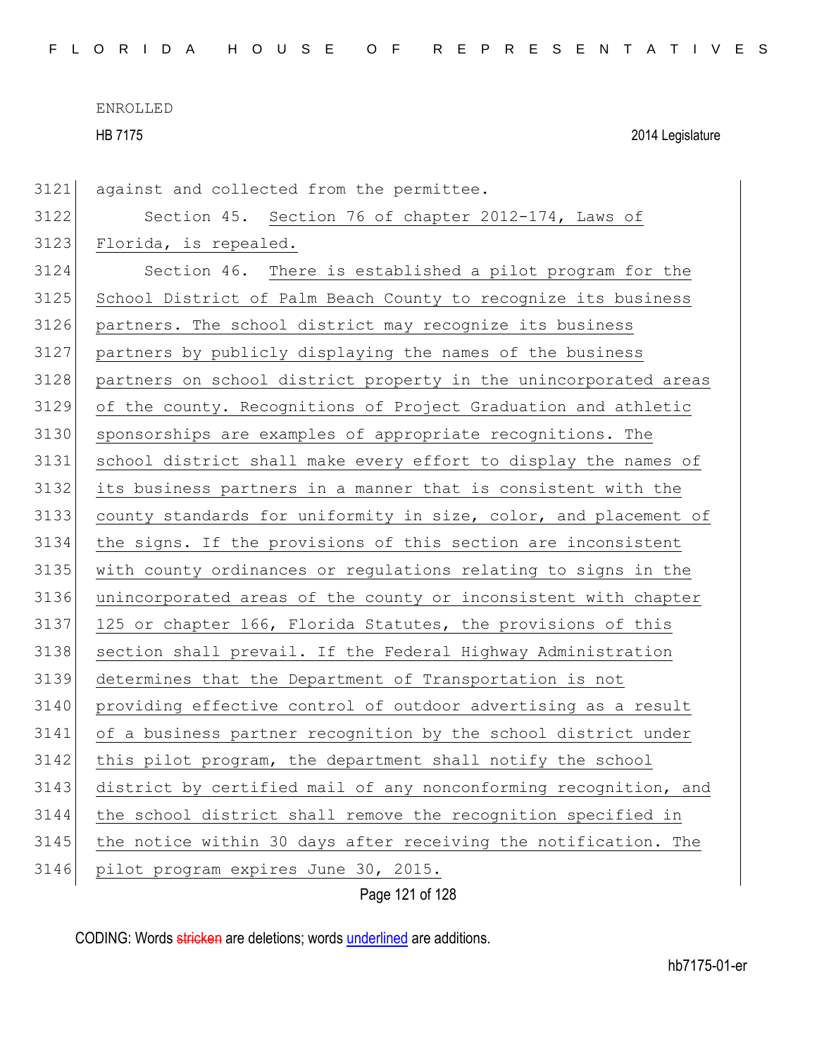against and collected from the permittee.

Section 45. Section 76 of chapter 2012-174, Laws of Florida, is repealed.

Section 46. There is established a pilot program for the School District of Palm Beach County to recognize its business partners. The school district may recognize its business partners by publicly displaying the names of the business partners on school district property in the unincorporated areas of the county. Recognitions of Project Graduation and athletic sponsorships are examples of appropriate recognitions. The school district shall make every effort to display the names of its business partners in a manner that is consistent with the county standards for uniformity in size, color, and placement of the signs. If the provisions of this section are inconsistent with county ordinances or regulations relating to signs in the unincorporated areas of the county or inconsistent with chapter 125 or chapter 166, Florida Statutes, the provisions of this section shall prevail. If the Federal Highway Administration determines that the Department of Transportation is not providing effective control of outdoor advertising as a result of a business partner recognition by the school district under this pilot program, the department shall notify the school district by certified mail of any nonconforming recognition, and the school district shall remove the recognition specified in the notice within 30 days after receiving the notification. The pilot program expires June 30, 2015.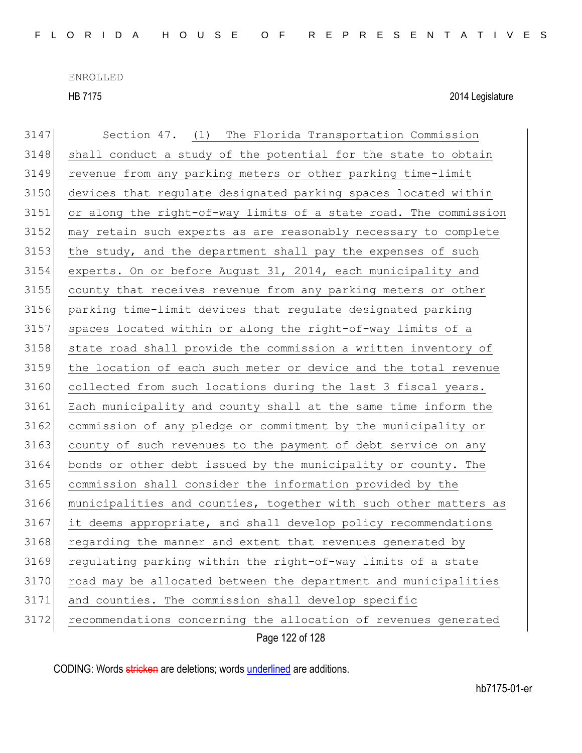ENROLLED

HB 7175 2014 Legislature

Section 47. (1) The Florida Transportation Commission shall conduct a study of the potential for the state to obtain revenue from any parking meters or other parking time-limit devices that regulate designated parking spaces located within or along the right-of-way limits of a state road. The commission may retain such experts as are reasonably necessary to complete the study, and the department shall pay the expenses of such experts. On or before August 31, 2014, each municipality and county that receives revenue from any parking meters or other parking time-limit devices that regulate designated parking spaces located within or along the right-of-way limits of a state road shall provide the commission a written inventory of the location of each such meter or device and the total revenue collected from such locations during the last 3 fiscal years. Each municipality and county shall at the same time inform the commission of any pledge or commitment by the municipality or county of such revenues to the payment of debt service on any bonds or other debt issued by the municipality or county. The commission shall consider the information provided by the municipalities and counties, together with such other matters as it deems appropriate, and shall develop policy recommendations regarding the manner and extent that revenues generated by regulating parking within the right-of-way limits of a state road may be allocated between the department and municipalities and counties. The commission shall develop specific recommendations concerning the allocation of revenues generated

CODING: Words stricken are deletions; words underlined are additions.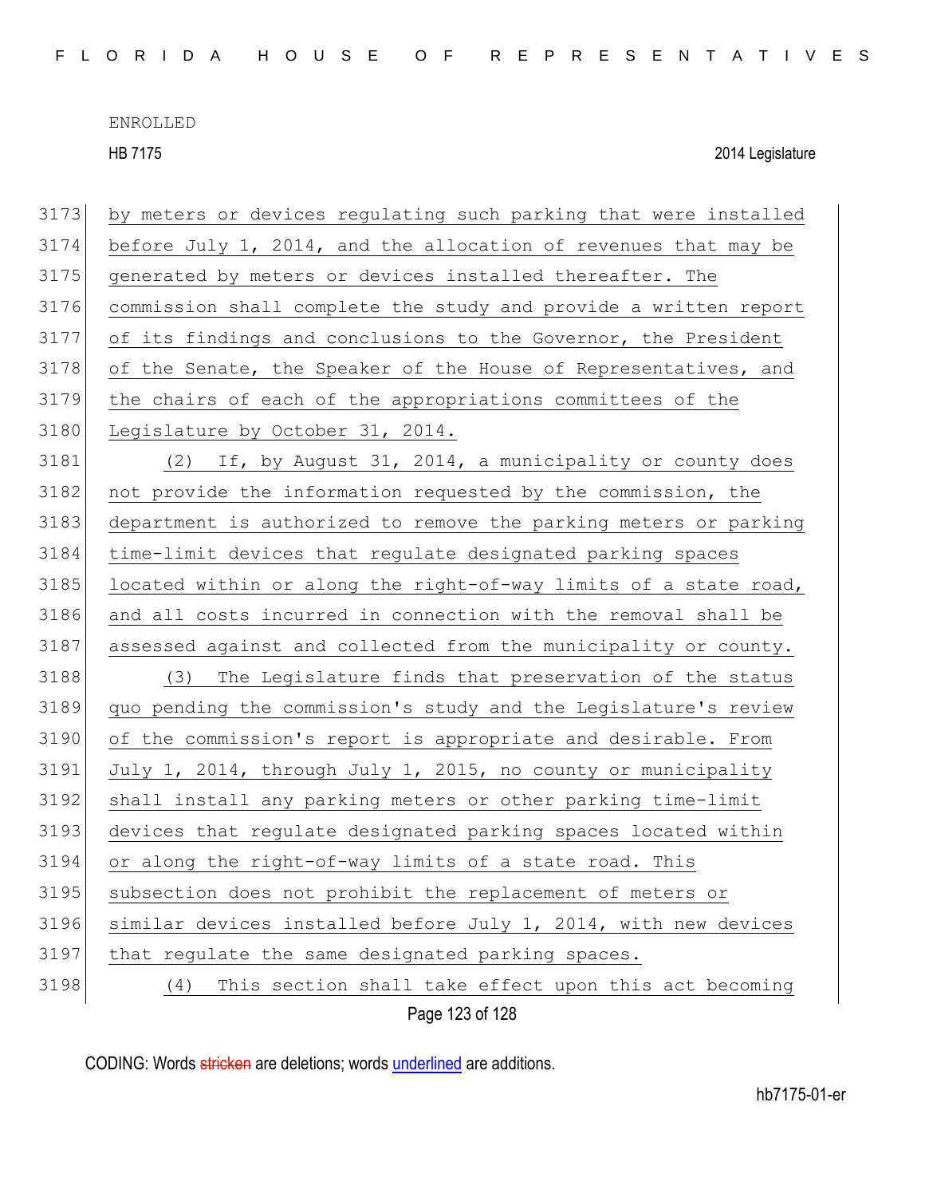by meters or devices regulating such parking that were installed before July 1, 2014, and the allocation of revenues that may be generated by meters or devices installed thereafter. The commission shall complete the study and provide a written report of its findings and conclusions to the Governor, the President of the Senate, the Speaker of the House of Representatives, and the chairs of each of the appropriations committees of the Legislature by October 31, 2014.

(2) If, by August 31, 2014, a municipality or county does not provide the information requested by the commission, the department is authorized to remove the parking meters or parking time-limit devices that regulate designated parking spaces located within or along the right-of-way limits of a state road, and all costs incurred in connection with the removal shall be assessed against and collected from the municipality or county.

(3) The Legislature finds that preservation of the status quo pending the commission's study and the Legislature's review of the commission's report is appropriate and desirable. From July 1, 2014, through July 1, 2015, no county or municipality shall install any parking meters or other parking time-limit devices that regulate designated parking spaces located within or along the right-of-way limits of a state road. This subsection does not prohibit the replacement of meters or similar devices installed before July 1, 2014, with new devices that regulate the same designated parking spaces.

(4) This section shall take effect upon this act becoming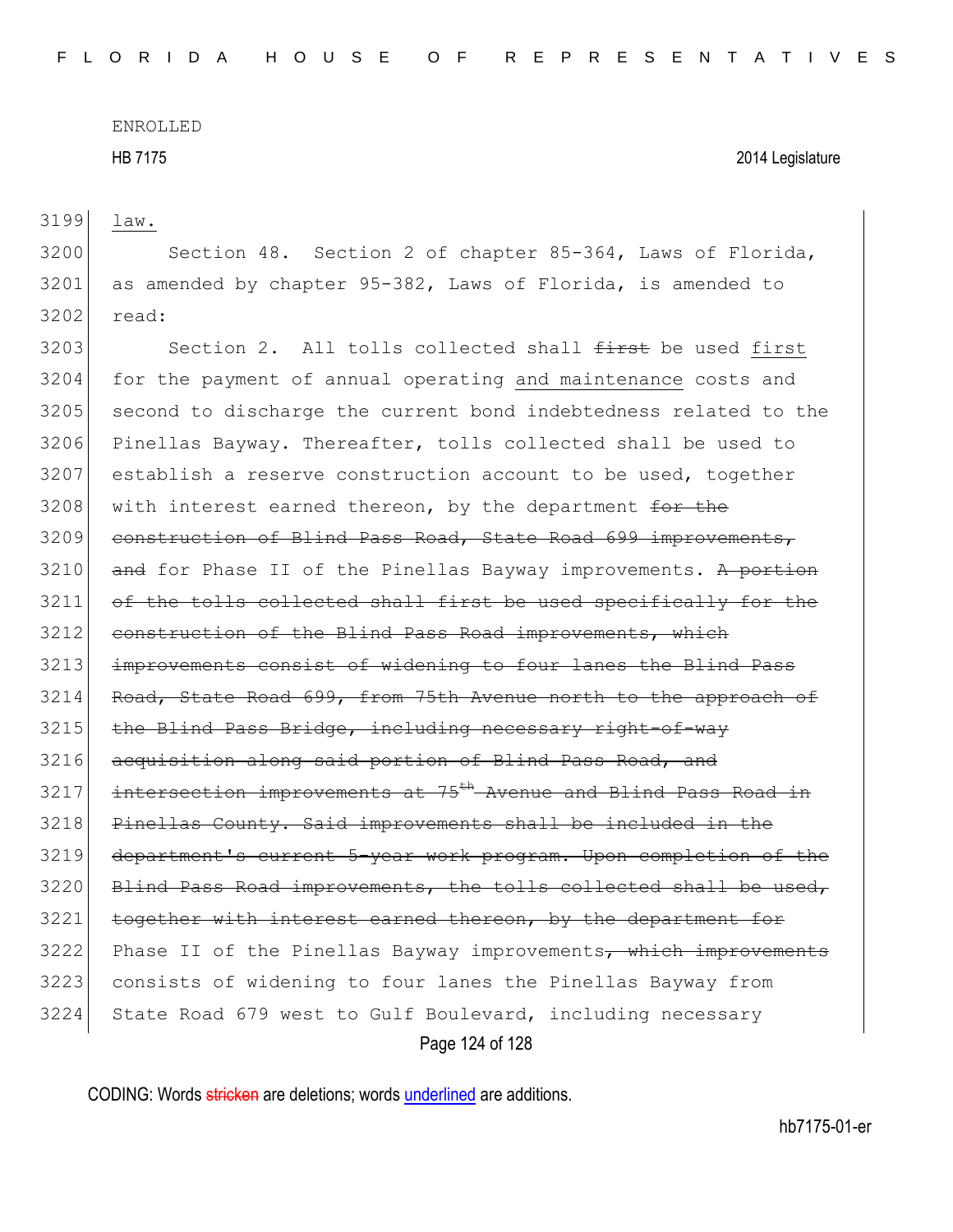law.

Section 48. Section 2 of chapter 85-364, Laws of Florida, as amended by chapter 95-382, Laws of Florida, is amended to read:

Section 2. All tolls collected shall ~~first~~ be used first for the payment of annual operating and maintenance costs and second to discharge the current bond indebtedness related to the Pinellas Bayway. Thereafter, tolls collected shall be used to establish a reserve construction account to be used, together with interest earned thereon, by the department ~~for the construction of Blind Pass Road, State Road 699 improvements, and~~ for Phase II of the Pinellas Bayway improvements. ~~A portion of the tolls collected shall first be used specifically for the construction of the Blind Pass Road improvements, which improvements consist of widening to four lanes the Blind Pass Road, State Road 699, from 75th Avenue north to the approach of the Blind Pass Bridge, including necessary right-of-way acquisition along said portion of Blind Pass Road, and intersection improvements at 75th Avenue and Blind Pass Road in Pinellas County. Said improvements shall be included in the department's current 5-year work program. Upon completion of the Blind Pass Road improvements, the tolls collected shall be used, together with interest earned thereon, by the department for~~ Phase II of the Pinellas Bayway improvements~~, which improvements~~ consists of widening to four lanes the Pinellas Bayway from State Road 679 west to Gulf Boulevard, including necessary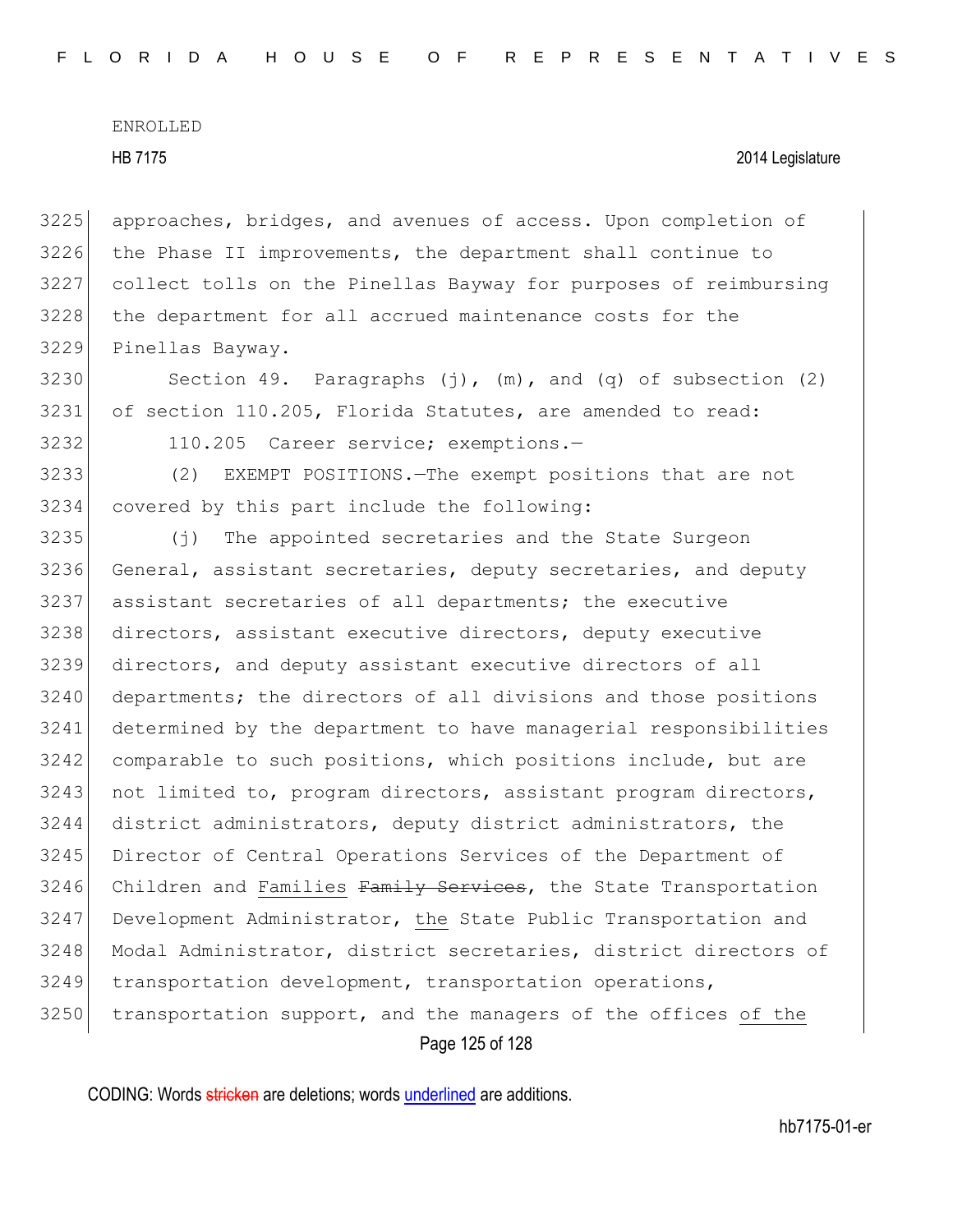approaches, bridges, and avenues of access. Upon completion of the Phase II improvements, the department shall continue to collect tolls on the Pinellas Bayway for purposes of reimbursing the department for all accrued maintenance costs for the Pinellas Bayway.

Section 49. Paragraphs (j), (m), and (q) of subsection (2) of section 110.205, Florida Statutes, are amended to read:

110.205 Career service; exemptions.—

(2) EXEMPT POSITIONS.—The exempt positions that are not covered by this part include the following:

(j) The appointed secretaries and the State Surgeon General, assistant secretaries, deputy secretaries, and deputy assistant secretaries of all departments; the executive directors, assistant executive directors, deputy executive directors, and deputy assistant executive directors of all departments; the directors of all divisions and those positions determined by the department to have managerial responsibilities comparable to such positions, which positions include, but are not limited to, program directors, assistant program directors, district administrators, deputy district administrators, the Director of Central Operations Services of the Department of Children and Families ~~Family Services~~, the State Transportation Development Administrator, the State Public Transportation and Modal Administrator, district secretaries, district directors of transportation development, transportation operations, transportation support, and the managers of the offices of the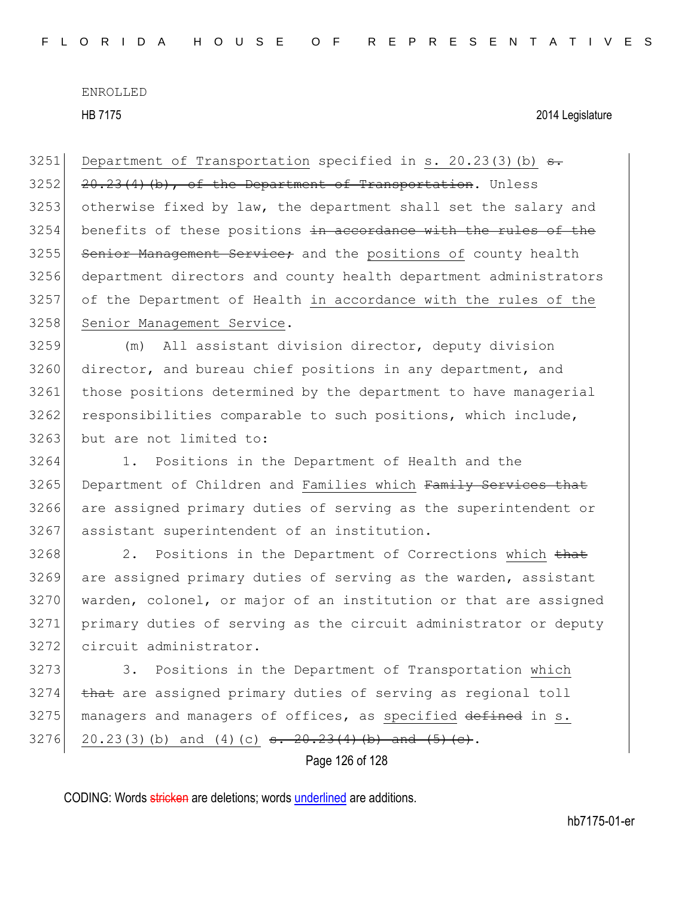Department of Transportation specified in s. 20.23(3)(b) ~~s. 20.23(4)(b), of the Department of Transportation~~. Unless otherwise fixed by law, the department shall set the salary and benefits of these positions ~~in accordance with the rules of the Senior Management Service;~~ and the positions of county health department directors and county health department administrators of the Department of Health in accordance with the rules of the Senior Management Service.

(m) All assistant division director, deputy division director, and bureau chief positions in any department, and those positions determined by the department to have managerial responsibilities comparable to such positions, which include, but are not limited to:

1. Positions in the Department of Health and the Department of Children and Families which ~~Family Services that~~ are assigned primary duties of serving as the superintendent or assistant superintendent of an institution.

2. Positions in the Department of Corrections which ~~that~~ are assigned primary duties of serving as the warden, assistant warden, colonel, or major of an institution or that are assigned primary duties of serving as the circuit administrator or deputy circuit administrator.

3. Positions in the Department of Transportation which ~~that~~ are assigned primary duties of serving as regional toll managers and managers of offices, as specified ~~defined~~ in s. 20.23(3)(b) and (4)(c) ~~s. 20.23(4)(b) and (5)(c)~~.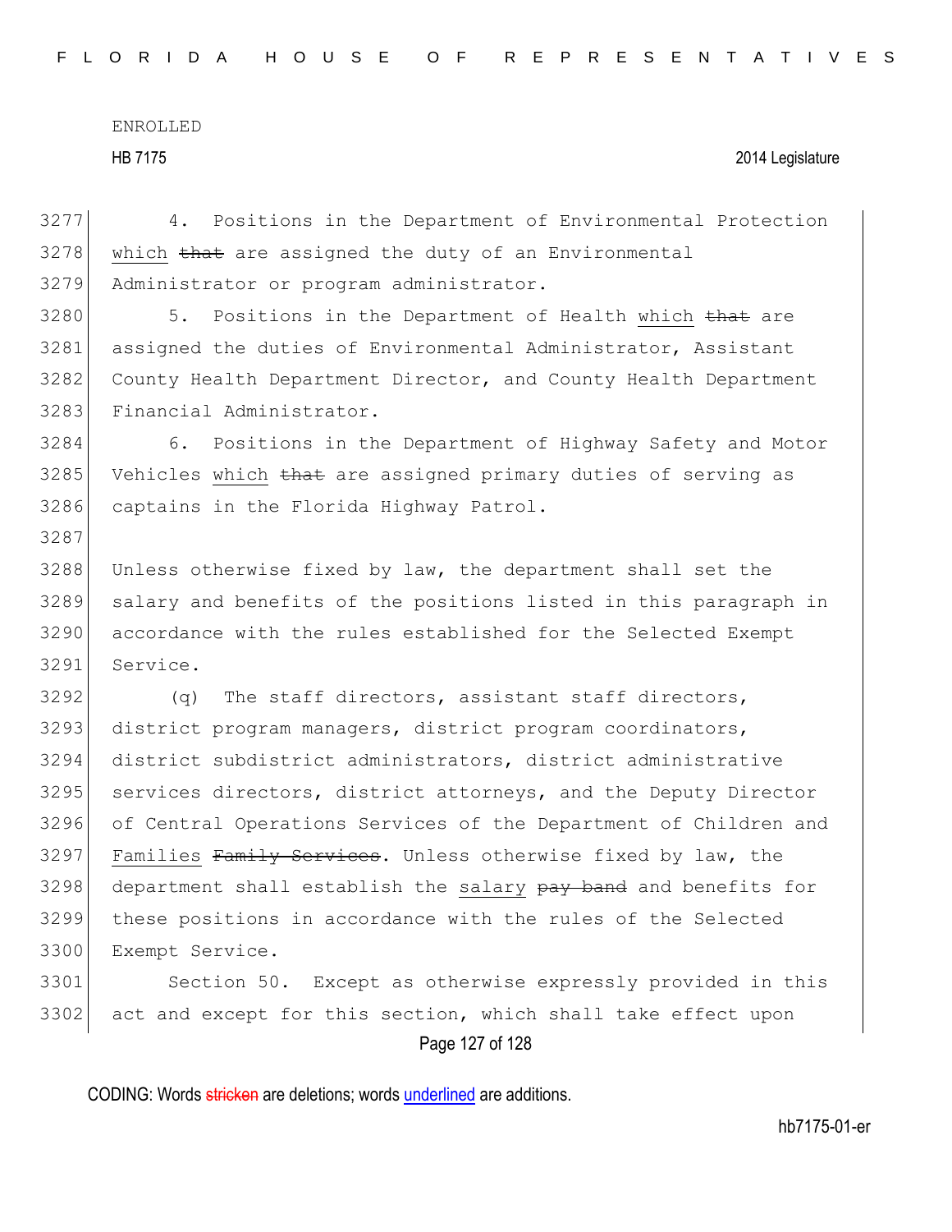4. Positions in the Department of Environmental Protection which ~~that~~ are assigned the duty of an Environmental Administrator or program administrator.

5. Positions in the Department of Health which ~~that~~ are assigned the duties of Environmental Administrator, Assistant County Health Department Director, and County Health Department Financial Administrator.

6. Positions in the Department of Highway Safety and Motor Vehicles which ~~that~~ are assigned primary duties of serving as captains in the Florida Highway Patrol.

Unless otherwise fixed by law, the department shall set the salary and benefits of the positions listed in this paragraph in accordance with the rules established for the Selected Exempt Service.

(q) The staff directors, assistant staff directors, district program managers, district program coordinators, district subdistrict administrators, district administrative services directors, district attorneys, and the Deputy Director of Central Operations Services of the Department of Children and Families ~~Family Services~~. Unless otherwise fixed by law, the department shall establish the salary ~~pay band~~ and benefits for these positions in accordance with the rules of the Selected Exempt Service.

Section 50. Except as otherwise expressly provided in this act and except for this section, which shall take effect upon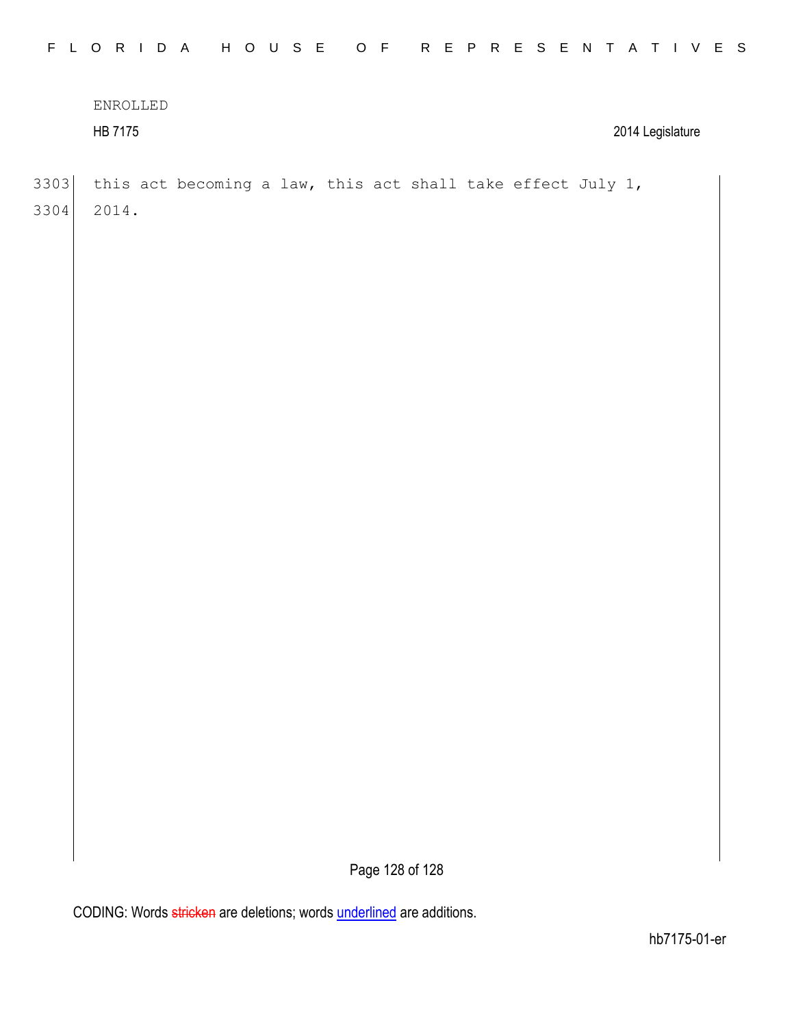this act becoming a law, this act shall take effect July 1, 2014.